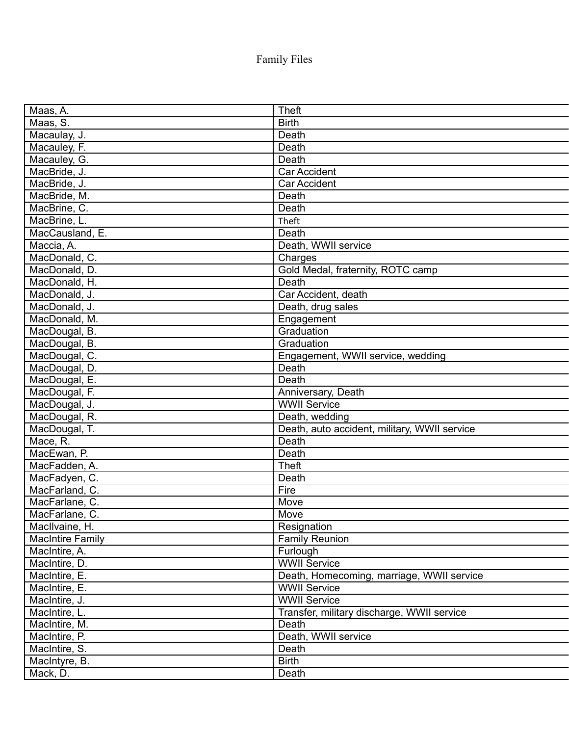# Family Files

| Maas, A. | Theft |
|---|---|
| Maas, S. | Birth |
| Macaulay, J. | Death |
| Macauley, F. | Death |
| Macauley, G. | Death |
| MacBride, J. | Car Accident |
| MacBride, J. | Car Accident |
| MacBride, M. | Death |
| MacBrine, C. | Death |
| MacBrine, L. | Theft |
| MacCausland, E. | Death |
| Maccia, A. | Death, WWII service |
| MacDonald, C. | Charges |
| MacDonald, D. | Gold Medal, fraternity, ROTC camp |
| MacDonald, H. | Death |
| MacDonald, J. | Car Accident, death |
| MacDonald, J. | Death, drug sales |
| MacDonald, M. | Engagement |
| MacDougal, B. | Graduation |
| MacDougal, B. | Graduation |
| MacDougal, C. | Engagement, WWII service, wedding |
| MacDougal, D. | Death |
| MacDougal, E. | Death |
| MacDougal, F. | Anniversary, Death |
| MacDougal, J. | WWII Service |
| MacDougal, R. | Death, wedding |
| MacDougal, T. | Death, auto accident, military, WWII service |
| Mace, R. | Death |
| MacEwan, P. | Death |
| MacFadden, A. | Theft |
| MacFadyen, C. | Death |
| MacFarland, C. | Fire |
| MacFarlane, C. | Move |
| MacFarlane, C. | Move |
| MacIlvaine, H. | Resignation |
| MacIntire Family | Family Reunion |
| MacIntire, A. | Furlough |
| MacIntire, D. | WWII Service |
| MacIntire, E. | Death, Homecoming, marriage, WWII service |
| MacIntire, E. | WWII Service |
| MacIntire, J. | WWII Service |
| MacIntire, L. | Transfer, military discharge, WWII service |
| MacIntire, M. | Death |
| MacIntire, P. | Death, WWII service |
| MacIntire, S. | Death |
| MacIntyre, B. | Birth |
| Mack, D. | Death |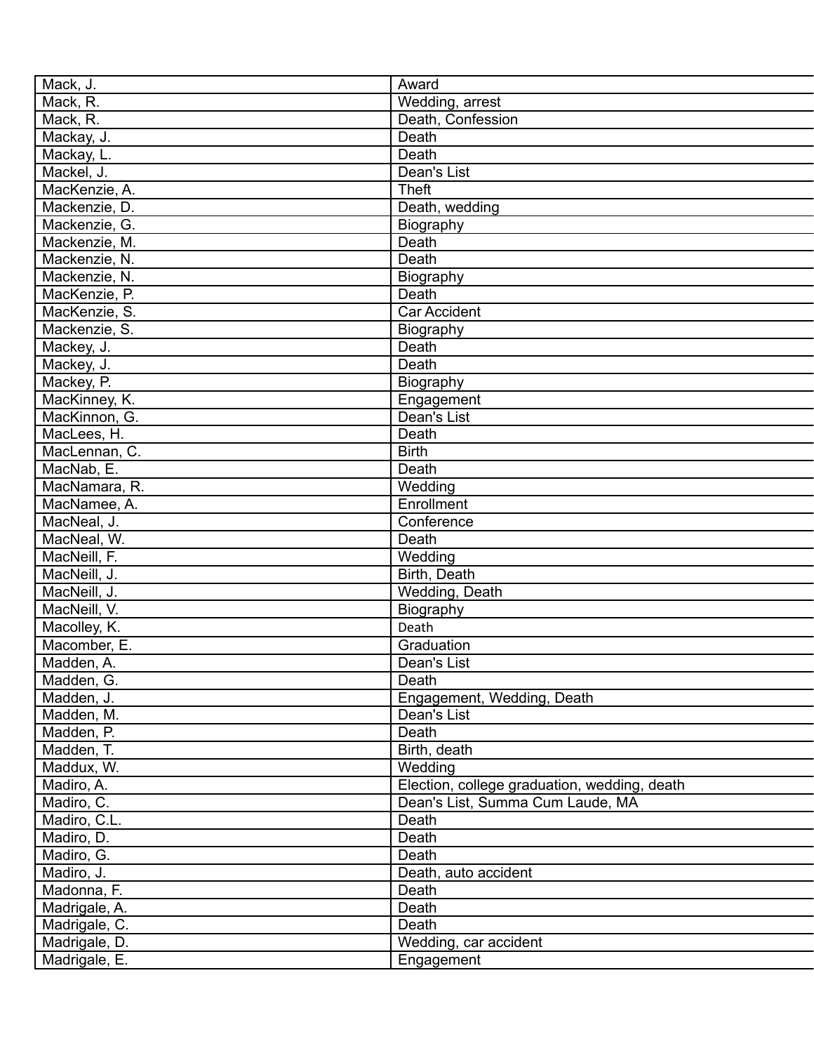| Mack, J. | Award |
|---|---|
| Mack, R. | Wedding, arrest |
| Mack, R. | Death, Confession |
| Mackay, J. | Death |
| Mackay, L. | Death |
| Mackel, J. | Dean's List |
| MacKenzie, A. | Theft |
| Mackenzie, D. | Death, wedding |
| Mackenzie, G. | Biography |
| Mackenzie, M. | Death |
| Mackenzie, N. | Death |
| Mackenzie, N. | Biography |
| MacKenzie, P. | Death |
| MacKenzie, S. | Car Accident |
| Mackenzie, S. | Biography |
| Mackey, J. | Death |
| Mackey, J. | Death |
| Mackey, P. | Biography |
| MacKinney, K. | Engagement |
| MacKinnon, G. | Dean's List |
| MacLees, H. | Death |
| MacLennan, C. | Birth |
| MacNab, E. | Death |
| MacNamara, R. | Wedding |
| MacNamee, A. | Enrollment |
| MacNeal, J. | Conference |
| MacNeal, W. | Death |
| MacNeill, F. | Wedding |
| MacNeill, J. | Birth, Death |
| MacNeill, J. | Wedding, Death |
| MacNeill, V. | Biography |
| Macolley, K. | Death |
| Macomber, E. | Graduation |
| Madden, A. | Dean's List |
| Madden, G. | Death |
| Madden, J. | Engagement, Wedding, Death |
| Madden, M. | Dean's List |
| Madden, P. | Death |
| Madden, T. | Birth, death |
| Maddux, W. | Wedding |
| Madiro, A. | Election, college graduation, wedding, death |
| Madiro, C. | Dean's List, Summa Cum Laude, MA |
| Madiro, C.L. | Death |
| Madiro, D. | Death |
| Madiro, G. | Death |
| Madiro, J. | Death, auto accident |
| Madonna, F. | Death |
| Madrigale, A. | Death |
| Madrigale, C. | Death |
| Madrigale, D. | Wedding, car accident |
| Madrigale, E. | Engagement |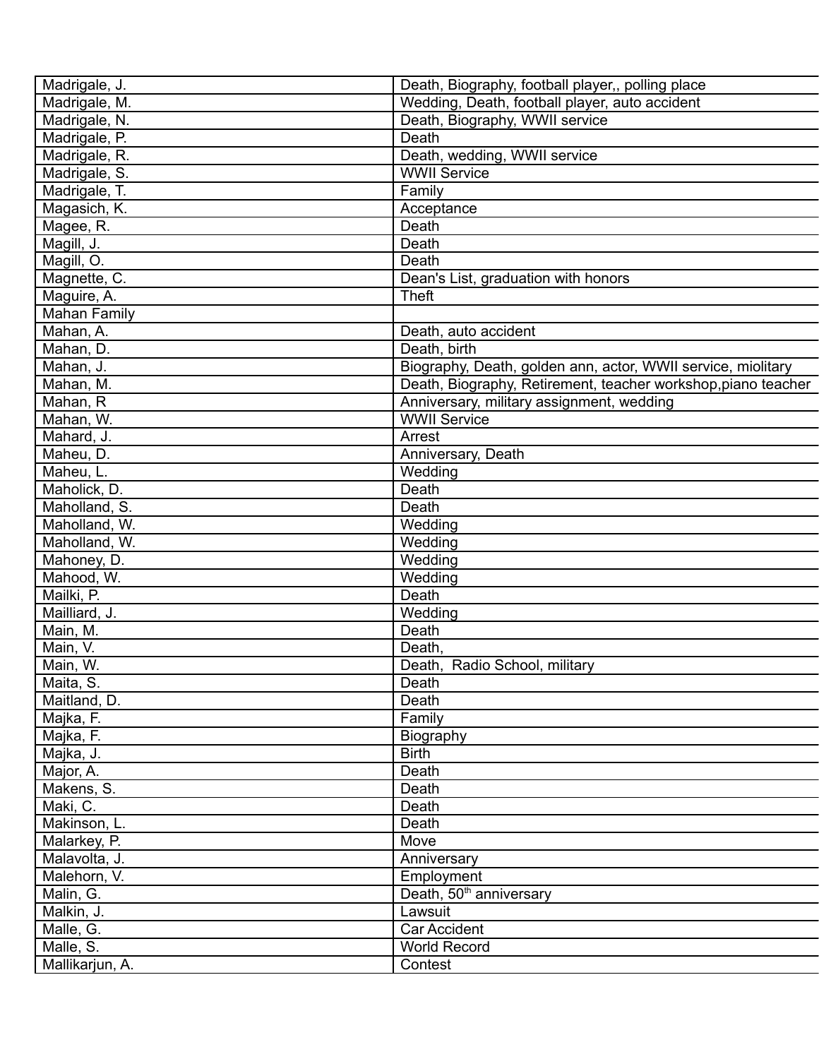| | |
|---|---|
| Madrigale, J. | Death, Biography, football player,, polling place |
| Madrigale, M. | Wedding, Death, football player, auto accident |
| Madrigale, N. | Death, Biography, WWII service |
| Madrigale, P. | Death |
| Madrigale, R. | Death, wedding, WWII service |
| Madrigale, S. | WWII Service |
| Madrigale, T. | Family |
| Magasich, K. | Acceptance |
| Magee, R. | Death |
| Magill, J. | Death |
| Magill, O. | Death |
| Magnette, C. | Dean's List, graduation with honors |
| Maguire, A. | Theft |
| Mahan Family | |
| Mahan, A. | Death, auto accident |
| Mahan, D. | Death, birth |
| Mahan, J. | Biography, Death, golden ann, actor, WWII service, mioilitary |
| Mahan, M. | Death, Biography, Retirement, teacher workshop,piano teacher |
| Mahan, R | Anniversary, military assignment, wedding |
| Mahan, W. | WWII Service |
| Mahard, J. | Arrest |
| Maheu, D. | Anniversary, Death |
| Maheu, L. | Wedding |
| Maholick, D. | Death |
| Maholland, S. | Death |
| Maholland, W. | Wedding |
| Maholland, W. | Wedding |
| Mahoney, D. | Wedding |
| Mahood, W. | Wedding |
| Mailki, P. | Death |
| Mailliard, J. | Wedding |
| Main, M. | Death |
| Main, V. | Death, |
| Main, W. | Death, Radio School, military |
| Maita, S. | Death |
| Maitland, D. | Death |
| Majka, F. | Family |
| Majka, F. | Biography |
| Majka, J. | Birth |
| Major, A. | Death |
| Makens, S. | Death |
| Maki, C. | Death |
| Makinson, L. | Death |
| Malarkey, P. | Move |
| Malavolta, J. | Anniversary |
| Malehorn, V. | Employment |
| Malin, G. | Death, 50th anniversary |
| Malkin, J. | Lawsuit |
| Malle, G. | Car Accident |
| Malle, S. | World Record |
| Mallikarjun, A. | Contest |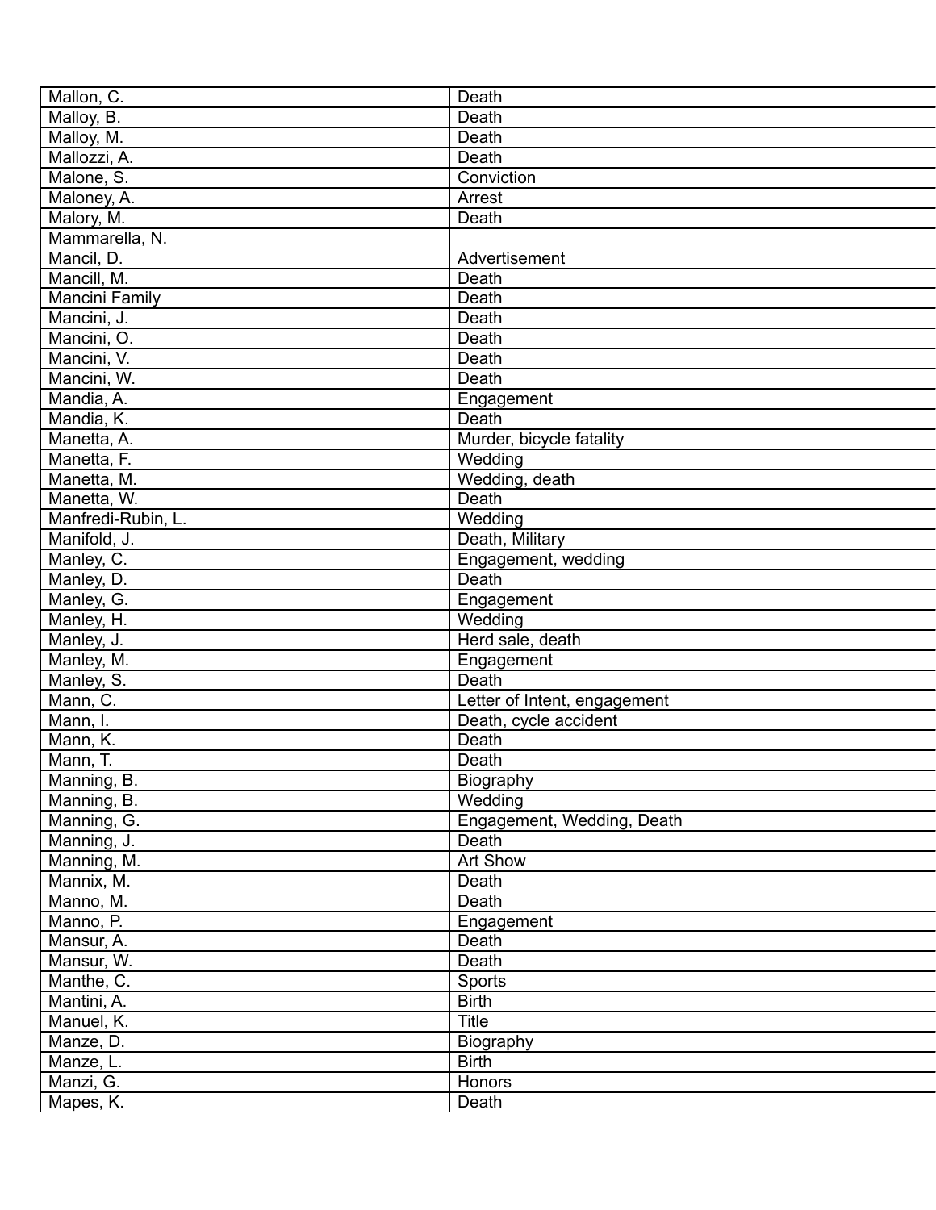| | |
|---|---|
| Mallon, C. | Death |
| Malloy, B. | Death |
| Malloy, M. | Death |
| Mallozzi, A. | Death |
| Malone, S. | Conviction |
| Maloney, A. | Arrest |
| Malory, M. | Death |
| Mammarella, N. | |
| Mancil, D. | Advertisement |
| Mancill, M. | Death |
| Mancini Family | Death |
| Mancini, J. | Death |
| Mancini, O. | Death |
| Mancini, V. | Death |
| Mancini, W. | Death |
| Mandia, A. | Engagement |
| Mandia, K. | Death |
| Manetta, A. | Murder, bicycle fatality |
| Manetta, F. | Wedding |
| Manetta, M. | Wedding, death |
| Manetta, W. | Death |
| Manfredi-Rubin, L. | Wedding |
| Manifold, J. | Death, Military |
| Manley, C. | Engagement, wedding |
| Manley, D. | Death |
| Manley, G. | Engagement |
| Manley, H. | Wedding |
| Manley, J. | Herd sale, death |
| Manley, M. | Engagement |
| Manley, S. | Death |
| Mann, C. | Letter of Intent, engagement |
| Mann, I. | Death, cycle accident |
| Mann, K. | Death |
| Mann, T. | Death |
| Manning, B. | Biography |
| Manning, B. | Wedding |
| Manning, G. | Engagement, Wedding, Death |
| Manning, J. | Death |
| Manning, M. | Art Show |
| Mannix, M. | Death |
| Manno, M. | Death |
| Manno, P. | Engagement |
| Mansur, A. | Death |
| Mansur, W. | Death |
| Manthe, C. | Sports |
| Mantini, A. | Birth |
| Manuel, K. | Title |
| Manze, D. | Biography |
| Manze, L. | Birth |
| Manzi, G. | Honors |
| Mapes, K. | Death |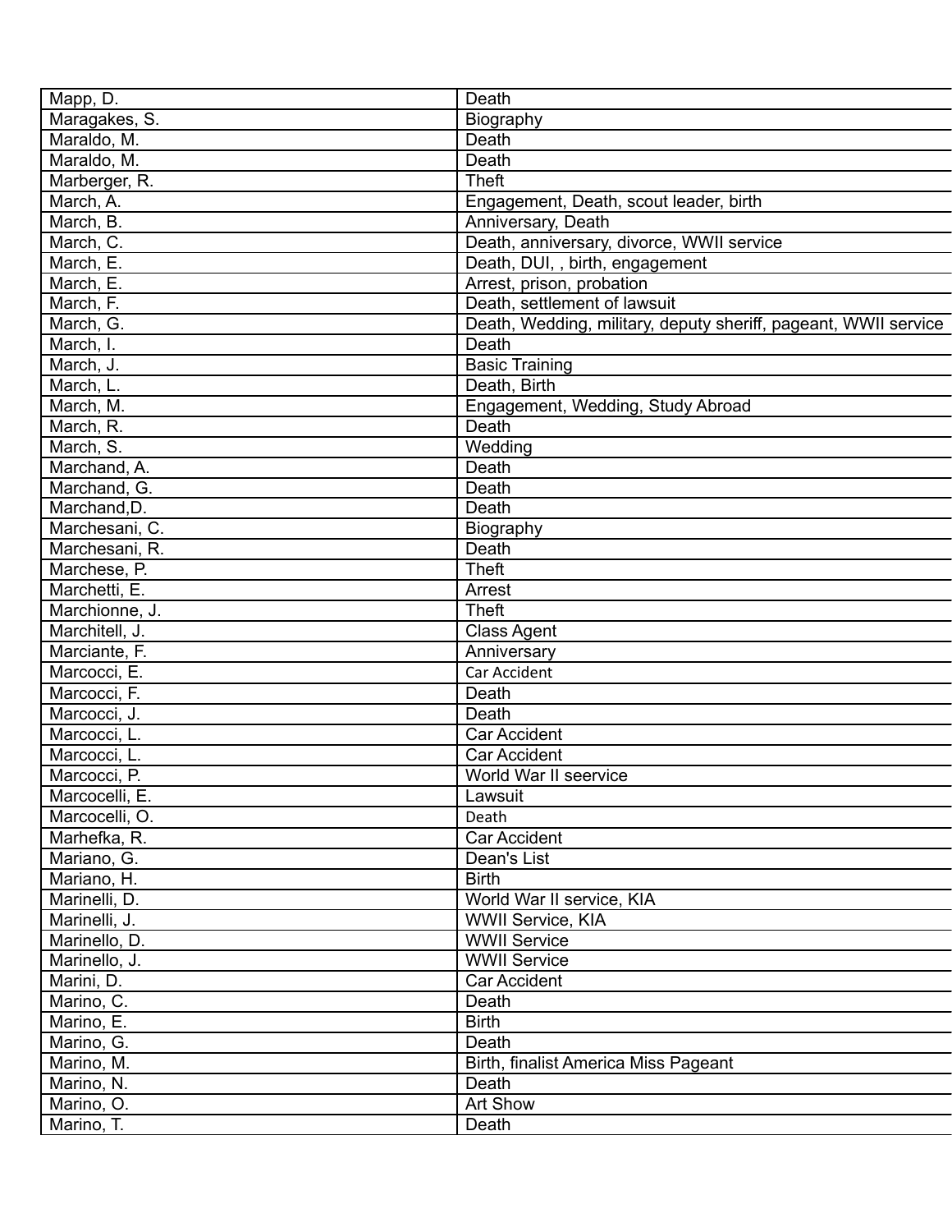| Mapp, D. | Death |
|---|---|
| Maragakes, S. | Biography |
| Maraldo, M. | Death |
| Maraldo, M. | Death |
| Marberger, R. | Theft |
| March, A. | Engagement, Death, scout leader, birth |
| March, B. | Anniversary, Death |
| March, C. | Death, anniversary, divorce, WWII service |
| March, E. | Death, DUI, , birth, engagement |
| March, E. | Arrest, prison, probation |
| March, F. | Death, settlement of lawsuit |
| March, G. | Death, Wedding, military, deputy sheriff, pageant, WWII service |
| March, I. | Death |
| March, J. | Basic Training |
| March, L. | Death, Birth |
| March, M. | Engagement, Wedding, Study Abroad |
| March, R. | Death |
| March, S. | Wedding |
| Marchand, A. | Death |
| Marchand, G. | Death |
| Marchand,D. | Death |
| Marchesani, C. | Biography |
| Marchesani, R. | Death |
| Marchese, P. | Theft |
| Marchetti, E. | Arrest |
| Marchionne, J. | Theft |
| Marchitell, J. | Class Agent |
| Marciante, F. | Anniversary |
| Marcocci, E. | Car Accident |
| Marcocci, F. | Death |
| Marcocci, J. | Death |
| Marcocci, L. | Car Accident |
| Marcocci, L. | Car Accident |
| Marcocci, P. | World War II seervice |
| Marcocelli, E. | Lawsuit |
| Marcocelli, O. | Death |
| Marhefka, R. | Car Accident |
| Mariano, G. | Dean's List |
| Mariano, H. | Birth |
| Marinelli, D. | World War II service, KIA |
| Marinelli, J. | WWII Service, KIA |
| Marinello, D. | WWII Service |
| Marinello, J. | WWII Service |
| Marini, D. | Car Accident |
| Marino, C. | Death |
| Marino, E. | Birth |
| Marino, G. | Death |
| Marino, M. | Birth, finalist America Miss Pageant |
| Marino, N. | Death |
| Marino, O. | Art Show |
| Marino, T. | Death |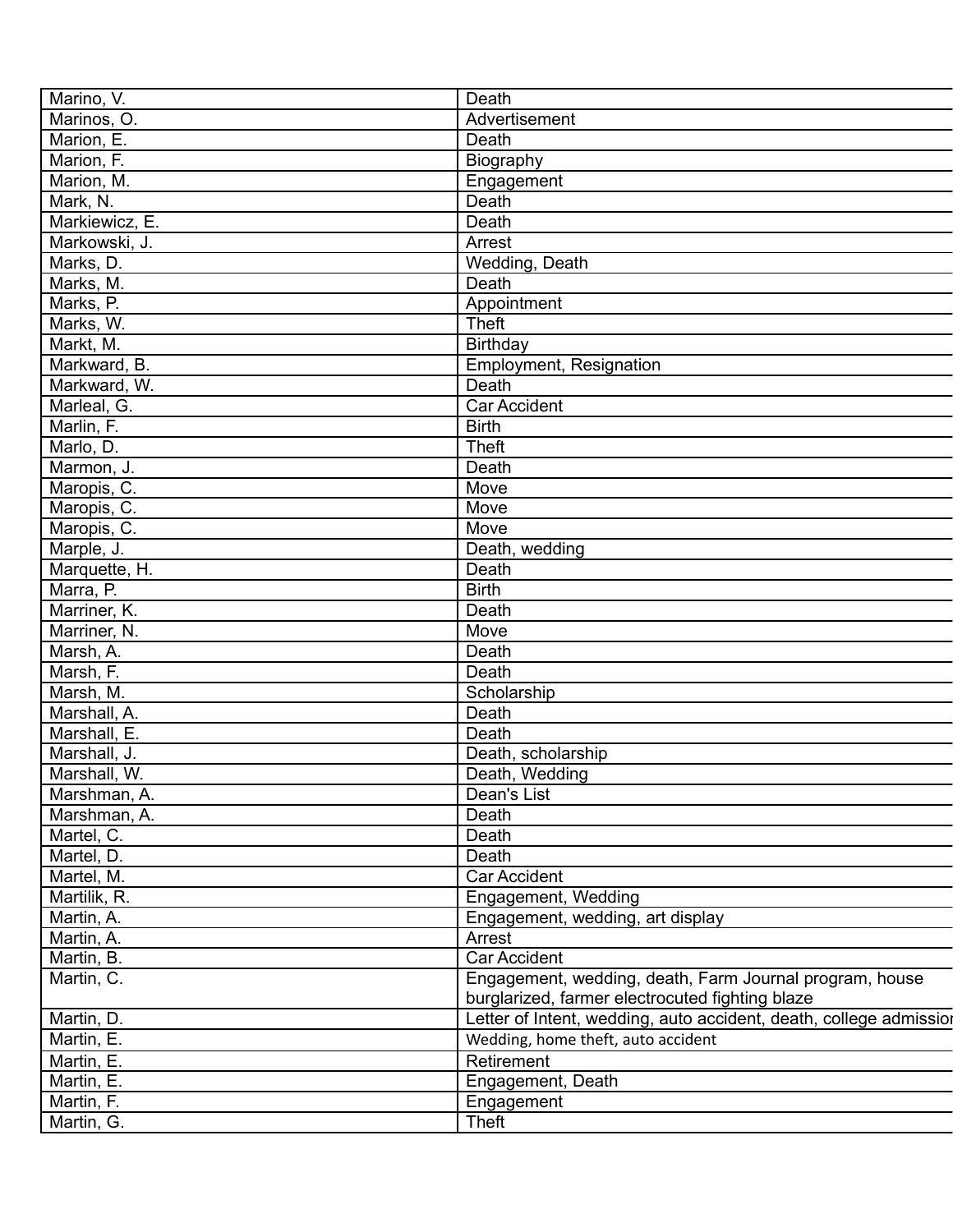| | |
|---|---|
| Marino, V. | Death |
| Marinos, O. | Advertisement |
| Marion, E. | Death |
| Marion, F. | Biography |
| Marion, M. | Engagement |
| Mark, N. | Death |
| Markiewicz, E. | Death |
| Markowski, J. | Arrest |
| Marks, D. | Wedding, Death |
| Marks, M. | Death |
| Marks, P. | Appointment |
| Marks, W. | Theft |
| Markt, M. | Birthday |
| Markward, B. | Employment, Resignation |
| Markward, W. | Death |
| Marleal, G. | Car Accident |
| Marlin, F. | Birth |
| Marlo, D. | Theft |
| Marmon, J. | Death |
| Maropis, C. | Move |
| Maropis, C. | Move |
| Maropis, C. | Move |
| Marple, J. | Death, wedding |
| Marquette, H. | Death |
| Marra, P. | Birth |
| Marriner, K. | Death |
| Marriner, N. | Move |
| Marsh, A. | Death |
| Marsh, F. | Death |
| Marsh, M. | Scholarship |
| Marshall, A. | Death |
| Marshall, E. | Death |
| Marshall, J. | Death, scholarship |
| Marshall, W. | Death, Wedding |
| Marshman, A. | Dean's List |
| Marshman, A. | Death |
| Martel, C. | Death |
| Martel, D. | Death |
| Martel, M. | Car Accident |
| Martilik, R. | Engagement, Wedding |
| Martin, A. | Engagement, wedding, art display |
| Martin, A. | Arrest |
| Martin, B. | Car Accident |
| Martin, C. | Engagement, wedding, death, Farm Journal program, house burglarized, farmer electrocuted fighting blaze |
| Martin, D. | Letter of Intent, wedding, auto accident, death, college admission |
| Martin, E. | Wedding, home theft, auto accident |
| Martin, E. | Retirement |
| Martin, E. | Engagement, Death |
| Martin, F. | Engagement |
| Martin, G. | Theft |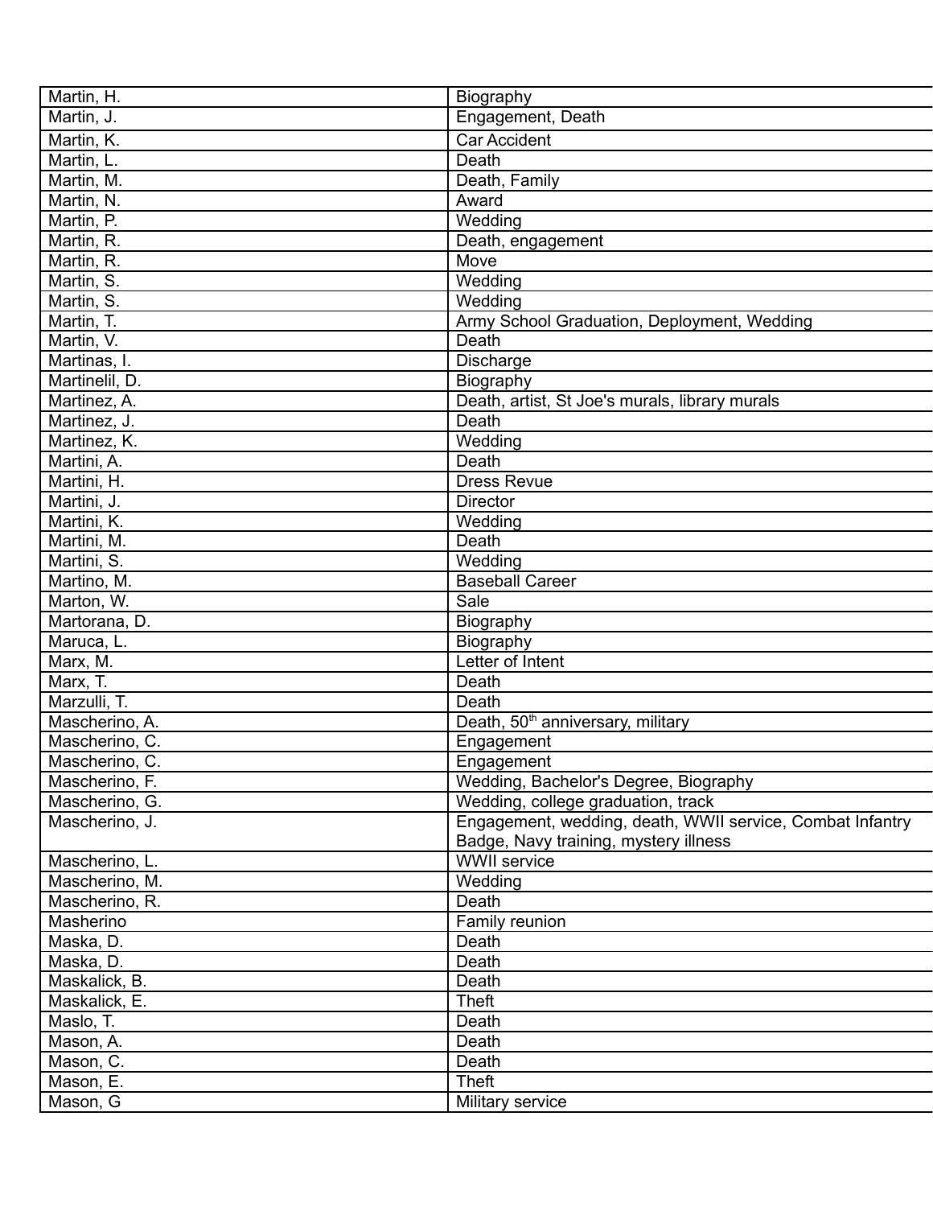| Martin, H. | Biography |
|---|---|
| Martin, J. | Engagement, Death |
| Martin, K. | Car Accident |
| Martin, L. | Death |
| Martin, M. | Death, Family |
| Martin, N. | Award |
| Martin, P. | Wedding |
| Martin, R. | Death, engagement |
| Martin, R. | Move |
| Martin, S. | Wedding |
| Martin, S. | Wedding |
| Martin, T. | Army School Graduation, Deployment, Wedding |
| Martin, V. | Death |
| Martinas, I. | Discharge |
| Martinelil, D. | Biography |
| Martinez, A. | Death, artist, St Joe's murals, library murals |
| Martinez, J. | Death |
| Martinez, K. | Wedding |
| Martini, A. | Death |
| Martini, H. | Dress Revue |
| Martini, J. | Director |
| Martini, K. | Wedding |
| Martini, M. | Death |
| Martini, S. | Wedding |
| Martino, M. | Baseball Career |
| Marton, W. | Sale |
| Martorana, D. | Biography |
| Maruca, L. | Biography |
| Marx, M. | Letter of Intent |
| Marx, T. | Death |
| Marzulli, T. | Death |
| Mascherino, A. | Death, 50th anniversary, military |
| Mascherino, C. | Engagement |
| Mascherino, C. | Engagement |
| Mascherino, F. | Wedding, Bachelor's Degree, Biography |
| Mascherino, G. | Wedding, college graduation, track |
| Mascherino, J. | Engagement, wedding, death, WWII service, Combat Infantry Badge, Navy training, mystery illness |
| Mascherino, L. | WWII service |
| Mascherino, M. | Wedding |
| Mascherino, R. | Death |
| Masherino | Family reunion |
| Maska, D. | Death |
| Maska, D. | Death |
| Maskalick, B. | Death |
| Maskalick, E. | Theft |
| Maslo, T. | Death |
| Mason, A. | Death |
| Mason, C. | Death |
| Mason, E. | Theft |
| Mason, G | Military service |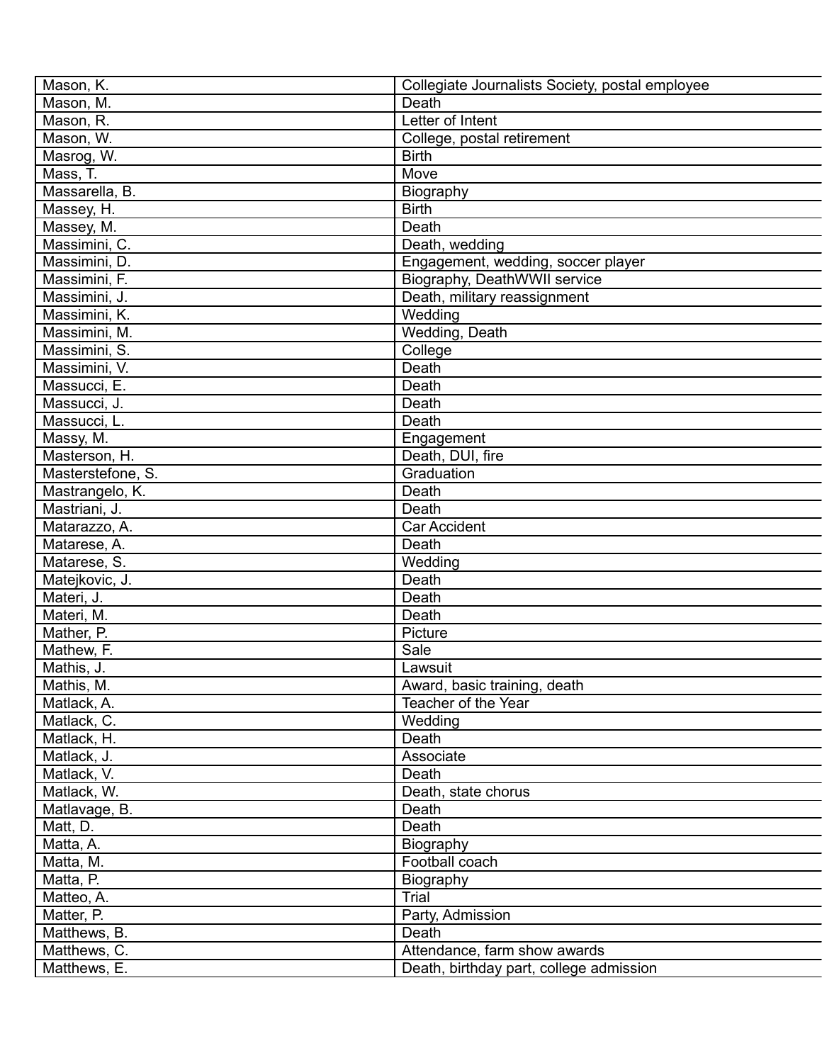| Mason, K. | Collegiate Journalists Society, postal employee |
|---|---|
| Mason, M. | Death |
| Mason, R. | Letter of Intent |
| Mason, W. | College, postal retirement |
| Masrog, W. | Birth |
| Mass, T. | Move |
| Massarella, B. | Biography |
| Massey, H. | Birth |
| Massey, M. | Death |
| Massimini, C. | Death, wedding |
| Massimini, D. | Engagement, wedding, soccer player |
| Massimini, F. | Biography, DeathWWII service |
| Massimini, J. | Death, military reassignment |
| Massimini, K. | Wedding |
| Massimini, M. | Wedding, Death |
| Massimini, S. | College |
| Massimini, V. | Death |
| Massucci, E. | Death |
| Massucci, J. | Death |
| Massucci, L. | Death |
| Massy, M. | Engagement |
| Masterson, H. | Death, DUI, fire |
| Masterstefone, S. | Graduation |
| Mastrangelo, K. | Death |
| Mastriani, J. | Death |
| Matarazzo, A. | Car Accident |
| Matarese, A. | Death |
| Matarese, S. | Wedding |
| Matejkovic, J. | Death |
| Materi, J. | Death |
| Materi, M. | Death |
| Mather, P. | Picture |
| Mathew, F. | Sale |
| Mathis, J. | Lawsuit |
| Mathis, M. | Award, basic training, death |
| Matlack, A. | Teacher of the Year |
| Matlack, C. | Wedding |
| Matlack, H. | Death |
| Matlack, J. | Associate |
| Matlack, V. | Death |
| Matlack, W. | Death, state chorus |
| Matlavage, B. | Death |
| Matt, D. | Death |
| Matta, A. | Biography |
| Matta, M. | Football coach |
| Matta, P. | Biography |
| Matteo, A. | Trial |
| Matter, P. | Party, Admission |
| Matthews, B. | Death |
| Matthews, C. | Attendance, farm show awards |
| Matthews, E. | Death, birthday part, college admission |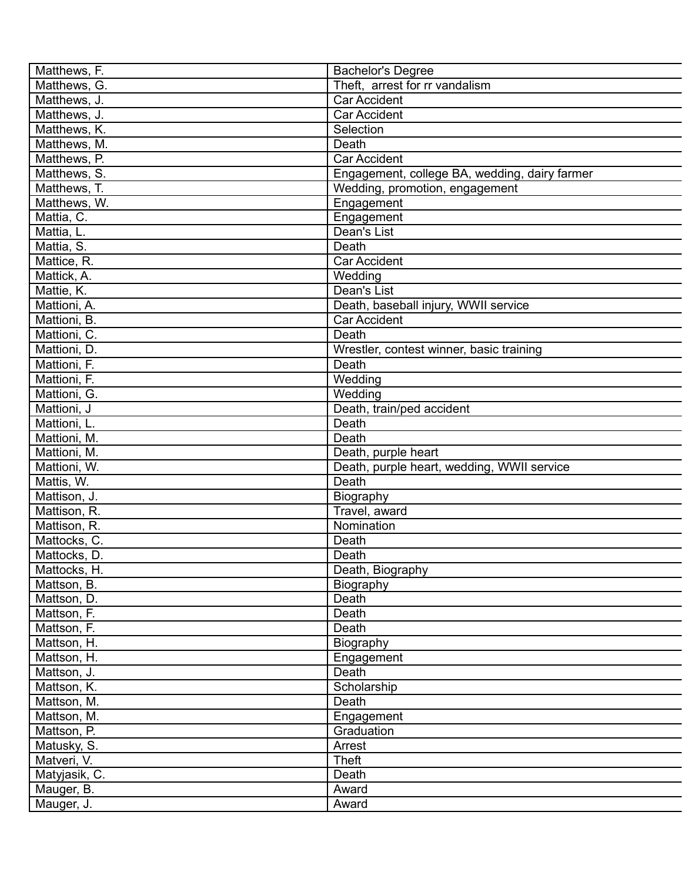| Matthews, F. | Bachelor's Degree |
|---|---|
| Matthews, G. | Theft,  arrest for rr vandalism |
| Matthews, J. | Car Accident |
| Matthews, J. | Car Accident |
| Matthews, K. | Selection |
| Matthews, M. | Death |
| Matthews, P. | Car Accident |
| Matthews, S. | Engagement, college BA, wedding, dairy farmer |
| Matthews, T. | Wedding, promotion, engagement |
| Matthews, W. | Engagement |
| Mattia, C. | Engagement |
| Mattia, L. | Dean's List |
| Mattia, S. | Death |
| Mattice, R. | Car Accident |
| Mattick, A. | Wedding |
| Mattie, K. | Dean's List |
| Mattioni, A. | Death, baseball injury, WWII service |
| Mattioni, B. | Car Accident |
| Mattioni, C. | Death |
| Mattioni, D. | Wrestler, contest winner, basic training |
| Mattioni, F. | Death |
| Mattioni, F. | Wedding |
| Mattioni, G. | Wedding |
| Mattioni, J | Death, train/ped accident |
| Mattioni, L. | Death |
| Mattioni, M. | Death |
| Mattioni, M. | Death, purple heart |
| Mattioni, W. | Death, purple heart, wedding, WWII service |
| Mattis, W. | Death |
| Mattison, J. | Biography |
| Mattison, R. | Travel, award |
| Mattison, R. | Nomination |
| Mattocks, C. | Death |
| Mattocks, D. | Death |
| Mattocks, H. | Death, Biography |
| Mattson, B. | Biography |
| Mattson, D. | Death |
| Mattson, F. | Death |
| Mattson, F. | Death |
| Mattson, H. | Biography |
| Mattson, H. | Engagement |
| Mattson, J. | Death |
| Mattson, K. | Scholarship |
| Mattson, M. | Death |
| Mattson, M. | Engagement |
| Mattson, P. | Graduation |
| Matusky, S. | Arrest |
| Matveri, V. | Theft |
| Matyjasik, C. | Death |
| Mauger, B. | Award |
| Mauger, J. | Award |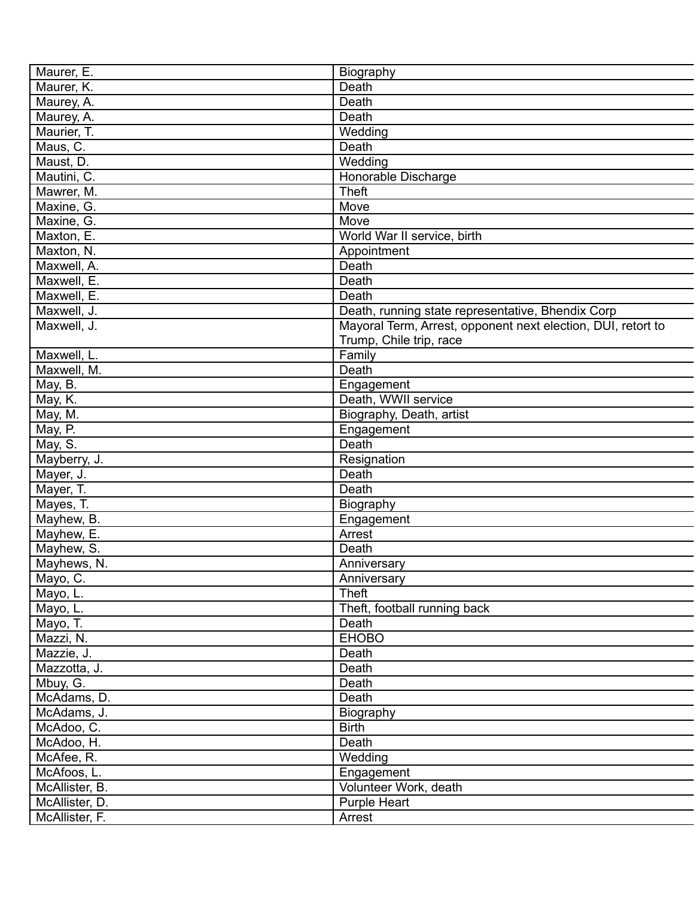| Maurer, E. | Biography |
|---|---|
| Maurer, K. | Death |
| Maurey, A. | Death |
| Maurey, A. | Death |
| Maurier, T. | Wedding |
| Maus, C. | Death |
| Maust, D. | Wedding |
| Mautini, C. | Honorable Discharge |
| Mawrer, M. | Theft |
| Maxine, G. | Move |
| Maxine, G. | Move |
| Maxton, E. | World War II service, birth |
| Maxton, N. | Appointment |
| Maxwell, A. | Death |
| Maxwell, E. | Death |
| Maxwell, E. | Death |
| Maxwell, J. | Death, running state representative, Bhendix Corp |
| Maxwell, J. | Mayoral Term, Arrest, opponent next election, DUI, retort to Trump, Chile trip, race |
| Maxwell, L. | Family |
| Maxwell, M. | Death |
| May, B. | Engagement |
| May, K. | Death, WWII service |
| May, M. | Biography, Death, artist |
| May, P. | Engagement |
| May, S. | Death |
| Mayberry, J. | Resignation |
| Mayer, J. | Death |
| Mayer, T. | Death |
| Mayes, T. | Biography |
| Mayhew, B. | Engagement |
| Mayhew, E. | Arrest |
| Mayhew, S. | Death |
| Mayhews, N. | Anniversary |
| Mayo, C. | Anniversary |
| Mayo, L. | Theft |
| Mayo, L. | Theft, football running back |
| Mayo, T. | Death |
| Mazzi, N. | EHOBO |
| Mazzie, J. | Death |
| Mazzotta, J. | Death |
| Mbuy, G. | Death |
| McAdams, D. | Death |
| McAdams, J. | Biography |
| McAdoo, C. | Birth |
| McAdoo, H. | Death |
| McAfee, R. | Wedding |
| McAfoos, L. | Engagement |
| McAllister, B. | Volunteer Work, death |
| McAllister, D. | Purple Heart |
| McAllister, F. | Arrest |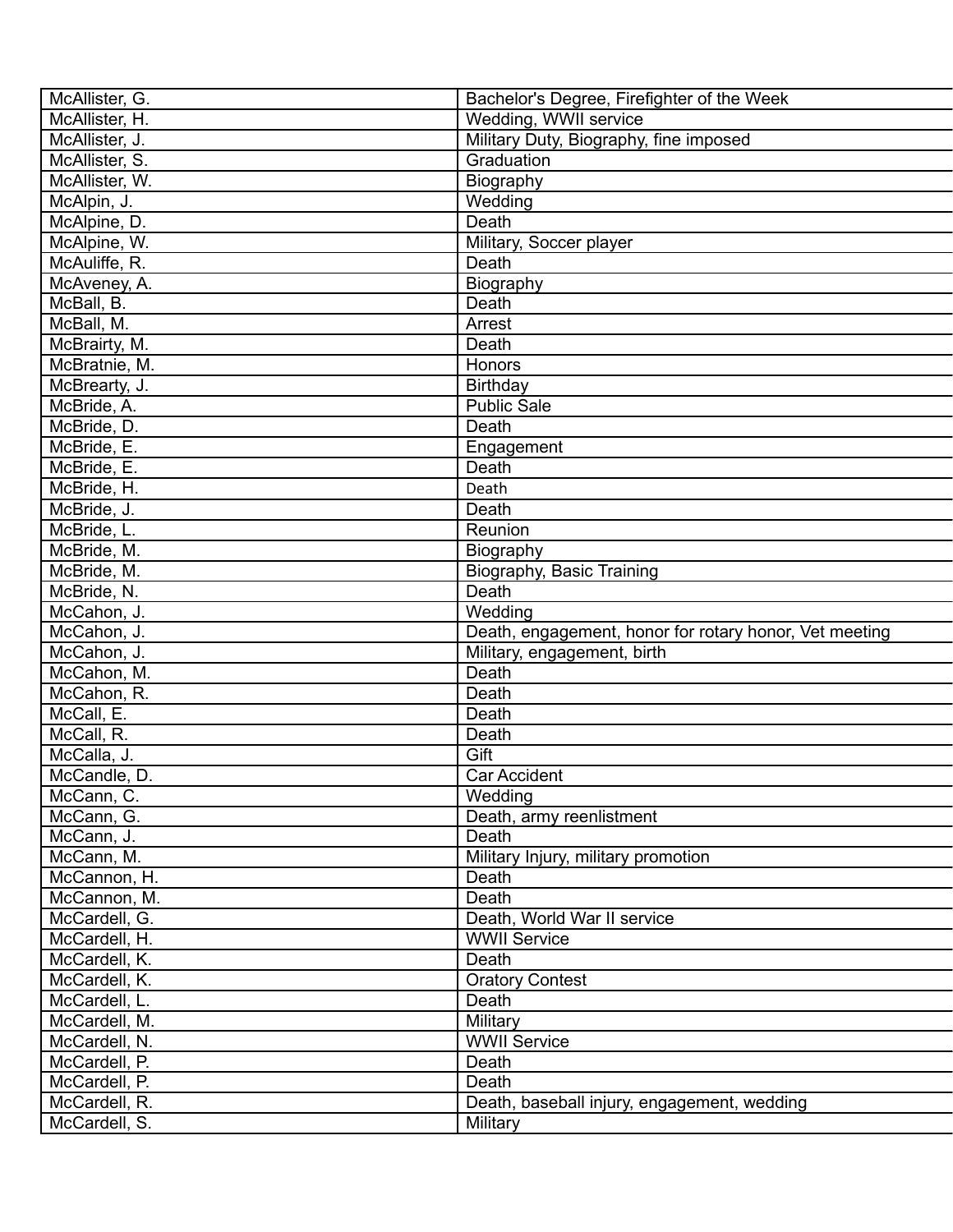| McAllister, G. | Bachelor's Degree, Firefighter of the Week |
|---|---|
| McAllister, H. | Wedding, WWII service |
| McAllister, J. | Military Duty, Biography, fine imposed |
| McAllister, S. | Graduation |
| McAllister, W. | Biography |
| McAlpin, J. | Wedding |
| McAlpine, D. | Death |
| McAlpine, W. | Military, Soccer player |
| McAuliffe, R. | Death |
| McAveney, A. | Biography |
| McBall, B. | Death |
| McBall, M. | Arrest |
| McBrairty, M. | Death |
| McBratnie, M. | Honors |
| McBrearty, J. | Birthday |
| McBride, A. | Public Sale |
| McBride, D. | Death |
| McBride, E. | Engagement |
| McBride, E. | Death |
| McBride, H. | Death |
| McBride, J. | Death |
| McBride, L. | Reunion |
| McBride, M. | Biography |
| McBride, M. | Biography, Basic Training |
| McBride, N. | Death |
| McCahon, J. | Wedding |
| McCahon, J. | Death, engagement, honor for rotary honor, Vet meeting |
| McCahon, J. | Military, engagement, birth |
| McCahon, M. | Death |
| McCahon, R. | Death |
| McCall, E. | Death |
| McCall, R. | Death |
| McCalla, J. | Gift |
| McCandle, D. | Car Accident |
| McCann, C. | Wedding |
| McCann, G. | Death, army reenlistment |
| McCann, J. | Death |
| McCann, M. | Military Injury, military promotion |
| McCannon, H. | Death |
| McCannon, M. | Death |
| McCardell, G. | Death, World War II service |
| McCardell, H. | WWII Service |
| McCardell, K. | Death |
| McCardell, K. | Oratory Contest |
| McCardell, L. | Death |
| McCardell, M. | Military |
| McCardell, N. | WWII Service |
| McCardell, P. | Death |
| McCardell, P. | Death |
| McCardell, R. | Death, baseball injury, engagement, wedding |
| McCardell, S. | Military |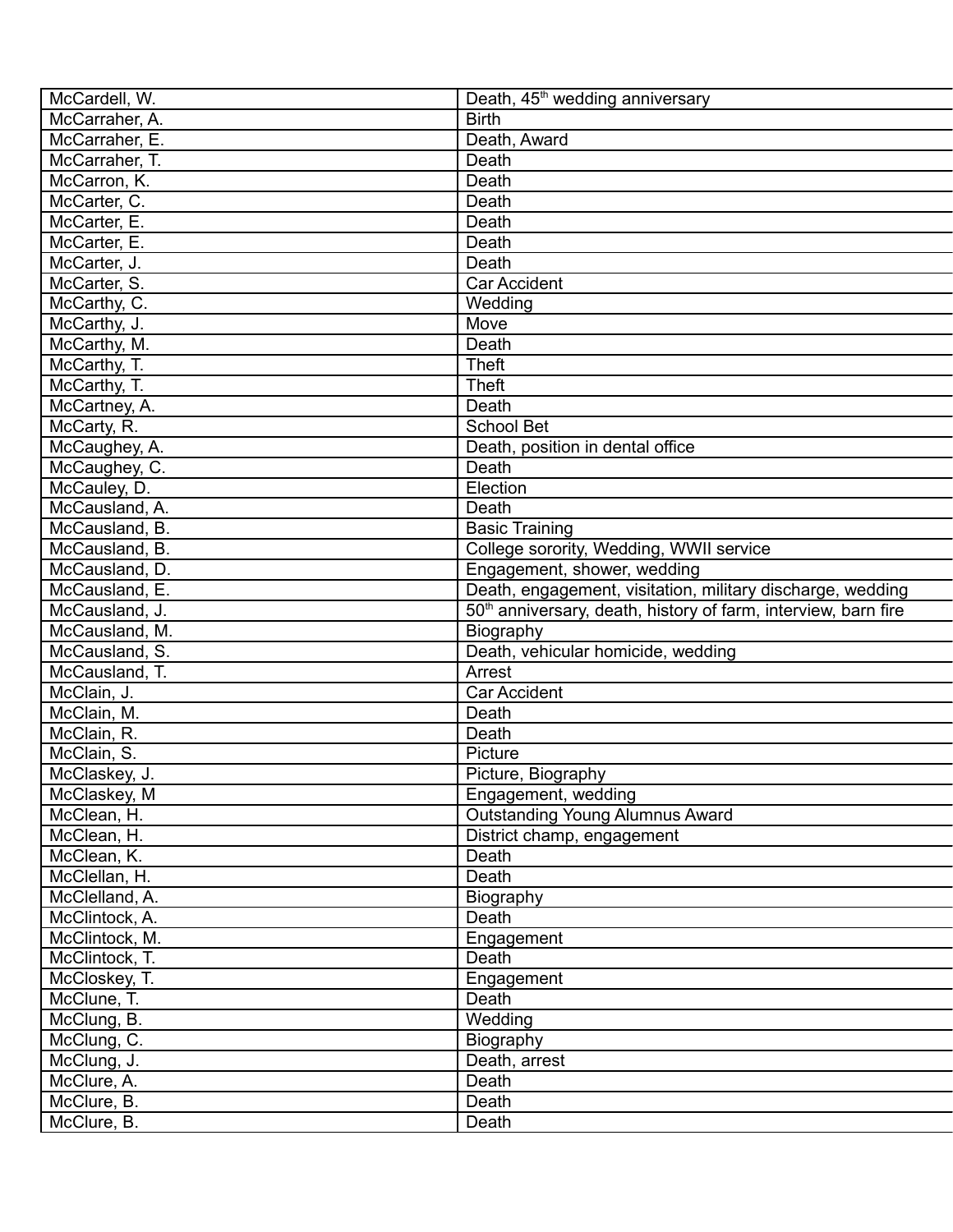| McCardell, W. | Death, 45th wedding anniversary |
|---|---|
| McCarraher, A. | Birth |
| McCarraher, E. | Death, Award |
| McCarraher, T. | Death |
| McCarron, K. | Death |
| McCarter, C. | Death |
| McCarter, E. | Death |
| McCarter, E. | Death |
| McCarter, J. | Death |
| McCarter, S. | Car Accident |
| McCarthy, C. | Wedding |
| McCarthy, J. | Move |
| McCarthy, M. | Death |
| McCarthy, T. | Theft |
| McCarthy, T. | Theft |
| McCartney, A. | Death |
| McCarty, R. | School Bet |
| McCaughey, A. | Death, position in dental office |
| McCaughey, C. | Death |
| McCauley, D. | Election |
| McCausland, A. | Death |
| McCausland, B. | Basic Training |
| McCausland, B. | College sorority, Wedding, WWII service |
| McCausland, D. | Engagement, shower, wedding |
| McCausland, E. | Death, engagement, visitation, military discharge, wedding |
| McCausland, J. | 50th anniversary, death, history of farm, interview, barn fire |
| McCausland, M. | Biography |
| McCausland, S. | Death, vehicular homicide, wedding |
| McCausland, T. | Arrest |
| McClain, J. | Car Accident |
| McClain, M. | Death |
| McClain, R. | Death |
| McClain, S. | Picture |
| McClaskey, J. | Picture, Biography |
| McClaskey, M | Engagement, wedding |
| McClean, H. | Outstanding Young Alumnus Award |
| McClean, H. | District champ, engagement |
| McClean, K. | Death |
| McClellan, H. | Death |
| McClelland, A. | Biography |
| McClintock, A. | Death |
| McClintock, M. | Engagement |
| McClintock, T. | Death |
| McCloskey, T. | Engagement |
| McClune, T. | Death |
| McClung, B. | Wedding |
| McClung, C. | Biography |
| McClung, J. | Death, arrest |
| McClure, A. | Death |
| McClure, B. | Death |
| McClure, B. | Death |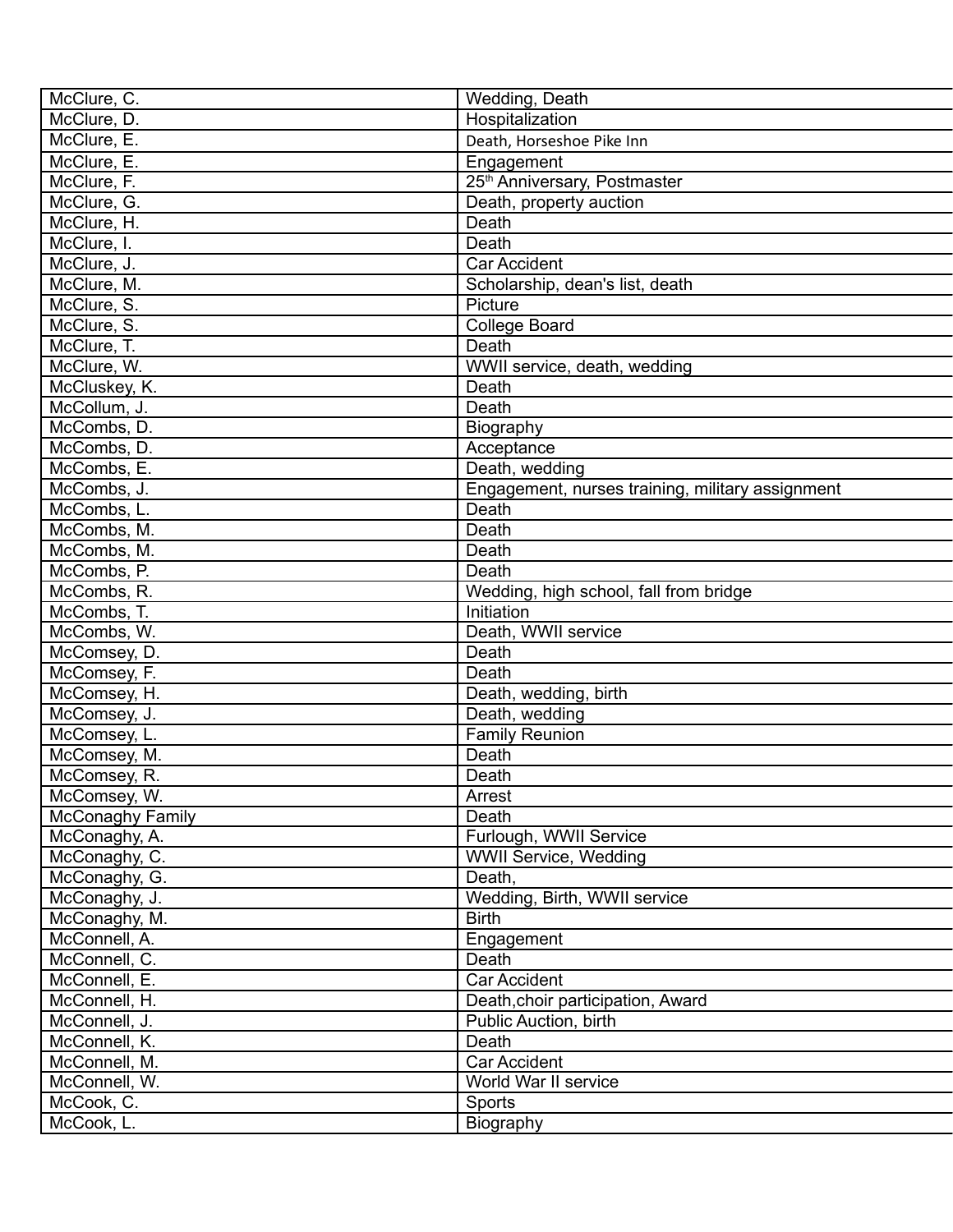| McClure, C. | Wedding, Death |
|---|---|
| McClure, D. | Hospitalization |
| McClure, E. | Death, Horseshoe Pike Inn |
| McClure, E. | Engagement |
| McClure, F. | 25th Anniversary, Postmaster |
| McClure, G. | Death, property auction |
| McClure, H. | Death |
| McClure, I. | Death |
| McClure, J. | Car Accident |
| McClure, M. | Scholarship, dean's list, death |
| McClure, S. | Picture |
| McClure, S. | College Board |
| McClure, T. | Death |
| McClure, W. | WWII service, death, wedding |
| McCluskey, K. | Death |
| McCollum, J. | Death |
| McCombs, D. | Biography |
| McCombs, D. | Acceptance |
| McCombs, E. | Death, wedding |
| McCombs, J. | Engagement, nurses training, military assignment |
| McCombs, L. | Death |
| McCombs, M. | Death |
| McCombs, M. | Death |
| McCombs, P. | Death |
| McCombs, R. | Wedding, high school, fall from bridge |
| McCombs, T. | Initiation |
| McCombs, W. | Death, WWII service |
| McComsey, D. | Death |
| McComsey, F. | Death |
| McComsey, H. | Death, wedding, birth |
| McComsey, J. | Death, wedding |
| McComsey, L. | Family Reunion |
| McComsey, M. | Death |
| McComsey, R. | Death |
| McComsey, W. | Arrest |
| McConaghy Family | Death |
| McConaghy, A. | Furlough, WWII Service |
| McConaghy, C. | WWII Service, Wedding |
| McConaghy, G. | Death, |
| McConaghy, J. | Wedding, Birth, WWII service |
| McConaghy, M. | Birth |
| McConnell, A. | Engagement |
| McConnell, C. | Death |
| McConnell, E. | Car Accident |
| McConnell, H. | Death,choir participation, Award |
| McConnell, J. | Public Auction, birth |
| McConnell, K. | Death |
| McConnell, M. | Car Accident |
| McConnell, W. | World War II service |
| McCook, C. | Sports |
| McCook, L. | Biography |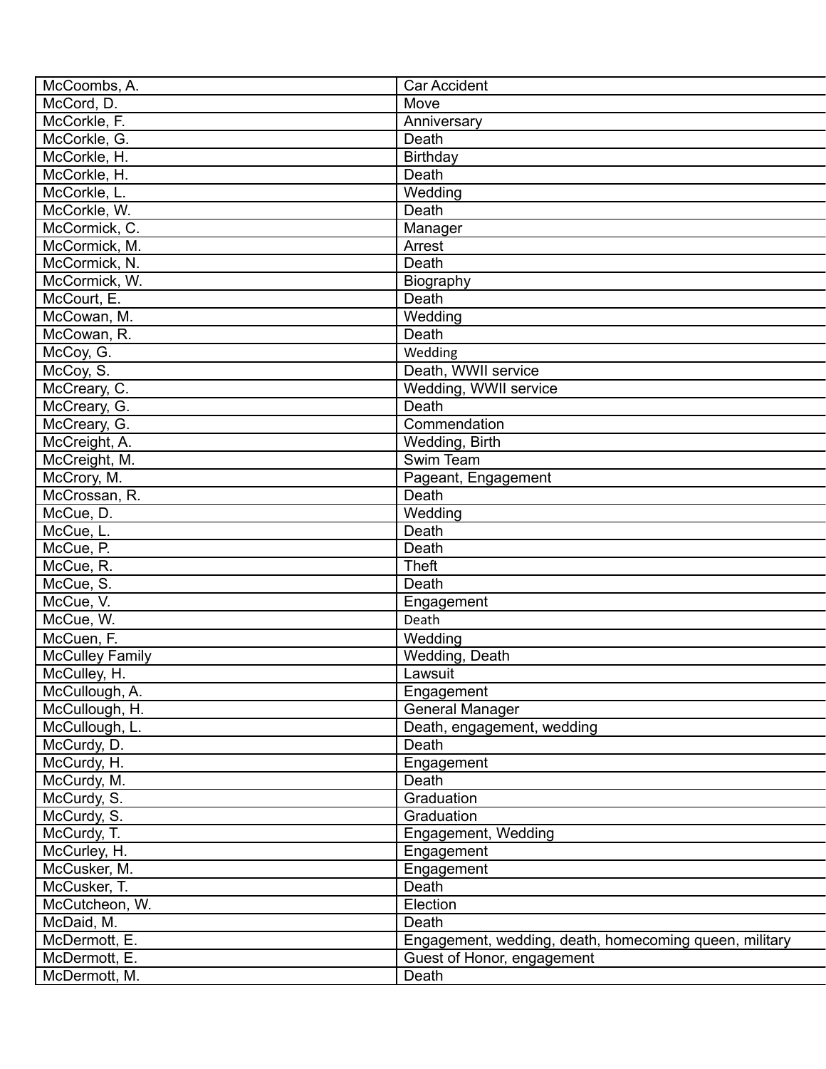| McCoombs, A. | Car Accident |
|---|---|
| McCord, D. | Move |
| McCorkle, F. | Anniversary |
| McCorkle, G. | Death |
| McCorkle, H. | Birthday |
| McCorkle, H. | Death |
| McCorkle, L. | Wedding |
| McCorkle, W. | Death |
| McCormick, C. | Manager |
| McCormick, M. | Arrest |
| McCormick, N. | Death |
| McCormick, W. | Biography |
| McCourt, E. | Death |
| McCowan, M. | Wedding |
| McCowan, R. | Death |
| McCoy, G. | Wedding |
| McCoy, S. | Death, WWII service |
| McCreary, C. | Wedding, WWII service |
| McCreary, G. | Death |
| McCreary, G. | Commendation |
| McCreight, A. | Wedding, Birth |
| McCreight, M. | Swim Team |
| McCrory, M. | Pageant, Engagement |
| McCrossan, R. | Death |
| McCue, D. | Wedding |
| McCue, L. | Death |
| McCue, P. | Death |
| McCue, R. | Theft |
| McCue, S. | Death |
| McCue, V. | Engagement |
| McCue, W. | Death |
| McCuen, F. | Wedding |
| McCulley Family | Wedding, Death |
| McCulley, H. | Lawsuit |
| McCullough, A. | Engagement |
| McCullough, H. | General Manager |
| McCullough, L. | Death, engagement, wedding |
| McCurdy, D. | Death |
| McCurdy, H. | Engagement |
| McCurdy, M. | Death |
| McCurdy, S. | Graduation |
| McCurdy, S. | Graduation |
| McCurdy, T. | Engagement, Wedding |
| McCurley, H. | Engagement |
| McCusker, M. | Engagement |
| McCusker, T. | Death |
| McCutcheon, W. | Election |
| McDaid, M. | Death |
| McDermott, E. | Engagement, wedding, death, homecoming queen, military |
| McDermott, E. | Guest of Honor, engagement |
| McDermott, M. | Death |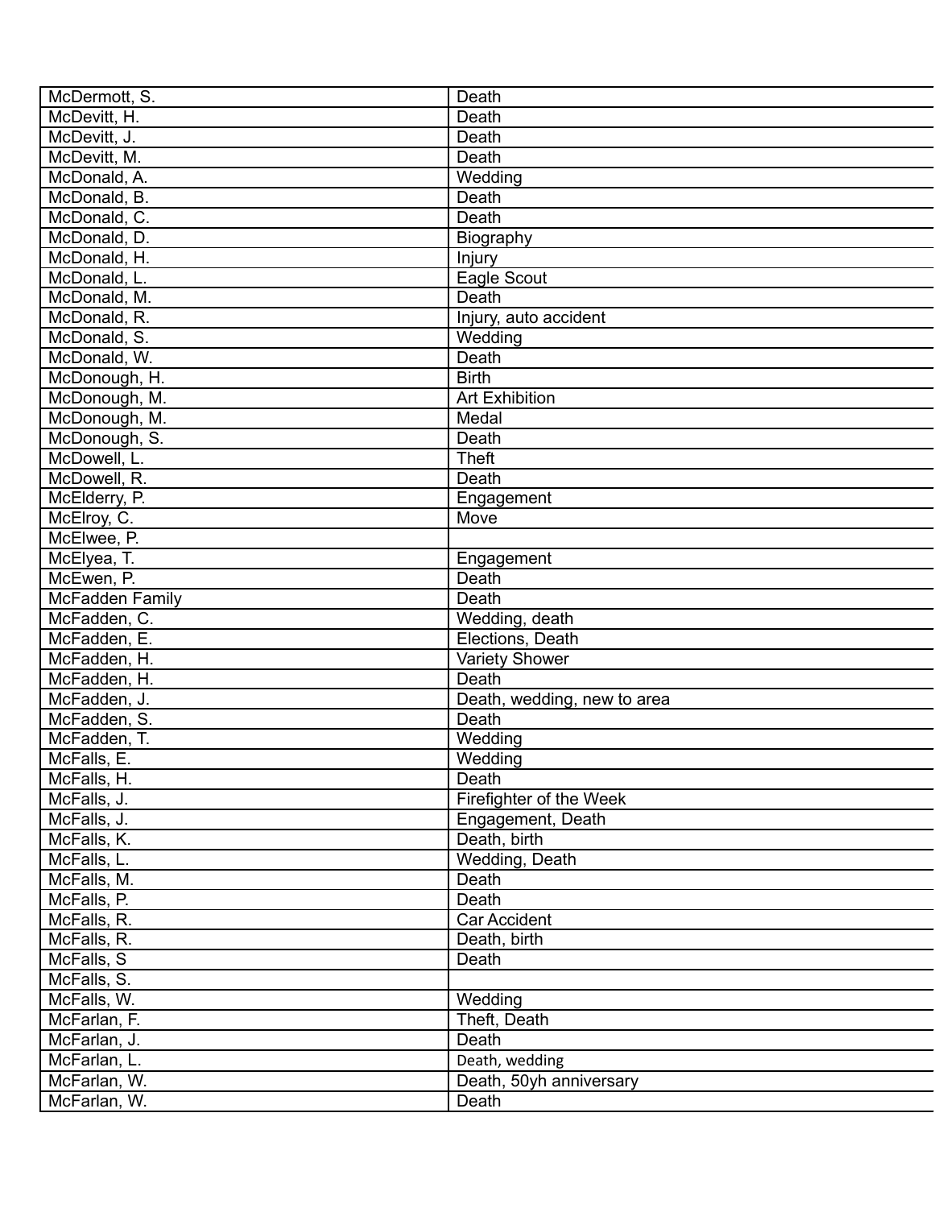| | |
|---|---|
| McDermott, S. | Death |
| McDevitt, H. | Death |
| McDevitt, J. | Death |
| McDevitt, M. | Death |
| McDonald, A. | Wedding |
| McDonald, B. | Death |
| McDonald, C. | Death |
| McDonald, D. | Biography |
| McDonald, H. | Injury |
| McDonald, L. | Eagle Scout |
| McDonald, M. | Death |
| McDonald, R. | Injury, auto accident |
| McDonald, S. | Wedding |
| McDonald, W. | Death |
| McDonough, H. | Birth |
| McDonough, M. | Art Exhibition |
| McDonough, M. | Medal |
| McDonough, S. | Death |
| McDowell, L. | Theft |
| McDowell, R. | Death |
| McElderry, P. | Engagement |
| McElroy, C. | Move |
| McElwee, P. | |
| McElyea, T. | Engagement |
| McEwen, P. | Death |
| McFadden Family | Death |
| McFadden, C. | Wedding, death |
| McFadden, E. | Elections, Death |
| McFadden, H. | Variety Shower |
| McFadden, H. | Death |
| McFadden, J. | Death, wedding, new to area |
| McFadden, S. | Death |
| McFadden, T. | Wedding |
| McFalls, E. | Wedding |
| McFalls, H. | Death |
| McFalls, J. | Firefighter of the Week |
| McFalls, J. | Engagement, Death |
| McFalls, K. | Death, birth |
| McFalls, L. | Wedding, Death |
| McFalls, M. | Death |
| McFalls, P. | Death |
| McFalls, R. | Car Accident |
| McFalls, R. | Death, birth |
| McFalls, S | Death |
| McFalls, S. | |
| McFalls, W. | Wedding |
| McFarlan, F. | Theft, Death |
| McFarlan, J. | Death |
| McFarlan, L. | Death, wedding |
| McFarlan, W. | Death, 50yh anniversary |
| McFarlan, W. | Death |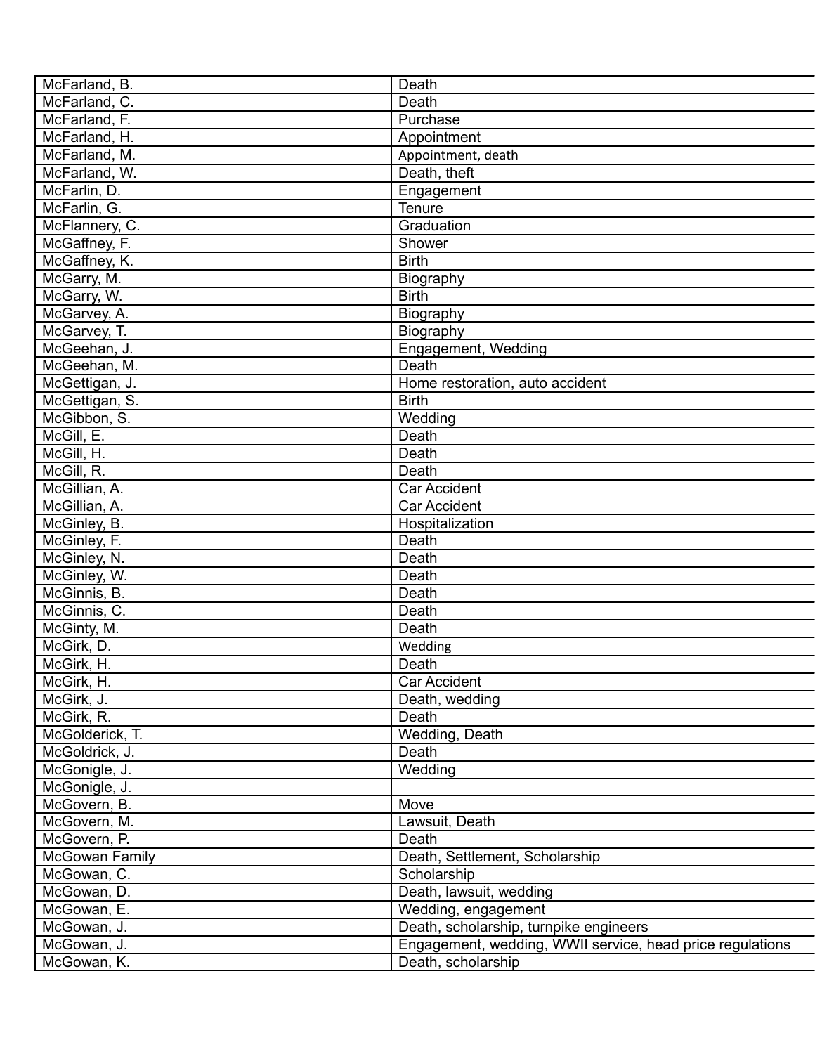| McFarland, B. | Death |
|---|---|
| McFarland, C. | Death |
| McFarland, F. | Purchase |
| McFarland, H. | Appointment |
| McFarland, M. | Appointment, death |
| McFarland, W. | Death, theft |
| McFarlin, D. | Engagement |
| McFarlin, G. | Tenure |
| McFlannery, C. | Graduation |
| McGaffney, F. | Shower |
| McGaffney, K. | Birth |
| McGarry, M. | Biography |
| McGarry, W. | Birth |
| McGarvey, A. | Biography |
| McGarvey, T. | Biography |
| McGeehan, J. | Engagement, Wedding |
| McGeehan, M. | Death |
| McGettigan, J. | Home restoration, auto accident |
| McGettigan, S. | Birth |
| McGibbon, S. | Wedding |
| McGill, E. | Death |
| McGill, H. | Death |
| McGill, R. | Death |
| McGillian, A. | Car Accident |
| McGillian, A. | Car Accident |
| McGinley, B. | Hospitalization |
| McGinley, F. | Death |
| McGinley, N. | Death |
| McGinley, W. | Death |
| McGinnis, B. | Death |
| McGinnis, C. | Death |
| McGinty, M. | Death |
| McGirk, D. | Wedding |
| McGirk, H. | Death |
| McGirk, H. | Car Accident |
| McGirk, J. | Death, wedding |
| McGirk, R. | Death |
| McGolderick, T. | Wedding, Death |
| McGoldrick, J. | Death |
| McGonigle, J. | Wedding |
| McGonigle, J. | |
| McGovern, B. | Move |
| McGovern, M. | Lawsuit, Death |
| McGovern, P. | Death |
| McGowan Family | Death, Settlement, Scholarship |
| McGowan, C. | Scholarship |
| McGowan, D. | Death, lawsuit, wedding |
| McGowan, E. | Wedding, engagement |
| McGowan, J. | Death, scholarship, turnpike engineers |
| McGowan, J. | Engagement, wedding, WWII service, head price regulations |
| McGowan, K. | Death, scholarship |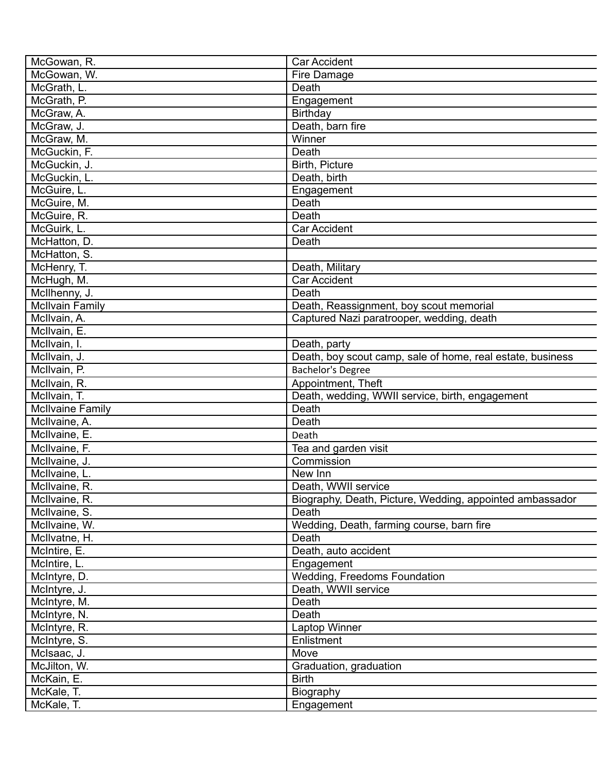| | |
|---|---|
| McGowan, R. | Car Accident |
| McGowan, W. | Fire Damage |
| McGrath, L. | Death |
| McGrath, P. | Engagement |
| McGraw, A. | Birthday |
| McGraw, J. | Death, barn fire |
| McGraw, M. | Winner |
| McGuckin, F. | Death |
| McGuckin, J. | Birth, Picture |
| McGuckin, L. | Death, birth |
| McGuire, L. | Engagement |
| McGuire, M. | Death |
| McGuire, R. | Death |
| McGuirk, L. | Car Accident |
| McHatton, D. | Death |
| McHatton, S. | |
| McHenry, T. | Death, Military |
| McHugh, M. | Car Accident |
| McIlhenny, J. | Death |
| McIlvain Family | Death, Reassignment, boy scout memorial |
| McIlvain, A. | Captured Nazi paratrooper, wedding, death |
| McIlvain, E. | |
| McIlvain, I. | Death, party |
| McIlvain, J. | Death, boy scout camp, sale of home, real estate, business |
| McIlvain, P. | Bachelor's Degree |
| McIlvain, R. | Appointment, Theft |
| McIlvain, T. | Death, wedding, WWII service, birth, engagement |
| McIlvaine Family | Death |
| McIlvaine, A. | Death |
| McIlvaine, E. | Death |
| McIlvaine, F. | Tea and garden visit |
| McIlvaine, J. | Commission |
| McIlvaine, L. | New Inn |
| McIlvaine, R. | Death, WWII service |
| McIlvaine, R. | Biography, Death, Picture, Wedding, appointed ambassador |
| McIlvaine, S. | Death |
| McIlvaine, W. | Wedding, Death, farming course, barn fire |
| McIlvatne, H. | Death |
| McIntire, E. | Death, auto accident |
| McIntire, L. | Engagement |
| McIntyre, D. | Wedding, Freedoms Foundation |
| McIntyre, J. | Death, WWII service |
| McIntyre, M. | Death |
| McIntyre, N. | Death |
| McIntyre, R. | Laptop Winner |
| McIntyre, S. | Enlistment |
| McIsaac, J. | Move |
| McJilton, W. | Graduation, graduation |
| McKain, E. | Birth |
| McKale, T. | Biography |
| McKale, T. | Engagement |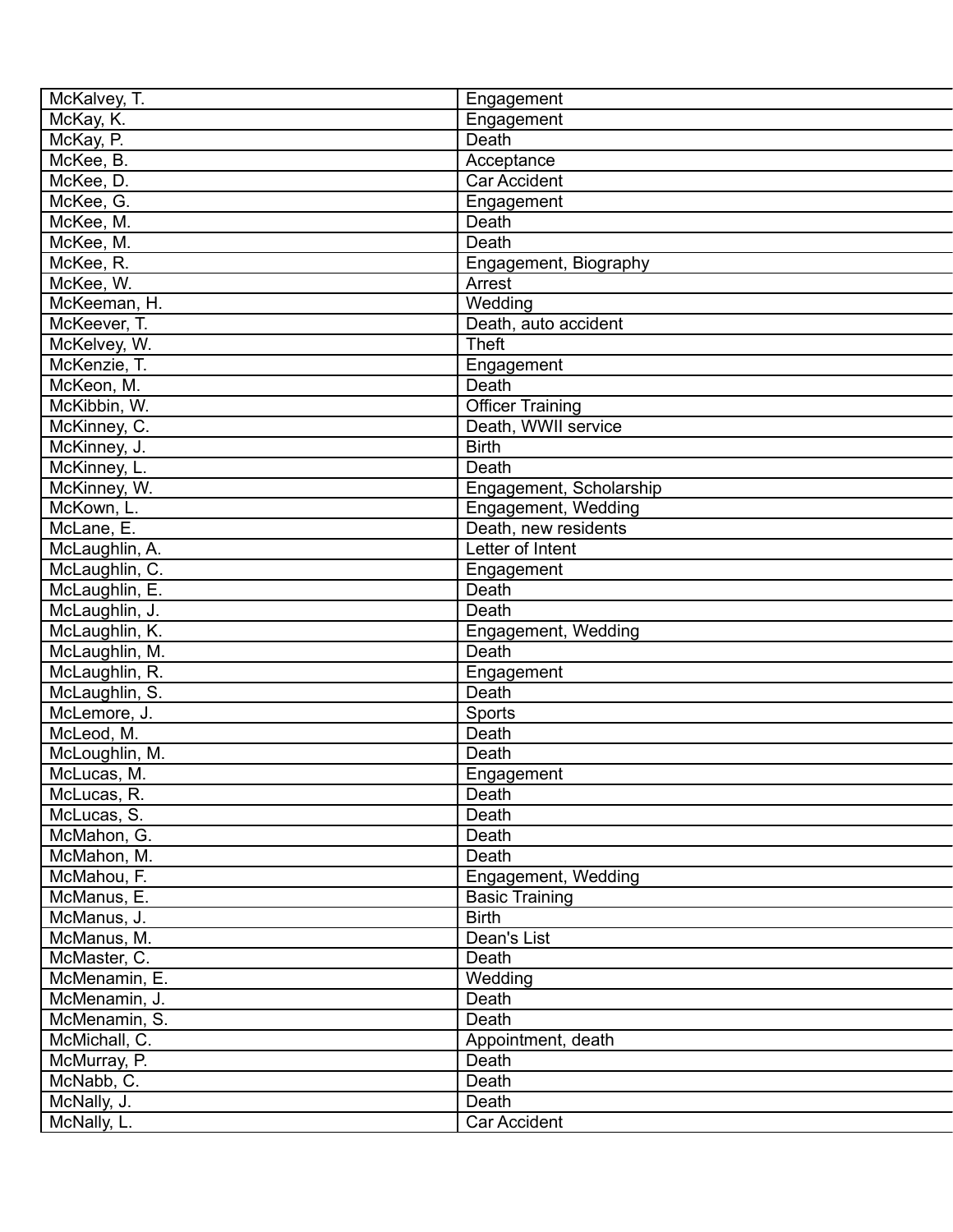| McKalvey, T. | Engagement |
|---|---|
| McKay, K. | Engagement |
| McKay, P. | Death |
| McKee, B. | Acceptance |
| McKee, D. | Car Accident |
| McKee, G. | Engagement |
| McKee, M. | Death |
| McKee, M. | Death |
| McKee, R. | Engagement, Biography |
| McKee, W. | Arrest |
| McKeeman, H. | Wedding |
| McKeever, T. | Death, auto accident |
| McKelvey, W. | Theft |
| McKenzie, T. | Engagement |
| McKeon, M. | Death |
| McKibbin, W. | Officer Training |
| McKinney, C. | Death, WWII service |
| McKinney, J. | Birth |
| McKinney, L. | Death |
| McKinney, W. | Engagement, Scholarship |
| McKown, L. | Engagement, Wedding |
| McLane, E. | Death, new residents |
| McLaughlin, A. | Letter of Intent |
| McLaughlin, C. | Engagement |
| McLaughlin, E. | Death |
| McLaughlin, J. | Death |
| McLaughlin, K. | Engagement, Wedding |
| McLaughlin, M. | Death |
| McLaughlin, R. | Engagement |
| McLaughlin, S. | Death |
| McLemore, J. | Sports |
| McLeod, M. | Death |
| McLoughlin, M. | Death |
| McLucas, M. | Engagement |
| McLucas, R. | Death |
| McLucas, S. | Death |
| McMahon, G. | Death |
| McMahon, M. | Death |
| McMahou, F. | Engagement, Wedding |
| McManus, E. | Basic Training |
| McManus, J. | Birth |
| McManus, M. | Dean's List |
| McMaster, C. | Death |
| McMenamin, E. | Wedding |
| McMenamin, J. | Death |
| McMenamin, S. | Death |
| McMichall, C. | Appointment, death |
| McMurray, P. | Death |
| McNabb, C. | Death |
| McNally, J. | Death |
| McNally, L. | Car Accident |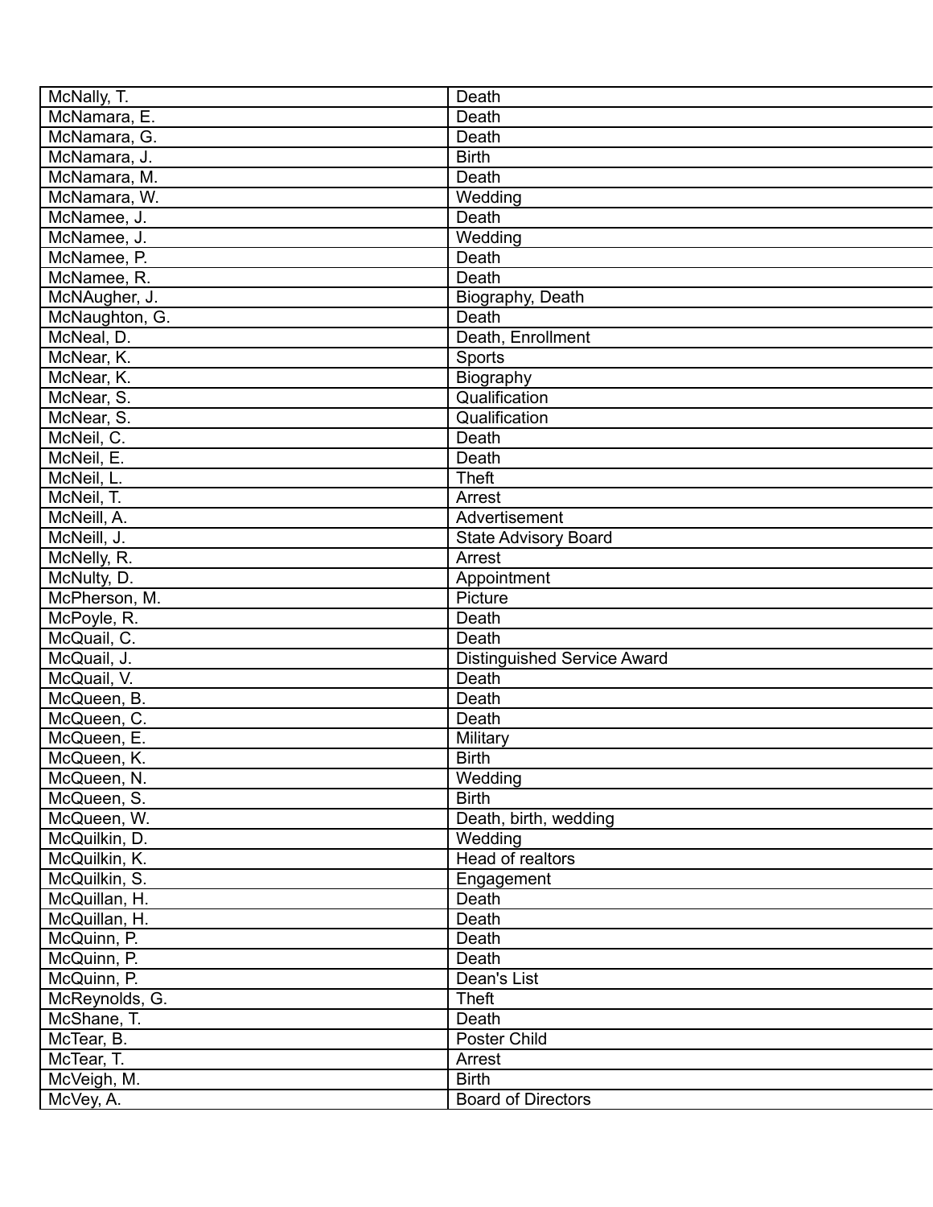| McNally, T. | Death |
|---|---|
| McNamara, E. | Death |
| McNamara, G. | Death |
| McNamara, J. | Birth |
| McNamara, M. | Death |
| McNamara, W. | Wedding |
| McNamee, J. | Death |
| McNamee, J. | Wedding |
| McNamee, P. | Death |
| McNamee, R. | Death |
| McNAugher, J. | Biography, Death |
| McNaughton, G. | Death |
| McNeal, D. | Death, Enrollment |
| McNear, K. | Sports |
| McNear, K. | Biography |
| McNear, S. | Qualification |
| McNear, S. | Qualification |
| McNeil, C. | Death |
| McNeil, E. | Death |
| McNeil, L. | Theft |
| McNeil, T. | Arrest |
| McNeill, A. | Advertisement |
| McNeill, J. | State Advisory Board |
| McNelly, R. | Arrest |
| McNulty, D. | Appointment |
| McPherson, M. | Picture |
| McPoyle, R. | Death |
| McQuail, C. | Death |
| McQuail, J. | Distinguished Service Award |
| McQuail, V. | Death |
| McQueen, B. | Death |
| McQueen, C. | Death |
| McQueen, E. | Military |
| McQueen, K. | Birth |
| McQueen, N. | Wedding |
| McQueen, S. | Birth |
| McQueen, W. | Death, birth, wedding |
| McQuilkin, D. | Wedding |
| McQuilkin, K. | Head of realtors |
| McQuilkin, S. | Engagement |
| McQuillan, H. | Death |
| McQuillan, H. | Death |
| McQuinn, P. | Death |
| McQuinn, P. | Death |
| McQuinn, P. | Dean's List |
| McReynolds, G. | Theft |
| McShane, T. | Death |
| McTear, B. | Poster Child |
| McTear, T. | Arrest |
| McVeigh, M. | Birth |
| McVey, A. | Board of Directors |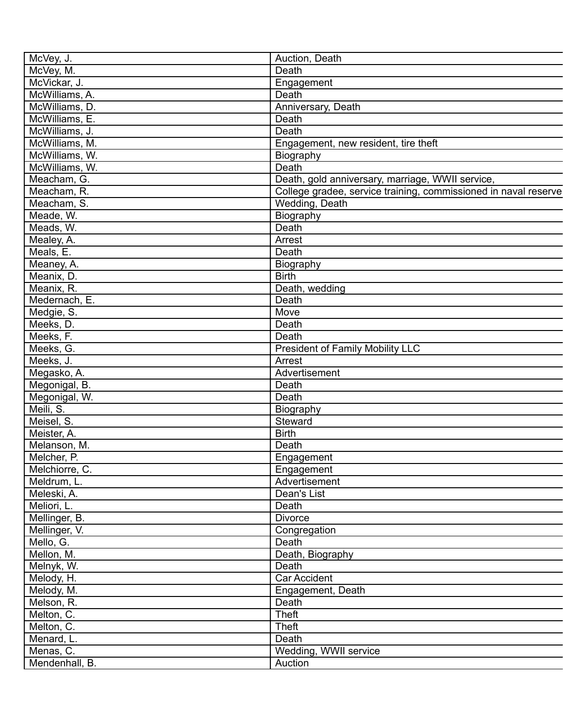| McVey, J. | Auction, Death |
|---|---|
| McVey, M. | Death |
| McVickar, J. | Engagement |
| McWilliams, A. | Death |
| McWilliams, D. | Anniversary, Death |
| McWilliams, E. | Death |
| McWilliams, J. | Death |
| McWilliams, M. | Engagement, new resident, tire theft |
| McWilliams, W. | Biography |
| McWilliams, W. | Death |
| Meacham, G. | Death, gold anniversary, marriage, WWII service, |
| Meacham, R. | College gradee, service training, commissioned in naval reserve |
| Meacham, S. | Wedding, Death |
| Meade, W. | Biography |
| Meads, W. | Death |
| Mealey, A. | Arrest |
| Meals, E. | Death |
| Meaney, A. | Biography |
| Meanix, D. | Birth |
| Meanix, R. | Death, wedding |
| Medernach, E. | Death |
| Medgie, S. | Move |
| Meeks, D. | Death |
| Meeks, F. | Death |
| Meeks, G. | President of Family Mobility LLC |
| Meeks, J. | Arrest |
| Megasko, A. | Advertisement |
| Megonigal, B. | Death |
| Megonigal, W. | Death |
| Meili, S. | Biography |
| Meisel, S. | Steward |
| Meister, A. | Birth |
| Melanson, M. | Death |
| Melcher, P. | Engagement |
| Melchiorre, C. | Engagement |
| Meldrum, L. | Advertisement |
| Meleski, A. | Dean's List |
| Meliori, L. | Death |
| Mellinger, B. | Divorce |
| Mellinger, V. | Congregation |
| Mello, G. | Death |
| Mellon, M. | Death, Biography |
| Melnyk, W. | Death |
| Melody, H. | Car Accident |
| Melody, M. | Engagement, Death |
| Melson, R. | Death |
| Melton, C. | Theft |
| Melton, C. | Theft |
| Menard, L. | Death |
| Menas, C. | Wedding, WWII service |
| Mendenhall, B. | Auction |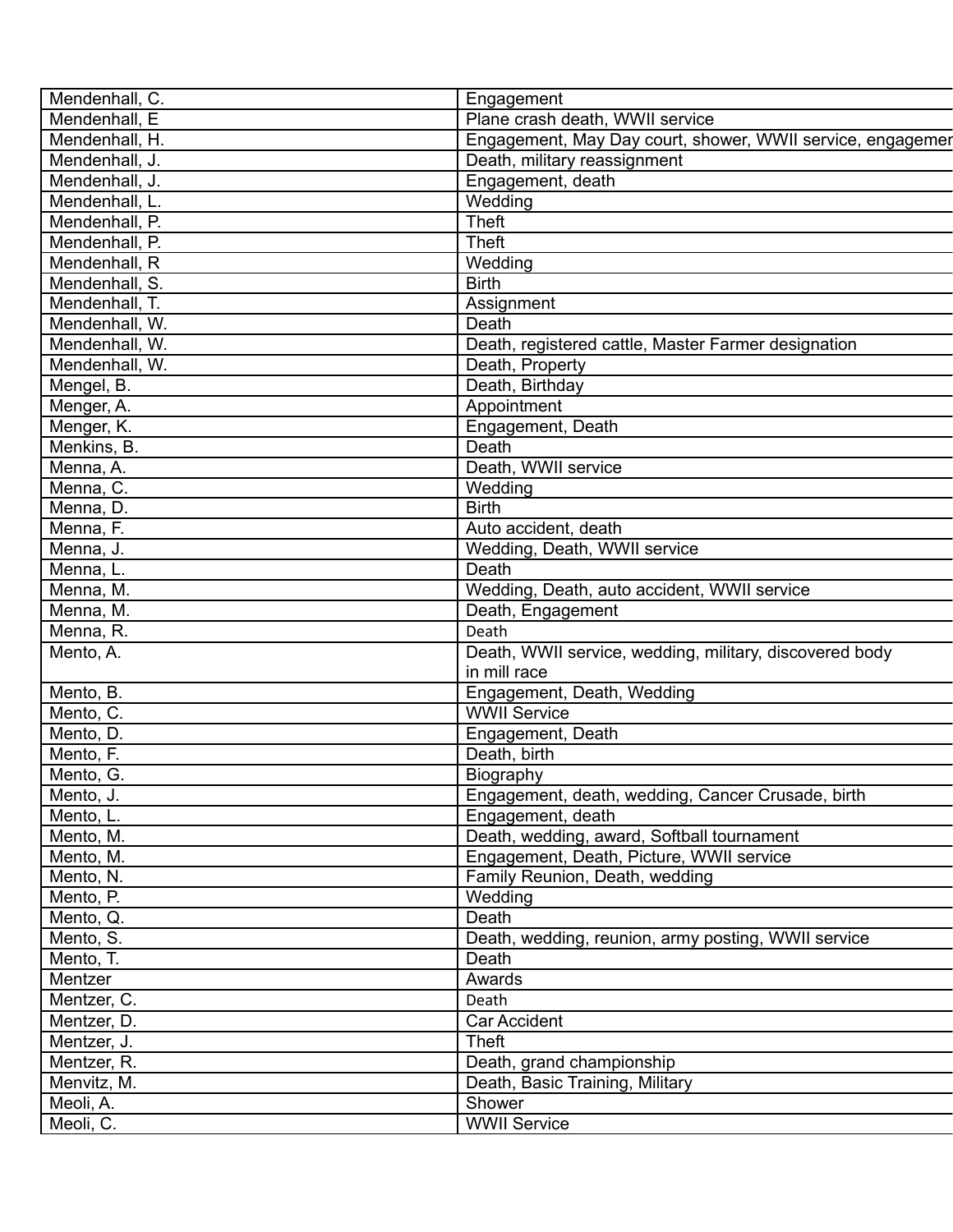| | |
|---|---|
| Mendenhall, C. | Engagement |
| Mendenhall, E | Plane crash death, WWII service |
| Mendenhall, H. | Engagement, May Day court, shower, WWII service, engagemer |
| Mendenhall, J. | Death, military reassignment |
| Mendenhall, J. | Engagement, death |
| Mendenhall, L. | Wedding |
| Mendenhall, P. | Theft |
| Mendenhall, P. | Theft |
| Mendenhall, R | Wedding |
| Mendenhall, S. | Birth |
| Mendenhall, T. | Assignment |
| Mendenhall, W. | Death |
| Mendenhall, W. | Death, registered cattle, Master Farmer designation |
| Mendenhall, W. | Death, Property |
| Mengel, B. | Death, Birthday |
| Menger, A. | Appointment |
| Menger, K. | Engagement, Death |
| Menkins, B. | Death |
| Menna, A. | Death, WWII service |
| Menna, C. | Wedding |
| Menna, D. | Birth |
| Menna, F. | Auto accident, death |
| Menna, J. | Wedding, Death, WWII service |
| Menna, L. | Death |
| Menna, M. | Wedding, Death, auto accident, WWII service |
| Menna, M. | Death, Engagement |
| Menna, R. | Death |
| Mento, A. | Death, WWII service, wedding, military, discovered body in mill race |
| Mento, B. | Engagement, Death, Wedding |
| Mento, C. | WWII Service |
| Mento, D. | Engagement, Death |
| Mento, F. | Death, birth |
| Mento, G. | Biography |
| Mento, J. | Engagement, death, wedding, Cancer Crusade, birth |
| Mento, L. | Engagement, death |
| Mento, M. | Death, wedding, award, Softball tournament |
| Mento, M. | Engagement, Death, Picture, WWII service |
| Mento, N. | Family Reunion, Death, wedding |
| Mento, P. | Wedding |
| Mento, Q. | Death |
| Mento, S. | Death, wedding, reunion, army posting, WWII service |
| Mento, T. | Death |
| Mentzer | Awards |
| Mentzer, C. | Death |
| Mentzer, D. | Car Accident |
| Mentzer, J. | Theft |
| Mentzer, R. | Death, grand championship |
| Menvitz, M. | Death, Basic Training, Military |
| Meoli, A. | Shower |
| Meoli, C. | WWII Service |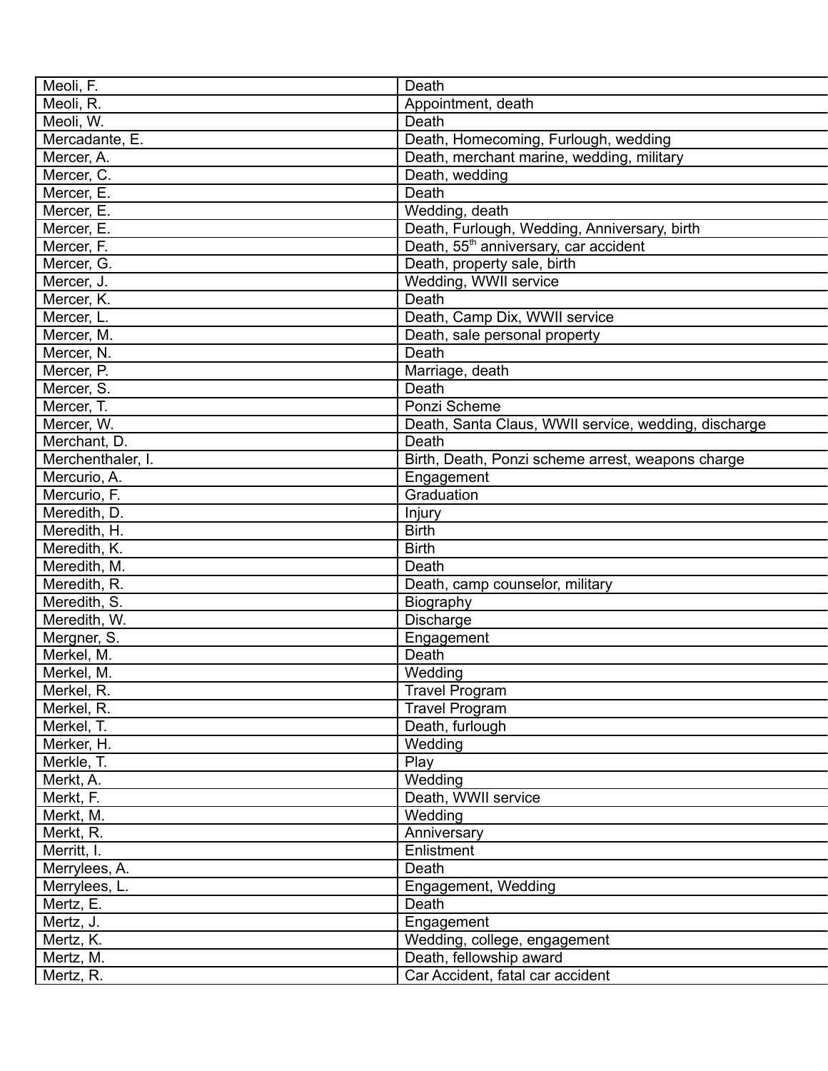| Meoli, F. | Death |
|---|---|
| Meoli, R. | Appointment, death |
| Meoli, W. | Death |
| Mercadante, E. | Death, Homecoming, Furlough, wedding |
| Mercer, A. | Death, merchant marine, wedding, military |
| Mercer, C. | Death, wedding |
| Mercer, E. | Death |
| Mercer, E. | Wedding, death |
| Mercer, E. | Death, Furlough, Wedding, Anniversary, birth |
| Mercer, F. | Death, 55th anniversary, car accident |
| Mercer, G. | Death, property sale, birth |
| Mercer, J. | Wedding, WWII service |
| Mercer, K. | Death |
| Mercer, L. | Death, Camp Dix, WWII service |
| Mercer, M. | Death, sale personal property |
| Mercer, N. | Death |
| Mercer, P. | Marriage, death |
| Mercer, S. | Death |
| Mercer, T. | Ponzi Scheme |
| Mercer, W. | Death, Santa Claus, WWII service, wedding, discharge |
| Merchant, D. | Death |
| Merchenthaler, I. | Birth, Death, Ponzi scheme arrest, weapons charge |
| Mercurio, A. | Engagement |
| Mercurio, F. | Graduation |
| Meredith, D. | Injury |
| Meredith, H. | Birth |
| Meredith, K. | Birth |
| Meredith, M. | Death |
| Meredith, R. | Death, camp counselor, military |
| Meredith, S. | Biography |
| Meredith, W. | Discharge |
| Mergner, S. | Engagement |
| Merkel, M. | Death |
| Merkel, M. | Wedding |
| Merkel, R. | Travel Program |
| Merkel, R. | Travel Program |
| Merkel, T. | Death, furlough |
| Merker, H. | Wedding |
| Merkle, T. | Play |
| Merkt, A. | Wedding |
| Merkt, F. | Death, WWII service |
| Merkt, M. | Wedding |
| Merkt, R. | Anniversary |
| Merritt, I. | Enlistment |
| Merrylees, A. | Death |
| Merrylees, L. | Engagement, Wedding |
| Mertz, E. | Death |
| Mertz, J. | Engagement |
| Mertz, K. | Wedding, college, engagement |
| Mertz, M. | Death, fellowship award |
| Mertz, R. | Car Accident, fatal car accident |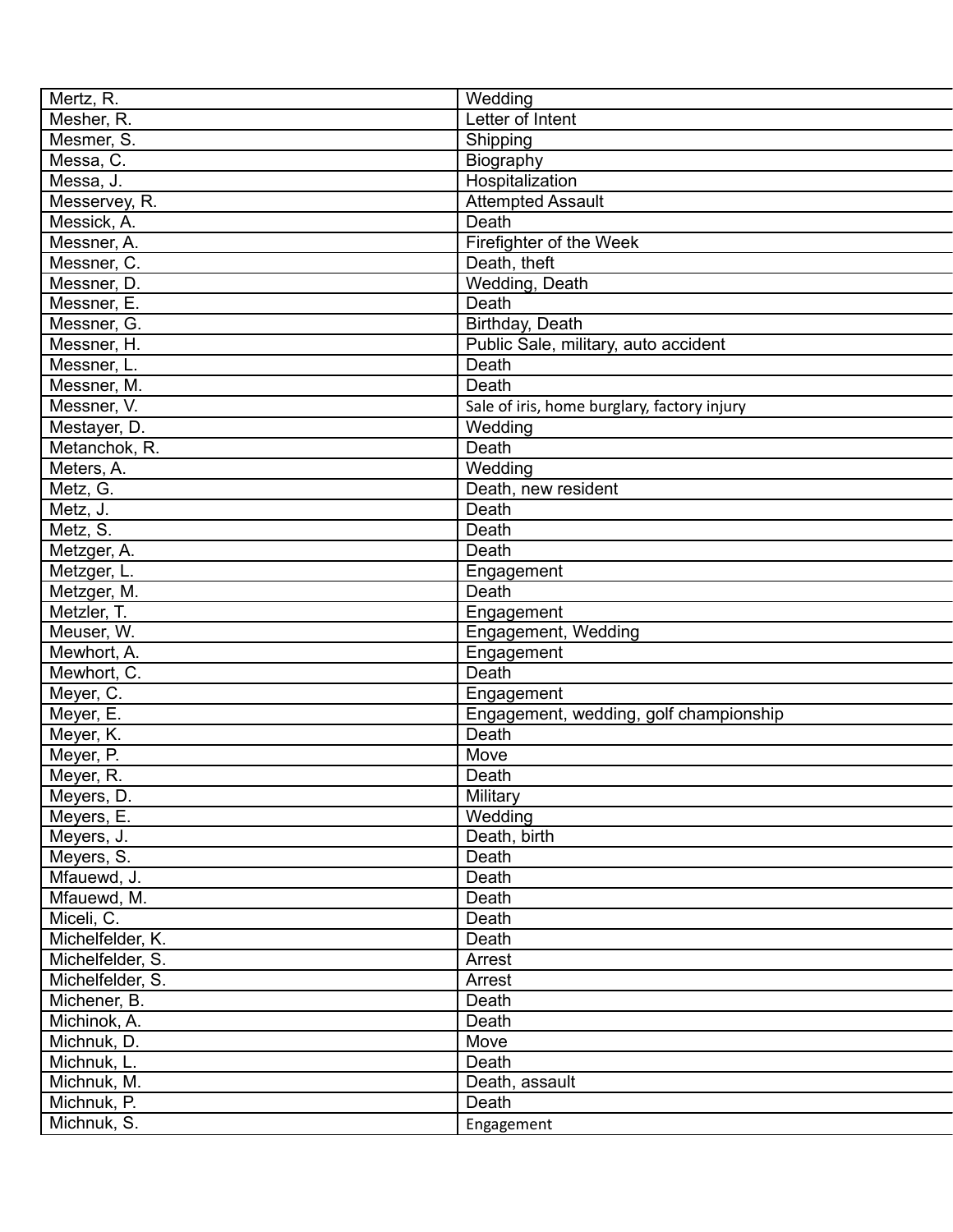| | |
|---|---|
| Mertz, R. | Wedding |
| Mesher, R. | Letter of Intent |
| Mesmer, S. | Shipping |
| Messa, C. | Biography |
| Messa, J. | Hospitalization |
| Messervey, R. | Attempted Assault |
| Messick, A. | Death |
| Messner, A. | Firefighter of the Week |
| Messner, C. | Death, theft |
| Messner, D. | Wedding, Death |
| Messner, E. | Death |
| Messner, G. | Birthday, Death |
| Messner, H. | Public Sale, military, auto accident |
| Messner, L. | Death |
| Messner, M. | Death |
| Messner, V. | Sale of iris, home burglary, factory injury |
| Mestayer, D. | Wedding |
| Metanchok, R. | Death |
| Meters, A. | Wedding |
| Metz, G. | Death, new resident |
| Metz, J. | Death |
| Metz, S. | Death |
| Metzger, A. | Death |
| Metzger, L. | Engagement |
| Metzger, M. | Death |
| Metzler, T. | Engagement |
| Meuser, W. | Engagement, Wedding |
| Mewhort, A. | Engagement |
| Mewhort, C. | Death |
| Meyer, C. | Engagement |
| Meyer, E. | Engagement, wedding, golf championship |
| Meyer, K. | Death |
| Meyer, P. | Move |
| Meyer, R. | Death |
| Meyers, D. | Military |
| Meyers, E. | Wedding |
| Meyers, J. | Death, birth |
| Meyers, S. | Death |
| Mfauewd, J. | Death |
| Mfauewd, M. | Death |
| Miceli, C. | Death |
| Michelfelder, K. | Death |
| Michelfelder, S. | Arrest |
| Michelfelder, S. | Arrest |
| Michener, B. | Death |
| Michinok, A. | Death |
| Michnuk, D. | Move |
| Michnuk, L. | Death |
| Michnuk, M. | Death, assault |
| Michnuk, P. | Death |
| Michnuk, S. | Engagement |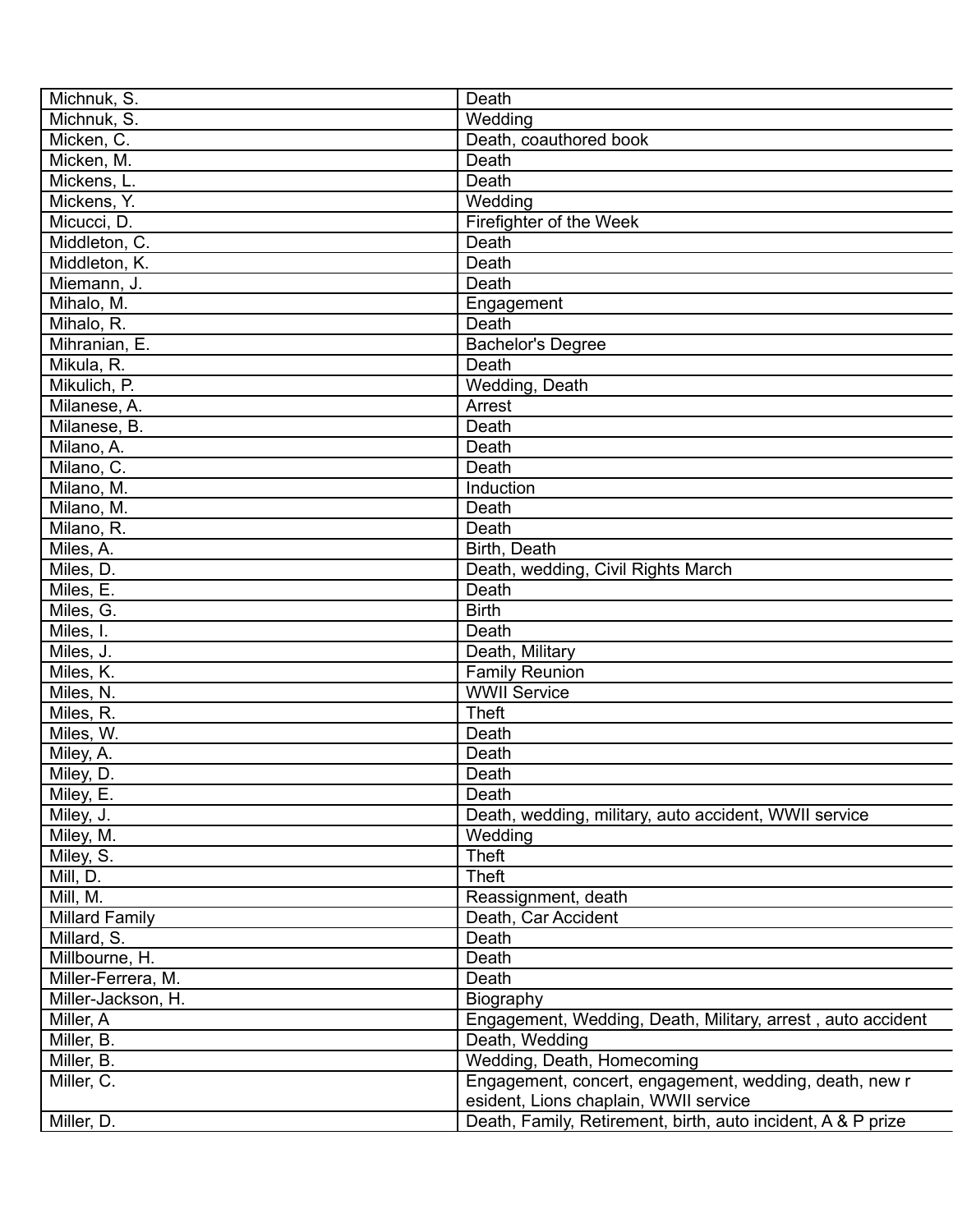| | |
|---|---|
| Michnuk, S. | Death |
| Michnuk, S. | Wedding |
| Micken, C. | Death, coauthored book |
| Micken, M. | Death |
| Mickens, L. | Death |
| Mickens, Y. | Wedding |
| Micucci, D. | Firefighter of the Week |
| Middleton, C. | Death |
| Middleton, K. | Death |
| Miemann, J. | Death |
| Mihalo, M. | Engagement |
| Mihalo, R. | Death |
| Mihranian, E. | Bachelor's Degree |
| Mikula, R. | Death |
| Mikulich, P. | Wedding, Death |
| Milanese, A. | Arrest |
| Milanese, B. | Death |
| Milano, A. | Death |
| Milano, C. | Death |
| Milano, M. | Induction |
| Milano, M. | Death |
| Milano, R. | Death |
| Miles, A. | Birth, Death |
| Miles, D. | Death, wedding, Civil Rights March |
| Miles, E. | Death |
| Miles, G. | Birth |
| Miles, I. | Death |
| Miles, J. | Death, Military |
| Miles, K. | Family Reunion |
| Miles, N. | WWII Service |
| Miles, R. | Theft |
| Miles, W. | Death |
| Miley, A. | Death |
| Miley, D. | Death |
| Miley, E. | Death |
| Miley, J. | Death, wedding, military, auto accident, WWII service |
| Miley, M. | Wedding |
| Miley, S. | Theft |
| Mill, D. | Theft |
| Mill, M. | Reassignment, death |
| Millard Family | Death, Car Accident |
| Millard, S. | Death |
| Millbourne, H. | Death |
| Miller-Ferrera, M. | Death |
| Miller-Jackson, H. | Biography |
| Miller, A | Engagement, Wedding, Death, Military, arrest , auto accident |
| Miller, B. | Death, Wedding |
| Miller, B. | Wedding, Death, Homecoming |
| Miller, C. | Engagement, concert, engagement, wedding, death, new r esident, Lions chaplain, WWII service |
| Miller, D. | Death, Family, Retirement, birth, auto incident, A & P prize |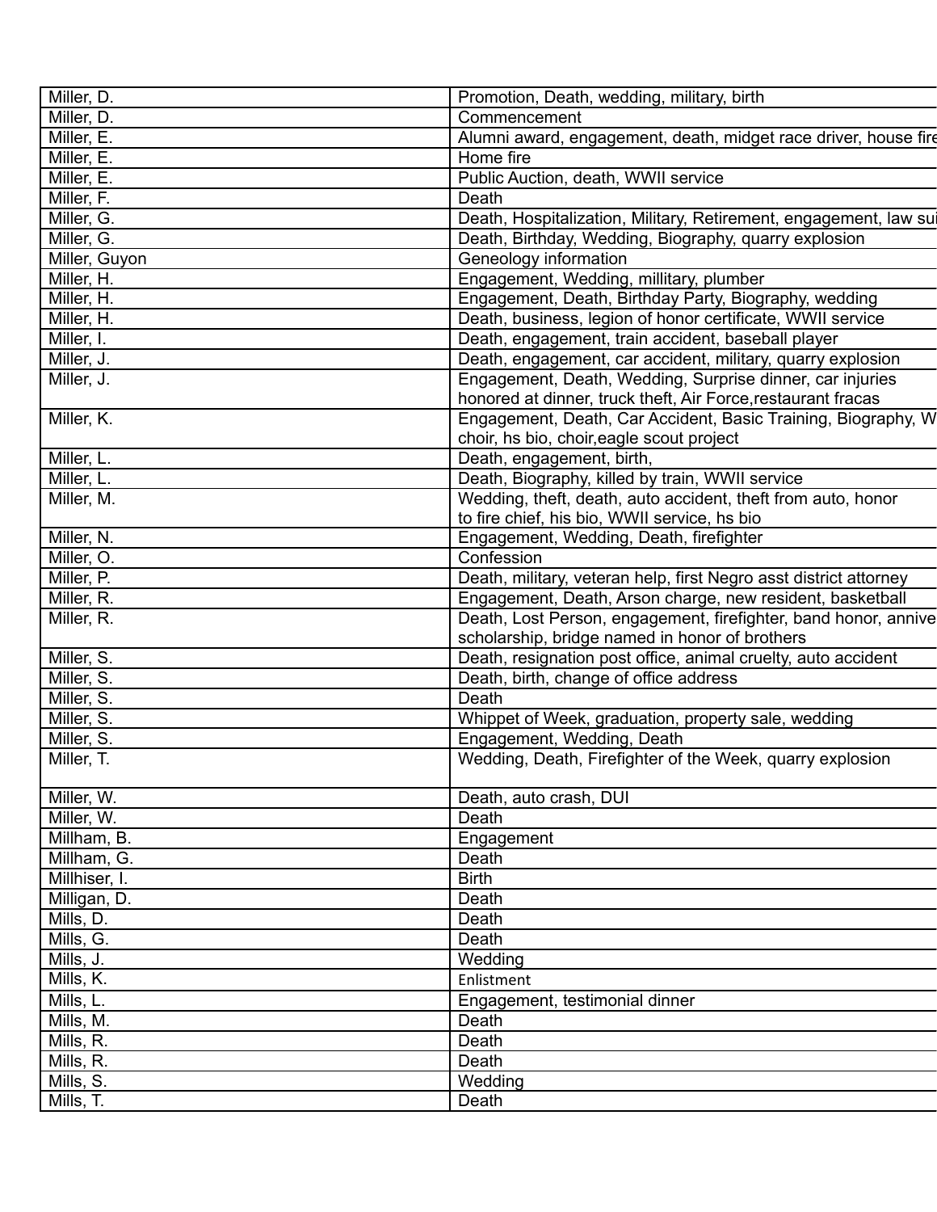| Miller, D. | Promotion, Death, wedding, military, birth |
|---|---|
| Miller, D. | Commencement |
| Miller, E. | Alumni award, engagement, death, midget race driver, house fire |
| Miller, E. | Home fire |
| Miller, E. | Public Auction, death, WWII service |
| Miller, F. | Death |
| Miller, G. | Death, Hospitalization, Military, Retirement, engagement, law sui |
| Miller, G. | Death, Birthday, Wedding, Biography, quarry explosion |
| Miller, Guyon | Geneology information |
| Miller, H. | Engagement, Wedding, millitary, plumber |
| Miller, H. | Engagement, Death, Birthday Party, Biography, wedding |
| Miller, H. | Death, business, legion of honor certificate, WWII service |
| Miller, I. | Death, engagement, train accident, baseball player |
| Miller, J. | Death, engagement, car accident, military, quarry explosion |
| Miller, J. | Engagement, Death, Wedding, Surprise dinner, car injuries honored at dinner, truck theft, Air Force,restaurant fracas |
| Miller, K. | Engagement, Death, Car Accident, Basic Training, Biography, W choir, hs bio, choir,eagle scout project |
| Miller, L. | Death, engagement, birth, |
| Miller, L. | Death, Biography, killed by train, WWII service |
| Miller, M. | Wedding, theft, death, auto accident, theft from auto, honor to fire chief, his bio, WWII service, hs bio |
| Miller, N. | Engagement, Wedding, Death, firefighter |
| Miller, O. | Confession |
| Miller, P. | Death, military, veteran help, first Negro asst district attorney |
| Miller, R. | Engagement, Death, Arson charge, new resident, basketball |
| Miller, R. | Death, Lost Person, engagement, firefighter, band honor, annive scholarship, bridge named in honor of brothers |
| Miller, S. | Death, resignation post office, animal cruelty, auto accident |
| Miller, S. | Death, birth, change of office address |
| Miller, S. | Death |
| Miller, S. | Whippet of Week, graduation, property sale, wedding |
| Miller, S. | Engagement, Wedding, Death |
| Miller, T. | Wedding, Death, Firefighter of the Week, quarry explosion |
| Miller, W. | Death, auto crash, DUI |
| Miller, W. | Death |
| Millham, B. | Engagement |
| Millham, G. | Death |
| Millhiser, I. | Birth |
| Milligan, D. | Death |
| Mills, D. | Death |
| Mills, G. | Death |
| Mills, J. | Wedding |
| Mills, K. | Enlistment |
| Mills, L. | Engagement, testimonial dinner |
| Mills, M. | Death |
| Mills, R. | Death |
| Mills, R. | Death |
| Mills, S. | Wedding |
| Mills, T. | Death |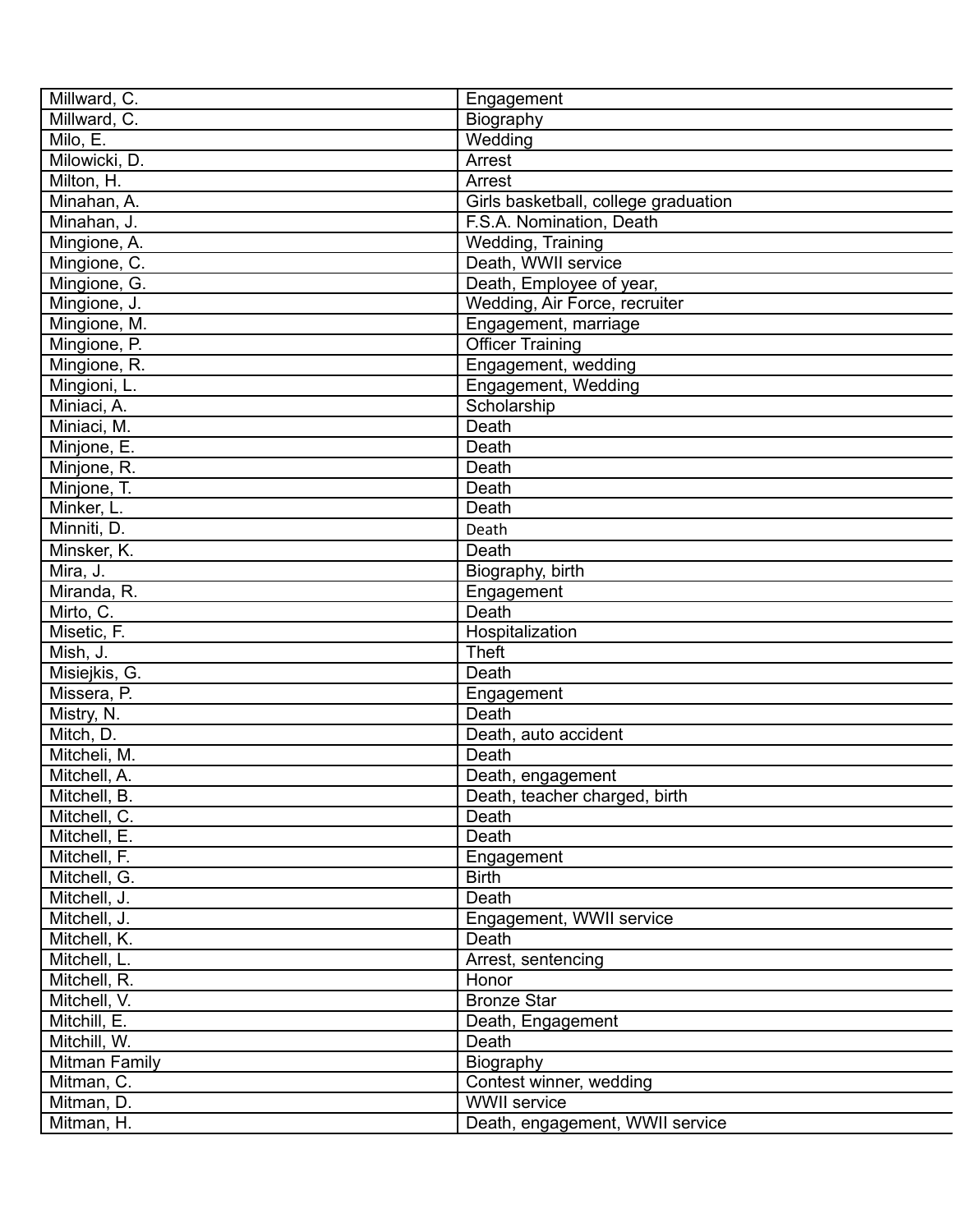| Millward, C. | Engagement |
|---|---|
| Millward, C. | Biography |
| Milo, E. | Wedding |
| Milowicki, D. | Arrest |
| Milton, H. | Arrest |
| Minahan, A. | Girls basketball, college graduation |
| Minahan, J. | F.S.A. Nomination, Death |
| Mingione, A. | Wedding, Training |
| Mingione, C. | Death, WWII service |
| Mingione, G. | Death, Employee of year, |
| Mingione, J. | Wedding, Air Force, recruiter |
| Mingione, M. | Engagement, marriage |
| Mingione, P. | Officer Training |
| Mingione, R. | Engagement, wedding |
| Mingioni, L. | Engagement, Wedding |
| Miniaci, A. | Scholarship |
| Miniaci, M. | Death |
| Minjone, E. | Death |
| Minjone, R. | Death |
| Minjone, T. | Death |
| Minker, L. | Death |
| Minniti, D. | Death |
| Minsker, K. | Death |
| Mira, J. | Biography, birth |
| Miranda, R. | Engagement |
| Mirto, C. | Death |
| Misetic, F. | Hospitalization |
| Mish, J. | Theft |
| Misiejkis, G. | Death |
| Missera, P. | Engagement |
| Mistry, N. | Death |
| Mitch, D. | Death, auto accident |
| Mitcheli, M. | Death |
| Mitchell, A. | Death, engagement |
| Mitchell, B. | Death, teacher charged, birth |
| Mitchell, C. | Death |
| Mitchell, E. | Death |
| Mitchell, F. | Engagement |
| Mitchell, G. | Birth |
| Mitchell, J. | Death |
| Mitchell, J. | Engagement, WWII service |
| Mitchell, K. | Death |
| Mitchell, L. | Arrest, sentencing |
| Mitchell, R. | Honor |
| Mitchell, V. | Bronze Star |
| Mitchill, E. | Death, Engagement |
| Mitchill, W. | Death |
| Mitman Family | Biography |
| Mitman, C. | Contest winner, wedding |
| Mitman, D. | WWII service |
| Mitman, H. | Death, engagement, WWII service |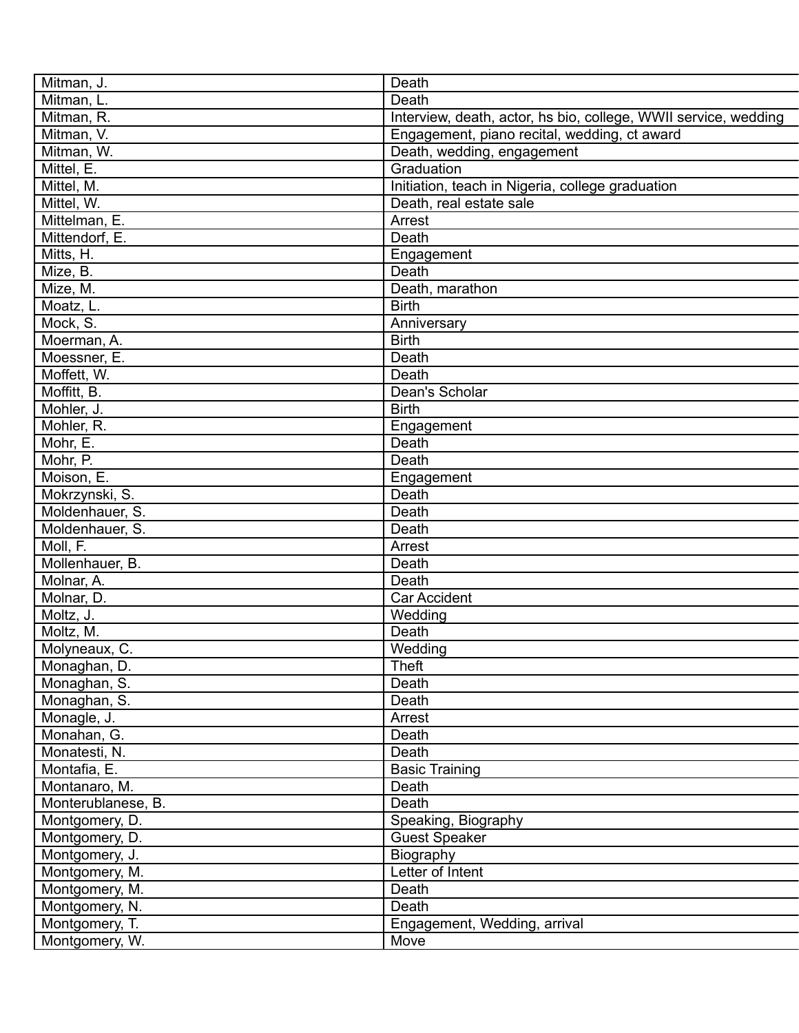| Mitman, J. | Death |
|---|---|
| Mitman, L. | Death |
| Mitman, R. | Interview, death, actor, hs bio, college, WWII service, wedding |
| Mitman, V. | Engagement, piano recital, wedding, ct award |
| Mitman, W. | Death, wedding, engagement |
| Mittel, E. | Graduation |
| Mittel, M. | Initiation, teach in Nigeria, college graduation |
| Mittel, W. | Death, real estate sale |
| Mittelman, E. | Arrest |
| Mittendorf, E. | Death |
| Mitts, H. | Engagement |
| Mize, B. | Death |
| Mize, M. | Death, marathon |
| Moatz, L. | Birth |
| Mock, S. | Anniversary |
| Moerman, A. | Birth |
| Moessner, E. | Death |
| Moffett, W. | Death |
| Moffitt, B. | Dean's Scholar |
| Mohler, J. | Birth |
| Mohler, R. | Engagement |
| Mohr, E. | Death |
| Mohr, P. | Death |
| Moison, E. | Engagement |
| Mokrzynski, S. | Death |
| Moldenhauer, S. | Death |
| Moldenhauer, S. | Death |
| Moll, F. | Arrest |
| Mollenhauer, B. | Death |
| Molnar, A. | Death |
| Molnar, D. | Car Accident |
| Moltz, J. | Wedding |
| Moltz, M. | Death |
| Molyneaux, C. | Wedding |
| Monaghan, D. | Theft |
| Monaghan, S. | Death |
| Monaghan, S. | Death |
| Monagle, J. | Arrest |
| Monahan, G. | Death |
| Monatesti, N. | Death |
| Montafia, E. | Basic Training |
| Montanaro, M. | Death |
| Monterublanese, B. | Death |
| Montgomery, D. | Speaking, Biography |
| Montgomery, D. | Guest Speaker |
| Montgomery, J. | Biography |
| Montgomery, M. | Letter of Intent |
| Montgomery, M. | Death |
| Montgomery, N. | Death |
| Montgomery, T. | Engagement, Wedding, arrival |
| Montgomery, W. | Move |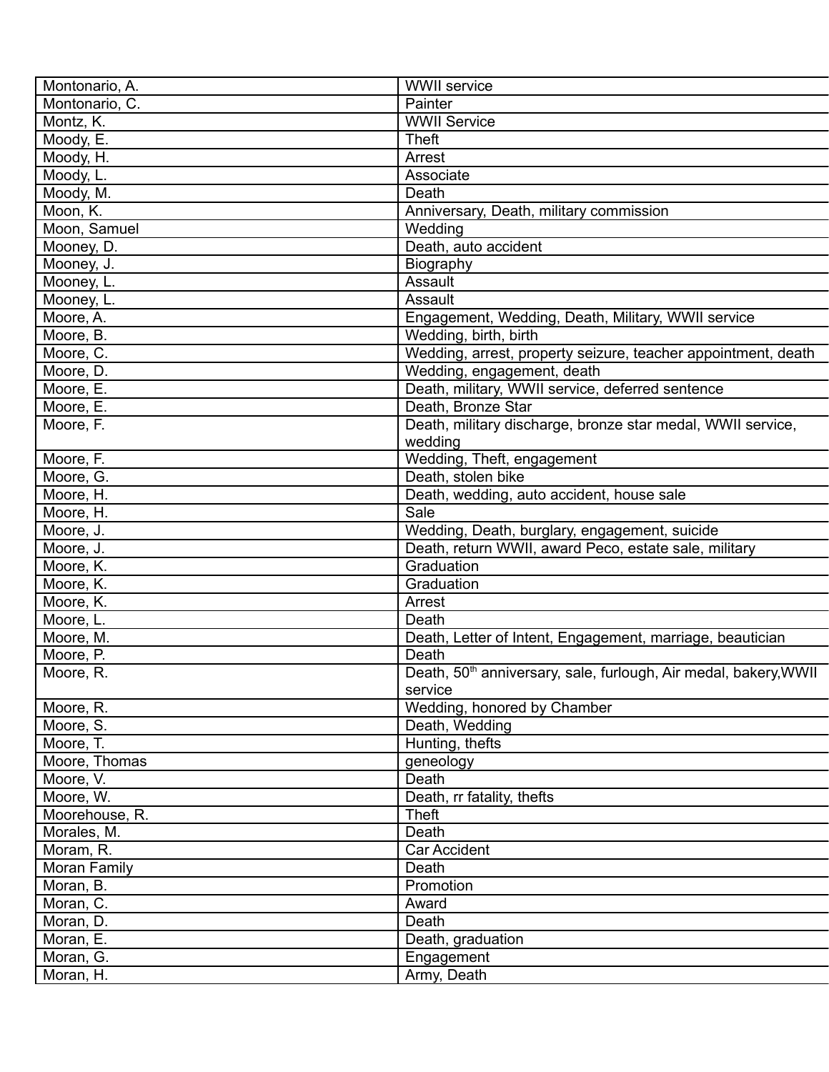| Montonario, A. | WWII service |
|---|---|
| Montonario, C. | Painter |
| Montz, K. | WWII Service |
| Moody, E. | Theft |
| Moody, H. | Arrest |
| Moody, L. | Associate |
| Moody, M. | Death |
| Moon, K. | Anniversary, Death, military commission |
| Moon, Samuel | Wedding |
| Mooney, D. | Death, auto accident |
| Mooney, J. | Biography |
| Mooney, L. | Assault |
| Mooney, L. | Assault |
| Moore, A. | Engagement, Wedding, Death, Military, WWII service |
| Moore, B. | Wedding, birth, birth |
| Moore, C. | Wedding, arrest, property seizure, teacher appointment, death |
| Moore, D. | Wedding, engagement, death |
| Moore, E. | Death, military, WWII service, deferred sentence |
| Moore, E. | Death, Bronze Star |
| Moore, F. | Death, military discharge, bronze star medal, WWII service, wedding |
| Moore, F. | Wedding, Theft, engagement |
| Moore, G. | Death, stolen bike |
| Moore, H. | Death, wedding, auto accident, house sale |
| Moore, H. | Sale |
| Moore, J. | Wedding, Death, burglary, engagement, suicide |
| Moore, J. | Death, return WWII, award Peco, estate sale, military |
| Moore, K. | Graduation |
| Moore, K. | Graduation |
| Moore, K. | Arrest |
| Moore, L. | Death |
| Moore, M. | Death, Letter of Intent, Engagement, marriage, beautician |
| Moore, P. | Death |
| Moore, R. | Death, 50th anniversary, sale, furlough, Air medal, bakery,WWII service |
| Moore, R. | Wedding, honored by Chamber |
| Moore, S. | Death, Wedding |
| Moore, T. | Hunting, thefts |
| Moore, Thomas | geneology |
| Moore, V. | Death |
| Moore, W. | Death, rr fatality, thefts |
| Moorehouse, R. | Theft |
| Morales, M. | Death |
| Moram, R. | Car Accident |
| Moran Family | Death |
| Moran, B. | Promotion |
| Moran, C. | Award |
| Moran, D. | Death |
| Moran, E. | Death, graduation |
| Moran, G. | Engagement |
| Moran, H. | Army, Death |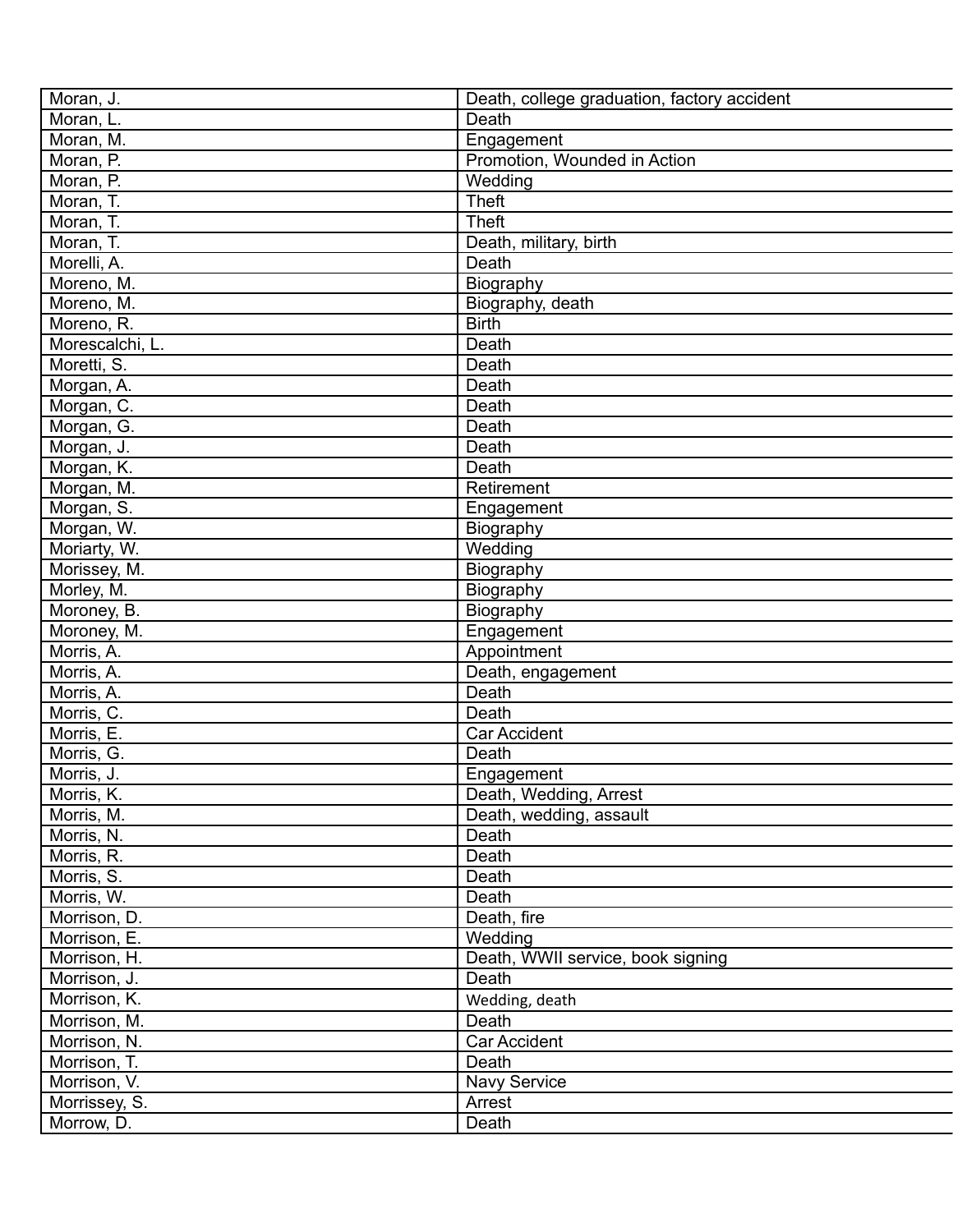| Moran, J. | Death, college graduation, factory accident |
|---|---|
| Moran, L. | Death |
| Moran, M. | Engagement |
| Moran, P. | Promotion, Wounded in Action |
| Moran, P. | Wedding |
| Moran, T. | Theft |
| Moran, T. | Theft |
| Moran, T. | Death, military, birth |
| Morelli, A. | Death |
| Moreno, M. | Biography |
| Moreno, M. | Biography, death |
| Moreno, R. | Birth |
| Morescalchi, L. | Death |
| Moretti, S. | Death |
| Morgan, A. | Death |
| Morgan, C. | Death |
| Morgan, G. | Death |
| Morgan, J. | Death |
| Morgan, K. | Death |
| Morgan, M. | Retirement |
| Morgan, S. | Engagement |
| Morgan, W. | Biography |
| Moriarty, W. | Wedding |
| Morissey, M. | Biography |
| Morley, M. | Biography |
| Moroney, B. | Biography |
| Moroney, M. | Engagement |
| Morris, A. | Appointment |
| Morris, A. | Death, engagement |
| Morris, A. | Death |
| Morris, C. | Death |
| Morris, E. | Car Accident |
| Morris, G. | Death |
| Morris, J. | Engagement |
| Morris, K. | Death, Wedding, Arrest |
| Morris, M. | Death, wedding, assault |
| Morris, N. | Death |
| Morris, R. | Death |
| Morris, S. | Death |
| Morris, W. | Death |
| Morrison, D. | Death, fire |
| Morrison, E. | Wedding |
| Morrison, H. | Death, WWII service, book signing |
| Morrison, J. | Death |
| Morrison, K. | Wedding, death |
| Morrison, M. | Death |
| Morrison, N. | Car Accident |
| Morrison, T. | Death |
| Morrison, V. | Navy Service |
| Morrissey, S. | Arrest |
| Morrow, D. | Death |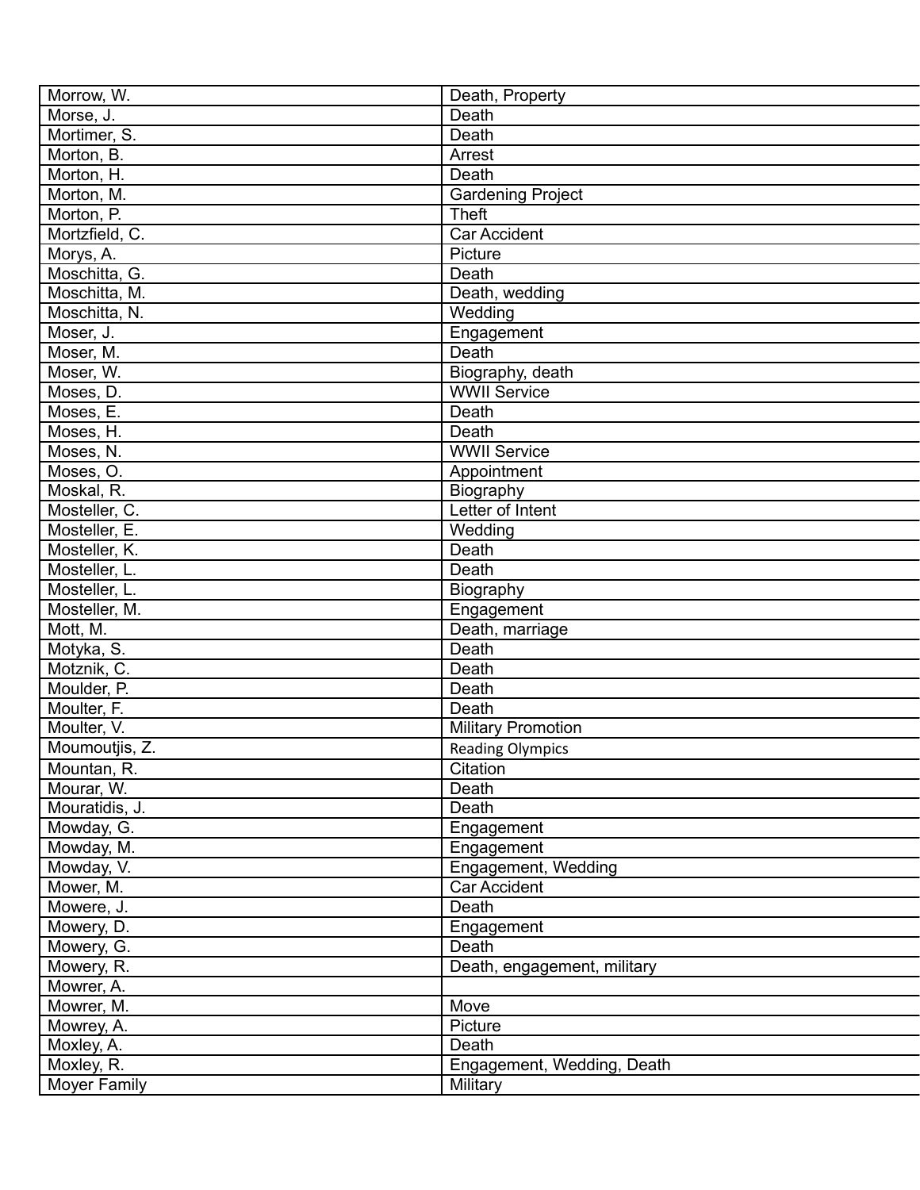| | |
|---|---|
| Morrow, W. | Death, Property |
| Morse, J. | Death |
| Mortimer, S. | Death |
| Morton, B. | Arrest |
| Morton, H. | Death |
| Morton, M. | Gardening Project |
| Morton, P. | Theft |
| Mortzfield, C. | Car Accident |
| Morys, A. | Picture |
| Moschitta, G. | Death |
| Moschitta, M. | Death, wedding |
| Moschitta, N. | Wedding |
| Moser, J. | Engagement |
| Moser, M. | Death |
| Moser, W. | Biography, death |
| Moses, D. | WWII Service |
| Moses, E. | Death |
| Moses, H. | Death |
| Moses, N. | WWII Service |
| Moses, O. | Appointment |
| Moskal, R. | Biography |
| Mosteller, C. | Letter of Intent |
| Mosteller, E. | Wedding |
| Mosteller, K. | Death |
| Mosteller, L. | Death |
| Mosteller, L. | Biography |
| Mosteller, M. | Engagement |
| Mott, M. | Death, marriage |
| Motyka, S. | Death |
| Motznik, C. | Death |
| Moulder, P. | Death |
| Moulter, F. | Death |
| Moulter, V. | Military Promotion |
| Moumoutjis, Z. | Reading Olympics |
| Mountan, R. | Citation |
| Mourar, W. | Death |
| Mouratidis, J. | Death |
| Mowday, G. | Engagement |
| Mowday, M. | Engagement |
| Mowday, V. | Engagement, Wedding |
| Mower, M. | Car Accident |
| Mowere, J. | Death |
| Mowery, D. | Engagement |
| Mowery, G. | Death |
| Mowery, R. | Death, engagement, military |
| Mowrer, A. | |
| Mowrer, M. | Move |
| Mowrey, A. | Picture |
| Moxley, A. | Death |
| Moxley, R. | Engagement, Wedding, Death |
| Moyer Family | Military |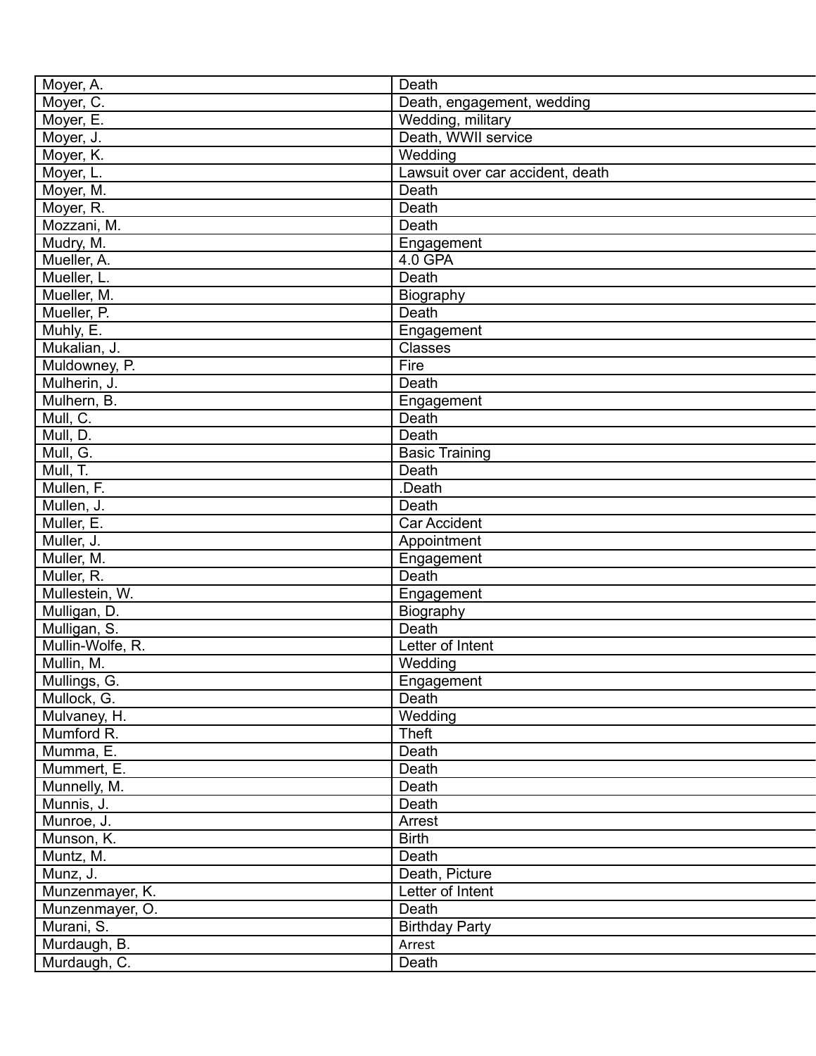| Moyer, A. | Death |
|---|---|
| Moyer, C. | Death, engagement, wedding |
| Moyer, E. | Wedding, military |
| Moyer, J. | Death, WWII service |
| Moyer, K. | Wedding |
| Moyer, L. | Lawsuit over car accident, death |
| Moyer, M. | Death |
| Moyer, R. | Death |
| Mozzani, M. | Death |
| Mudry, M. | Engagement |
| Mueller, A. | 4.0 GPA |
| Mueller, L. | Death |
| Mueller, M. | Biography |
| Mueller, P. | Death |
| Muhly, E. | Engagement |
| Mukalian, J. | Classes |
| Muldowney, P. | Fire |
| Mulherin, J. | Death |
| Mulhern, B. | Engagement |
| Mull, C. | Death |
| Mull, D. | Death |
| Mull, G. | Basic Training |
| Mull, T. | Death |
| Mullen, F. | .Death |
| Mullen, J. | Death |
| Muller, E. | Car Accident |
| Muller, J. | Appointment |
| Muller, M. | Engagement |
| Muller, R. | Death |
| Mullestein, W. | Engagement |
| Mulligan, D. | Biography |
| Mulligan, S. | Death |
| Mullin-Wolfe, R. | Letter of Intent |
| Mullin, M. | Wedding |
| Mullings, G. | Engagement |
| Mullock, G. | Death |
| Mulvaney, H. | Wedding |
| Mumford R. | Theft |
| Mumma, E. | Death |
| Mummert, E. | Death |
| Munnelly, M. | Death |
| Munnis, J. | Death |
| Munroe, J. | Arrest |
| Munson, K. | Birth |
| Muntz, M. | Death |
| Munz, J. | Death, Picture |
| Munzenmayer, K. | Letter of Intent |
| Munzenmayer, O. | Death |
| Murani, S. | Birthday Party |
| Murdaugh, B. | Arrest |
| Murdaugh, C. | Death |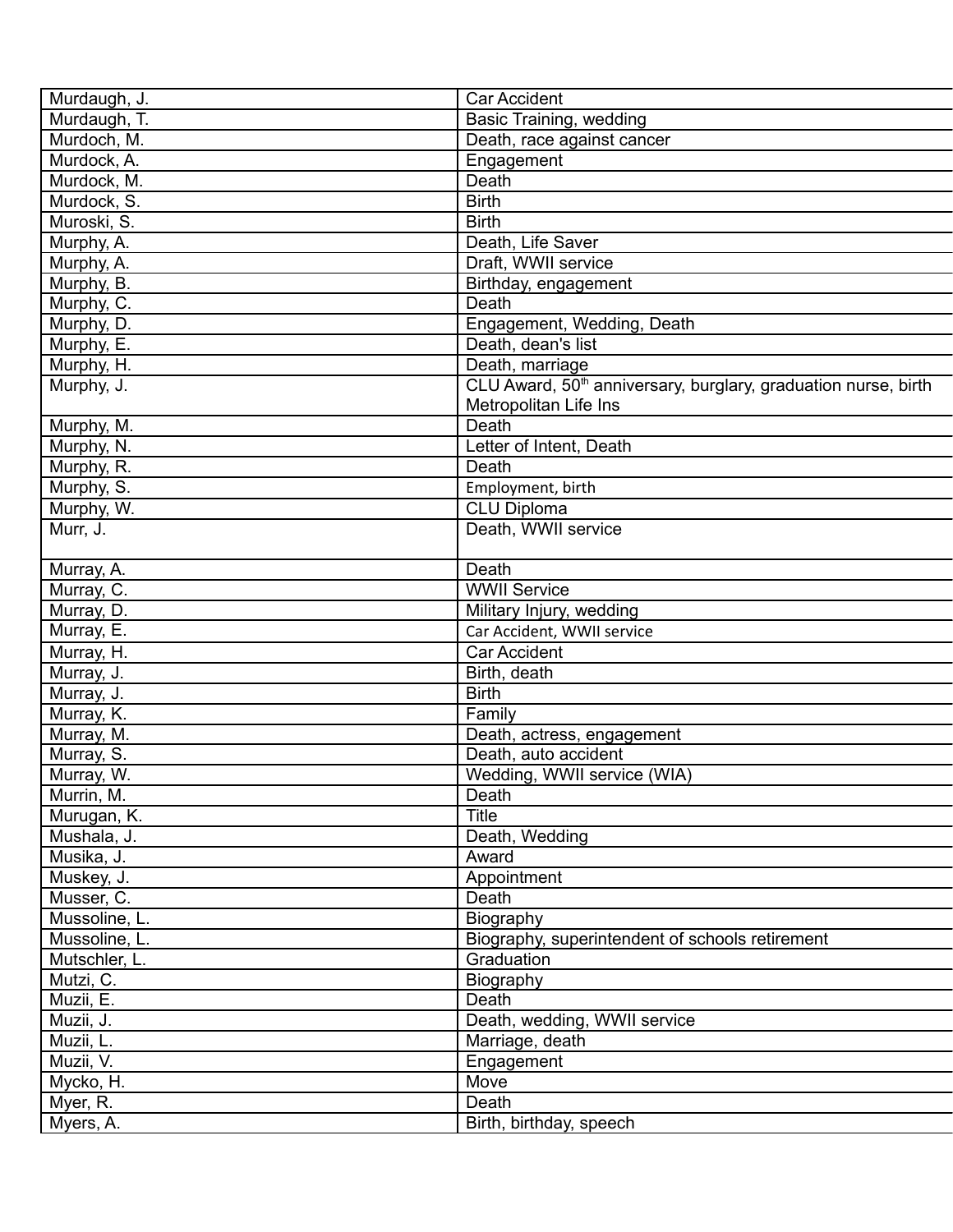| | |
|---|---|
| Murdaugh, J. | Car Accident |
| Murdaugh, T. | Basic Training, wedding |
| Murdoch, M. | Death, race against cancer |
| Murdock, A. | Engagement |
| Murdock, M. | Death |
| Murdock, S. | Birth |
| Muroski, S. | Birth |
| Murphy, A. | Death, Life Saver |
| Murphy, A. | Draft, WWII service |
| Murphy, B. | Birthday, engagement |
| Murphy, C. | Death |
| Murphy, D. | Engagement, Wedding, Death |
| Murphy, E. | Death, dean's list |
| Murphy, H. | Death, marriage |
| Murphy, J. | CLU Award, 50th anniversary, burglary, graduation nurse, birth Metropolitan Life Ins |
| Murphy, M. | Death |
| Murphy, N. | Letter of Intent, Death |
| Murphy, R. | Death |
| Murphy, S. | Employment, birth |
| Murphy, W. | CLU Diploma |
| Murr, J. | Death, WWII service |
| Murray, A. | Death |
| Murray, C. | WWII Service |
| Murray, D. | Military Injury, wedding |
| Murray, E. | Car Accident, WWII service |
| Murray, H. | Car Accident |
| Murray, J. | Birth, death |
| Murray, J. | Birth |
| Murray, K. | Family |
| Murray, M. | Death, actress, engagement |
| Murray, S. | Death, auto accident |
| Murray, W. | Wedding, WWII service (WIA) |
| Murrin, M. | Death |
| Murugan, K. | Title |
| Mushala, J. | Death, Wedding |
| Musika, J. | Award |
| Muskey, J. | Appointment |
| Musser, C. | Death |
| Mussoline, L. | Biography |
| Mussoline, L. | Biography, superintendent of schools retirement |
| Mutschler, L. | Graduation |
| Mutzi, C. | Biography |
| Muzii, E. | Death |
| Muzii, J. | Death, wedding, WWII service |
| Muzii, L. | Marriage, death |
| Muzii, V. | Engagement |
| Mycko, H. | Move |
| Myer, R. | Death |
| Myers, A. | Birth, birthday, speech |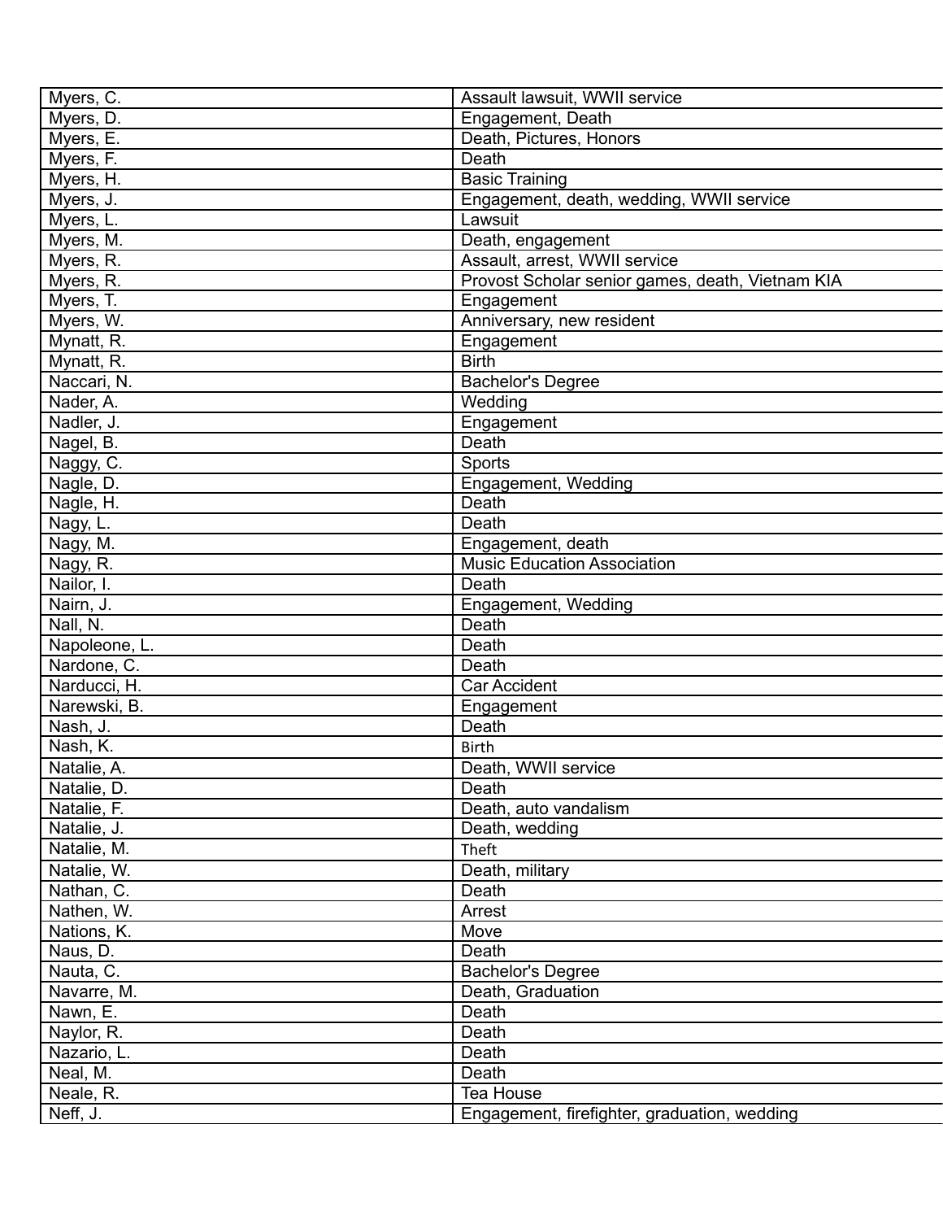| Myers, C. | Assault lawsuit, WWII service |
|---|---|
| Myers, D. | Engagement, Death |
| Myers, E. | Death, Pictures, Honors |
| Myers, F. | Death |
| Myers, H. | Basic Training |
| Myers, J. | Engagement, death, wedding, WWII service |
| Myers, L. | Lawsuit |
| Myers, M. | Death, engagement |
| Myers, R. | Assault, arrest, WWII service |
| Myers, R. | Provost Scholar senior games, death, Vietnam KIA |
| Myers, T. | Engagement |
| Myers, W. | Anniversary, new resident |
| Mynatt, R. | Engagement |
| Mynatt, R. | Birth |
| Naccari, N. | Bachelor's Degree |
| Nader, A. | Wedding |
| Nadler, J. | Engagement |
| Nagel, B. | Death |
| Naggy, C. | Sports |
| Nagle, D. | Engagement, Wedding |
| Nagle, H. | Death |
| Nagy, L. | Death |
| Nagy, M. | Engagement, death |
| Nagy, R. | Music Education Association |
| Nailor, I. | Death |
| Nairn, J. | Engagement, Wedding |
| Nall, N. | Death |
| Napoleone, L. | Death |
| Nardone, C. | Death |
| Narducci, H. | Car Accident |
| Narewski, B. | Engagement |
| Nash, J. | Death |
| Nash, K. | Birth |
| Natalie, A. | Death, WWII service |
| Natalie, D. | Death |
| Natalie, F. | Death, auto vandalism |
| Natalie, J. | Death, wedding |
| Natalie, M. | Theft |
| Natalie, W. | Death, military |
| Nathan, C. | Death |
| Nathen, W. | Arrest |
| Nations, K. | Move |
| Naus, D. | Death |
| Nauta, C. | Bachelor's Degree |
| Navarre, M. | Death, Graduation |
| Nawn, E. | Death |
| Naylor, R. | Death |
| Nazario, L. | Death |
| Neal, M. | Death |
| Neale, R. | Tea House |
| Neff, J. | Engagement, firefighter, graduation, wedding |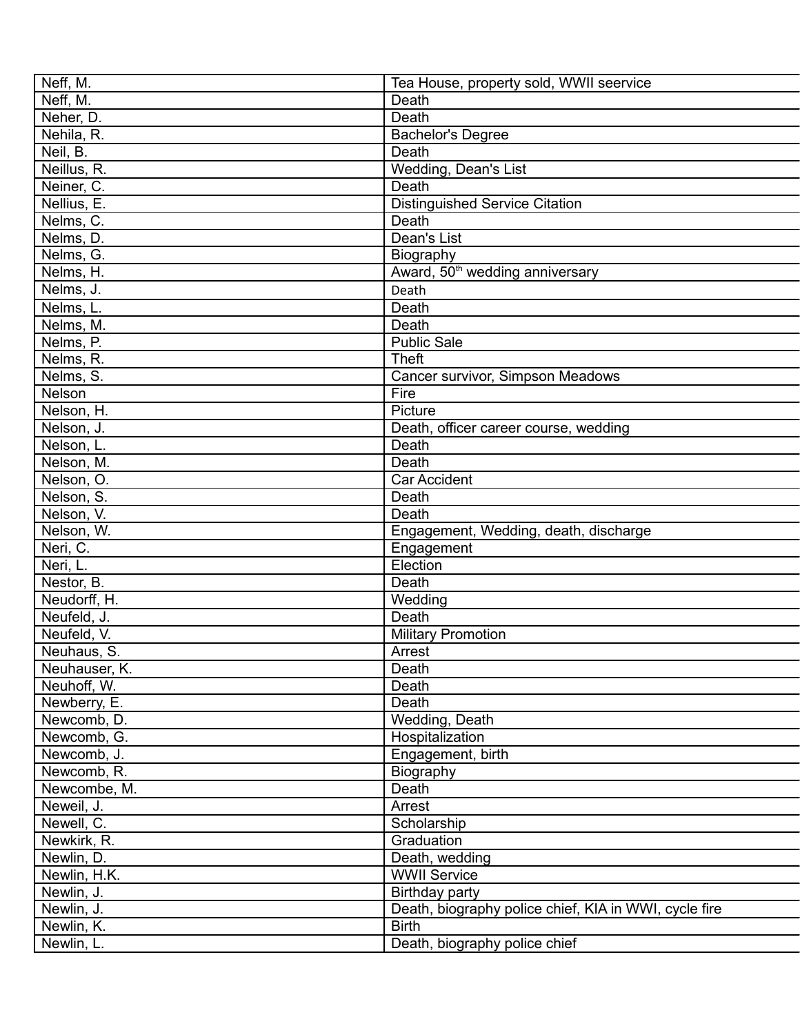| Neff, M. | Tea House, property sold, WWII seervice |
|---|---|
| Neff, M. | Death |
| Neher, D. | Death |
| Nehila, R. | Bachelor's Degree |
| Neil, B. | Death |
| Neillus, R. | Wedding, Dean's List |
| Neiner, C. | Death |
| Nellius, E. | Distinguished Service Citation |
| Nelms, C. | Death |
| Nelms, D. | Dean's List |
| Nelms, G. | Biography |
| Nelms, H. | Award, 50th wedding anniversary |
| Nelms, J. | Death |
| Nelms, L. | Death |
| Nelms, M. | Death |
| Nelms, P. | Public Sale |
| Nelms, R. | Theft |
| Nelms, S. | Cancer survivor, Simpson Meadows |
| Nelson | Fire |
| Nelson, H. | Picture |
| Nelson, J. | Death, officer career course, wedding |
| Nelson, L. | Death |
| Nelson, M. | Death |
| Nelson, O. | Car Accident |
| Nelson, S. | Death |
| Nelson, V. | Death |
| Nelson, W. | Engagement, Wedding, death, discharge |
| Neri, C. | Engagement |
| Neri, L. | Election |
| Nestor, B. | Death |
| Neudorff, H. | Wedding |
| Neufeld, J. | Death |
| Neufeld, V. | Military Promotion |
| Neuhaus, S. | Arrest |
| Neuhauser, K. | Death |
| Neuhoff, W. | Death |
| Newberry, E. | Death |
| Newcomb, D. | Wedding, Death |
| Newcomb, G. | Hospitalization |
| Newcomb, J. | Engagement, birth |
| Newcomb, R. | Biography |
| Newcombe, M. | Death |
| Neweil, J. | Arrest |
| Newell, C. | Scholarship |
| Newkirk, R. | Graduation |
| Newlin, D. | Death, wedding |
| Newlin, H.K. | WWII Service |
| Newlin, J. | Birthday party |
| Newlin, J. | Death, biography police chief, KIA in WWI, cycle fire |
| Newlin, K. | Birth |
| Newlin, L. | Death, biography police chief |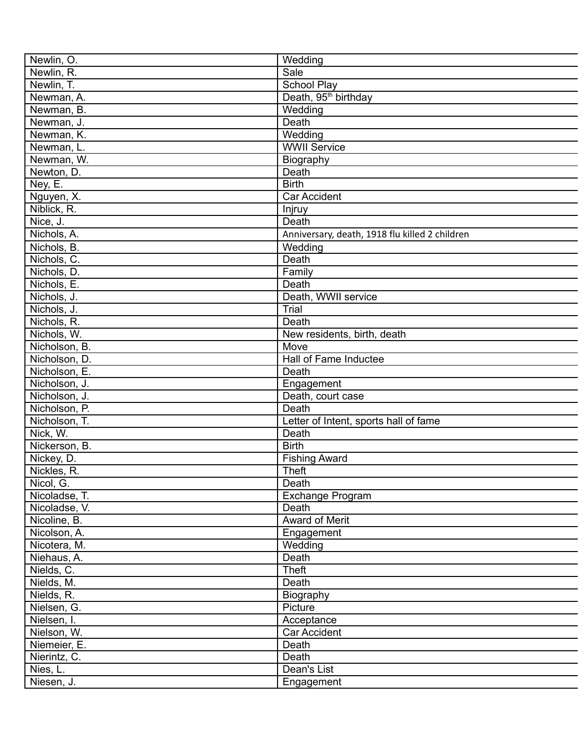| Newlin, O. | Wedding |
|---|---|
| Newlin, R. | Sale |
| Newlin, T. | School Play |
| Newman, A. | Death, 95th birthday |
| Newman, B. | Wedding |
| Newman, J. | Death |
| Newman, K. | Wedding |
| Newman, L. | WWII Service |
| Newman, W. | Biography |
| Newton, D. | Death |
| Ney, E. | Birth |
| Nguyen, X. | Car Accident |
| Niblick, R. | Injruy |
| Nice, J. | Death |
| Nichols, A. | Anniversary, death, 1918 flu killed 2 children |
| Nichols, B. | Wedding |
| Nichols, C. | Death |
| Nichols, D. | Family |
| Nichols, E. | Death |
| Nichols, J. | Death, WWII service |
| Nichols, J. | Trial |
| Nichols, R. | Death |
| Nichols, W. | New residents, birth, death |
| Nicholson, B. | Move |
| Nicholson, D. | Hall of Fame Inductee |
| Nicholson, E. | Death |
| Nicholson, J. | Engagement |
| Nicholson, J. | Death, court case |
| Nicholson, P. | Death |
| Nicholson, T. | Letter of Intent, sports hall of fame |
| Nick, W. | Death |
| Nickerson, B. | Birth |
| Nickey, D. | Fishing Award |
| Nickles, R. | Theft |
| Nicol, G. | Death |
| Nicoladse, T. | Exchange Program |
| Nicoladse, V. | Death |
| Nicoline, B. | Award of Merit |
| Nicolson, A. | Engagement |
| Nicotera, M. | Wedding |
| Niehaus, A. | Death |
| Nields, C. | Theft |
| Nields, M. | Death |
| Nields, R. | Biography |
| Nielsen, G. | Picture |
| Nielsen, I. | Acceptance |
| Nielson, W. | Car Accident |
| Niemeier, E. | Death |
| Nierintz, C. | Death |
| Nies, L. | Dean's List |
| Niesen, J. | Engagement |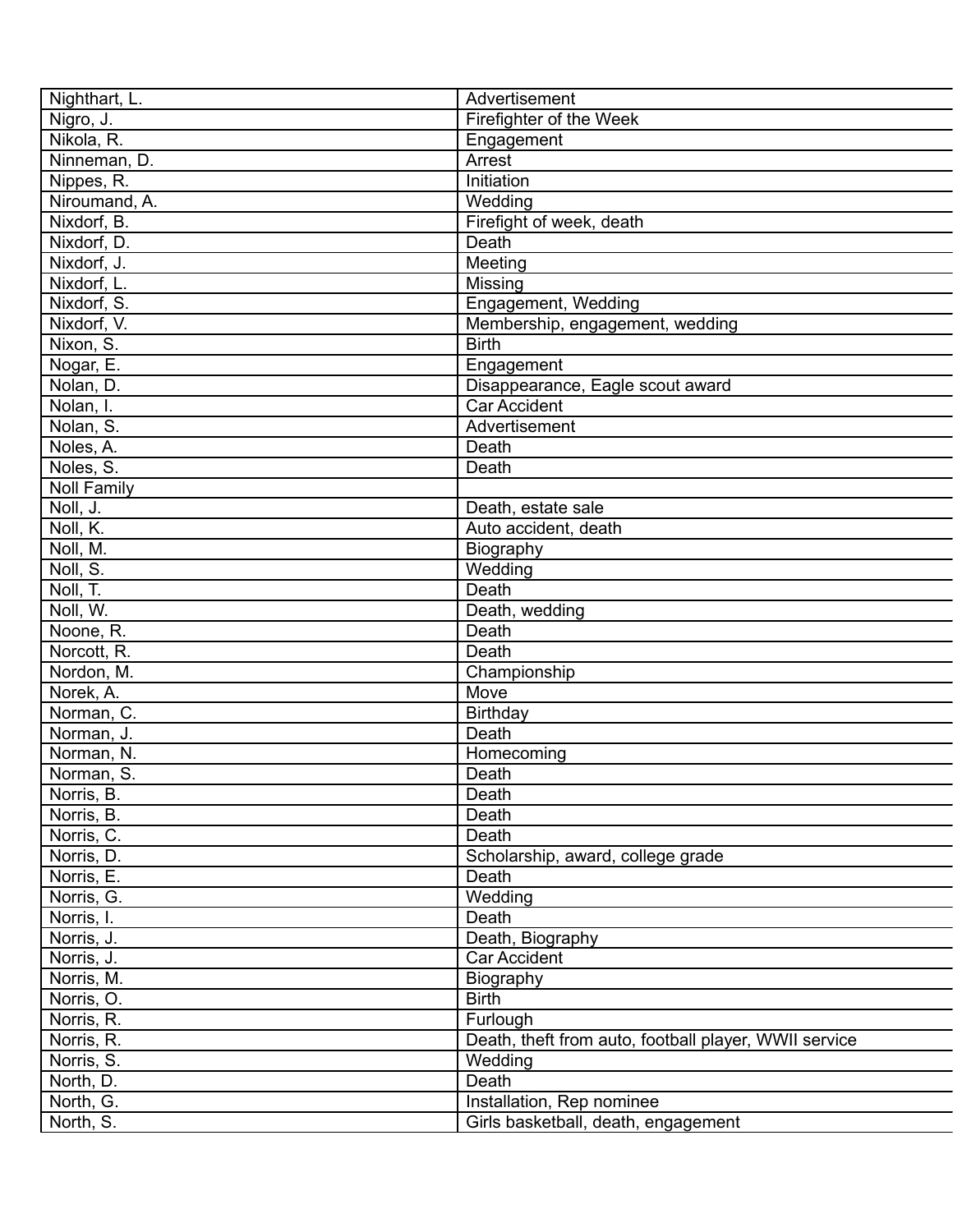| Nighthart, L. | Advertisement |
|---|---|
| Nigro, J. | Firefighter of the Week |
| Nikola, R. | Engagement |
| Ninneman, D. | Arrest |
| Nippes, R. | Initiation |
| Niroumand, A. | Wedding |
| Nixdorf, B. | Firefight of week, death |
| Nixdorf, D. | Death |
| Nixdorf, J. | Meeting |
| Nixdorf, L. | Missing |
| Nixdorf, S. | Engagement, Wedding |
| Nixdorf, V. | Membership, engagement, wedding |
| Nixon, S. | Birth |
| Nogar, E. | Engagement |
| Nolan, D. | Disappearance, Eagle scout award |
| Nolan, I. | Car Accident |
| Nolan, S. | Advertisement |
| Noles, A. | Death |
| Noles, S. | Death |
| Noll Family | |
| Noll, J. | Death, estate sale |
| Noll, K. | Auto accident, death |
| Noll, M. | Biography |
| Noll, S. | Wedding |
| Noll, T. | Death |
| Noll, W. | Death, wedding |
| Noone, R. | Death |
| Norcott, R. | Death |
| Nordon, M. | Championship |
| Norek, A. | Move |
| Norman, C. | Birthday |
| Norman, J. | Death |
| Norman, N. | Homecoming |
| Norman, S. | Death |
| Norris, B. | Death |
| Norris, B. | Death |
| Norris, C. | Death |
| Norris, D. | Scholarship, award, college grade |
| Norris, E. | Death |
| Norris, G. | Wedding |
| Norris, I. | Death |
| Norris, J. | Death, Biography |
| Norris, J. | Car Accident |
| Norris, M. | Biography |
| Norris, O. | Birth |
| Norris, R. | Furlough |
| Norris, R. | Death, theft from auto, football player, WWII service |
| Norris, S. | Wedding |
| North, D. | Death |
| North, G. | Installation, Rep nominee |
| North, S. | Girls basketball, death, engagement |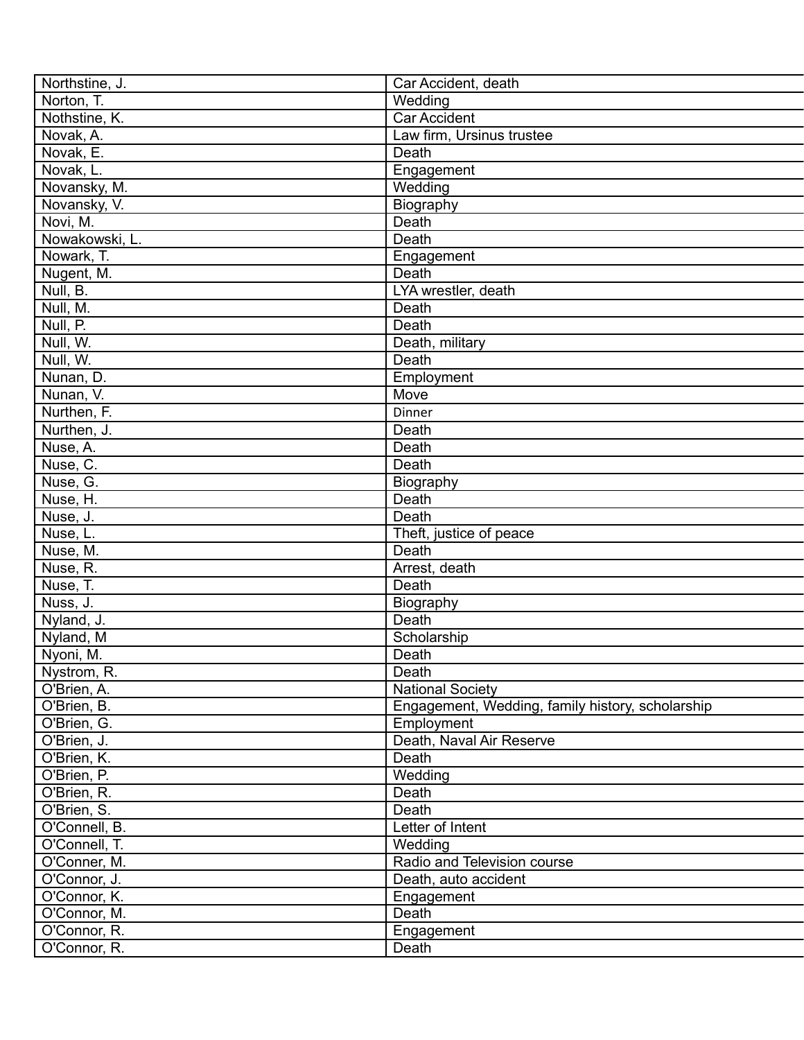| | |
|---|---|
| Northstine, J. | Car Accident, death |
| Norton, T. | Wedding |
| Nothstine, K. | Car Accident |
| Novak, A. | Law firm, Ursinus trustee |
| Novak, E. | Death |
| Novak, L. | Engagement |
| Novansky, M. | Wedding |
| Novansky, V. | Biography |
| Novi, M. | Death |
| Nowakowski, L. | Death |
| Nowark, T. | Engagement |
| Nugent, M. | Death |
| Null, B. | LYA wrestler, death |
| Null, M. | Death |
| Null, P. | Death |
| Null, W. | Death, military |
| Null, W. | Death |
| Nunan, D. | Employment |
| Nunan, V. | Move |
| Nurthen, F. | Dinner |
| Nurthen, J. | Death |
| Nuse, A. | Death |
| Nuse, C. | Death |
| Nuse, G. | Biography |
| Nuse, H. | Death |
| Nuse, J. | Death |
| Nuse, L. | Theft, justice of peace |
| Nuse, M. | Death |
| Nuse, R. | Arrest, death |
| Nuse, T. | Death |
| Nuss, J. | Biography |
| Nyland, J. | Death |
| Nyland, M | Scholarship |
| Nyoni, M. | Death |
| Nystrom, R. | Death |
| O'Brien, A. | National Society |
| O'Brien, B. | Engagement, Wedding, family history, scholarship |
| O'Brien, G. | Employment |
| O'Brien, J. | Death, Naval Air Reserve |
| O'Brien, K. | Death |
| O'Brien, P. | Wedding |
| O'Brien, R. | Death |
| O'Brien, S. | Death |
| O'Connell, B. | Letter of Intent |
| O'Connell, T. | Wedding |
| O'Conner, M. | Radio and Television course |
| O'Connor, J. | Death, auto accident |
| O'Connor, K. | Engagement |
| O'Connor, M. | Death |
| O'Connor, R. | Engagement |
| O'Connor, R. | Death |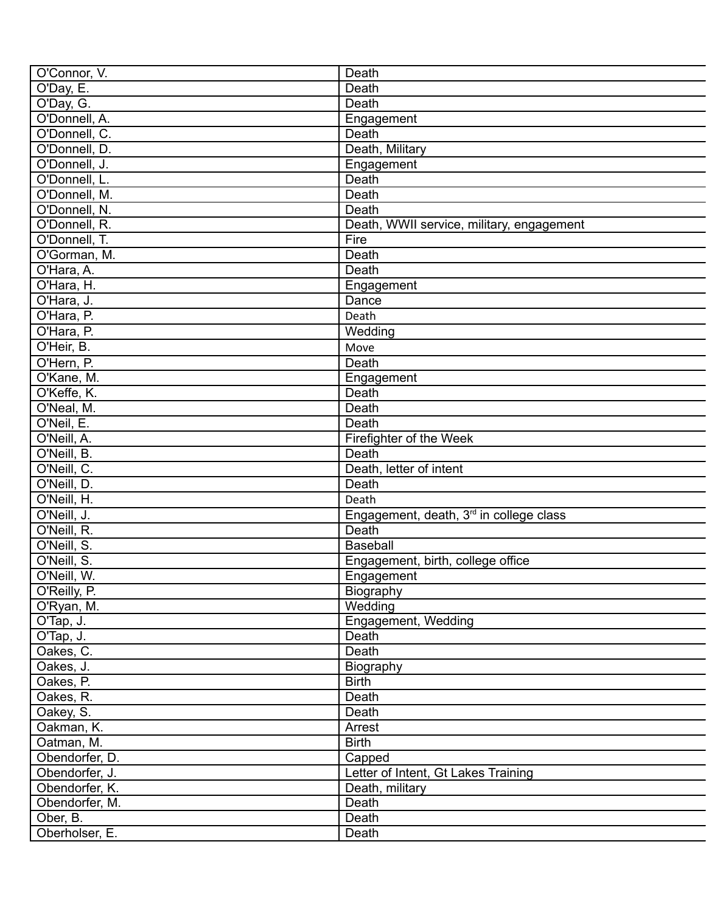| | |
|---|---|
| O'Connor, V. | Death |
| O'Day, E. | Death |
| O'Day, G. | Death |
| O'Donnell, A. | Engagement |
| O'Donnell, C. | Death |
| O'Donnell, D. | Death, Military |
| O'Donnell, J. | Engagement |
| O'Donnell, L. | Death |
| O'Donnell, M. | Death |
| O'Donnell, N. | Death |
| O'Donnell, R. | Death, WWII service, military, engagement |
| O'Donnell, T. | Fire |
| O'Gorman, M. | Death |
| O'Hara, A. | Death |
| O'Hara, H. | Engagement |
| O'Hara, J. | Dance |
| O'Hara, P. | Death |
| O'Hara, P. | Wedding |
| O'Heir, B. | Move |
| O'Hern, P. | Death |
| O'Kane, M. | Engagement |
| O'Keffe, K. | Death |
| O'Neal, M. | Death |
| O'Neil, E. | Death |
| O'Neill, A. | Firefighter of the Week |
| O'Neill, B. | Death |
| O'Neill, C. | Death, letter of intent |
| O'Neill, D. | Death |
| O'Neill, H. | Death |
| O'Neill, J. | Engagement, death, 3rd in college class |
| O'Neill, R. | Death |
| O'Neill, S. | Baseball |
| O'Neill, S. | Engagement, birth, college office |
| O'Neill, W. | Engagement |
| O'Reilly, P. | Biography |
| O'Ryan, M. | Wedding |
| O'Tap, J. | Engagement, Wedding |
| O'Tap, J. | Death |
| Oakes, C. | Death |
| Oakes, J. | Biography |
| Oakes, P. | Birth |
| Oakes, R. | Death |
| Oakey, S. | Death |
| Oakman, K. | Arrest |
| Oatman, M. | Birth |
| Obendorfer, D. | Capped |
| Obendorfer, J. | Letter of Intent, Gt Lakes Training |
| Obendorfer, K. | Death, military |
| Obendorfer, M. | Death |
| Ober, B. | Death |
| Oberholser, E. | Death |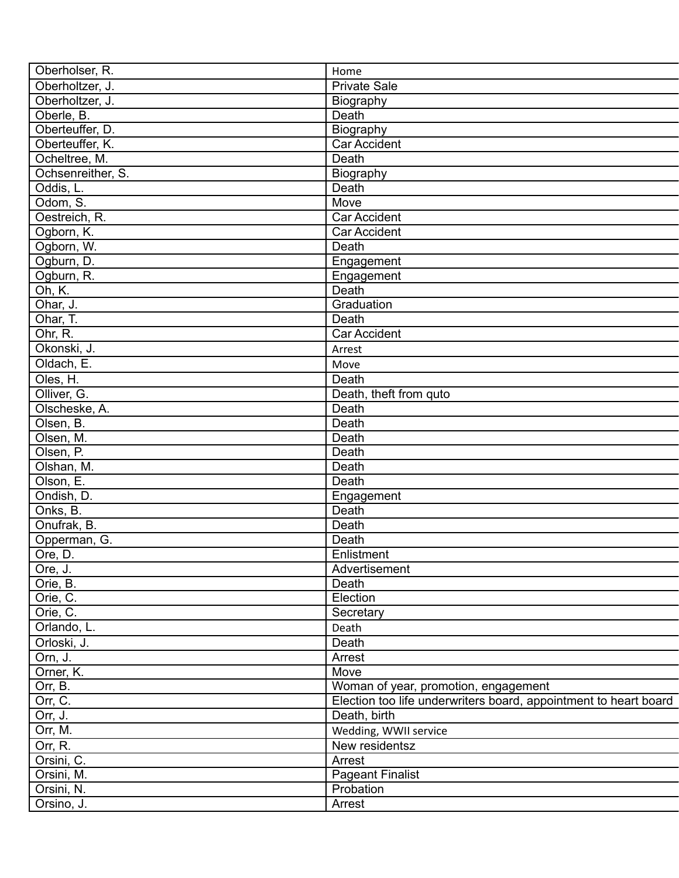| Oberholser, R. | Home |
|---|---|
| Oberholtzer, J. | Private Sale |
| Oberholtzer, J. | Biography |
| Oberle, B. | Death |
| Oberteuffer, D. | Biography |
| Oberteuffer, K. | Car Accident |
| Ocheltree, M. | Death |
| Ochsenreither, S. | Biography |
| Oddis, L. | Death |
| Odom, S. | Move |
| Oestreich, R. | Car Accident |
| Ogborn, K. | Car Accident |
| Ogborn, W. | Death |
| Ogburn, D. | Engagement |
| Ogburn, R. | Engagement |
| Oh, K. | Death |
| Ohar, J. | Graduation |
| Ohar, T. | Death |
| Ohr, R. | Car Accident |
| Okonski, J. | Arrest |
| Oldach, E. | Move |
| Oles, H. | Death |
| Olliver, G. | Death, theft from quto |
| Olscheske, A. | Death |
| Olsen, B. | Death |
| Olsen, M. | Death |
| Olsen, P. | Death |
| Olshan, M. | Death |
| Olson, E. | Death |
| Ondish, D. | Engagement |
| Onks, B. | Death |
| Onufrak, B. | Death |
| Opperman, G. | Death |
| Ore, D. | Enlistment |
| Ore, J. | Advertisement |
| Orie, B. | Death |
| Orie, C. | Election |
| Orie, C. | Secretary |
| Orlando, L. | Death |
| Orloski, J. | Death |
| Orn, J. | Arrest |
| Orner, K. | Move |
| Orr, B. | Woman of year, promotion, engagement |
| Orr, C. | Election too life underwriters board, appointment to heart board |
| Orr, J. | Death, birth |
| Orr, M. | Wedding, WWII service |
| Orr, R. | New residentsz |
| Orsini, C. | Arrest |
| Orsini, M. | Pageant Finalist |
| Orsini, N. | Probation |
| Orsino, J. | Arrest |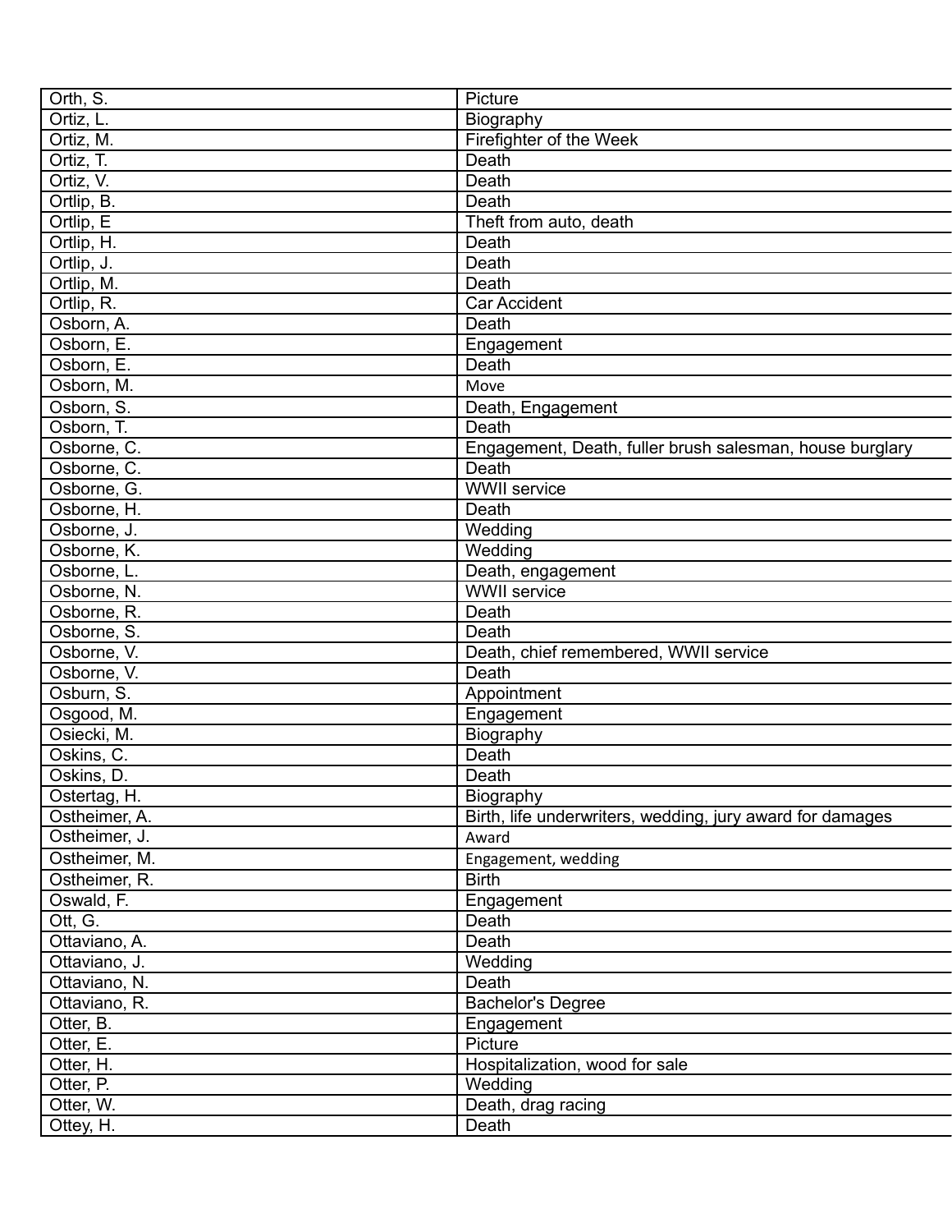| Orth, S. | Picture |
|---|---|
| Ortiz, L. | Biography |
| Ortiz, M. | Firefighter of the Week |
| Ortiz, T. | Death |
| Ortiz, V. | Death |
| Ortlip, B. | Death |
| Ortlip, E | Theft from auto, death |
| Ortlip, H. | Death |
| Ortlip, J. | Death |
| Ortlip, M. | Death |
| Ortlip, R. | Car Accident |
| Osborn, A. | Death |
| Osborn, E. | Engagement |
| Osborn, E. | Death |
| Osborn, M. | Move |
| Osborn, S. | Death, Engagement |
| Osborn, T. | Death |
| Osborne, C. | Engagement, Death, fuller brush salesman, house burglary |
| Osborne, C. | Death |
| Osborne, G. | WWII service |
| Osborne, H. | Death |
| Osborne, J. | Wedding |
| Osborne, K. | Wedding |
| Osborne, L. | Death, engagement |
| Osborne, N. | WWII service |
| Osborne, R. | Death |
| Osborne, S. | Death |
| Osborne, V. | Death, chief remembered, WWII service |
| Osborne, V. | Death |
| Osburn, S. | Appointment |
| Osgood, M. | Engagement |
| Osiecki, M. | Biography |
| Oskins, C. | Death |
| Oskins, D. | Death |
| Ostertag, H. | Biography |
| Ostheimer, A. | Birth, life underwriters, wedding, jury award for damages |
| Ostheimer, J. | Award |
| Ostheimer, M. | Engagement, wedding |
| Ostheimer, R. | Birth |
| Oswald, F. | Engagement |
| Ott, G. | Death |
| Ottaviano, A. | Death |
| Ottaviano, J. | Wedding |
| Ottaviano, N. | Death |
| Ottaviano, R. | Bachelor's Degree |
| Otter, B. | Engagement |
| Otter, E. | Picture |
| Otter, H. | Hospitalization, wood for sale |
| Otter, P. | Wedding |
| Otter, W. | Death, drag racing |
| Ottey, H. | Death |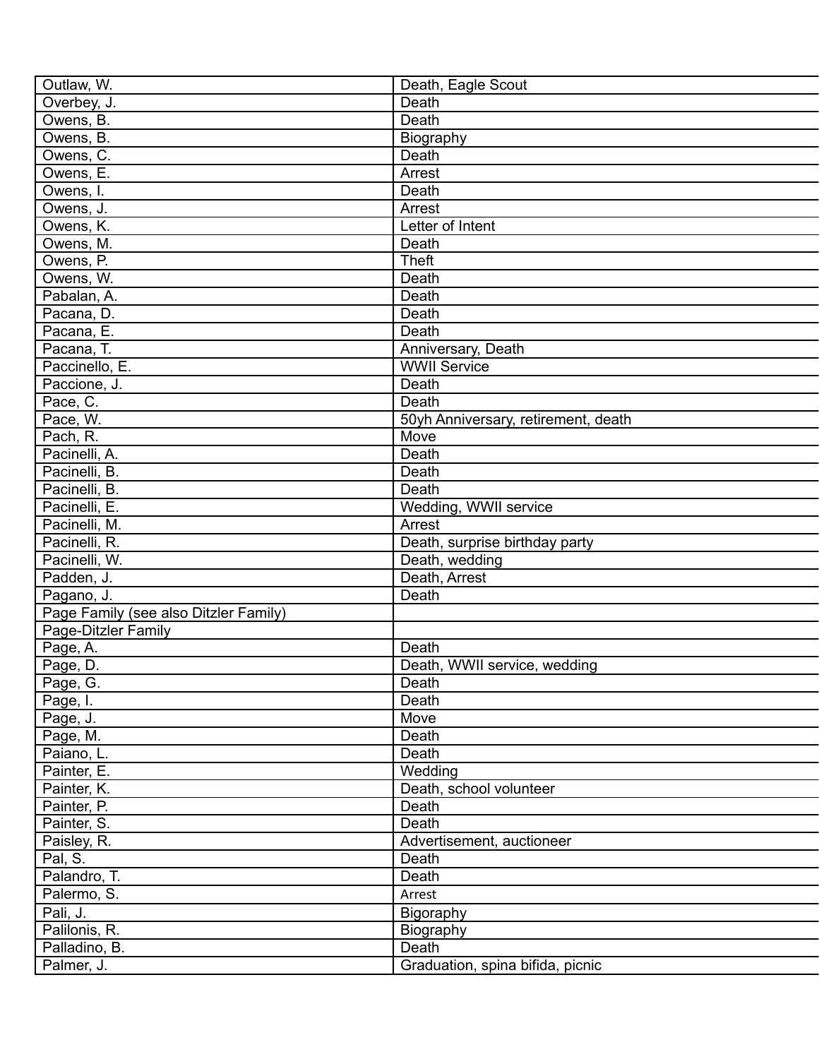| | |
|---|---|
| Outlaw, W. | Death, Eagle Scout |
| Overbey, J. | Death |
| Owens, B. | Death |
| Owens, B. | Biography |
| Owens, C. | Death |
| Owens, E. | Arrest |
| Owens, I. | Death |
| Owens, J. | Arrest |
| Owens, K. | Letter of Intent |
| Owens, M. | Death |
| Owens, P. | Theft |
| Owens, W. | Death |
| Pabalan, A. | Death |
| Pacana, D. | Death |
| Pacana, E. | Death |
| Pacana, T. | Anniversary, Death |
| Paccinello, E. | WWII Service |
| Paccione, J. | Death |
| Pace, C. | Death |
| Pace, W. | 50yh Anniversary, retirement, death |
| Pach, R. | Move |
| Pacinelli, A. | Death |
| Pacinelli, B. | Death |
| Pacinelli, B. | Death |
| Pacinelli, E. | Wedding, WWII service |
| Pacinelli, M. | Arrest |
| Pacinelli, R. | Death, surprise birthday party |
| Pacinelli, W. | Death, wedding |
| Padden, J. | Death, Arrest |
| Pagano, J. | Death |
| Page Family (see also Ditzler Family) | |
| Page-Ditzler Family | |
| Page, A. | Death |
| Page, D. | Death, WWII service, wedding |
| Page, G. | Death |
| Page, I. | Death |
| Page, J. | Move |
| Page, M. | Death |
| Paiano, L. | Death |
| Painter, E. | Wedding |
| Painter, K. | Death, school volunteer |
| Painter, P. | Death |
| Painter, S. | Death |
| Paisley, R. | Advertisement, auctioneer |
| Pal, S. | Death |
| Palandro, T. | Death |
| Palermo, S. | Arrest |
| Pali, J. | Bigoraphy |
| Palilonis, R. | Biography |
| Palladino, B. | Death |
| Palmer, J. | Graduation, spina bifida, picnic |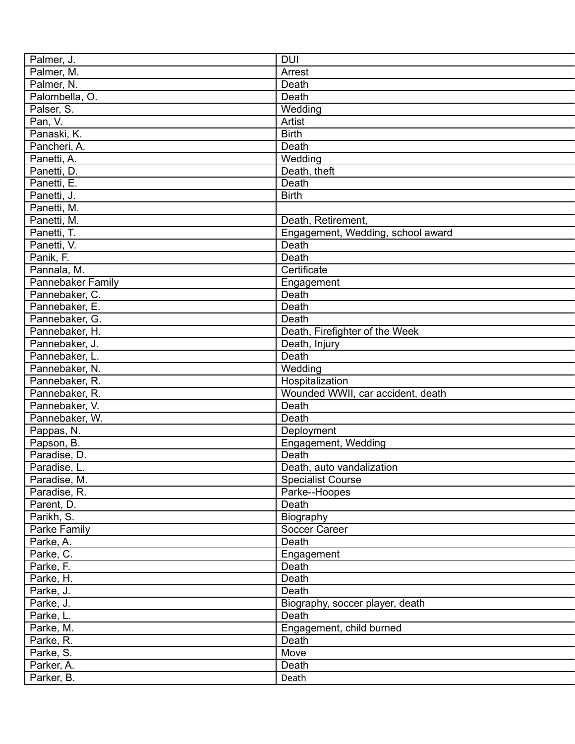| | |
|---|---|
| Palmer, J. | DUI |
| Palmer, M. | Arrest |
| Palmer, N. | Death |
| Palombella, O. | Death |
| Palser, S. | Wedding |
| Pan, V. | Artist |
| Panaski, K. | Birth |
| Pancheri, A. | Death |
| Panetti, A. | Wedding |
| Panetti, D. | Death, theft |
| Panetti, E. | Death |
| Panetti, J. | Birth |
| Panetti, M. | |
| Panetti, M. | Death, Retirement, |
| Panetti, T. | Engagement, Wedding, school award |
| Panetti, V. | Death |
| Panik, F. | Death |
| Pannala, M. | Certificate |
| Pannebaker Family | Engagement |
| Pannebaker, C. | Death |
| Pannebaker, E. | Death |
| Pannebaker, G. | Death |
| Pannebaker, H. | Death, Firefighter of the Week |
| Pannebaker, J. | Death, Injury |
| Pannebaker, L. | Death |
| Pannebaker, N. | Wedding |
| Pannebaker, R. | Hospitalization |
| Pannebaker, R. | Wounded WWII, car accident, death |
| Pannebaker, V. | Death |
| Pannebaker, W. | Death |
| Pappas, N. | Deployment |
| Papson, B. | Engagement, Wedding |
| Paradise, D. | Death |
| Paradise, L. | Death, auto vandalization |
| Paradise, M. | Specialist Course |
| Paradise, R. | Parke--Hoopes |
| Parent, D. | Death |
| Parikh, S. | Biography |
| Parke Family | Soccer Career |
| Parke, A. | Death |
| Parke, C. | Engagement |
| Parke, F. | Death |
| Parke, H. | Death |
| Parke, J. | Death |
| Parke, J. | Biography, soccer player, death |
| Parke, L. | Death |
| Parke, M. | Engagement, child burned |
| Parke, R. | Death |
| Parke, S. | Move |
| Parker, A. | Death |
| Parker, B. | Death |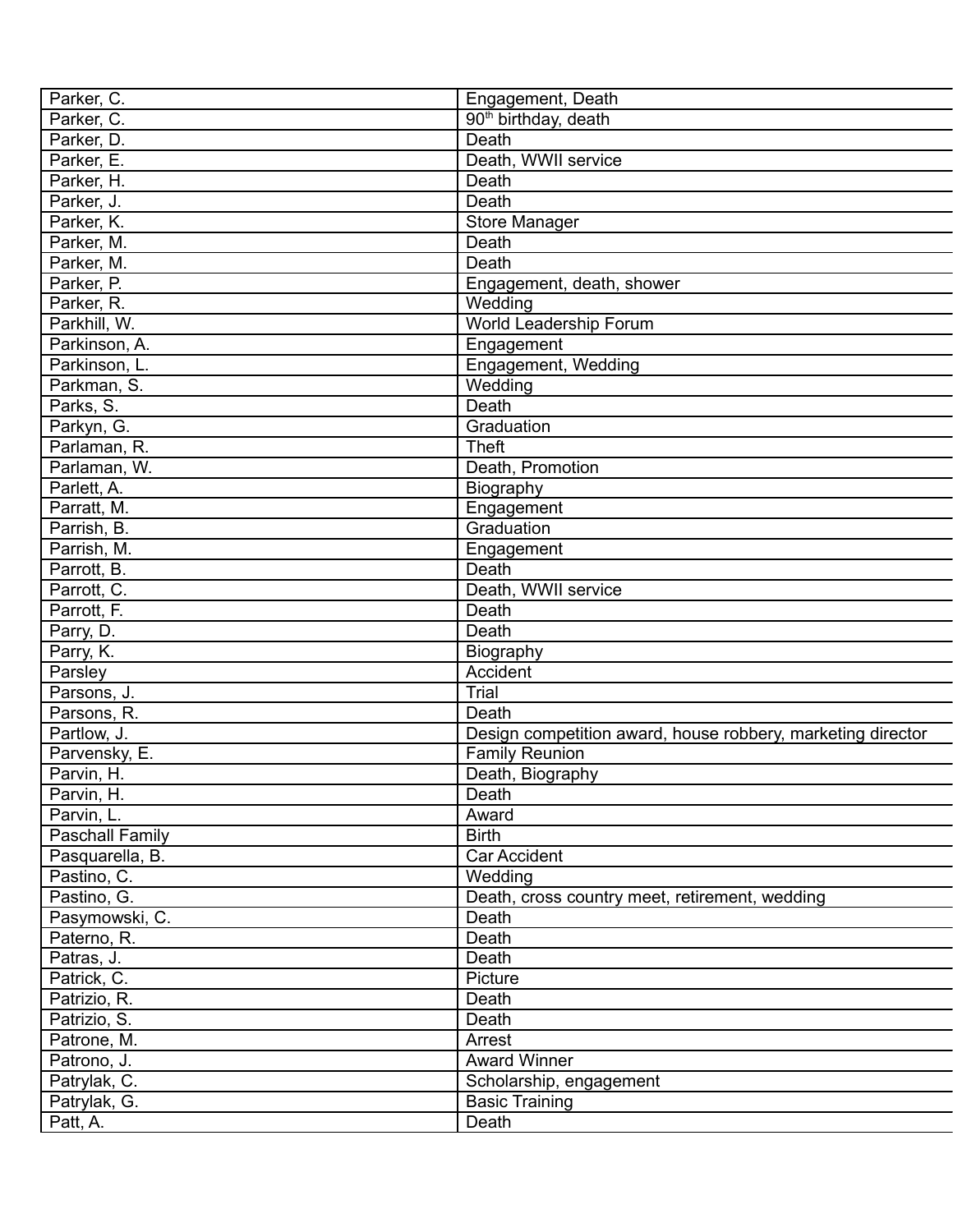| Parker, C. | Engagement, Death |
|---|---|
| Parker, C. | 90th birthday, death |
| Parker, D. | Death |
| Parker, E. | Death, WWII service |
| Parker, H. | Death |
| Parker, J. | Death |
| Parker, K. | Store Manager |
| Parker, M. | Death |
| Parker, M. | Death |
| Parker, P. | Engagement, death, shower |
| Parker, R. | Wedding |
| Parkhill, W. | World Leadership Forum |
| Parkinson, A. | Engagement |
| Parkinson, L. | Engagement, Wedding |
| Parkman, S. | Wedding |
| Parks, S. | Death |
| Parkyn, G. | Graduation |
| Parlaman, R. | Theft |
| Parlaman, W. | Death, Promotion |
| Parlett, A. | Biography |
| Parratt, M. | Engagement |
| Parrish, B. | Graduation |
| Parrish, M. | Engagement |
| Parrott, B. | Death |
| Parrott, C. | Death, WWII service |
| Parrott, F. | Death |
| Parry, D. | Death |
| Parry, K. | Biography |
| Parsley | Accident |
| Parsons, J. | Trial |
| Parsons, R. | Death |
| Partlow, J. | Design competition award, house robbery, marketing director |
| Parvensky, E. | Family Reunion |
| Parvin, H. | Death, Biography |
| Parvin, H. | Death |
| Parvin, L. | Award |
| Paschall Family | Birth |
| Pasquarella, B. | Car Accident |
| Pastino, C. | Wedding |
| Pastino, G. | Death, cross country meet, retirement, wedding |
| Pasymowski, C. | Death |
| Paterno, R. | Death |
| Patras, J. | Death |
| Patrick, C. | Picture |
| Patrizio, R. | Death |
| Patrizio, S. | Death |
| Patrone, M. | Arrest |
| Patrono, J. | Award Winner |
| Patrylak, C. | Scholarship, engagement |
| Patrylak, G. | Basic Training |
| Patt, A. | Death |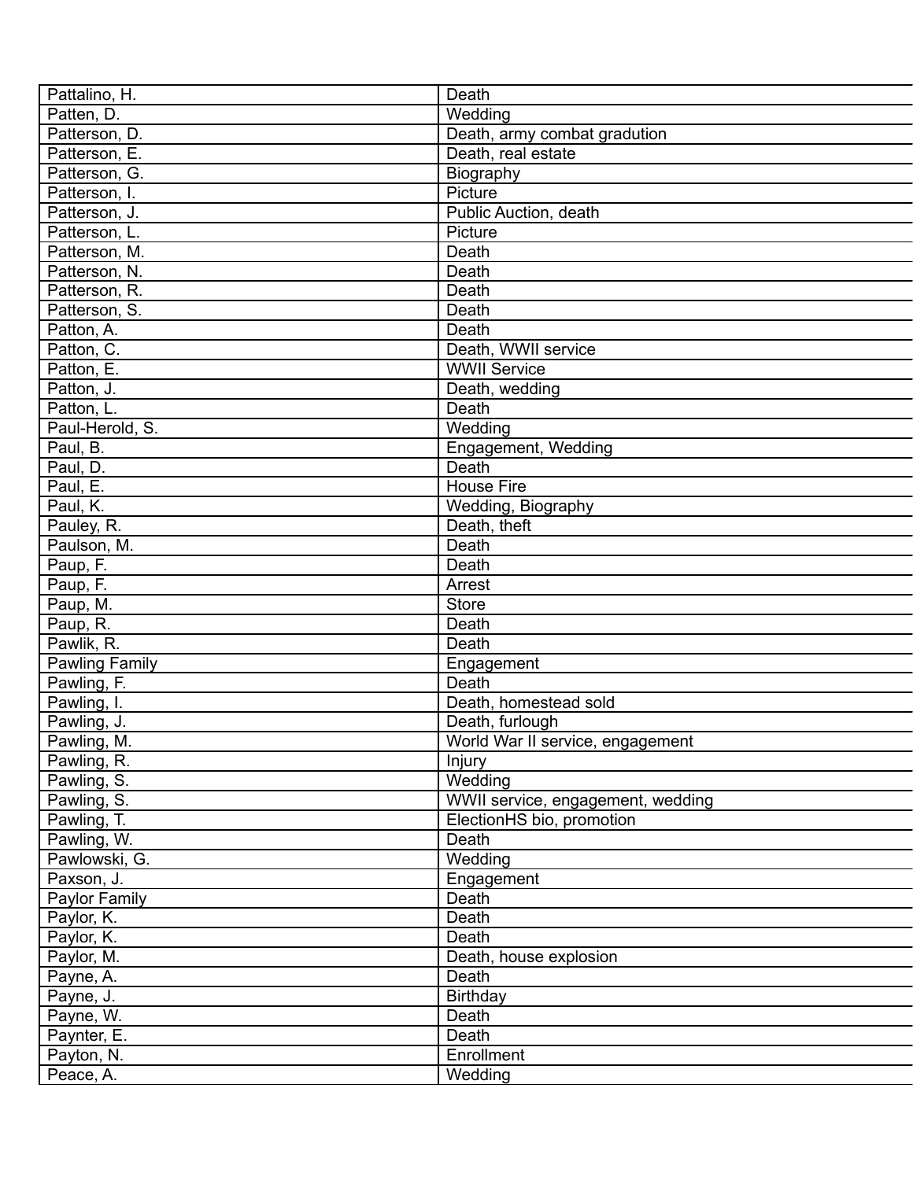| Pattalino, H. | Death |
|---|---|
| Patten, D. | Wedding |
| Patterson, D. | Death, army combat gradution |
| Patterson, E. | Death, real estate |
| Patterson, G. | Biography |
| Patterson, I. | Picture |
| Patterson, J. | Public Auction, death |
| Patterson, L. | Picture |
| Patterson, M. | Death |
| Patterson, N. | Death |
| Patterson, R. | Death |
| Patterson, S. | Death |
| Patton, A. | Death |
| Patton, C. | Death, WWII service |
| Patton, E. | WWII Service |
| Patton, J. | Death, wedding |
| Patton, L. | Death |
| Paul-Herold, S. | Wedding |
| Paul, B. | Engagement, Wedding |
| Paul, D. | Death |
| Paul, E. | House Fire |
| Paul, K. | Wedding, Biography |
| Pauley, R. | Death, theft |
| Paulson, M. | Death |
| Paup, F. | Death |
| Paup, F. | Arrest |
| Paup, M. | Store |
| Paup, R. | Death |
| Pawlik, R. | Death |
| Pawling Family | Engagement |
| Pawling, F. | Death |
| Pawling, I. | Death, homestead sold |
| Pawling, J. | Death, furlough |
| Pawling, M. | World War II service, engagement |
| Pawling, R. | Injury |
| Pawling, S. | Wedding |
| Pawling, S. | WWII service, engagement, wedding |
| Pawling, T. | ElectionHS bio, promotion |
| Pawling, W. | Death |
| Pawlowski, G. | Wedding |
| Paxson, J. | Engagement |
| Paylor Family | Death |
| Paylor, K. | Death |
| Paylor, K. | Death |
| Paylor, M. | Death, house explosion |
| Payne, A. | Death |
| Payne, J. | Birthday |
| Payne, W. | Death |
| Paynter, E. | Death |
| Payton, N. | Enrollment |
| Peace, A. | Wedding |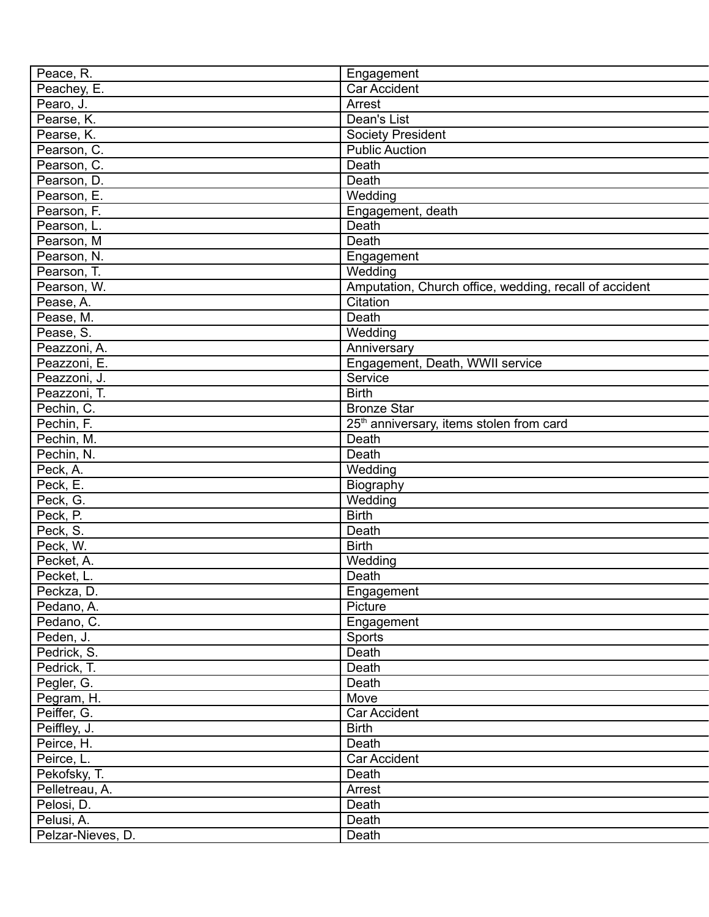| Peace, R. | Engagement |
|---|---|
| Peachey, E. | Car Accident |
| Pearo, J. | Arrest |
| Pearse, K. | Dean's List |
| Pearse, K. | Society President |
| Pearson, C. | Public Auction |
| Pearson, C. | Death |
| Pearson, D. | Death |
| Pearson, E. | Wedding |
| Pearson, F. | Engagement, death |
| Pearson, L. | Death |
| Pearson, M | Death |
| Pearson, N. | Engagement |
| Pearson, T. | Wedding |
| Pearson, W. | Amputation, Church office, wedding, recall of accident |
| Pease, A. | Citation |
| Pease, M. | Death |
| Pease, S. | Wedding |
| Peazzoni, A. | Anniversary |
| Peazzoni, E. | Engagement, Death, WWII service |
| Peazzoni, J. | Service |
| Peazzoni, T. | Birth |
| Pechin, C. | Bronze Star |
| Pechin, F. | $25^{th}$ anniversary, items stolen from card |
| Pechin, M. | Death |
| Pechin, N. | Death |
| Peck, A. | Wedding |
| Peck, E. | Biography |
| Peck, G. | Wedding |
| Peck, P. | Birth |
| Peck, S. | Death |
| Peck, W. | Birth |
| Pecket, A. | Wedding |
| Pecket, L. | Death |
| Peckza, D. | Engagement |
| Pedano, A. | Picture |
| Pedano, C. | Engagement |
| Peden, J. | Sports |
| Pedrick, S. | Death |
| Pedrick, T. | Death |
| Pegler, G. | Death |
| Pegram, H. | Move |
| Peiffer, G. | Car Accident |
| Peiffley, J. | Birth |
| Peirce, H. | Death |
| Peirce, L. | Car Accident |
| Pekofsky, T. | Death |
| Pelletreau, A. | Arrest |
| Pelosi, D. | Death |
| Pelusi, A. | Death |
| Pelzar-Nieves, D. | Death |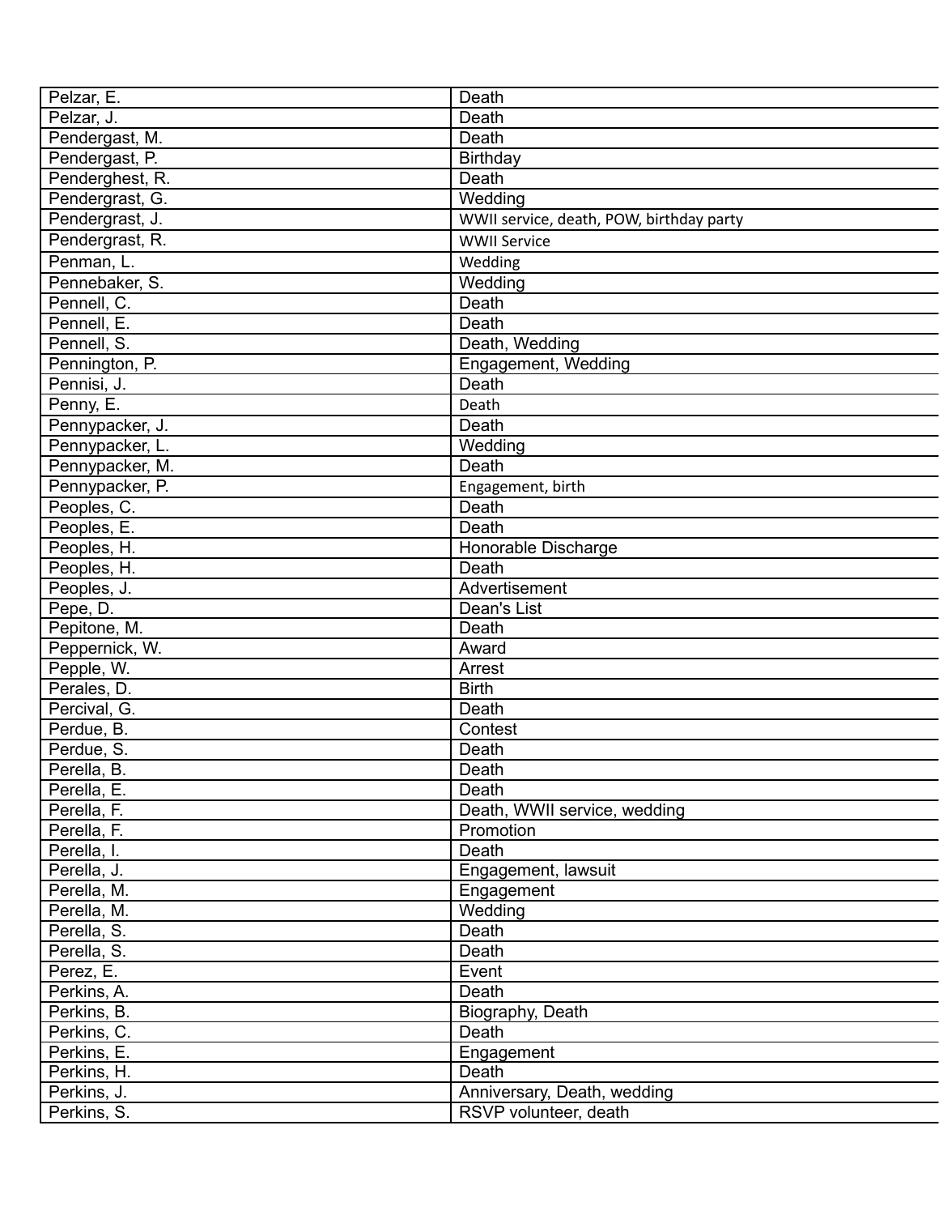| Pelzar, E. | Death |
|---|---|
| Pelzar, J. | Death |
| Pendergast, M. | Death |
| Pendergast, P. | Birthday |
| Penderghest, R. | Death |
| Pendergrast, G. | Wedding |
| Pendergrast, J. | WWII service, death, POW, birthday party |
| Pendergrast, R. | WWII Service |
| Penman, L. | Wedding |
| Pennebaker, S. | Wedding |
| Pennell, C. | Death |
| Pennell, E. | Death |
| Pennell, S. | Death, Wedding |
| Pennington, P. | Engagement, Wedding |
| Pennisi, J. | Death |
| Penny, E. | Death |
| Pennypacker, J. | Death |
| Pennypacker, L. | Wedding |
| Pennypacker, M. | Death |
| Pennypacker, P. | Engagement, birth |
| Peoples, C. | Death |
| Peoples, E. | Death |
| Peoples, H. | Honorable Discharge |
| Peoples, H. | Death |
| Peoples, J. | Advertisement |
| Pepe, D. | Dean's List |
| Pepitone, M. | Death |
| Peppernick, W. | Award |
| Pepple, W. | Arrest |
| Perales, D. | Birth |
| Percival, G. | Death |
| Perdue, B. | Contest |
| Perdue, S. | Death |
| Perella, B. | Death |
| Perella, E. | Death |
| Perella, F. | Death, WWII service, wedding |
| Perella, F. | Promotion |
| Perella, I. | Death |
| Perella, J. | Engagement, lawsuit |
| Perella, M. | Engagement |
| Perella, M. | Wedding |
| Perella, S. | Death |
| Perella, S. | Death |
| Perez, E. | Event |
| Perkins, A. | Death |
| Perkins, B. | Biography, Death |
| Perkins, C. | Death |
| Perkins, E. | Engagement |
| Perkins, H. | Death |
| Perkins, J. | Anniversary, Death, wedding |
| Perkins, S. | RSVP volunteer, death |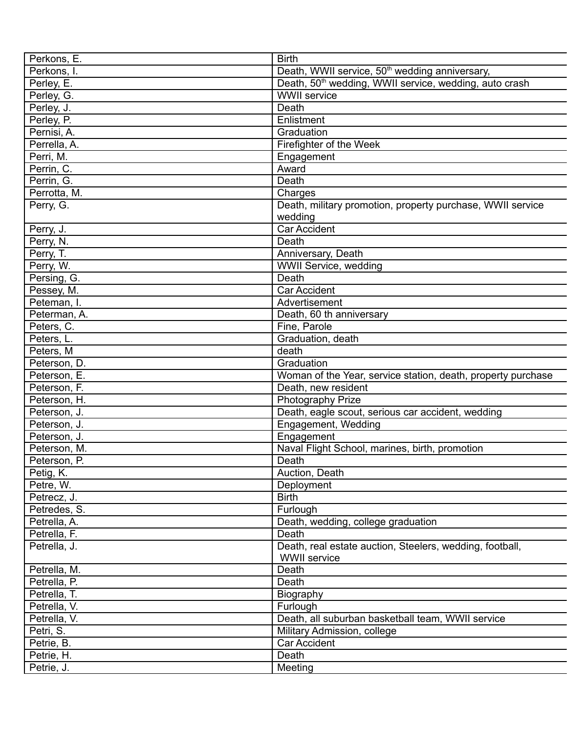| Perkons, E. | Birth |
|---|---|
| Perkons, I. | Death, WWII service, 50th wedding anniversary, |
| Perley, E. | Death, 50th wedding, WWII service, wedding, auto crash |
| Perley, G. | WWII service |
| Perley, J. | Death |
| Perley, P. | Enlistment |
| Pernisi, A. | Graduation |
| Perrella, A. | Firefighter of the Week |
| Perri, M. | Engagement |
| Perrin, C. | Award |
| Perrin, G. | Death |
| Perrotta, M. | Charges |
| Perry, G. | Death, military promotion, property purchase, WWII service wedding |
| Perry, J. | Car Accident |
| Perry, N. | Death |
| Perry, T. | Anniversary, Death |
| Perry, W. | WWII Service, wedding |
| Persing, G. | Death |
| Pessey, M. | Car Accident |
| Peteman, I. | Advertisement |
| Peterman, A. | Death, 60 th anniversary |
| Peters, C. | Fine, Parole |
| Peters, L. | Graduation, death |
| Peters, M | death |
| Peterson, D. | Graduation |
| Peterson, E. | Woman of the Year, service station, death, property purchase |
| Peterson, F. | Death, new resident |
| Peterson, H. | Photography Prize |
| Peterson, J. | Death, eagle scout, serious car accident, wedding |
| Peterson, J. | Engagement, Wedding |
| Peterson, J. | Engagement |
| Peterson, M. | Naval Flight School, marines, birth, promotion |
| Peterson, P. | Death |
| Petig, K. | Auction, Death |
| Petre, W. | Deployment |
| Petrecz, J. | Birth |
| Petredes, S. | Furlough |
| Petrella, A. | Death, wedding, college graduation |
| Petrella, F. | Death |
| Petrella, J. | Death, real estate auction, Steelers, wedding, football, WWII service |
| Petrella, M. | Death |
| Petrella, P. | Death |
| Petrella, T. | Biography |
| Petrella, V. | Furlough |
| Petrella, V. | Death, all suburban basketball team, WWII service |
| Petri, S. | Military Admission, college |
| Petrie, B. | Car Accident |
| Petrie, H. | Death |
| Petrie, J. | Meeting |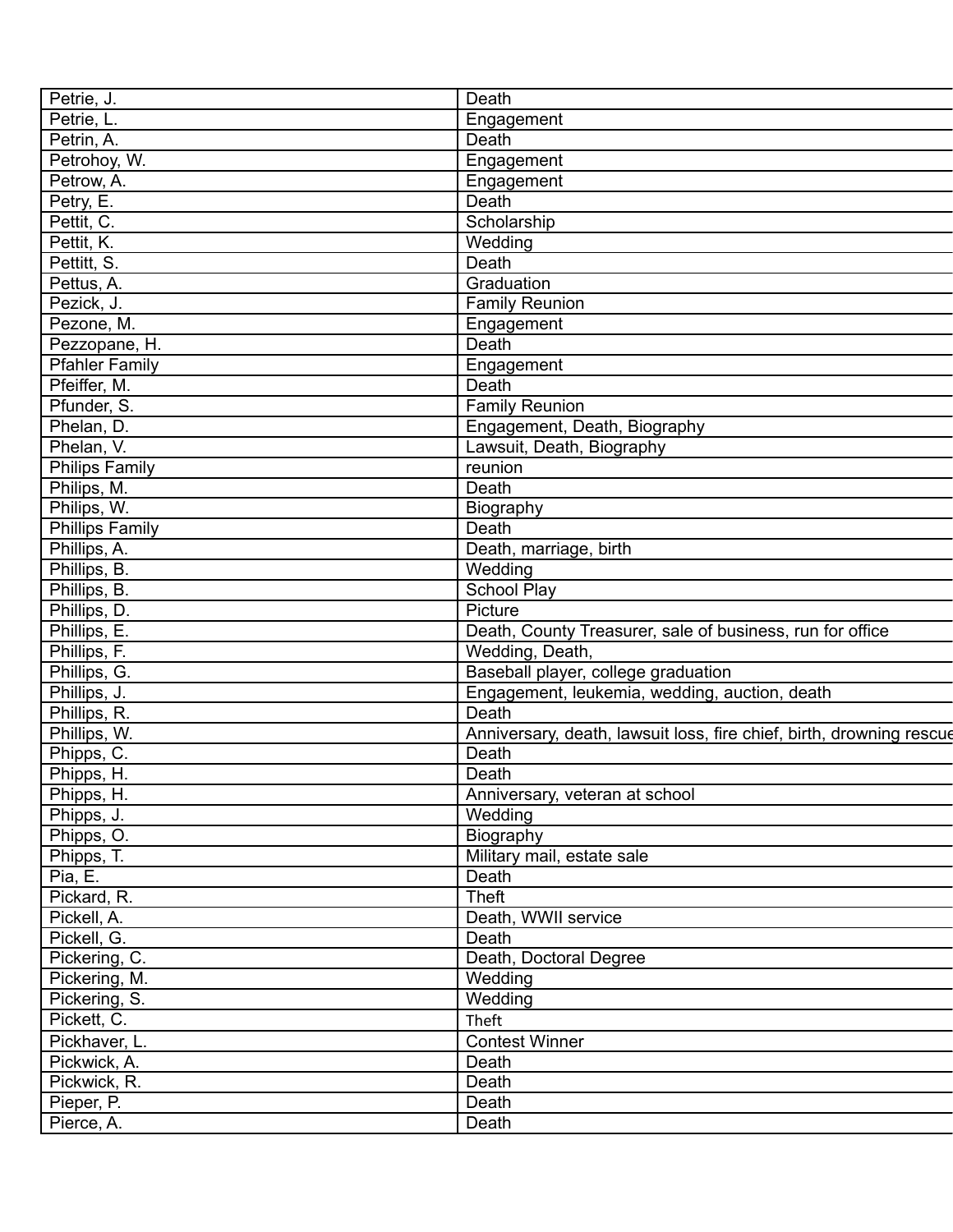| Petrie, J. | Death |
|---|---|
| Petrie, L. | Engagement |
| Petrin, A. | Death |
| Petrohoy, W. | Engagement |
| Petrow, A. | Engagement |
| Petry, E. | Death |
| Pettit, C. | Scholarship |
| Pettit, K. | Wedding |
| Pettitt, S. | Death |
| Pettus, A. | Graduation |
| Pezick, J. | Family Reunion |
| Pezone, M. | Engagement |
| Pezzopane, H. | Death |
| Pfahler Family | Engagement |
| Pfeiffer, M. | Death |
| Pfunder, S. | Family Reunion |
| Phelan, D. | Engagement, Death, Biography |
| Phelan, V. | Lawsuit, Death, Biography |
| Philips Family | reunion |
| Philips, M. | Death |
| Philips, W. | Biography |
| Phillips Family | Death |
| Phillips, A. | Death, marriage, birth |
| Phillips, B. | Wedding |
| Phillips, B. | School Play |
| Phillips, D. | Picture |
| Phillips, E. | Death, County Treasurer, sale of business, run for office |
| Phillips, F. | Wedding, Death, |
| Phillips, G. | Baseball player, college graduation |
| Phillips, J. | Engagement, leukemia, wedding, auction, death |
| Phillips, R. | Death |
| Phillips, W. | Anniversary, death, lawsuit loss, fire chief, birth, drowning rescue |
| Phipps, C. | Death |
| Phipps, H. | Death |
| Phipps, H. | Anniversary, veteran at school |
| Phipps, J. | Wedding |
| Phipps, O. | Biography |
| Phipps, T. | Military mail, estate sale |
| Pia, E. | Death |
| Pickard, R. | Theft |
| Pickell, A. | Death, WWII service |
| Pickell, G. | Death |
| Pickering, C. | Death, Doctoral Degree |
| Pickering, M. | Wedding |
| Pickering, S. | Wedding |
| Pickett, C. | Theft |
| Pickhaver, L. | Contest Winner |
| Pickwick, A. | Death |
| Pickwick, R. | Death |
| Pieper, P. | Death |
| Pierce, A. | Death |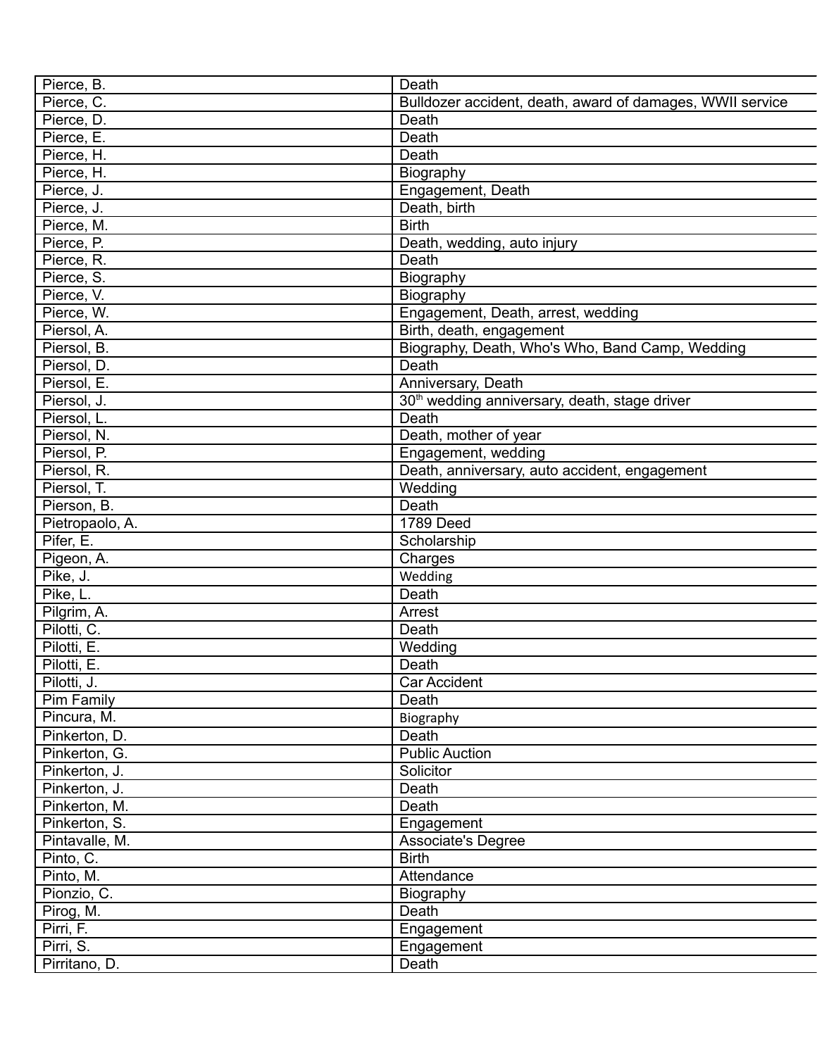| | |
|---|---|
| Pierce, B. | Death |
| Pierce, C. | Bulldozer accident, death, award of damages, WWII service |
| Pierce, D. | Death |
| Pierce, E. | Death |
| Pierce, H. | Death |
| Pierce, H. | Biography |
| Pierce, J. | Engagement, Death |
| Pierce, J. | Death, birth |
| Pierce, M. | Birth |
| Pierce, P. | Death, wedding, auto injury |
| Pierce, R. | Death |
| Pierce, S. | Biography |
| Pierce, V. | Biography |
| Pierce, W. | Engagement, Death, arrest, wedding |
| Piersol, A. | Birth, death, engagement |
| Piersol, B. | Biography, Death, Who's Who, Band Camp, Wedding |
| Piersol, D. | Death |
| Piersol, E. | Anniversary, Death |
| Piersol, J. | 30th wedding anniversary, death, stage driver |
| Piersol, L. | Death |
| Piersol, N. | Death, mother of year |
| Piersol, P. | Engagement, wedding |
| Piersol, R. | Death, anniversary, auto accident, engagement |
| Piersol, T. | Wedding |
| Pierson, B. | Death |
| Pietropaolo, A. | 1789 Deed |
| Pifer, E. | Scholarship |
| Pigeon, A. | Charges |
| Pike, J. | Wedding |
| Pike, L. | Death |
| Pilgrim, A. | Arrest |
| Pilotti, C. | Death |
| Pilotti, E. | Wedding |
| Pilotti, E. | Death |
| Pilotti, J. | Car Accident |
| Pim Family | Death |
| Pincura, M. | Biography |
| Pinkerton, D. | Death |
| Pinkerton, G. | Public Auction |
| Pinkerton, J. | Solicitor |
| Pinkerton, J. | Death |
| Pinkerton, M. | Death |
| Pinkerton, S. | Engagement |
| Pintavalle, M. | Associate's Degree |
| Pinto, C. | Birth |
| Pinto, M. | Attendance |
| Pionzio, C. | Biography |
| Pirog, M. | Death |
| Pirri, F. | Engagement |
| Pirri, S. | Engagement |
| Pirritano, D. | Death |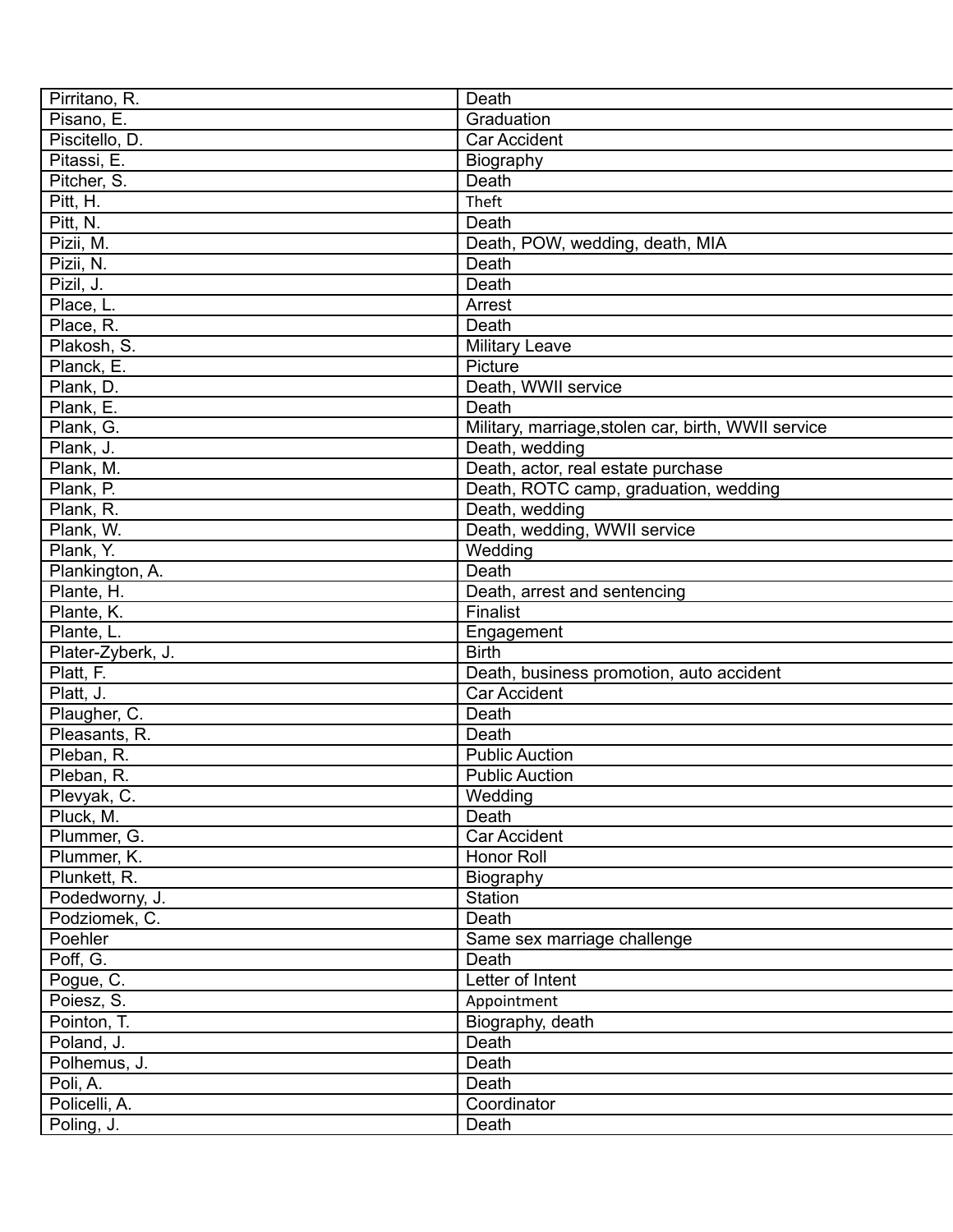| Pirritano, R. | Death |
|---|---|
| Pisano, E. | Graduation |
| Piscitello, D. | Car Accident |
| Pitassi, E. | Biography |
| Pitcher, S. | Death |
| Pitt, H. | Theft |
| Pitt, N. | Death |
| Pizii, M. | Death, POW, wedding, death, MIA |
| Pizii, N. | Death |
| Pizil, J. | Death |
| Place, L. | Arrest |
| Place, R. | Death |
| Plakosh, S. | Military Leave |
| Planck, E. | Picture |
| Plank, D. | Death, WWII service |
| Plank, E. | Death |
| Plank, G. | Military, marriage,stolen car, birth, WWII service |
| Plank, J. | Death, wedding |
| Plank, M. | Death, actor, real estate purchase |
| Plank, P. | Death, ROTC camp, graduation, wedding |
| Plank, R. | Death, wedding |
| Plank, W. | Death, wedding, WWII service |
| Plank, Y. | Wedding |
| Plankington, A. | Death |
| Plante, H. | Death, arrest and sentencing |
| Plante, K. | Finalist |
| Plante, L. | Engagement |
| Plater-Zyberk, J. | Birth |
| Platt, F. | Death, business promotion, auto accident |
| Platt, J. | Car Accident |
| Plaugher, C. | Death |
| Pleasants, R. | Death |
| Pleban, R. | Public Auction |
| Pleban, R. | Public Auction |
| Plevyak, C. | Wedding |
| Pluck, M. | Death |
| Plummer, G. | Car Accident |
| Plummer, K. | Honor Roll |
| Plunkett, R. | Biography |
| Podedworny, J. | Station |
| Podziomek, C. | Death |
| Poehler | Same sex marriage challenge |
| Poff, G. | Death |
| Pogue, C. | Letter of Intent |
| Poiesz, S. | Appointment |
| Pointon, T. | Biography, death |
| Poland, J. | Death |
| Polhemus, J. | Death |
| Poli, A. | Death |
| Policelli, A. | Coordinator |
| Poling, J. | Death |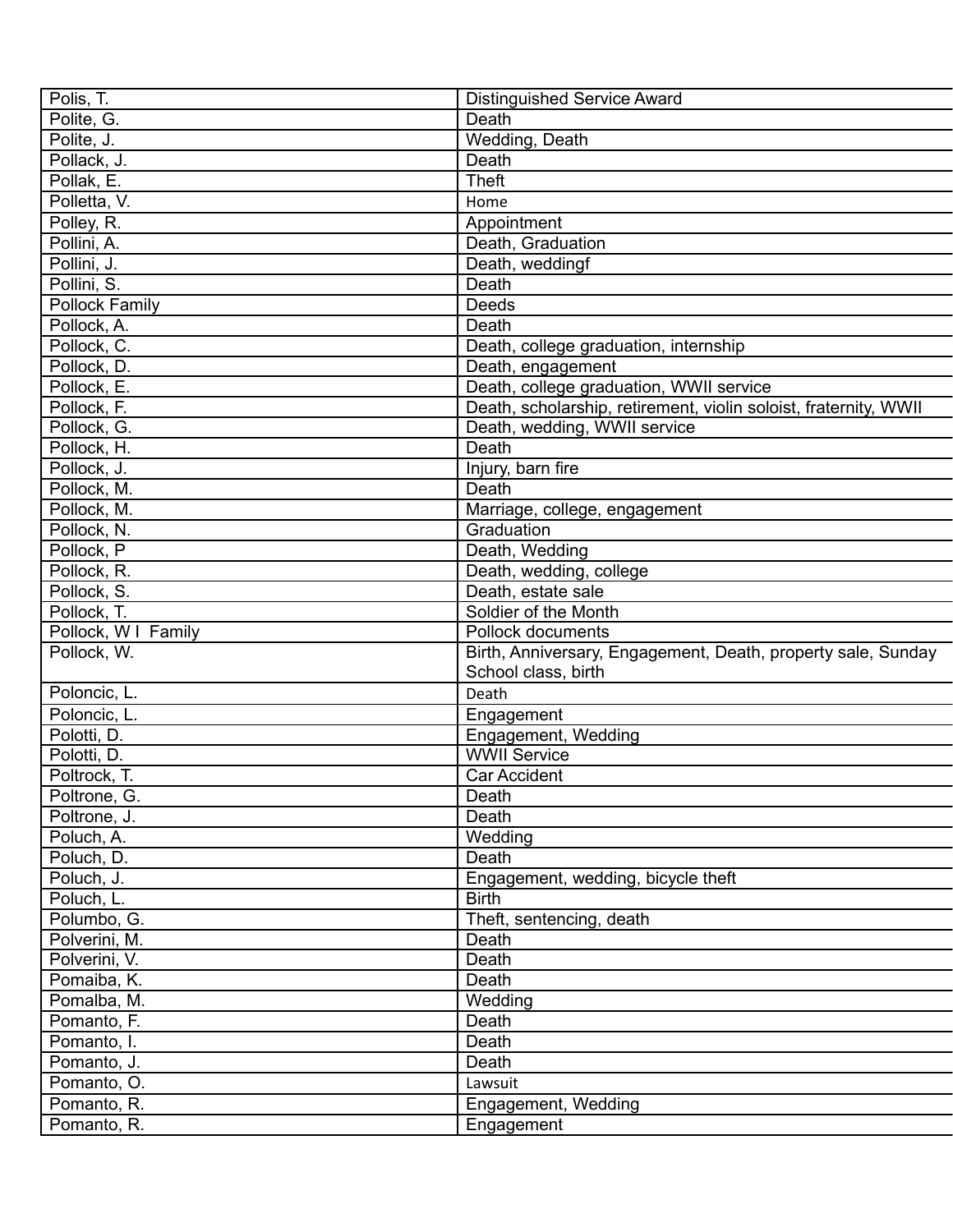| | |
|---|---|
| Polis, T. | Distinguished Service Award |
| Polite, G. | Death |
| Polite, J. | Wedding, Death |
| Pollack, J. | Death |
| Pollak, E. | Theft |
| Polletta, V. | Home |
| Polley, R. | Appointment |
| Pollini, A. | Death, Graduation |
| Pollini, J. | Death, weddingf |
| Pollini, S. | Death |
| Pollock Family | Deeds |
| Pollock, A. | Death |
| Pollock, C. | Death, college graduation, internship |
| Pollock, D. | Death, engagement |
| Pollock, E. | Death, college graduation, WWII service |
| Pollock, F. | Death, scholarship, retirement, violin soloist, fraternity, WWII |
| Pollock, G. | Death, wedding, WWII service |
| Pollock, H. | Death |
| Pollock, J. | Injury, barn fire |
| Pollock, M. | Death |
| Pollock, M. | Marriage, college, engagement |
| Pollock, N. | Graduation |
| Pollock, P | Death, Wedding |
| Pollock, R. | Death, wedding, college |
| Pollock, S. | Death, estate sale |
| Pollock, T. | Soldier of the Month |
| Pollock, W I Family | Pollock documents |
| Pollock, W. | Birth, Anniversary, Engagement, Death, property sale, Sunday School class, birth |
| Poloncic, L. | Death |
| Poloncic, L. | Engagement |
| Polotti, D. | Engagement, Wedding |
| Polotti, D. | WWII Service |
| Poltrock, T. | Car Accident |
| Poltrone, G. | Death |
| Poltrone, J. | Death |
| Poluch, A. | Wedding |
| Poluch, D. | Death |
| Poluch, J. | Engagement, wedding, bicycle theft |
| Poluch, L. | Birth |
| Polumbo, G. | Theft, sentencing, death |
| Polverini, M. | Death |
| Polverini, V. | Death |
| Pomaiba, K. | Death |
| Pomalba, M. | Wedding |
| Pomanto, F. | Death |
| Pomanto, I. | Death |
| Pomanto, J. | Death |
| Pomanto, O. | Lawsuit |
| Pomanto, R. | Engagement, Wedding |
| Pomanto, R. | Engagement |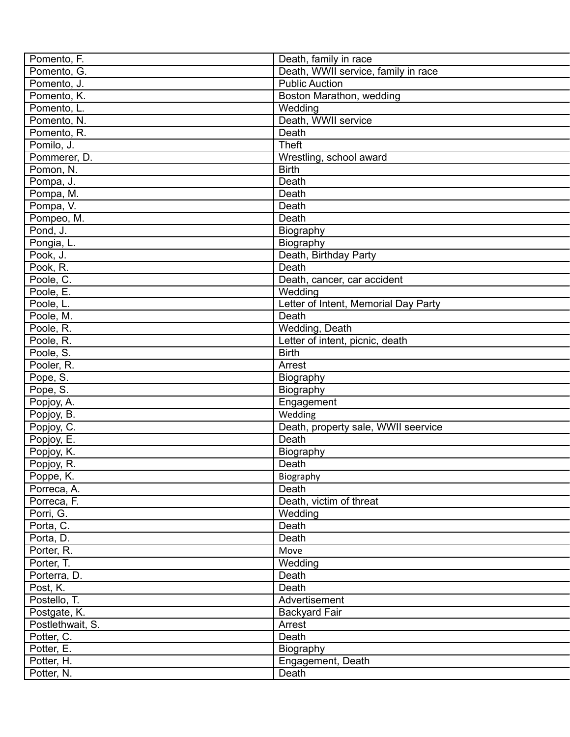| Pomento, F. | Death, family in race |
|---|---|
| Pomento, G. | Death, WWII service, family in race |
| Pomento, J. | Public Auction |
| Pomento, K. | Boston Marathon, wedding |
| Pomento, L. | Wedding |
| Pomento, N. | Death, WWII service |
| Pomento, R. | Death |
| Pomilo, J. | Theft |
| Pommerer, D. | Wrestling, school award |
| Pomon, N. | Birth |
| Pompa, J. | Death |
| Pompa, M. | Death |
| Pompa, V. | Death |
| Pompeo, M. | Death |
| Pond, J. | Biography |
| Pongia, L. | Biography |
| Pook, J. | Death, Birthday Party |
| Pook, R. | Death |
| Poole, C. | Death, cancer, car accident |
| Poole, E. | Wedding |
| Poole, L. | Letter of Intent, Memorial Day Party |
| Poole, M. | Death |
| Poole, R. | Wedding, Death |
| Poole, R. | Letter of intent, picnic, death |
| Poole, S. | Birth |
| Pooler, R. | Arrest |
| Pope, S. | Biography |
| Pope, S. | Biography |
| Popjoy, A. | Engagement |
| Popjoy, B. | Wedding |
| Popjoy, C. | Death, property sale, WWII seervice |
| Popjoy, E. | Death |
| Popjoy, K. | Biography |
| Popjoy, R. | Death |
| Poppe, K. | Biography |
| Porreca, A. | Death |
| Porreca, F. | Death, victim of threat |
| Porri, G. | Wedding |
| Porta, C. | Death |
| Porta, D. | Death |
| Porter, R. | Move |
| Porter, T. | Wedding |
| Porterra, D. | Death |
| Post, K. | Death |
| Postello, T. | Advertisement |
| Postgate, K. | Backyard Fair |
| Postlethwait, S. | Arrest |
| Potter, C. | Death |
| Potter, E. | Biography |
| Potter, H. | Engagement, Death |
| Potter, N. | Death |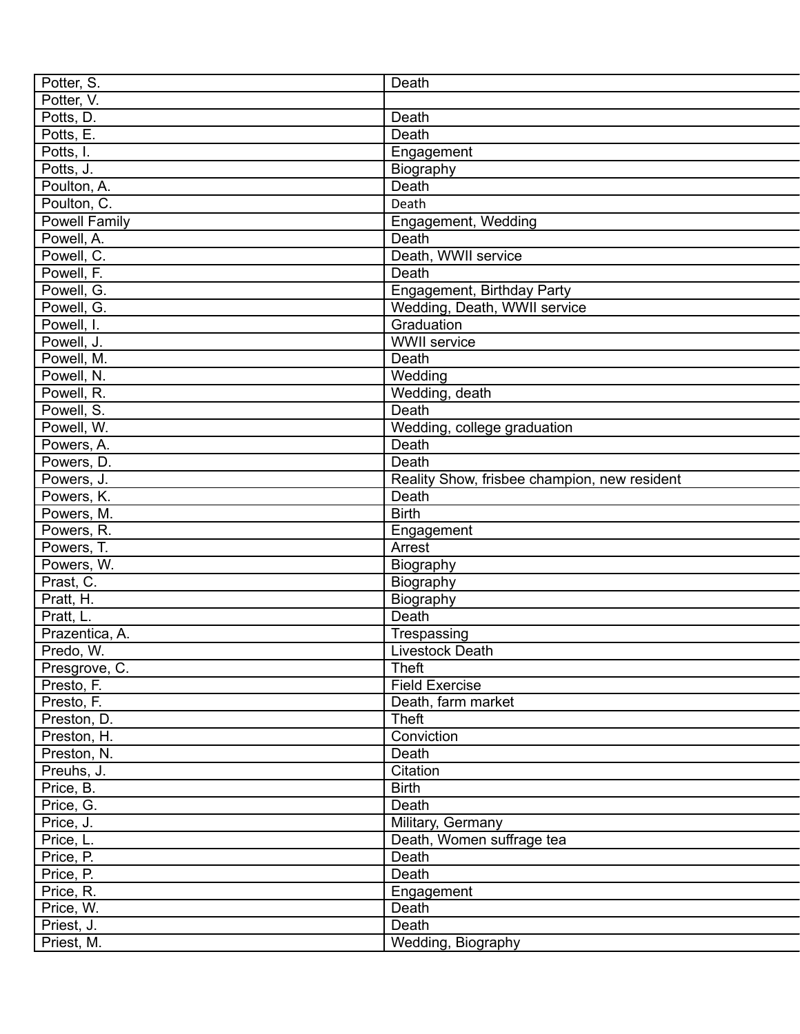| Potter, S. | Death |
|---|---|
| Potter, V. | |
| Potts, D. | Death |
| Potts, E. | Death |
| Potts, I. | Engagement |
| Potts, J. | Biography |
| Poulton, A. | Death |
| Poulton, C. | Death |
| Powell Family | Engagement, Wedding |
| Powell, A. | Death |
| Powell, C. | Death, WWII service |
| Powell, F. | Death |
| Powell, G. | Engagement, Birthday Party |
| Powell, G. | Wedding, Death, WWII service |
| Powell, I. | Graduation |
| Powell, J. | WWII service |
| Powell, M. | Death |
| Powell, N. | Wedding |
| Powell, R. | Wedding, death |
| Powell, S. | Death |
| Powell, W. | Wedding, college graduation |
| Powers, A. | Death |
| Powers, D. | Death |
| Powers, J. | Reality Show, frisbee champion, new resident |
| Powers, K. | Death |
| Powers, M. | Birth |
| Powers, R. | Engagement |
| Powers, T. | Arrest |
| Powers, W. | Biography |
| Prast, C. | Biography |
| Pratt, H. | Biography |
| Pratt, L. | Death |
| Prazentica, A. | Trespassing |
| Predo, W. | Livestock Death |
| Presgrove, C. | Theft |
| Presto, F. | Field Exercise |
| Presto, F. | Death, farm market |
| Preston, D. | Theft |
| Preston, H. | Conviction |
| Preston, N. | Death |
| Preuhs, J. | Citation |
| Price, B. | Birth |
| Price, G. | Death |
| Price, J. | Military, Germany |
| Price, L. | Death, Women suffrage tea |
| Price, P. | Death |
| Price, P. | Death |
| Price, R. | Engagement |
| Price, W. | Death |
| Priest, J. | Death |
| Priest, M. | Wedding, Biography |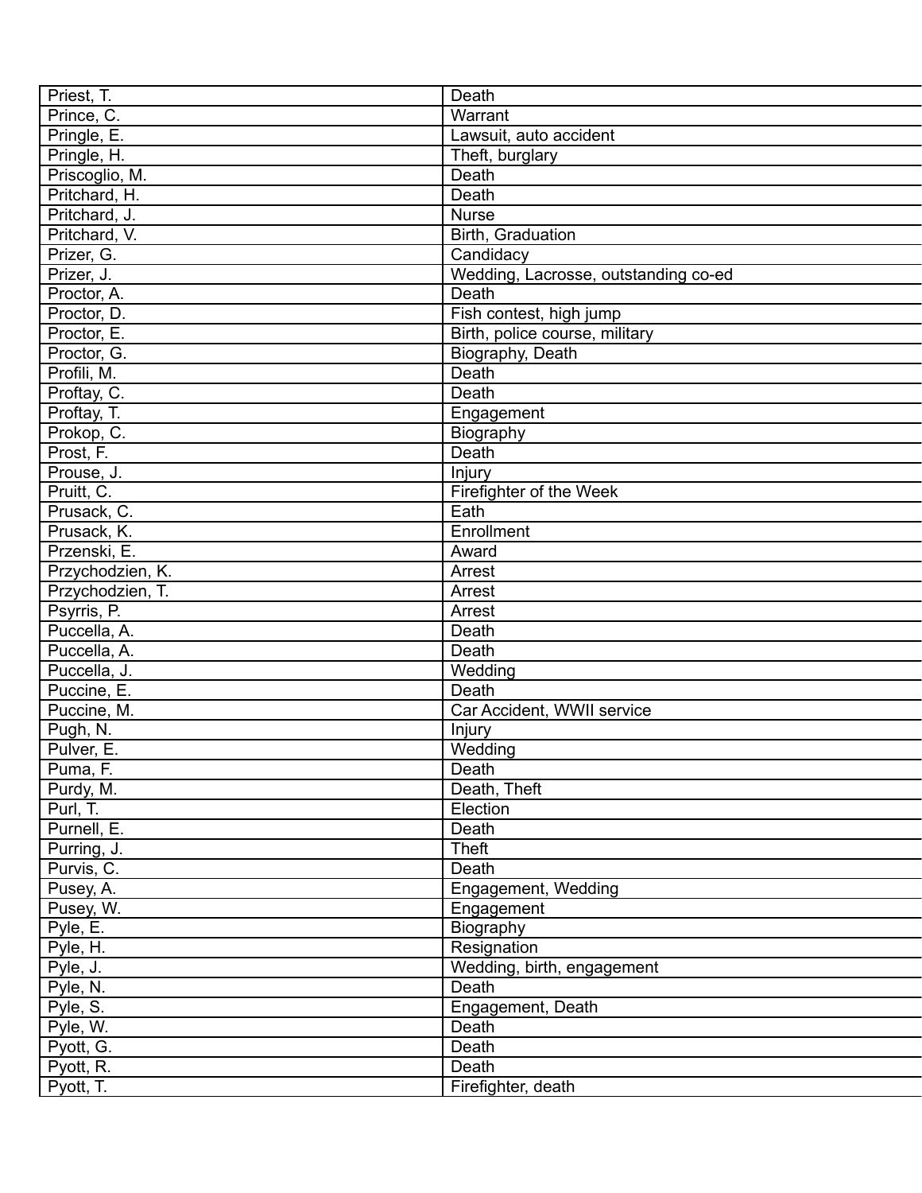| | |
|---|---|
| Priest, T. | Death |
| Prince, C. | Warrant |
| Pringle, E. | Lawsuit, auto accident |
| Pringle, H. | Theft, burglary |
| Priscoglio, M. | Death |
| Pritchard, H. | Death |
| Pritchard, J. | Nurse |
| Pritchard, V. | Birth, Graduation |
| Prizer, G. | Candidacy |
| Prizer, J. | Wedding, Lacrosse, outstanding co-ed |
| Proctor, A. | Death |
| Proctor, D. | Fish contest, high jump |
| Proctor, E. | Birth, police course, military |
| Proctor, G. | Biography, Death |
| Profili, M. | Death |
| Proftay, C. | Death |
| Proftay, T. | Engagement |
| Prokop, C. | Biography |
| Prost, F. | Death |
| Prouse, J. | Injury |
| Pruitt, C. | Firefighter of the Week |
| Prusack, C. | Eath |
| Prusack, K. | Enrollment |
| Przenski, E. | Award |
| Przychodzien, K. | Arrest |
| Przychodzien, T. | Arrest |
| Psyrris, P. | Arrest |
| Puccella, A. | Death |
| Puccella, A. | Death |
| Puccella, J. | Wedding |
| Puccine, E. | Death |
| Puccine, M. | Car Accident, WWII service |
| Pugh, N. | Injury |
| Pulver, E. | Wedding |
| Puma, F. | Death |
| Purdy, M. | Death, Theft |
| Purl, T. | Election |
| Purnell, E. | Death |
| Purring, J. | Theft |
| Purvis, C. | Death |
| Pusey, A. | Engagement, Wedding |
| Pusey, W. | Engagement |
| Pyle, E. | Biography |
| Pyle, H. | Resignation |
| Pyle, J. | Wedding, birth, engagement |
| Pyle, N. | Death |
| Pyle, S. | Engagement, Death |
| Pyle, W. | Death |
| Pyott, G. | Death |
| Pyott, R. | Death |
| Pyott, T. | Firefighter, death |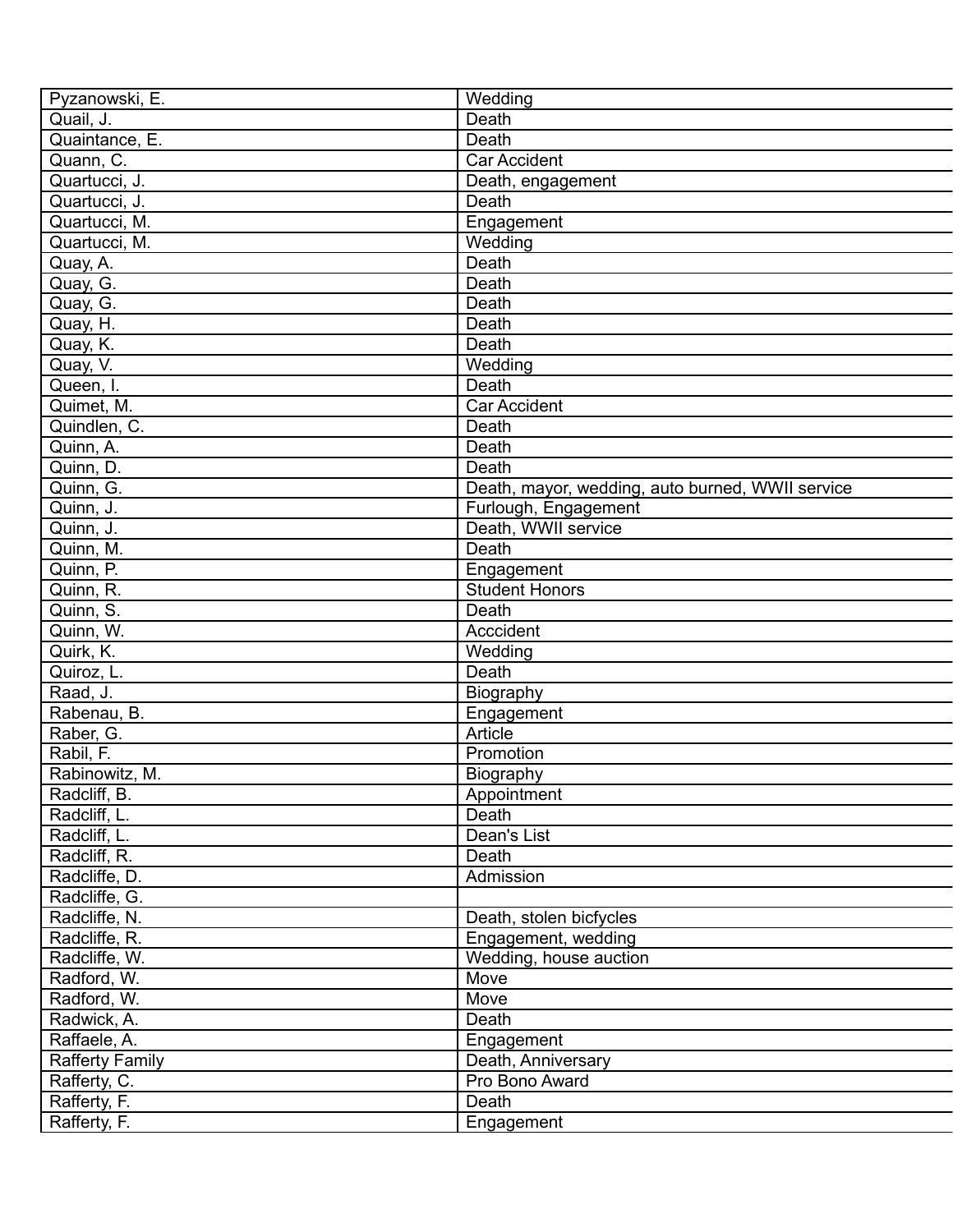| Pyzanowski, E. | Wedding |
|---|---|
| Quail, J. | Death |
| Quaintance, E. | Death |
| Quann, C. | Car Accident |
| Quartucci, J. | Death, engagement |
| Quartucci, J. | Death |
| Quartucci, M. | Engagement |
| Quartucci, M. | Wedding |
| Quay, A. | Death |
| Quay, G. | Death |
| Quay, G. | Death |
| Quay, H. | Death |
| Quay, K. | Death |
| Quay, V. | Wedding |
| Queen, I. | Death |
| Quimet, M. | Car Accident |
| Quindlen, C. | Death |
| Quinn, A. | Death |
| Quinn, D. | Death |
| Quinn, G. | Death, mayor, wedding, auto burned, WWII service |
| Quinn, J. | Furlough, Engagement |
| Quinn, J. | Death, WWII service |
| Quinn, M. | Death |
| Quinn, P. | Engagement |
| Quinn, R. | Student Honors |
| Quinn, S. | Death |
| Quinn, W. | Acccident |
| Quirk, K. | Wedding |
| Quiroz, L. | Death |
| Raad, J. | Biography |
| Rabenau, B. | Engagement |
| Raber, G. | Article |
| Rabil, F. | Promotion |
| Rabinowitz, M. | Biography |
| Radcliff, B. | Appointment |
| Radcliff, L. | Death |
| Radcliff, L. | Dean's List |
| Radcliff, R. | Death |
| Radcliffe, D. | Admission |
| Radcliffe, G. | |
| Radcliffe, N. | Death, stolen bicfycles |
| Radcliffe, R. | Engagement, wedding |
| Radcliffe, W. | Wedding, house auction |
| Radford, W. | Move |
| Radford, W. | Move |
| Radwick, A. | Death |
| Raffaele, A. | Engagement |
| Rafferty Family | Death, Anniversary |
| Rafferty, C. | Pro Bono Award |
| Rafferty, F. | Death |
| Rafferty, F. | Engagement |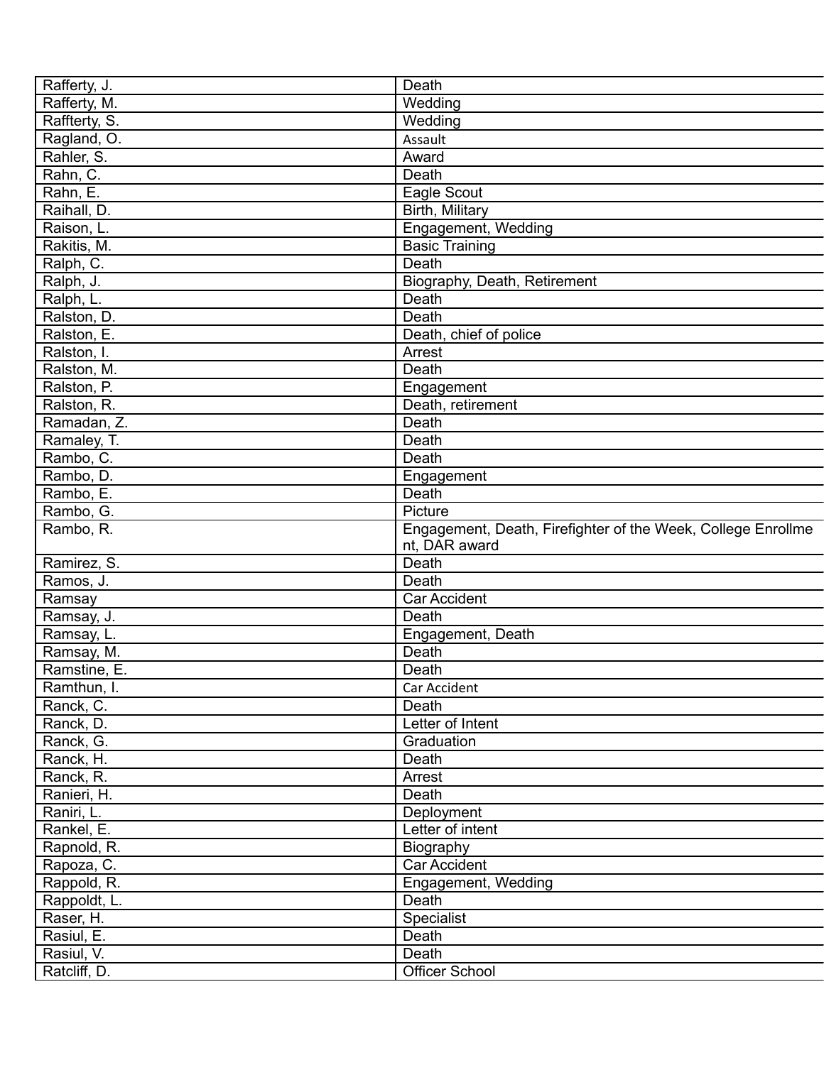| | |
|---|---|
| Rafferty, J. | Death |
| Rafferty, M. | Wedding |
| Raffterty, S. | Wedding |
| Ragland, O. | Assault |
| Rahler, S. | Award |
| Rahn, C. | Death |
| Rahn, E. | Eagle Scout |
| Raihall, D. | Birth, Military |
| Raison, L. | Engagement, Wedding |
| Rakitis, M. | Basic Training |
| Ralph, C. | Death |
| Ralph, J. | Biography, Death, Retirement |
| Ralph, L. | Death |
| Ralston, D. | Death |
| Ralston, E. | Death, chief of police |
| Ralston, I. | Arrest |
| Ralston, M. | Death |
| Ralston, P. | Engagement |
| Ralston, R. | Death, retirement |
| Ramadan, Z. | Death |
| Ramaley, T. | Death |
| Rambo, C. | Death |
| Rambo, D. | Engagement |
| Rambo, E. | Death |
| Rambo, G. | Picture |
| Rambo, R. | Engagement, Death, Firefighter of the Week, College Enrollment, DAR award |
| Ramirez, S. | Death |
| Ramos, J. | Death |
| Ramsay | Car Accident |
| Ramsay, J. | Death |
| Ramsay, L. | Engagement, Death |
| Ramsay, M. | Death |
| Ramstine, E. | Death |
| Ramthun, I. | Car Accident |
| Ranck, C. | Death |
| Ranck, D. | Letter of Intent |
| Ranck, G. | Graduation |
| Ranck, H. | Death |
| Ranck, R. | Arrest |
| Ranieri, H. | Death |
| Raniri, L. | Deployment |
| Rankel, E. | Letter of intent |
| Rapnold, R. | Biography |
| Rapoza, C. | Car Accident |
| Rappold, R. | Engagement, Wedding |
| Rappoldt, L. | Death |
| Raser, H. | Specialist |
| Rasiul, E. | Death |
| Rasiul, V. | Death |
| Ratcliff, D. | Officer School |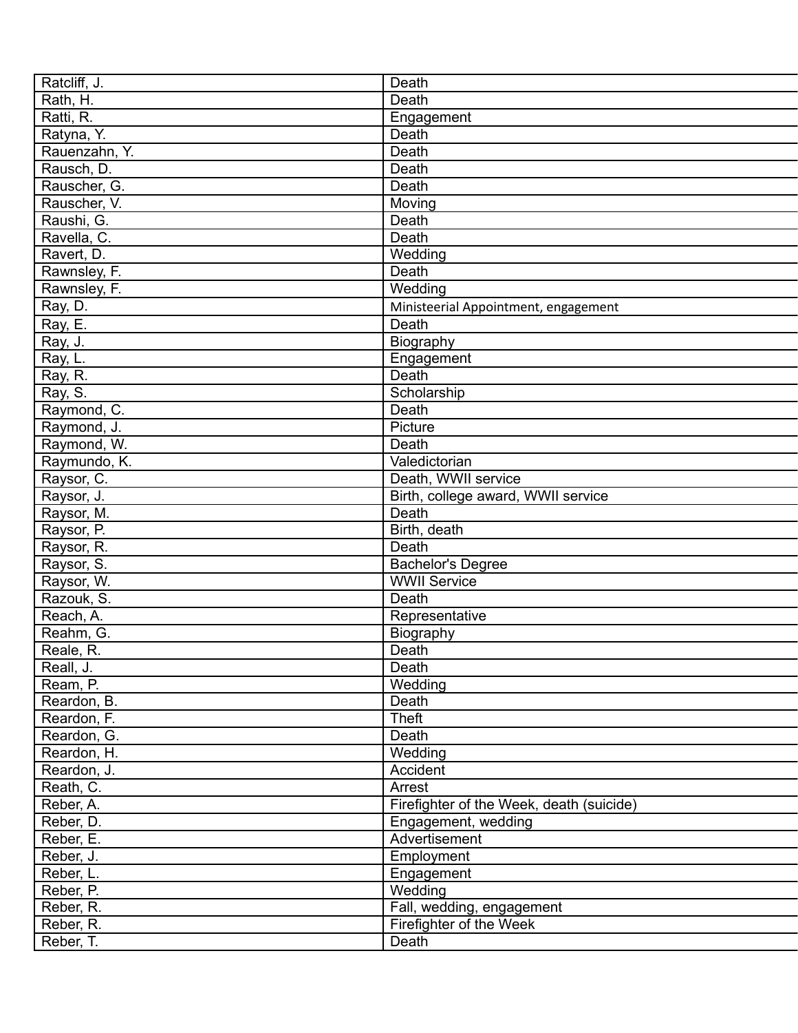| Ratcliff, J. | Death |
|---|---|
| Rath, H. | Death |
| Ratti, R. | Engagement |
| Ratyna, Y. | Death |
| Rauenzahn, Y. | Death |
| Rausch, D. | Death |
| Rauscher, G. | Death |
| Rauscher, V. | Moving |
| Raushi, G. | Death |
| Ravella, C. | Death |
| Ravert, D. | Wedding |
| Rawnsley, F. | Death |
| Rawnsley, F. | Wedding |
| Ray, D. | Ministeerial Appointment, engagement |
| Ray, E. | Death |
| Ray, J. | Biography |
| Ray, L. | Engagement |
| Ray, R. | Death |
| Ray, S. | Scholarship |
| Raymond, C. | Death |
| Raymond, J. | Picture |
| Raymond, W. | Death |
| Raymundo, K. | Valedictorian |
| Raysor, C. | Death, WWII service |
| Raysor, J. | Birth, college award, WWII service |
| Raysor, M. | Death |
| Raysor, P. | Birth, death |
| Raysor, R. | Death |
| Raysor, S. | Bachelor's Degree |
| Raysor, W. | WWII Service |
| Razouk, S. | Death |
| Reach, A. | Representative |
| Reahm, G. | Biography |
| Reale, R. | Death |
| Reall, J. | Death |
| Ream, P. | Wedding |
| Reardon, B. | Death |
| Reardon, F. | Theft |
| Reardon, G. | Death |
| Reardon, H. | Wedding |
| Reardon, J. | Accident |
| Reath, C. | Arrest |
| Reber, A. | Firefighter of the Week, death (suicide) |
| Reber, D. | Engagement, wedding |
| Reber, E. | Advertisement |
| Reber, J. | Employment |
| Reber, L. | Engagement |
| Reber, P. | Wedding |
| Reber, R. | Fall, wedding, engagement |
| Reber, R. | Firefighter of the Week |
| Reber, T. | Death |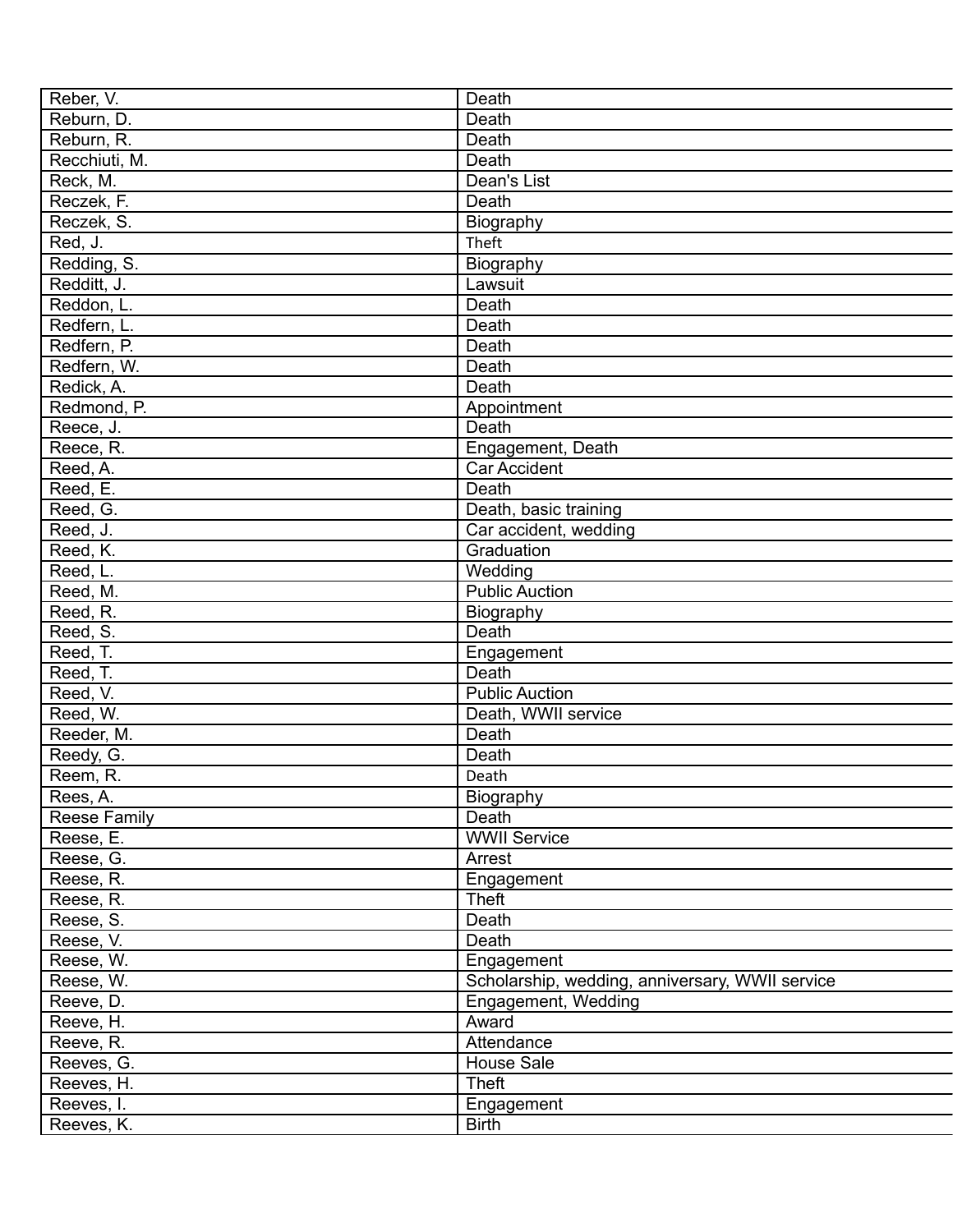| | |
|---|---|
| Reber, V. | Death |
| Reburn, D. | Death |
| Reburn, R. | Death |
| Recchiuti, M. | Death |
| Reck, M. | Dean's List |
| Reczek, F. | Death |
| Reczek, S. | Biography |
| Red, J. | Theft |
| Redding, S. | Biography |
| Redditt, J. | Lawsuit |
| Reddon, L. | Death |
| Redfern, L. | Death |
| Redfern, P. | Death |
| Redfern, W. | Death |
| Redick, A. | Death |
| Redmond, P. | Appointment |
| Reece, J. | Death |
| Reece, R. | Engagement, Death |
| Reed, A. | Car Accident |
| Reed, E. | Death |
| Reed, G. | Death, basic training |
| Reed, J. | Car accident, wedding |
| Reed, K. | Graduation |
| Reed, L. | Wedding |
| Reed, M. | Public Auction |
| Reed, R. | Biography |
| Reed, S. | Death |
| Reed, T. | Engagement |
| Reed, T. | Death |
| Reed, V. | Public Auction |
| Reed, W. | Death, WWII service |
| Reeder, M. | Death |
| Reedy, G. | Death |
| Reem, R. | Death |
| Rees, A. | Biography |
| Reese Family | Death |
| Reese, E. | WWII Service |
| Reese, G. | Arrest |
| Reese, R. | Engagement |
| Reese, R. | Theft |
| Reese, S. | Death |
| Reese, V. | Death |
| Reese, W. | Engagement |
| Reese, W. | Scholarship, wedding, anniversary, WWII service |
| Reeve, D. | Engagement, Wedding |
| Reeve, H. | Award |
| Reeve, R. | Attendance |
| Reeves, G. | House Sale |
| Reeves, H. | Theft |
| Reeves, I. | Engagement |
| Reeves, K. | Birth |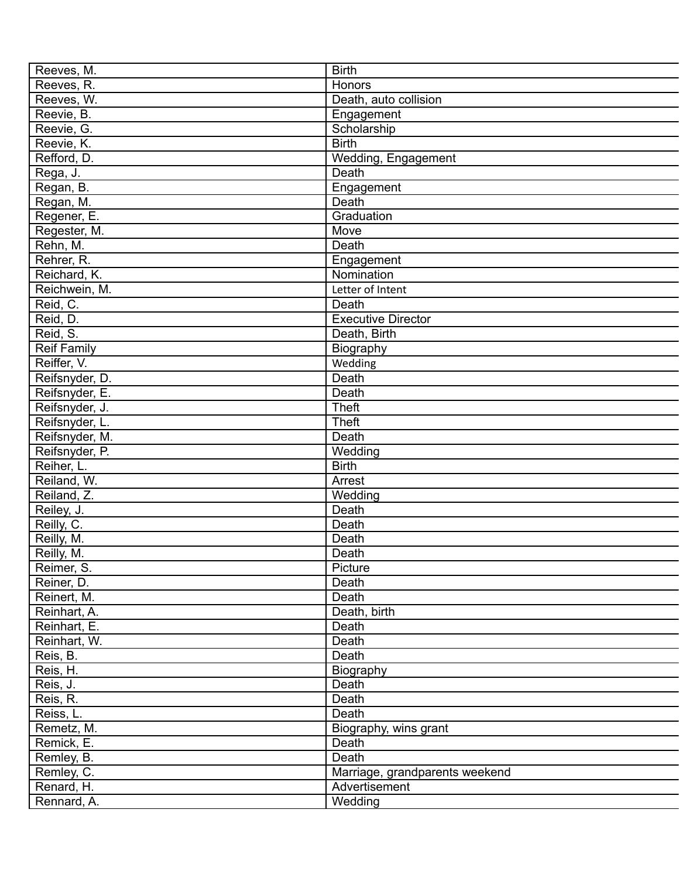| Reeves, M. | Birth |
|---|---|
| Reeves, R. | Honors |
| Reeves, W. | Death, auto collision |
| Reevie, B. | Engagement |
| Reevie, G. | Scholarship |
| Reevie, K. | Birth |
| Refford, D. | Wedding, Engagement |
| Rega, J. | Death |
| Regan, B. | Engagement |
| Regan, M. | Death |
| Regener, E. | Graduation |
| Regester, M. | Move |
| Rehn, M. | Death |
| Rehrer, R. | Engagement |
| Reichard, K. | Nomination |
| Reichwein, M. | Letter of Intent |
| Reid, C. | Death |
| Reid, D. | Executive Director |
| Reid, S. | Death, Birth |
| Reif Family | Biography |
| Reiffer, V. | Wedding |
| Reifsnyder, D. | Death |
| Reifsnyder, E. | Death |
| Reifsnyder, J. | Theft |
| Reifsnyder, L. | Theft |
| Reifsnyder, M. | Death |
| Reifsnyder, P. | Wedding |
| Reiher, L. | Birth |
| Reiland, W. | Arrest |
| Reiland, Z. | Wedding |
| Reiley, J. | Death |
| Reilly, C. | Death |
| Reilly, M. | Death |
| Reilly, M. | Death |
| Reimer, S. | Picture |
| Reiner, D. | Death |
| Reinert, M. | Death |
| Reinhart, A. | Death, birth |
| Reinhart, E. | Death |
| Reinhart, W. | Death |
| Reis, B. | Death |
| Reis, H. | Biography |
| Reis, J. | Death |
| Reis, R. | Death |
| Reiss, L. | Death |
| Remetz, M. | Biography, wins grant |
| Remick, E. | Death |
| Remley, B. | Death |
| Remley, C. | Marriage, grandparents weekend |
| Renard, H. | Advertisement |
| Rennard, A. | Wedding |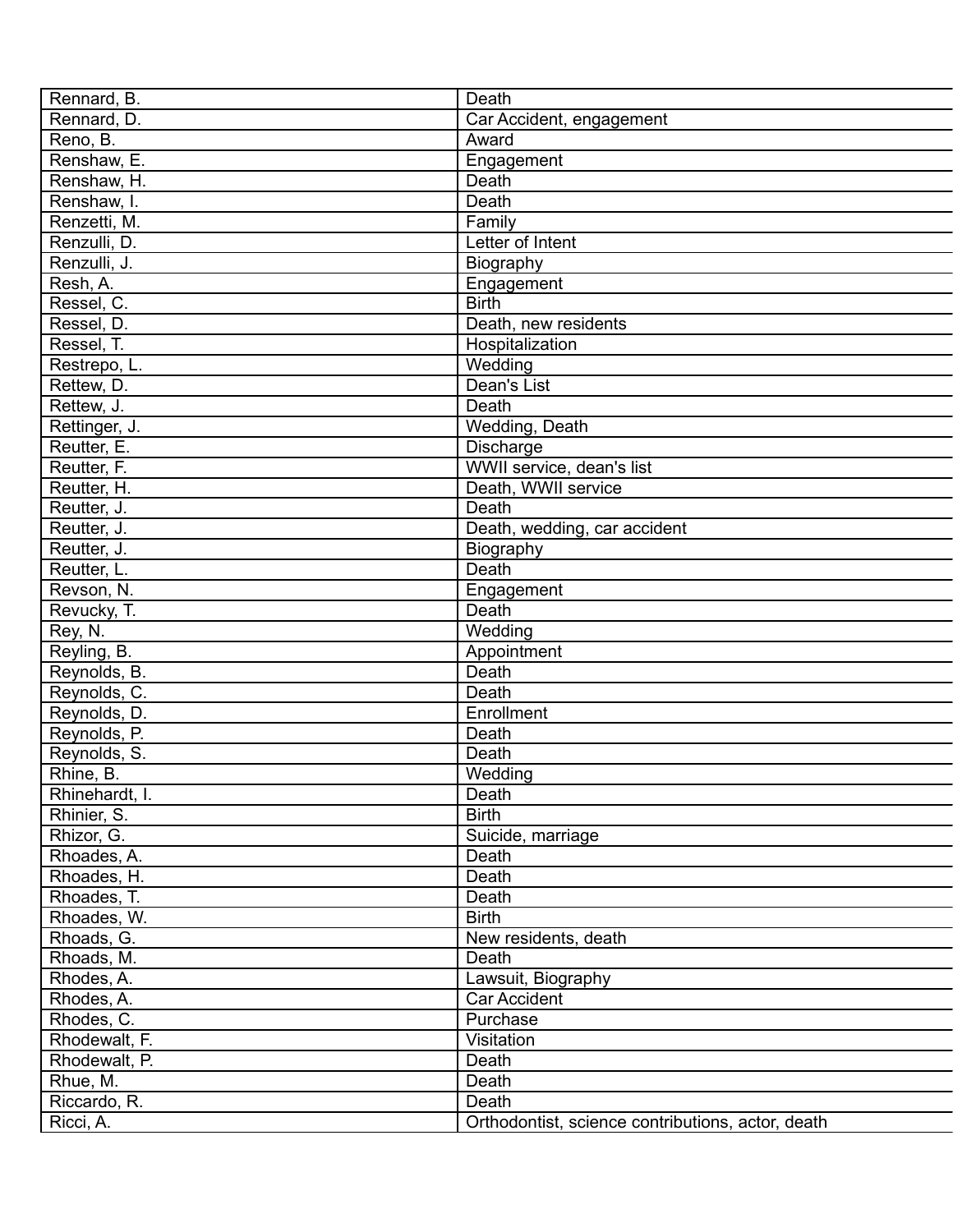| | |
|---|---|
| Rennard, B. | Death |
| Rennard, D. | Car Accident, engagement |
| Reno, B. | Award |
| Renshaw, E. | Engagement |
| Renshaw, H. | Death |
| Renshaw, I. | Death |
| Renzetti, M. | Family |
| Renzulli, D. | Letter of Intent |
| Renzulli, J. | Biography |
| Resh, A. | Engagement |
| Ressel, C. | Birth |
| Ressel, D. | Death, new residents |
| Ressel, T. | Hospitalization |
| Restrepo, L. | Wedding |
| Rettew, D. | Dean's List |
| Rettew, J. | Death |
| Rettinger, J. | Wedding, Death |
| Reutter, E. | Discharge |
| Reutter, F. | WWII service, dean's list |
| Reutter, H. | Death, WWII service |
| Reutter, J. | Death |
| Reutter, J. | Death, wedding, car accident |
| Reutter, J. | Biography |
| Reutter, L. | Death |
| Revson, N. | Engagement |
| Revucky, T. | Death |
| Rey, N. | Wedding |
| Reyling, B. | Appointment |
| Reynolds, B. | Death |
| Reynolds, C. | Death |
| Reynolds, D. | Enrollment |
| Reynolds, P. | Death |
| Reynolds, S. | Death |
| Rhine, B. | Wedding |
| Rhinehardt, I. | Death |
| Rhinier, S. | Birth |
| Rhizor, G. | Suicide, marriage |
| Rhoades, A. | Death |
| Rhoades, H. | Death |
| Rhoades, T. | Death |
| Rhoades, W. | Birth |
| Rhoads, G. | New residents, death |
| Rhoads, M. | Death |
| Rhodes, A. | Lawsuit, Biography |
| Rhodes, A. | Car Accident |
| Rhodes, C. | Purchase |
| Rhodewalt, F. | Visitation |
| Rhodewalt, P. | Death |
| Rhue, M. | Death |
| Riccardo, R. | Death |
| Ricci, A. | Orthodontist, science contributions, actor, death |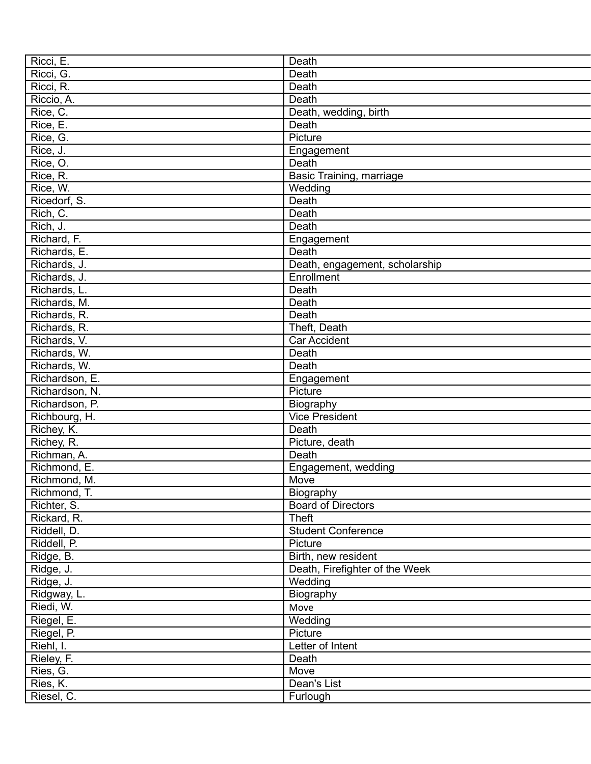| Ricci, E. | Death |
|---|---|
| Ricci, G. | Death |
| Ricci, R. | Death |
| Riccio, A. | Death |
| Rice, C. | Death, wedding, birth |
| Rice, E. | Death |
| Rice, G. | Picture |
| Rice, J. | Engagement |
| Rice, O. | Death |
| Rice, R. | Basic Training, marriage |
| Rice, W. | Wedding |
| Ricedorf, S. | Death |
| Rich, C. | Death |
| Rich, J. | Death |
| Richard, F. | Engagement |
| Richards, E. | Death |
| Richards, J. | Death, engagement, scholarship |
| Richards, J. | Enrollment |
| Richards, L. | Death |
| Richards, M. | Death |
| Richards, R. | Death |
| Richards, R. | Theft, Death |
| Richards, V. | Car Accident |
| Richards, W. | Death |
| Richards, W. | Death |
| Richardson, E. | Engagement |
| Richardson, N. | Picture |
| Richardson, P. | Biography |
| Richbourg, H. | Vice President |
| Richey, K. | Death |
| Richey, R. | Picture, death |
| Richman, A. | Death |
| Richmond, E. | Engagement, wedding |
| Richmond, M. | Move |
| Richmond, T. | Biography |
| Richter, S. | Board of Directors |
| Rickard, R. | Theft |
| Riddell, D. | Student Conference |
| Riddell, P. | Picture |
| Ridge, B. | Birth, new resident |
| Ridge, J. | Death, Firefighter of the Week |
| Ridge, J. | Wedding |
| Ridgway, L. | Biography |
| Riedi, W. | Move |
| Riegel, E. | Wedding |
| Riegel, P. | Picture |
| Riehl, I. | Letter of Intent |
| Rieley, F. | Death |
| Ries, G. | Move |
| Ries, K. | Dean's List |
| Riesel, C. | Furlough |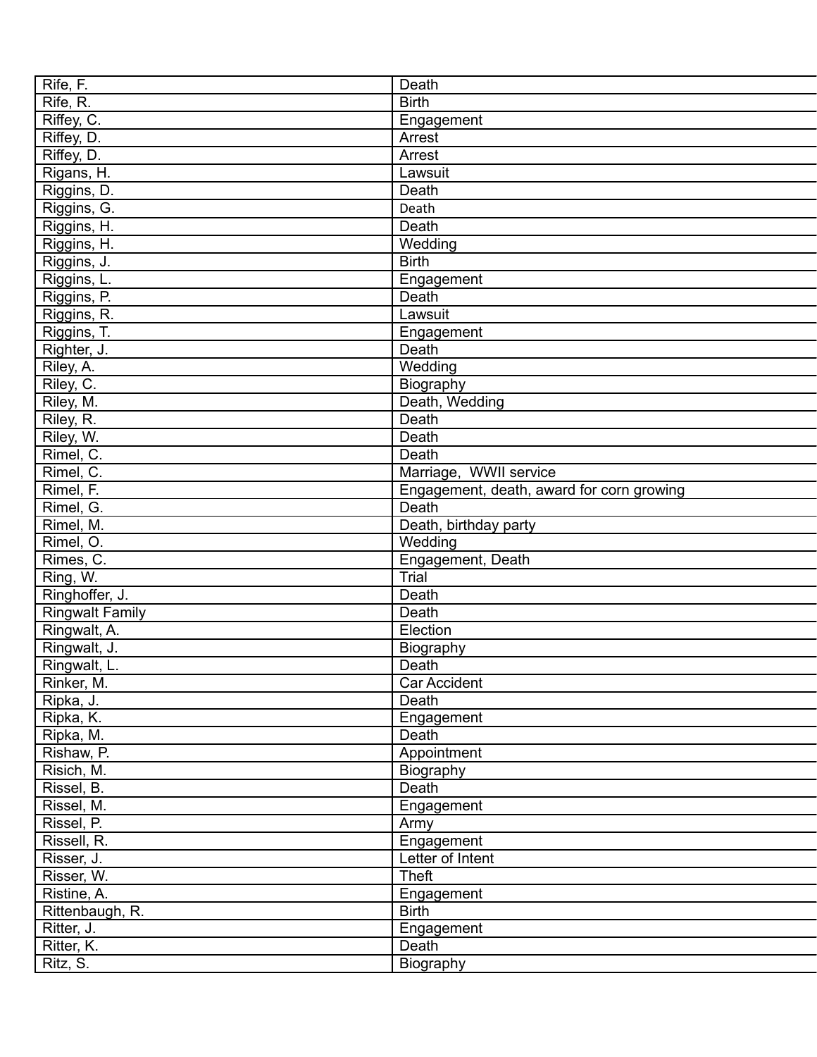| | |
|---|---|
| Rife, F. | Death |
| Rife, R. | Birth |
| Riffey, C. | Engagement |
| Riffey, D. | Arrest |
| Riffey, D. | Arrest |
| Rigans, H. | Lawsuit |
| Riggins, D. | Death |
| Riggins, G. | Death |
| Riggins, H. | Death |
| Riggins, H. | Wedding |
| Riggins, J. | Birth |
| Riggins, L. | Engagement |
| Riggins, P. | Death |
| Riggins, R. | Lawsuit |
| Riggins, T. | Engagement |
| Righter, J. | Death |
| Riley, A. | Wedding |
| Riley, C. | Biography |
| Riley, M. | Death, Wedding |
| Riley, R. | Death |
| Riley, W. | Death |
| Rimel, C. | Death |
| Rimel, C. | Marriage, WWII service |
| Rimel, F. | Engagement, death, award for corn growing |
| Rimel, G. | Death |
| Rimel, M. | Death, birthday party |
| Rimel, O. | Wedding |
| Rimes, C. | Engagement, Death |
| Ring, W. | Trial |
| Ringhoffer, J. | Death |
| Ringwalt Family | Death |
| Ringwalt, A. | Election |
| Ringwalt, J. | Biography |
| Ringwalt, L. | Death |
| Rinker, M. | Car Accident |
| Ripka, J. | Death |
| Ripka, K. | Engagement |
| Ripka, M. | Death |
| Rishaw, P. | Appointment |
| Risich, M. | Biography |
| Rissel, B. | Death |
| Rissel, M. | Engagement |
| Rissel, P. | Army |
| Rissell, R. | Engagement |
| Risser, J. | Letter of Intent |
| Risser, W. | Theft |
| Ristine, A. | Engagement |
| Rittenbaugh, R. | Birth |
| Ritter, J. | Engagement |
| Ritter, K. | Death |
| Ritz, S. | Biography |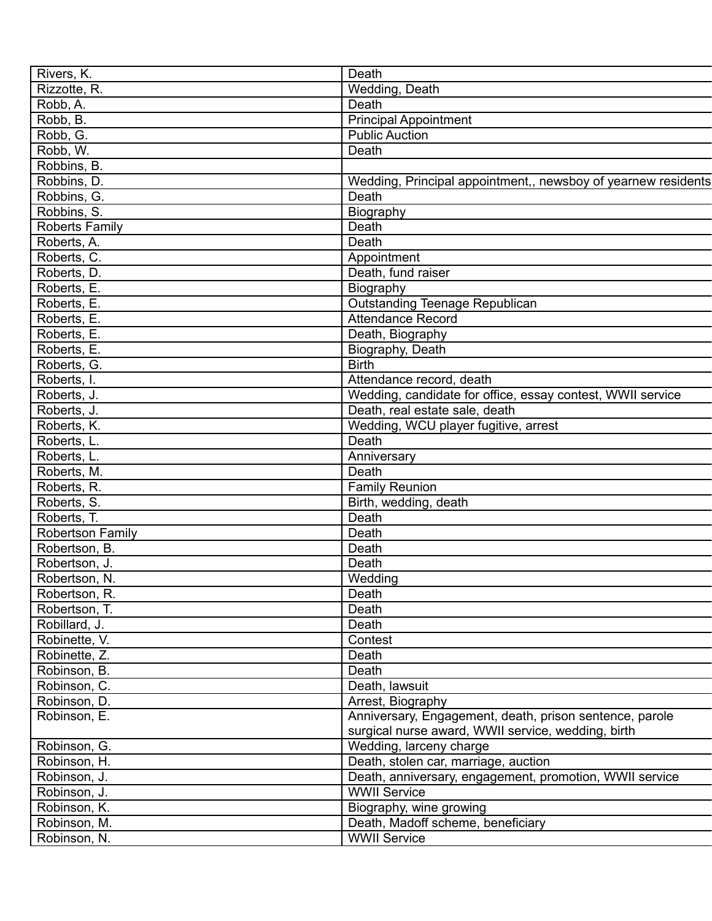| Rivers, K. | Death |
|---|---|
| Rizzotte, R. | Wedding, Death |
| Robb, A. | Death |
| Robb, B. | Principal Appointment |
| Robb, G. | Public Auction |
| Robb, W. | Death |
| Robbins, B. | |
| Robbins, D. | Wedding, Principal appointment,, newsboy of yearnew residents |
| Robbins, G. | Death |
| Robbins, S. | Biography |
| Roberts Family | Death |
| Roberts, A. | Death |
| Roberts, C. | Appointment |
| Roberts, D. | Death, fund raiser |
| Roberts, E. | Biography |
| Roberts, E. | Outstanding Teenage Republican |
| Roberts, E. | Attendance Record |
| Roberts, E. | Death, Biography |
| Roberts, E. | Biography, Death |
| Roberts, G. | Birth |
| Roberts, I. | Attendance record, death |
| Roberts, J. | Wedding, candidate for office, essay contest, WWII service |
| Roberts, J. | Death, real estate sale, death |
| Roberts, K. | Wedding, WCU player fugitive, arrest |
| Roberts, L. | Death |
| Roberts, L. | Anniversary |
| Roberts, M. | Death |
| Roberts, R. | Family Reunion |
| Roberts, S. | Birth, wedding, death |
| Roberts, T. | Death |
| Robertson Family | Death |
| Robertson, B. | Death |
| Robertson, J. | Death |
| Robertson, N. | Wedding |
| Robertson, R. | Death |
| Robertson, T. | Death |
| Robillard, J. | Death |
| Robinette, V. | Contest |
| Robinette, Z. | Death |
| Robinson, B. | Death |
| Robinson, C. | Death, lawsuit |
| Robinson, D. | Arrest, Biography |
| Robinson, E. | Anniversary, Engagement, death, prison sentence, parole surgical nurse award, WWII service, wedding, birth |
| Robinson, G. | Wedding, larceny charge |
| Robinson, H. | Death, stolen car, marriage, auction |
| Robinson, J. | Death, anniversary, engagement, promotion, WWII service |
| Robinson, J. | WWII Service |
| Robinson, K. | Biography, wine growing |
| Robinson, M. | Death, Madoff scheme, beneficiary |
| Robinson, N. | WWII Service |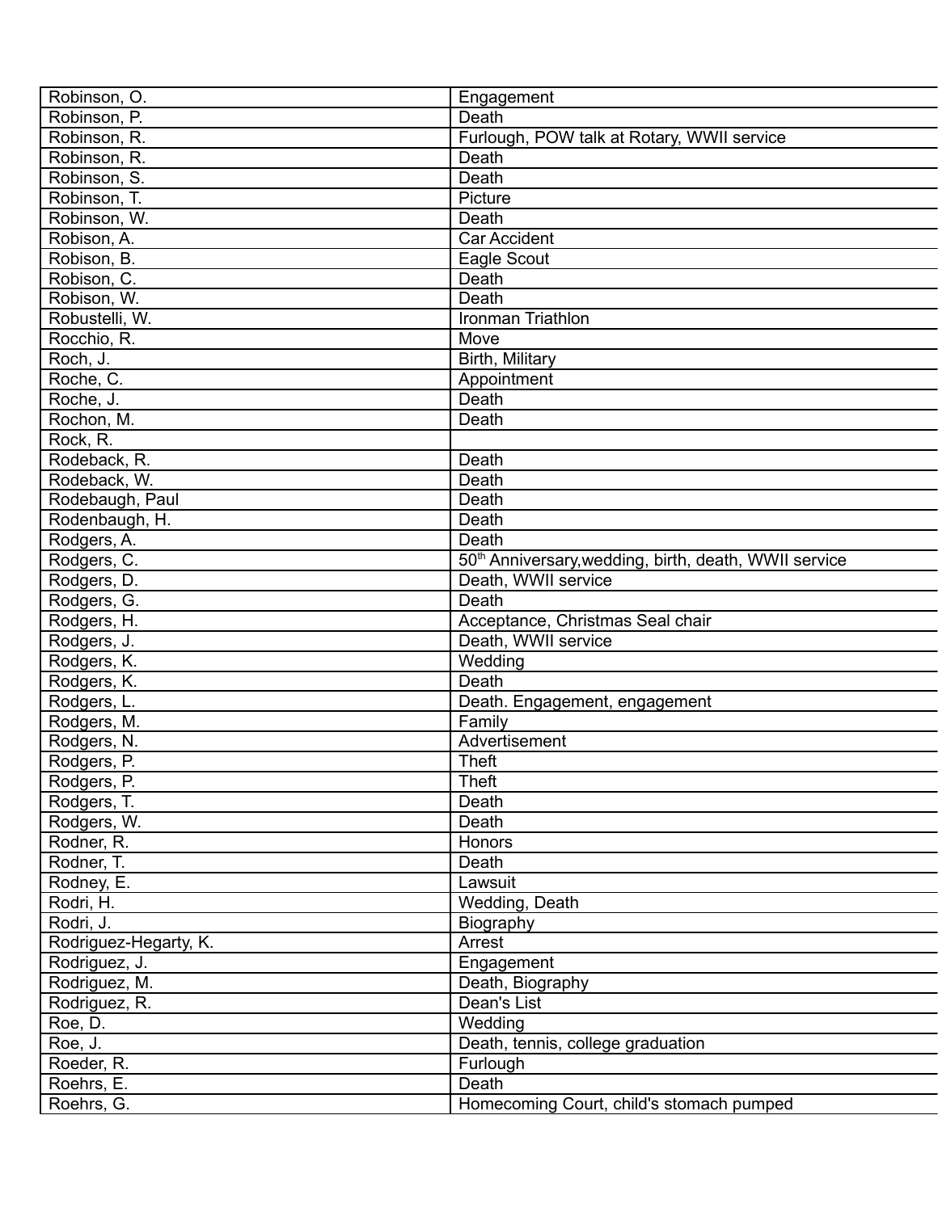| Robinson, O. | Engagement |
|---|---|
| Robinson, P. | Death |
| Robinson, R. | Furlough, POW talk at Rotary, WWII service |
| Robinson, R. | Death |
| Robinson, S. | Death |
| Robinson, T. | Picture |
| Robinson, W. | Death |
| Robison, A. | Car Accident |
| Robison, B. | Eagle Scout |
| Robison, C. | Death |
| Robison, W. | Death |
| Robustelli, W. | Ironman Triathlon |
| Rocchio, R. | Move |
| Roch, J. | Birth, Military |
| Roche, C. | Appointment |
| Roche, J. | Death |
| Rochon, M. | Death |
| Rock, R. | |
| Rodeback, R. | Death |
| Rodeback, W. | Death |
| Rodebaugh, Paul | Death |
| Rodenbaugh, H. | Death |
| Rodgers, A. | Death |
| Rodgers, C. | 50th Anniversary,wedding, birth, death, WWII service |
| Rodgers, D. | Death, WWII service |
| Rodgers, G. | Death |
| Rodgers, H. | Acceptance, Christmas Seal chair |
| Rodgers, J. | Death, WWII service |
| Rodgers, K. | Wedding |
| Rodgers, K. | Death |
| Rodgers, L. | Death. Engagement, engagement |
| Rodgers, M. | Family |
| Rodgers, N. | Advertisement |
| Rodgers, P. | Theft |
| Rodgers, P. | Theft |
| Rodgers, T. | Death |
| Rodgers, W. | Death |
| Rodner, R. | Honors |
| Rodner, T. | Death |
| Rodney, E. | Lawsuit |
| Rodri, H. | Wedding, Death |
| Rodri, J. | Biography |
| Rodriguez-Hegarty, K. | Arrest |
| Rodriguez, J. | Engagement |
| Rodriguez, M. | Death, Biography |
| Rodriguez, R. | Dean's List |
| Roe, D. | Wedding |
| Roe, J. | Death, tennis, college graduation |
| Roeder, R. | Furlough |
| Roehrs, E. | Death |
| Roehrs, G. | Homecoming Court, child's stomach pumped |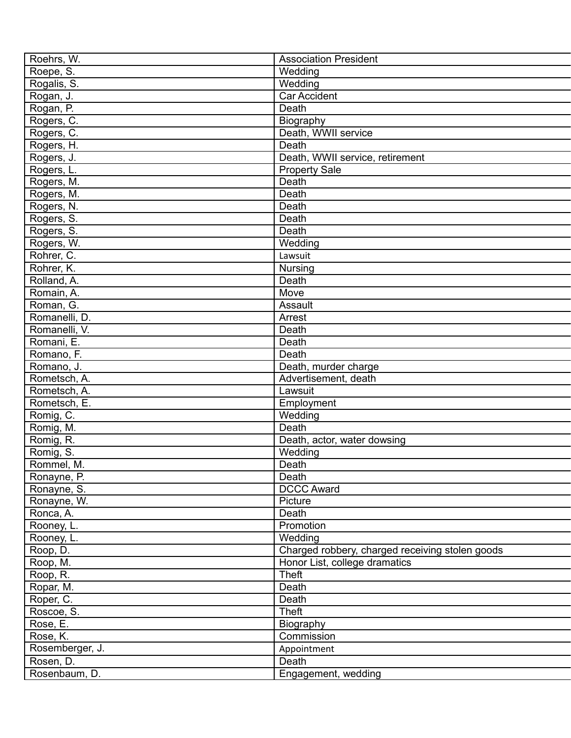| | |
|---|---|
| Roehrs, W. | Association President |
| Roepe, S. | Wedding |
| Rogalis, S. | Wedding |
| Rogan, J. | Car Accident |
| Rogan, P. | Death |
| Rogers, C. | Biography |
| Rogers, C. | Death, WWII service |
| Rogers, H. | Death |
| Rogers, J. | Death, WWII service, retirement |
| Rogers, L. | Property Sale |
| Rogers, M. | Death |
| Rogers, M. | Death |
| Rogers, N. | Death |
| Rogers, S. | Death |
| Rogers, S. | Death |
| Rogers, W. | Wedding |
| Rohrer, C. | Lawsuit |
| Rohrer, K. | Nursing |
| Rolland, A. | Death |
| Romain, A. | Move |
| Roman, G. | Assault |
| Romanelli, D. | Arrest |
| Romanelli, V. | Death |
| Romani, E. | Death |
| Romano, F. | Death |
| Romano, J. | Death, murder charge |
| Rometsch, A. | Advertisement, death |
| Rometsch, A. | Lawsuit |
| Rometsch, E. | Employment |
| Romig, C. | Wedding |
| Romig, M. | Death |
| Romig, R. | Death, actor, water dowsing |
| Romig, S. | Wedding |
| Rommel, M. | Death |
| Ronayne, P. | Death |
| Ronayne, S. | DCCC Award |
| Ronayne, W. | Picture |
| Ronca, A. | Death |
| Rooney, L. | Promotion |
| Rooney, L. | Wedding |
| Roop, D. | Charged robbery, charged receiving stolen goods |
| Roop, M. | Honor List, college dramatics |
| Roop, R. | Theft |
| Ropar, M. | Death |
| Roper, C. | Death |
| Roscoe, S. | Theft |
| Rose, E. | Biography |
| Rose, K. | Commission |
| Rosemberger, J. | Appointment |
| Rosen, D. | Death |
| Rosenbaum, D. | Engagement, wedding |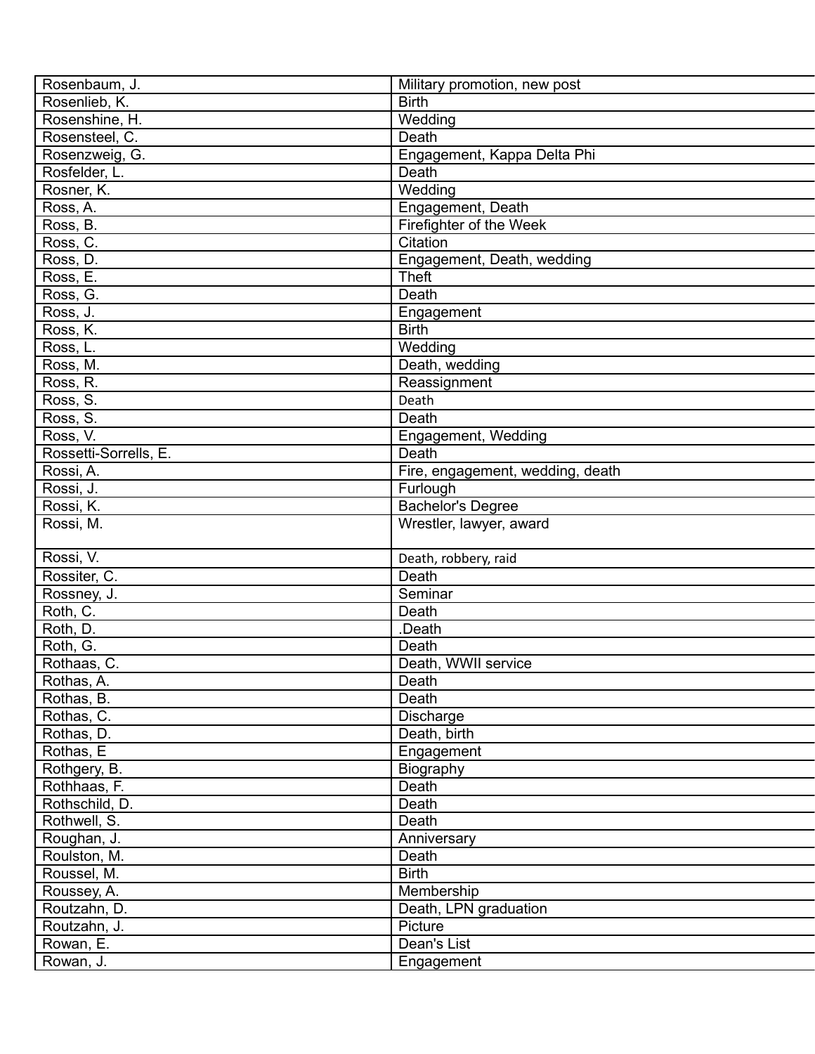| Rosenbaum, J. | Military promotion, new post |
|---|---|
| Rosenlieb, K. | Birth |
| Rosenshine, H. | Wedding |
| Rosensteel, C. | Death |
| Rosenzweig, G. | Engagement, Kappa Delta Phi |
| Rosfelder, L. | Death |
| Rosner, K. | Wedding |
| Ross, A. | Engagement, Death |
| Ross, B. | Firefighter of the Week |
| Ross, C. | Citation |
| Ross, D. | Engagement, Death, wedding |
| Ross, E. | Theft |
| Ross, G. | Death |
| Ross, J. | Engagement |
| Ross, K. | Birth |
| Ross, L. | Wedding |
| Ross, M. | Death, wedding |
| Ross, R. | Reassignment |
| Ross, S. | Death |
| Ross, S. | Death |
| Ross, V. | Engagement, Wedding |
| Rossetti-Sorrells, E. | Death |
| Rossi, A. | Fire, engagement, wedding, death |
| Rossi, J. | Furlough |
| Rossi, K. | Bachelor's Degree |
| Rossi, M. | Wrestler, lawyer, award |
| Rossi, V. | Death, robbery, raid |
| Rossiter, C. | Death |
| Rossney, J. | Seminar |
| Roth, C. | Death |
| Roth, D. | .Death |
| Roth, G. | Death |
| Rothaas, C. | Death, WWII service |
| Rothas, A. | Death |
| Rothas, B. | Death |
| Rothas, C. | Discharge |
| Rothas, D. | Death, birth |
| Rothas, E | Engagement |
| Rothgery, B. | Biography |
| Rothhaas, F. | Death |
| Rothschild, D. | Death |
| Rothwell, S. | Death |
| Roughan, J. | Anniversary |
| Roulston, M. | Death |
| Roussel, M. | Birth |
| Roussey, A. | Membership |
| Routzahn, D. | Death, LPN graduation |
| Routzahn, J. | Picture |
| Rowan, E. | Dean's List |
| Rowan, J. | Engagement |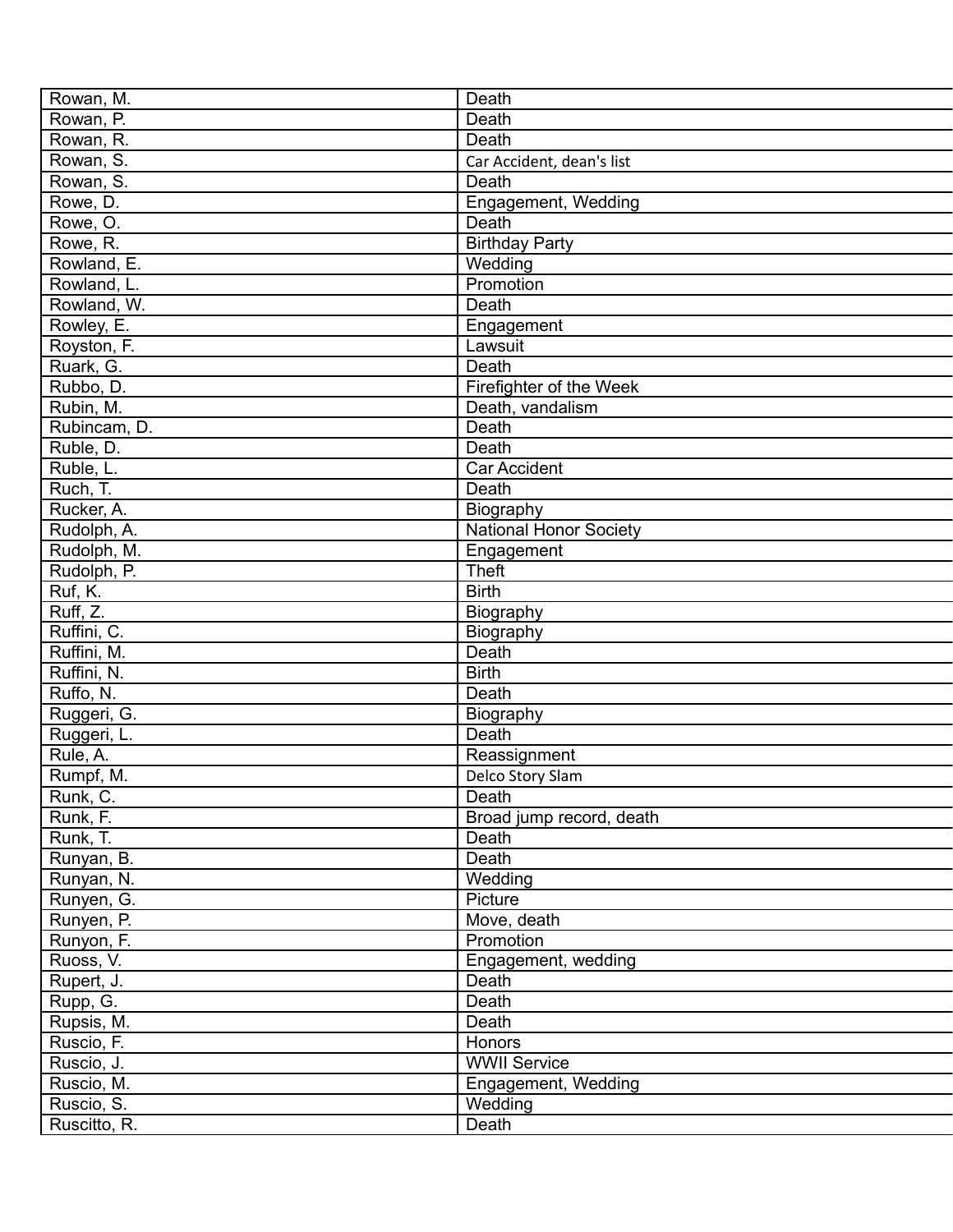| Rowan, M. | Death |
|---|---|
| Rowan, P. | Death |
| Rowan, R. | Death |
| Rowan, S. | Car Accident, dean's list |
| Rowan, S. | Death |
| Rowe, D. | Engagement, Wedding |
| Rowe, O. | Death |
| Rowe, R. | Birthday Party |
| Rowland, E. | Wedding |
| Rowland, L. | Promotion |
| Rowland, W. | Death |
| Rowley, E. | Engagement |
| Royston, F. | Lawsuit |
| Ruark, G. | Death |
| Rubbo, D. | Firefighter of the Week |
| Rubin, M. | Death, vandalism |
| Rubincam, D. | Death |
| Ruble, D. | Death |
| Ruble, L. | Car Accident |
| Ruch, T. | Death |
| Rucker, A. | Biography |
| Rudolph, A. | National Honor Society |
| Rudolph, M. | Engagement |
| Rudolph, P. | Theft |
| Ruf, K. | Birth |
| Ruff, Z. | Biography |
| Ruffini, C. | Biography |
| Ruffini, M. | Death |
| Ruffini, N. | Birth |
| Ruffo, N. | Death |
| Ruggeri, G. | Biography |
| Ruggeri, L. | Death |
| Rule, A. | Reassignment |
| Rumpf, M. | Delco Story Slam |
| Runk, C. | Death |
| Runk, F. | Broad jump record, death |
| Runk, T. | Death |
| Runyan, B. | Death |
| Runyan, N. | Wedding |
| Runyen, G. | Picture |
| Runyen, P. | Move, death |
| Runyon, F. | Promotion |
| Ruoss, V. | Engagement, wedding |
| Rupert, J. | Death |
| Rupp, G. | Death |
| Rupsis, M. | Death |
| Ruscio, F. | Honors |
| Ruscio, J. | WWII Service |
| Ruscio, M. | Engagement, Wedding |
| Ruscio, S. | Wedding |
| Ruscitto, R. | Death |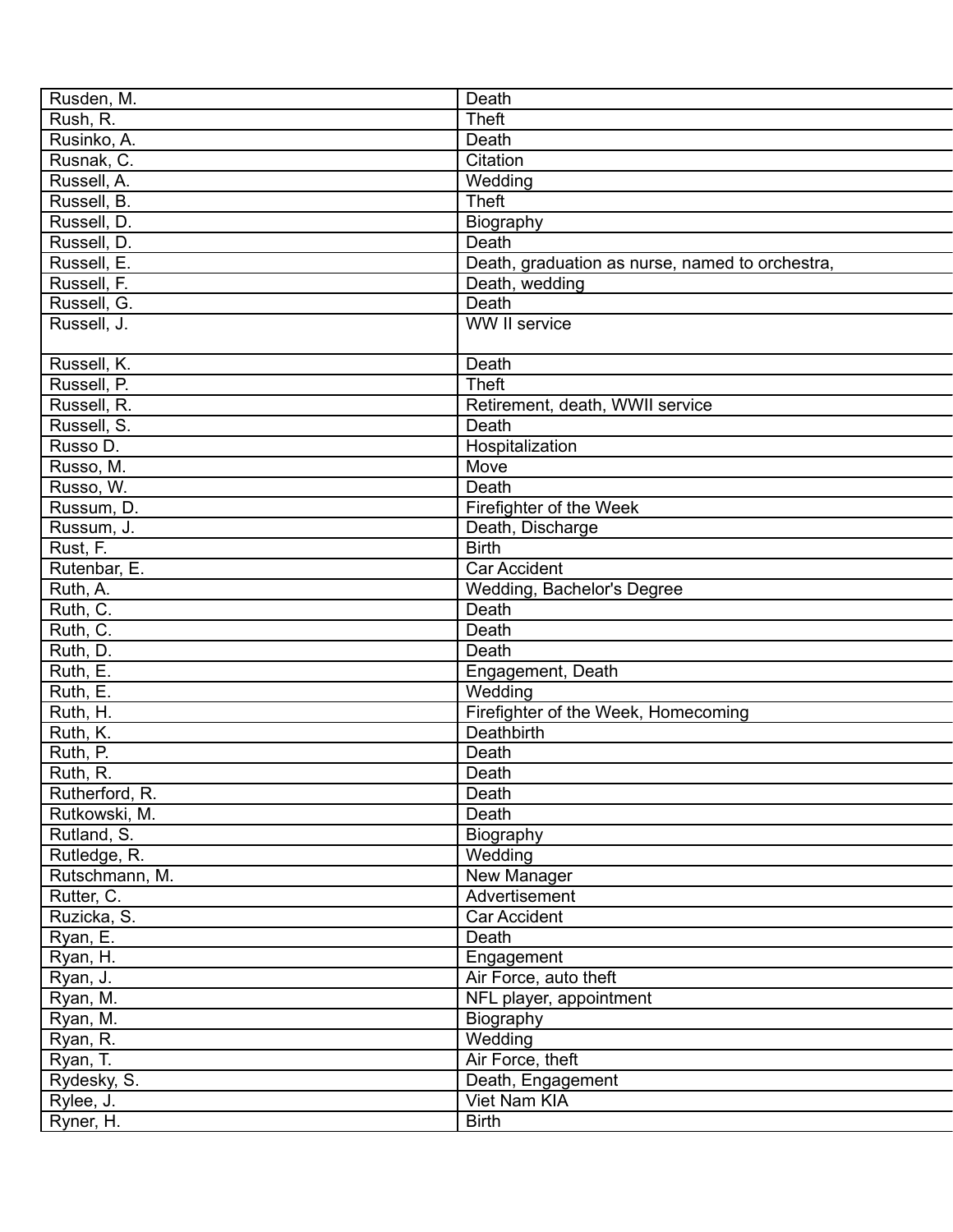| | |
|---|---|
| Rusden, M. | Death |
| Rush, R. | Theft |
| Rusinko, A. | Death |
| Rusnak, C. | Citation |
| Russell, A. | Wedding |
| Russell, B. | Theft |
| Russell, D. | Biography |
| Russell, D. | Death |
| Russell, E. | Death, graduation as nurse, named to orchestra, |
| Russell, F. | Death, wedding |
| Russell, G. | Death |
| Russell, J. | WW II service |
| Russell, K. | Death |
| Russell, P. | Theft |
| Russell, R. | Retirement, death, WWII service |
| Russell, S. | Death |
| Russo D. | Hospitalization |
| Russo, M. | Move |
| Russo, W. | Death |
| Russum, D. | Firefighter of the Week |
| Russum, J. | Death, Discharge |
| Rust, F. | Birth |
| Rutenbar, E. | Car Accident |
| Ruth, A. | Wedding, Bachelor's Degree |
| Ruth, C. | Death |
| Ruth, C. | Death |
| Ruth, D. | Death |
| Ruth, E. | Engagement, Death |
| Ruth, E. | Wedding |
| Ruth, H. | Firefighter of the Week, Homecoming |
| Ruth, K. | Deathbirth |
| Ruth, P. | Death |
| Ruth, R. | Death |
| Rutherford, R. | Death |
| Rutkowski, M. | Death |
| Rutland, S. | Biography |
| Rutledge, R. | Wedding |
| Rutschmann, M. | New Manager |
| Rutter, C. | Advertisement |
| Ruzicka, S. | Car Accident |
| Ryan, E. | Death |
| Ryan, H. | Engagement |
| Ryan, J. | Air Force, auto theft |
| Ryan, M. | NFL player, appointment |
| Ryan, M. | Biography |
| Ryan, R. | Wedding |
| Ryan, T. | Air Force, theft |
| Rydesky, S. | Death, Engagement |
| Rylee, J. | Viet Nam KIA |
| Ryner, H. | Birth |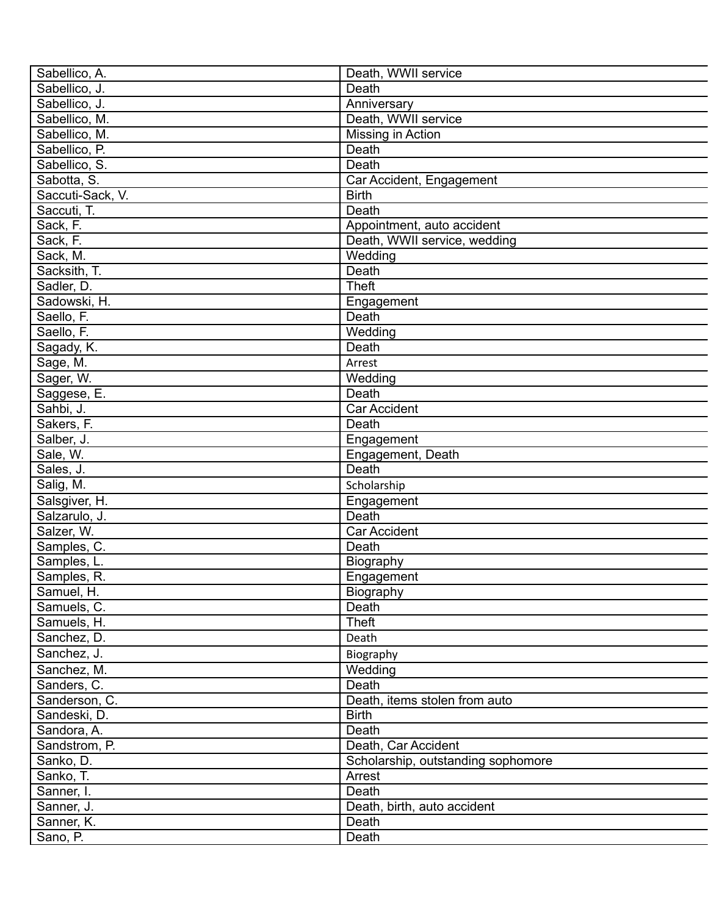| | |
|---|---|
| Sabellico, A. | Death, WWII service |
| Sabellico, J. | Death |
| Sabellico, J. | Anniversary |
| Sabellico, M. | Death, WWII service |
| Sabellico, M. | Missing in Action |
| Sabellico, P. | Death |
| Sabellico, S. | Death |
| Sabotta, S. | Car Accident, Engagement |
| Saccuti-Sack, V. | Birth |
| Saccuti, T. | Death |
| Sack, F. | Appointment, auto accident |
| Sack, F. | Death, WWII service, wedding |
| Sack, M. | Wedding |
| Sacksith, T. | Death |
| Sadler, D. | Theft |
| Sadowski, H. | Engagement |
| Saello, F. | Death |
| Saello, F. | Wedding |
| Sagady, K. | Death |
| Sage, M. | Arrest |
| Sager, W. | Wedding |
| Saggese, E. | Death |
| Sahbi, J. | Car Accident |
| Sakers, F. | Death |
| Salber, J. | Engagement |
| Sale, W. | Engagement, Death |
| Sales, J. | Death |
| Salig, M. | Scholarship |
| Salsgiver, H. | Engagement |
| Salzarulo, J. | Death |
| Salzer, W. | Car Accident |
| Samples, C. | Death |
| Samples, L. | Biography |
| Samples, R. | Engagement |
| Samuel, H. | Biography |
| Samuels, C. | Death |
| Samuels, H. | Theft |
| Sanchez, D. | Death |
| Sanchez, J. | Biography |
| Sanchez, M. | Wedding |
| Sanders, C. | Death |
| Sanderson, C. | Death, items stolen from auto |
| Sandeski, D. | Birth |
| Sandora, A. | Death |
| Sandstrom, P. | Death, Car Accident |
| Sanko, D. | Scholarship, outstanding sophomore |
| Sanko, T. | Arrest |
| Sanner, I. | Death |
| Sanner, J. | Death, birth, auto accident |
| Sanner, K. | Death |
| Sano, P. | Death |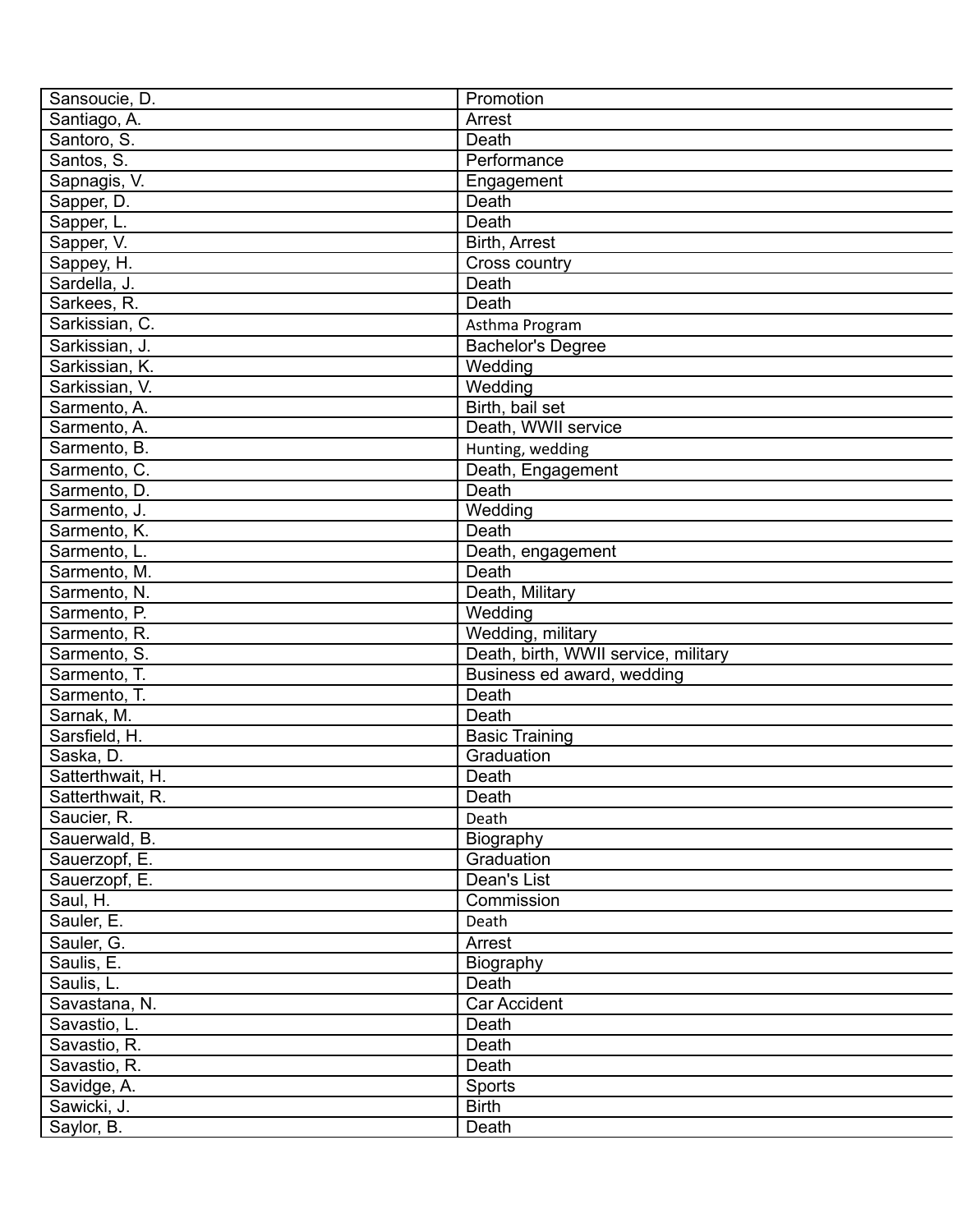| Sansoucie, D. | Promotion |
|---|---|
| Santiago, A. | Arrest |
| Santoro, S. | Death |
| Santos, S. | Performance |
| Sapnagis, V. | Engagement |
| Sapper, D. | Death |
| Sapper, L. | Death |
| Sapper, V. | Birth, Arrest |
| Sappey, H. | Cross country |
| Sardella, J. | Death |
| Sarkees, R. | Death |
| Sarkissian, C. | Asthma Program |
| Sarkissian, J. | Bachelor's Degree |
| Sarkissian, K. | Wedding |
| Sarkissian, V. | Wedding |
| Sarmento, A. | Birth, bail set |
| Sarmento, A. | Death, WWII service |
| Sarmento, B. | Hunting, wedding |
| Sarmento, C. | Death, Engagement |
| Sarmento, D. | Death |
| Sarmento, J. | Wedding |
| Sarmento, K. | Death |
| Sarmento, L. | Death, engagement |
| Sarmento, M. | Death |
| Sarmento, N. | Death, Military |
| Sarmento, P. | Wedding |
| Sarmento, R. | Wedding, military |
| Sarmento, S. | Death, birth, WWII service, military |
| Sarmento, T. | Business ed award, wedding |
| Sarmento, T. | Death |
| Sarnak, M. | Death |
| Sarsfield, H. | Basic Training |
| Saska, D. | Graduation |
| Satterthwait, H. | Death |
| Satterthwait, R. | Death |
| Saucier, R. | Death |
| Sauerwald, B. | Biography |
| Sauerzopf, E. | Graduation |
| Sauerzopf, E. | Dean's List |
| Saul, H. | Commission |
| Sauler, E. | Death |
| Sauler, G. | Arrest |
| Saulis, E. | Biography |
| Saulis, L. | Death |
| Savastana, N. | Car Accident |
| Savastio, L. | Death |
| Savastio, R. | Death |
| Savastio, R. | Death |
| Savidge, A. | Sports |
| Sawicki, J. | Birth |
| Saylor, B. | Death |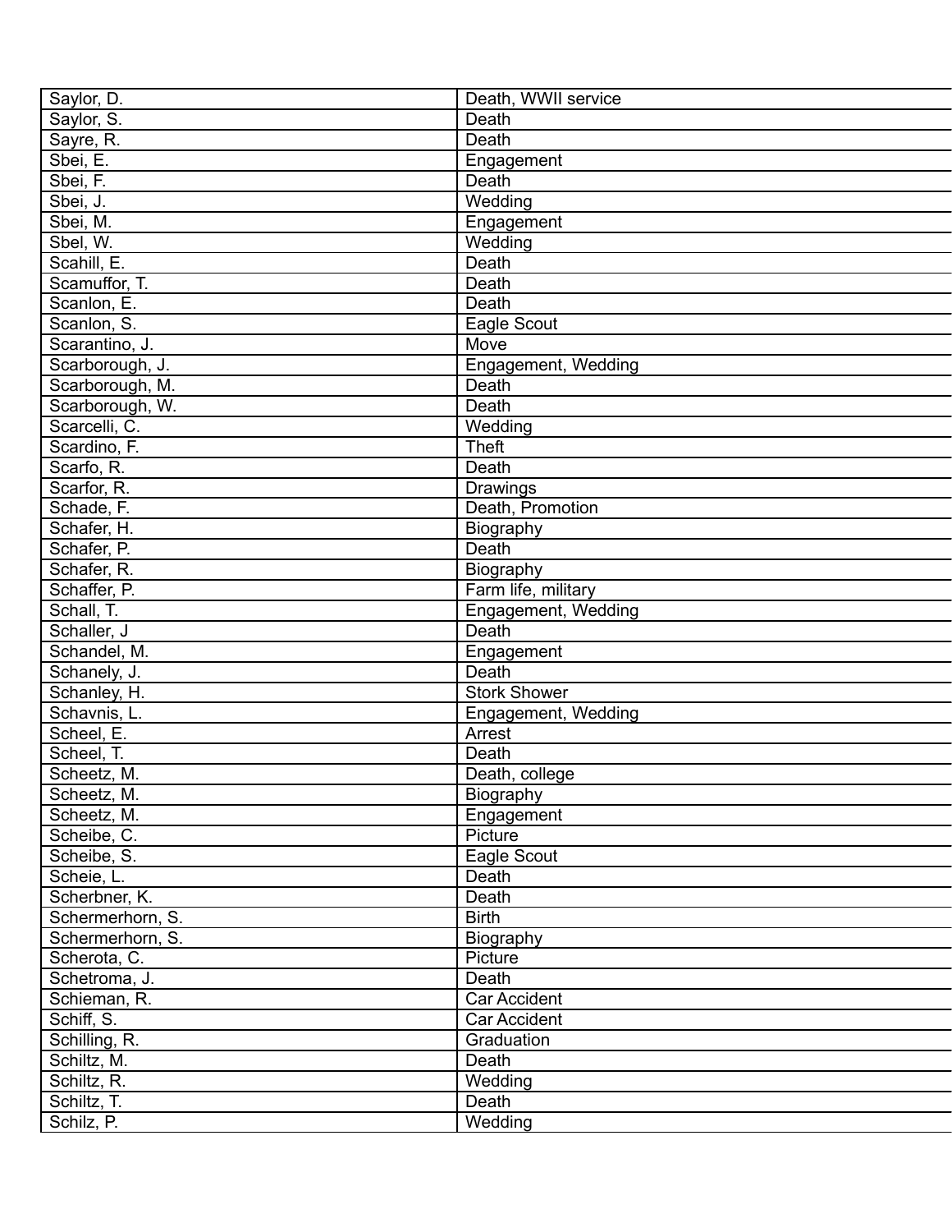| Saylor, D. | Death, WWII service |
|---|---|
| Saylor, S. | Death |
| Sayre, R. | Death |
| Sbei, E. | Engagement |
| Sbei, F. | Death |
| Sbei, J. | Wedding |
| Sbei, M. | Engagement |
| Sbel, W. | Wedding |
| Scahill, E. | Death |
| Scamuffor, T. | Death |
| Scanlon, E. | Death |
| Scanlon, S. | Eagle Scout |
| Scarantino, J. | Move |
| Scarborough, J. | Engagement, Wedding |
| Scarborough, M. | Death |
| Scarborough, W. | Death |
| Scarcelli, C. | Wedding |
| Scardino, F. | Theft |
| Scarfo, R. | Death |
| Scarfor, R. | Drawings |
| Schade, F. | Death, Promotion |
| Schafer, H. | Biography |
| Schafer, P. | Death |
| Schafer, R. | Biography |
| Schaffer, P. | Farm life, military |
| Schall, T. | Engagement, Wedding |
| Schaller, J | Death |
| Schandel, M. | Engagement |
| Schanely, J. | Death |
| Schanley, H. | Stork Shower |
| Schavnis, L. | Engagement, Wedding |
| Scheel, E. | Arrest |
| Scheel, T. | Death |
| Scheetz, M. | Death, college |
| Scheetz, M. | Biography |
| Scheetz, M. | Engagement |
| Scheibe, C. | Picture |
| Scheibe, S. | Eagle Scout |
| Scheie, L. | Death |
| Scherbner, K. | Death |
| Schermerhorn, S. | Birth |
| Schermerhorn, S. | Biography |
| Scherota, C. | Picture |
| Schetroma, J. | Death |
| Schieman, R. | Car Accident |
| Schiff, S. | Car Accident |
| Schilling, R. | Graduation |
| Schiltz, M. | Death |
| Schiltz, R. | Wedding |
| Schiltz, T. | Death |
| Schilz, P. | Wedding |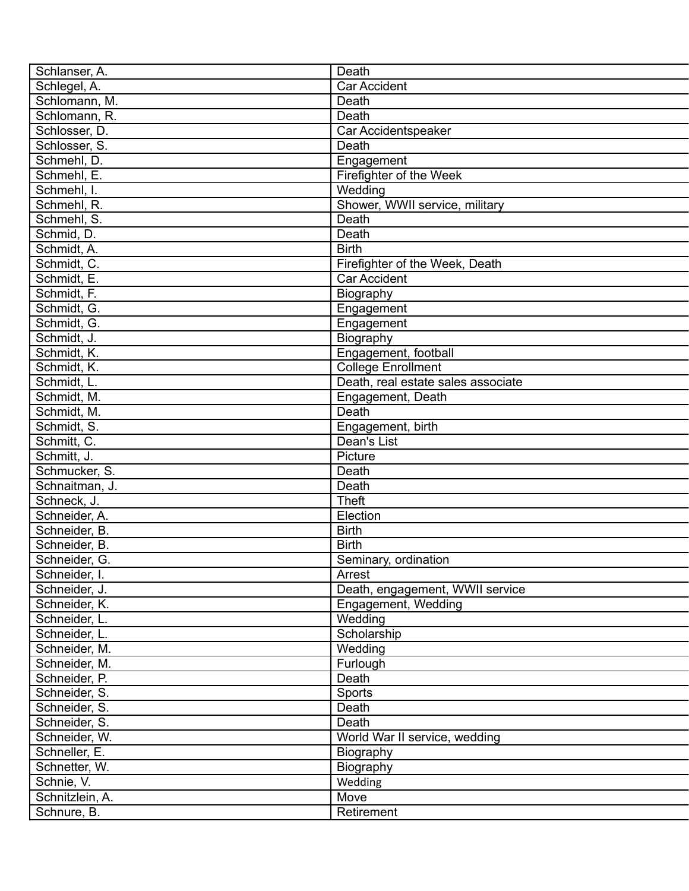| | |
|---|---|
| Schlanser, A. | Death |
| Schlegel, A. | Car Accident |
| Schlomann, M. | Death |
| Schlomann, R. | Death |
| Schlosser, D. | Car Accidentspeaker |
| Schlosser, S. | Death |
| Schmehl, D. | Engagement |
| Schmehl, E. | Firefighter of the Week |
| Schmehl, I. | Wedding |
| Schmehl, R. | Shower, WWII service, military |
| Schmehl, S. | Death |
| Schmid, D. | Death |
| Schmidt, A. | Birth |
| Schmidt, C. | Firefighter of the Week, Death |
| Schmidt, E. | Car Accident |
| Schmidt, F. | Biography |
| Schmidt, G. | Engagement |
| Schmidt, G. | Engagement |
| Schmidt, J. | Biography |
| Schmidt, K. | Engagement, football |
| Schmidt, K. | College Enrollment |
| Schmidt, L. | Death, real estate sales associate |
| Schmidt, M. | Engagement, Death |
| Schmidt, M. | Death |
| Schmidt, S. | Engagement, birth |
| Schmitt, C. | Dean's List |
| Schmitt, J. | Picture |
| Schmucker, S. | Death |
| Schnaitman, J. | Death |
| Schneck, J. | Theft |
| Schneider, A. | Election |
| Schneider, B. | Birth |
| Schneider, B. | Birth |
| Schneider, G. | Seminary, ordination |
| Schneider, I. | Arrest |
| Schneider, J. | Death, engagement, WWII service |
| Schneider, K. | Engagement, Wedding |
| Schneider, L. | Wedding |
| Schneider, L. | Scholarship |
| Schneider, M. | Wedding |
| Schneider, M. | Furlough |
| Schneider, P. | Death |
| Schneider, S. | Sports |
| Schneider, S. | Death |
| Schneider, S. | Death |
| Schneider, W. | World War II service, wedding |
| Schneller, E. | Biography |
| Schnetter, W. | Biography |
| Schnie, V. | Wedding |
| Schnitzlein, A. | Move |
| Schnure, B. | Retirement |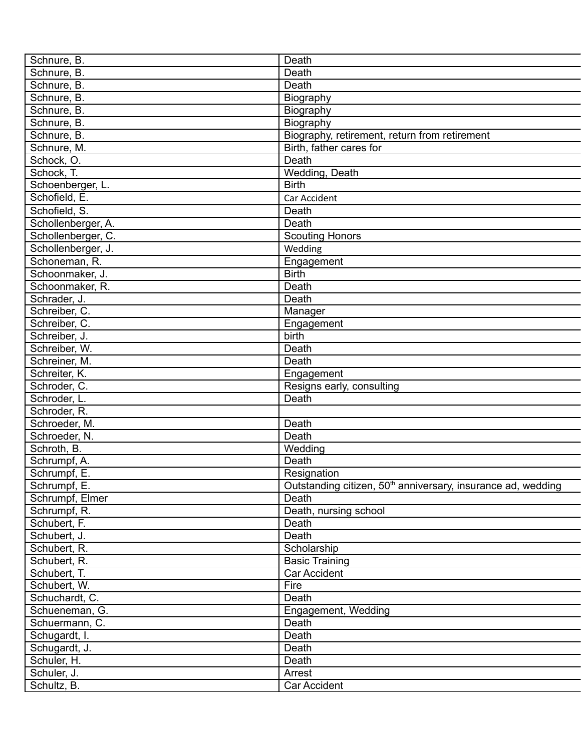| Schnure, B. | Death |
|---|---|
| Schnure, B. | Death |
| Schnure, B. | Death |
| Schnure, B. | Biography |
| Schnure, B. | Biography |
| Schnure, B. | Biography |
| Schnure, B. | Biography, retirement, return from retirement |
| Schnure, M. | Birth, father cares for |
| Schock, O. | Death |
| Schock, T. | Wedding, Death |
| Schoenberger, L. | Birth |
| Schofield, E. | Car Accident |
| Schofield, S. | Death |
| Schollenberger, A. | Death |
| Schollenberger, C. | Scouting Honors |
| Schollenberger, J. | Wedding |
| Schoneman, R. | Engagement |
| Schoonmaker, J. | Birth |
| Schoonmaker, R. | Death |
| Schrader, J. | Death |
| Schreiber, C. | Manager |
| Schreiber, C. | Engagement |
| Schreiber, J. | birth |
| Schreiber, W. | Death |
| Schreiner, M. | Death |
| Schreiter, K. | Engagement |
| Schroder, C. | Resigns early, consulting |
| Schroder, L. | Death |
| Schroder, R. | |
| Schroeder, M. | Death |
| Schroeder, N. | Death |
| Schroth, B. | Wedding |
| Schrumpf, A. | Death |
| Schrumpf, E. | Resignation |
| Schrumpf, E. | Outstanding citizen, 50th anniversary, insurance ad, wedding |
| Schrumpf, Elmer | Death |
| Schrumpf, R. | Death, nursing school |
| Schubert, F. | Death |
| Schubert, J. | Death |
| Schubert, R. | Scholarship |
| Schubert, R. | Basic Training |
| Schubert, T. | Car Accident |
| Schubert, W. | Fire |
| Schuchardt, C. | Death |
| Schueneman, G. | Engagement, Wedding |
| Schuermann, C. | Death |
| Schugardt, I. | Death |
| Schugardt, J. | Death |
| Schuler, H. | Death |
| Schuler, J. | Arrest |
| Schultz, B. | Car Accident |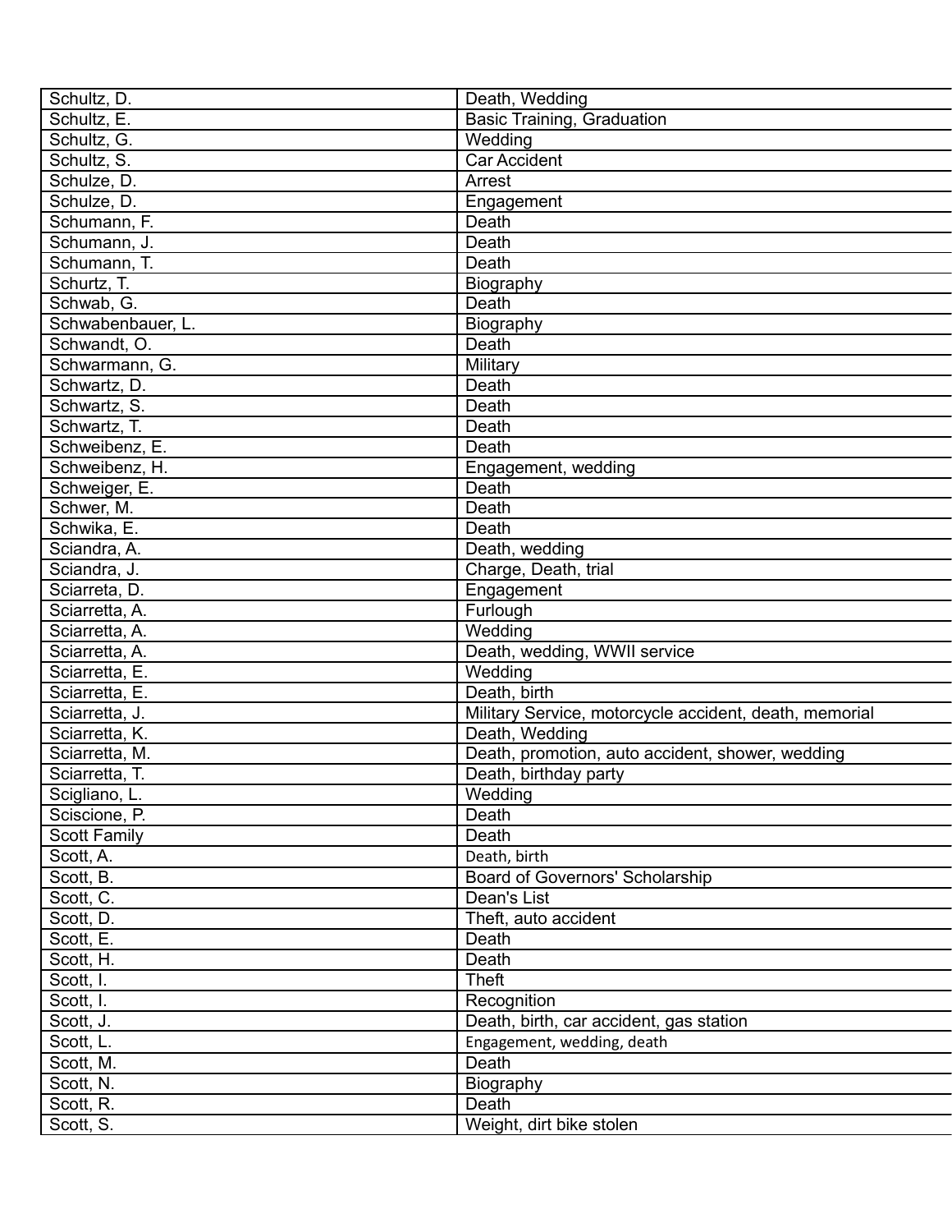| Schultz, D. | Death, Wedding |
|---|---|
| Schultz, E. | Basic Training, Graduation |
| Schultz, G. | Wedding |
| Schultz, S. | Car Accident |
| Schulze, D. | Arrest |
| Schulze, D. | Engagement |
| Schumann, F. | Death |
| Schumann, J. | Death |
| Schumann, T. | Death |
| Schurtz, T. | Biography |
| Schwab, G. | Death |
| Schwabenbauer, L. | Biography |
| Schwandt, O. | Death |
| Schwarmann, G. | Military |
| Schwartz, D. | Death |
| Schwartz, S. | Death |
| Schwartz, T. | Death |
| Schweibenz, E. | Death |
| Schweibenz, H. | Engagement, wedding |
| Schweiger, E. | Death |
| Schwer, M. | Death |
| Schwika, E. | Death |
| Sciandra, A. | Death, wedding |
| Sciandra, J. | Charge, Death, trial |
| Sciarreta, D. | Engagement |
| Sciarretta, A. | Furlough |
| Sciarretta, A. | Wedding |
| Sciarretta, A. | Death, wedding, WWII service |
| Sciarretta, E. | Wedding |
| Sciarretta, E. | Death, birth |
| Sciarretta, J. | Military Service, motorcycle accident, death, memorial |
| Sciarretta, K. | Death, Wedding |
| Sciarretta, M. | Death, promotion, auto accident, shower, wedding |
| Sciarretta, T. | Death, birthday party |
| Scigliano, L. | Wedding |
| Sciscione, P. | Death |
| Scott Family | Death |
| Scott, A. | Death, birth |
| Scott, B. | Board of Governors' Scholarship |
| Scott, C. | Dean's List |
| Scott, D. | Theft, auto accident |
| Scott, E. | Death |
| Scott, H. | Death |
| Scott, I. | Theft |
| Scott, I. | Recognition |
| Scott, J. | Death, birth, car accident, gas station |
| Scott, L. | Engagement, wedding, death |
| Scott, M. | Death |
| Scott, N. | Biography |
| Scott, R. | Death |
| Scott, S. | Weight, dirt bike stolen |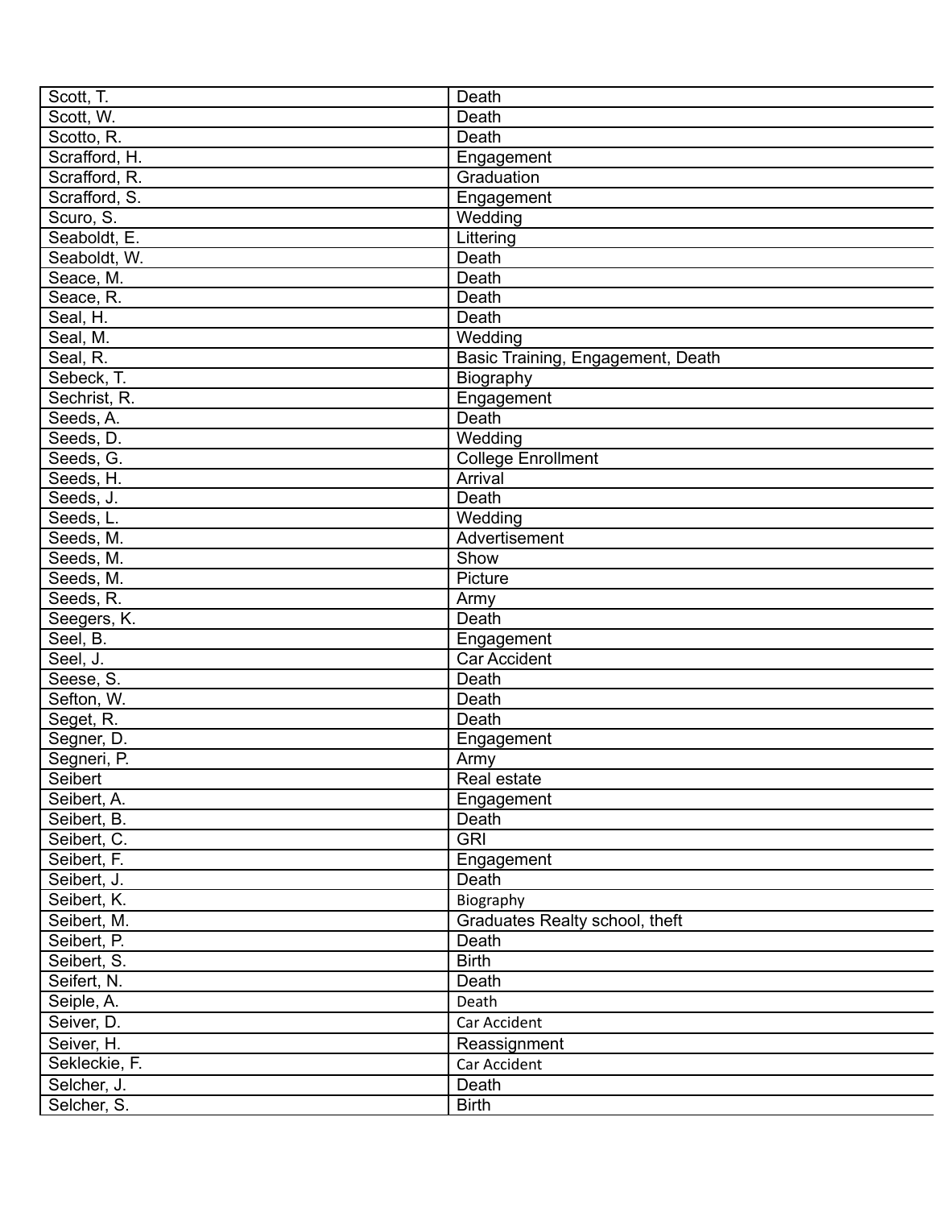| Scott, T. | Death |
|---|---|
| Scott, W. | Death |
| Scotto, R. | Death |
| Scrafford, H. | Engagement |
| Scrafford, R. | Graduation |
| Scrafford, S. | Engagement |
| Scuro, S. | Wedding |
| Seaboldt, E. | Littering |
| Seaboldt, W. | Death |
| Seace, M. | Death |
| Seace, R. | Death |
| Seal, H. | Death |
| Seal, M. | Wedding |
| Seal, R. | Basic Training, Engagement, Death |
| Sebeck, T. | Biography |
| Sechrist, R. | Engagement |
| Seeds, A. | Death |
| Seeds, D. | Wedding |
| Seeds, G. | College Enrollment |
| Seeds, H. | Arrival |
| Seeds, J. | Death |
| Seeds, L. | Wedding |
| Seeds, M. | Advertisement |
| Seeds, M. | Show |
| Seeds, M. | Picture |
| Seeds, R. | Army |
| Seegers, K. | Death |
| Seel, B. | Engagement |
| Seel, J. | Car Accident |
| Seese, S. | Death |
| Sefton, W. | Death |
| Seget, R. | Death |
| Segner, D. | Engagement |
| Segneri, P. | Army |
| Seibert | Real estate |
| Seibert, A. | Engagement |
| Seibert, B. | Death |
| Seibert, C. | GRI |
| Seibert, F. | Engagement |
| Seibert, J. | Death |
| Seibert, K. | Biography |
| Seibert, M. | Graduates Realty school, theft |
| Seibert, P. | Death |
| Seibert, S. | Birth |
| Seifert, N. | Death |
| Seiple, A. | Death |
| Seiver, D. | Car Accident |
| Seiver, H. | Reassignment |
| Sekleckie, F. | Car Accident |
| Selcher, J. | Death |
| Selcher, S. | Birth |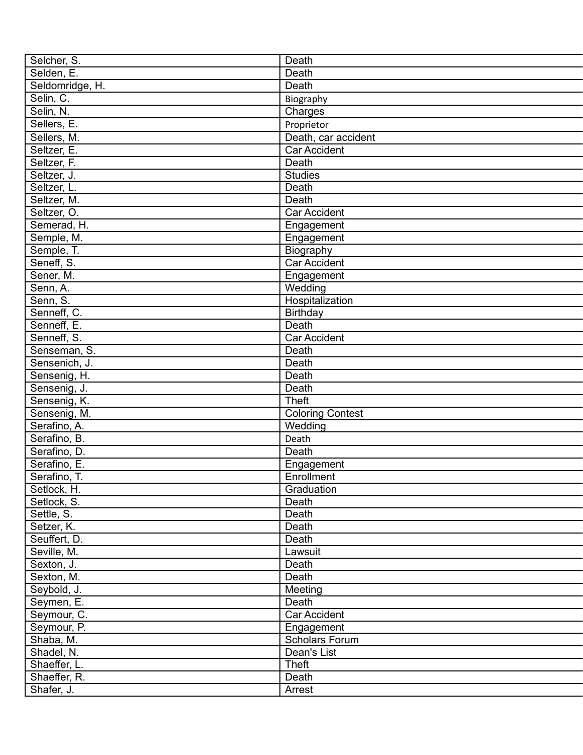| Selcher, S. | Death |
|---|---|
| Selden, E. | Death |
| Seldomridge, H. | Death |
| Selin, C. | Biography |
| Selin, N. | Charges |
| Sellers, E. | Proprietor |
| Sellers, M. | Death, car accident |
| Seltzer, E. | Car Accident |
| Seltzer, F. | Death |
| Seltzer, J. | Studies |
| Seltzer, L. | Death |
| Seltzer, M. | Death |
| Seltzer, O. | Car Accident |
| Semerad, H. | Engagement |
| Semple, M. | Engagement |
| Semple, T. | Biography |
| Seneff, S. | Car Accident |
| Sener, M. | Engagement |
| Senn, A. | Wedding |
| Senn, S. | Hospitalization |
| Senneff, C. | Birthday |
| Senneff, E. | Death |
| Senneff, S. | Car Accident |
| Senseman, S. | Death |
| Sensenich, J. | Death |
| Sensenig, H. | Death |
| Sensenig, J. | Death |
| Sensenig, K. | Theft |
| Sensenig, M. | Coloring Contest |
| Serafino, A. | Wedding |
| Serafino, B. | Death |
| Serafino, D. | Death |
| Serafino, E. | Engagement |
| Serafino, T. | Enrollment |
| Setlock, H. | Graduation |
| Setlock, S. | Death |
| Settle, S. | Death |
| Setzer, K. | Death |
| Seuffert, D. | Death |
| Seville, M. | Lawsuit |
| Sexton, J. | Death |
| Sexton, M. | Death |
| Seybold, J. | Meeting |
| Seymen, E. | Death |
| Seymour, C. | Car Accident |
| Seymour, P. | Engagement |
| Shaba, M. | Scholars Forum |
| Shadel, N. | Dean's List |
| Shaeffer, L. | Theft |
| Shaeffer, R. | Death |
| Shafer, J. | Arrest |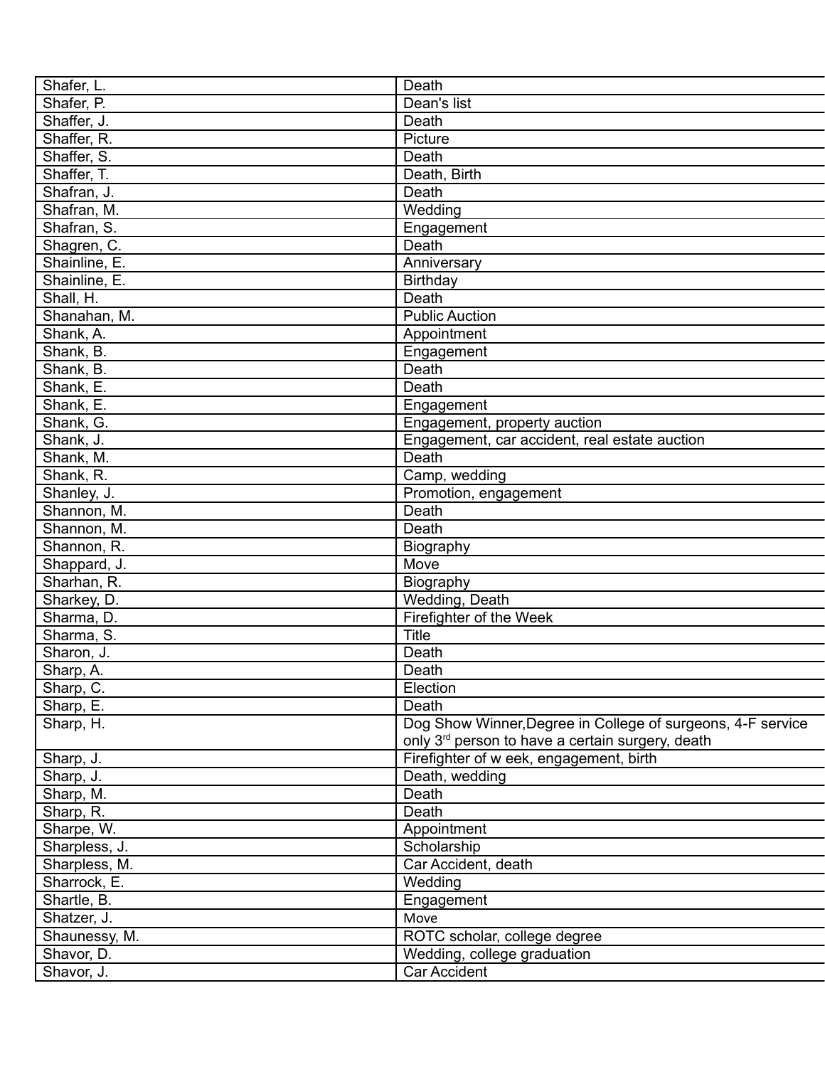| Shafer, L. | Death |
|---|---|
| Shafer, P. | Dean's list |
| Shaffer, J. | Death |
| Shaffer, R. | Picture |
| Shaffer, S. | Death |
| Shaffer, T. | Death, Birth |
| Shafran, J. | Death |
| Shafran, M. | Wedding |
| Shafran, S. | Engagement |
| Shagren, C. | Death |
| Shainline, E. | Anniversary |
| Shainline, E. | Birthday |
| Shall, H. | Death |
| Shanahan, M. | Public Auction |
| Shank, A. | Appointment |
| Shank, B. | Engagement |
| Shank, B. | Death |
| Shank, E. | Death |
| Shank, E. | Engagement |
| Shank, G. | Engagement, property auction |
| Shank, J. | Engagement, car accident, real estate auction |
| Shank, M. | Death |
| Shank, R. | Camp, wedding |
| Shanley, J. | Promotion, engagement |
| Shannon, M. | Death |
| Shannon, M. | Death |
| Shannon, R. | Biography |
| Shappard, J. | Move |
| Sharhan, R. | Biography |
| Sharkey, D. | Wedding, Death |
| Sharma, D. | Firefighter of the Week |
| Sharma, S. | Title |
| Sharon, J. | Death |
| Sharp, A. | Death |
| Sharp, C. | Election |
| Sharp, E. | Death |
| Sharp, H. | Dog Show Winner,Degree in College of surgeons, 4-F service only 3rd person to have a certain surgery, death |
| Sharp, J. | Firefighter of w eek, engagement, birth |
| Sharp, J. | Death, wedding |
| Sharp, M. | Death |
| Sharp, R. | Death |
| Sharpe, W. | Appointment |
| Sharpless, J. | Scholarship |
| Sharpless, M. | Car Accident, death |
| Sharrock, E. | Wedding |
| Shartle, B. | Engagement |
| Shatzer, J. | Move |
| Shaunessy, M. | ROTC scholar, college degree |
| Shavor, D. | Wedding, college graduation |
| Shavor, J. | Car Accident |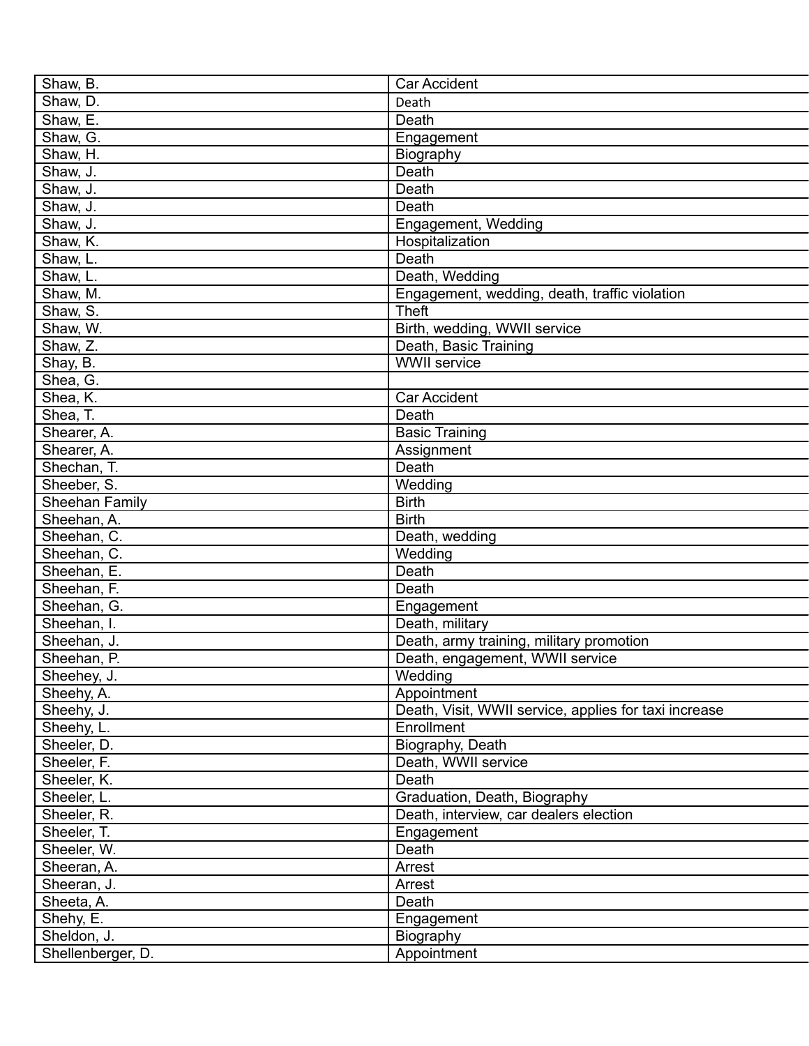| Shaw, B. | Car Accident |
|---|---|
| Shaw, D. | Death |
| Shaw, E. | Death |
| Shaw, G. | Engagement |
| Shaw, H. | Biography |
| Shaw, J. | Death |
| Shaw, J. | Death |
| Shaw, J. | Death |
| Shaw, J. | Engagement, Wedding |
| Shaw, K. | Hospitalization |
| Shaw, L. | Death |
| Shaw, L. | Death, Wedding |
| Shaw, M. | Engagement, wedding, death, traffic violation |
| Shaw, S. | Theft |
| Shaw, W. | Birth, wedding, WWII service |
| Shaw, Z. | Death, Basic Training |
| Shay, B. | WWII service |
| Shea, G. | |
| Shea, K. | Car Accident |
| Shea, T. | Death |
| Shearer, A. | Basic Training |
| Shearer, A. | Assignment |
| Shechan, T. | Death |
| Sheeber, S. | Wedding |
| Sheehan Family | Birth |
| Sheehan, A. | Birth |
| Sheehan, C. | Death, wedding |
| Sheehan, C. | Wedding |
| Sheehan, E. | Death |
| Sheehan, F. | Death |
| Sheehan, G. | Engagement |
| Sheehan, I. | Death, military |
| Sheehan, J. | Death, army training, military promotion |
| Sheehan, P. | Death, engagement, WWII service |
| Sheehey, J. | Wedding |
| Sheehy, A. | Appointment |
| Sheehy, J. | Death, Visit, WWII service, applies for taxi increase |
| Sheehy, L. | Enrollment |
| Sheeler, D. | Biography, Death |
| Sheeler, F. | Death, WWII service |
| Sheeler, K. | Death |
| Sheeler, L. | Graduation, Death, Biography |
| Sheeler, R. | Death, interview, car dealers election |
| Sheeler, T. | Engagement |
| Sheeler, W. | Death |
| Sheeran, A. | Arrest |
| Sheeran, J. | Arrest |
| Sheeta, A. | Death |
| Shehy, E. | Engagement |
| Sheldon, J. | Biography |
| Shellenberger, D. | Appointment |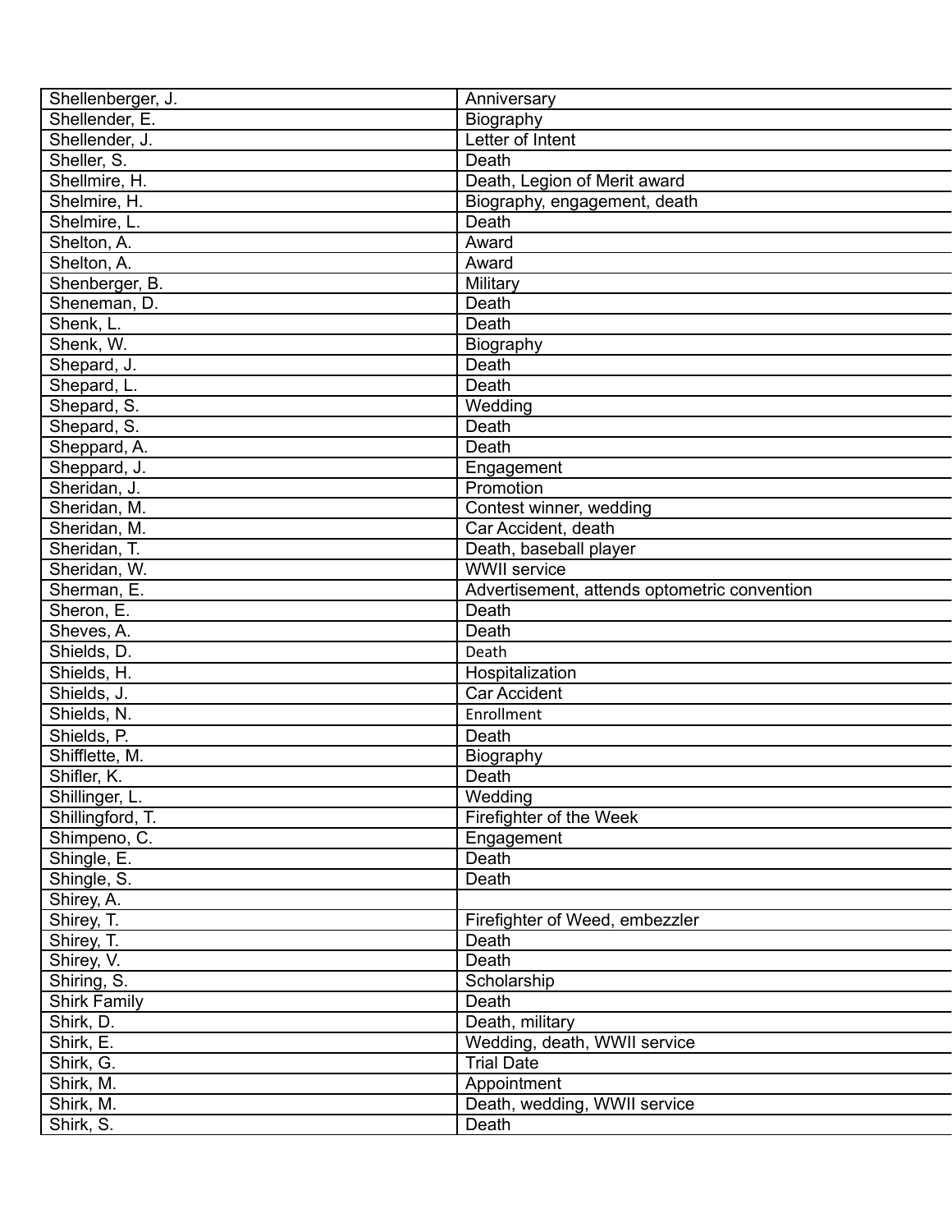| Shellenberger, J. | Anniversary |
|---|---|
| Shellender, E. | Biography |
| Shellender, J. | Letter of Intent |
| Sheller, S. | Death |
| Shellmire, H. | Death, Legion of Merit award |
| Shelmire, H. | Biography, engagement, death |
| Shelmire, L. | Death |
| Shelton, A. | Award |
| Shelton, A. | Award |
| Shenberger, B. | Military |
| Sheneman, D. | Death |
| Shenk, L. | Death |
| Shenk, W. | Biography |
| Shepard, J. | Death |
| Shepard, L. | Death |
| Shepard, S. | Wedding |
| Shepard, S. | Death |
| Sheppard, A. | Death |
| Sheppard, J. | Engagement |
| Sheridan, J. | Promotion |
| Sheridan, M. | Contest winner, wedding |
| Sheridan, M. | Car Accident, death |
| Sheridan, T. | Death, baseball player |
| Sheridan, W. | WWII service |
| Sherman, E. | Advertisement, attends optometric convention |
| Sheron, E. | Death |
| Sheves, A. | Death |
| Shields, D. | Death |
| Shields, H. | Hospitalization |
| Shields, J. | Car Accident |
| Shields, N. | Enrollment |
| Shields, P. | Death |
| Shifflette, M. | Biography |
| Shifler, K. | Death |
| Shillinger, L. | Wedding |
| Shillingford, T. | Firefighter of the Week |
| Shimpeno, C. | Engagement |
| Shingle, E. | Death |
| Shingle, S. | Death |
| Shirey, A. | |
| Shirey, T. | Firefighter of Weed, embezzler |
| Shirey, T. | Death |
| Shirey, V. | Death |
| Shiring, S. | Scholarship |
| Shirk Family | Death |
| Shirk, D. | Death, military |
| Shirk, E. | Wedding, death, WWII service |
| Shirk, G. | Trial Date |
| Shirk, M. | Appointment |
| Shirk, M. | Death, wedding, WWII service |
| Shirk, S. | Death |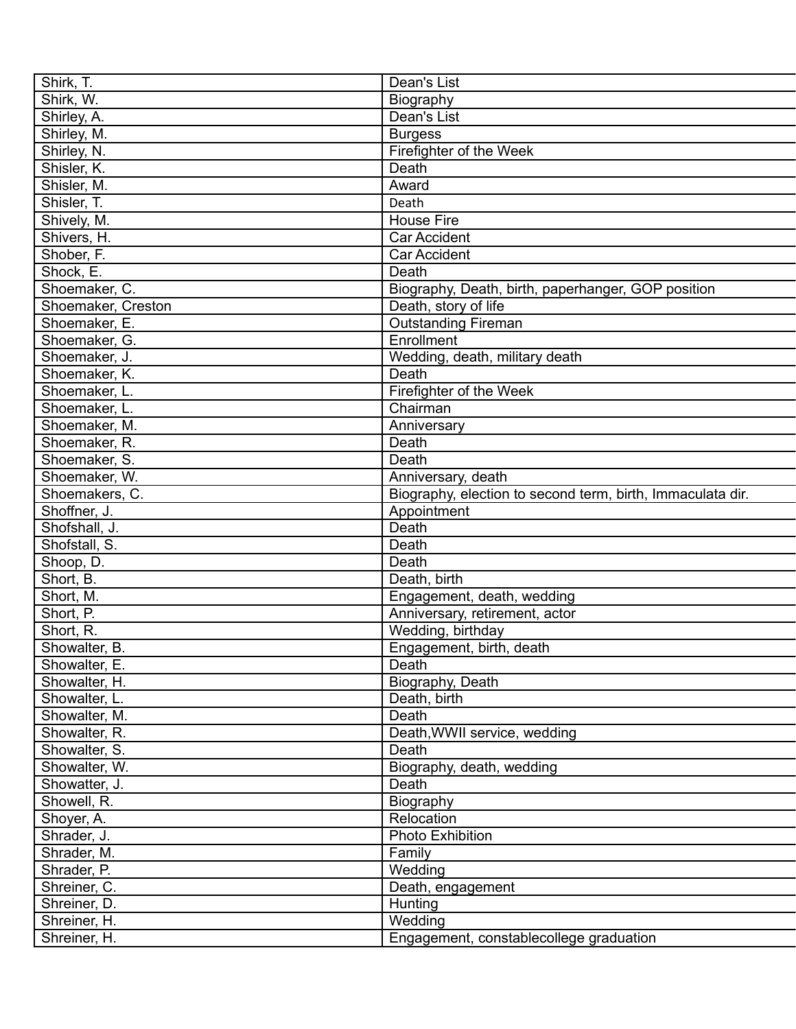| | |
|---|---|
| Shirk, T. | Dean's List |
| Shirk, W. | Biography |
| Shirley, A. | Dean's List |
| Shirley, M. | Burgess |
| Shirley, N. | Firefighter of the Week |
| Shisler, K. | Death |
| Shisler, M. | Award |
| Shisler, T. | Death |
| Shively, M. | House Fire |
| Shivers, H. | Car Accident |
| Shober, F. | Car Accident |
| Shock, E. | Death |
| Shoemaker, C. | Biography, Death, birth, paperhanger, GOP position |
| Shoemaker, Creston | Death, story of life |
| Shoemaker, E. | Outstanding Fireman |
| Shoemaker, G. | Enrollment |
| Shoemaker, J. | Wedding, death, military death |
| Shoemaker, K. | Death |
| Shoemaker, L. | Firefighter of the Week |
| Shoemaker, L. | Chairman |
| Shoemaker, M. | Anniversary |
| Shoemaker, R. | Death |
| Shoemaker, S. | Death |
| Shoemaker, W. | Anniversary, death |
| Shoemakers, C. | Biography, election to second term, birth, Immaculata dir. |
| Shoffner, J. | Appointment |
| Shofshall, J. | Death |
| Shofstall, S. | Death |
| Shoop, D. | Death |
| Short, B. | Death, birth |
| Short, M. | Engagement, death, wedding |
| Short, P. | Anniversary, retirement, actor |
| Short, R. | Wedding, birthday |
| Showalter, B. | Engagement, birth, death |
| Showalter, E. | Death |
| Showalter, H. | Biography, Death |
| Showalter, L. | Death, birth |
| Showalter, M. | Death |
| Showalter, R. | Death,WWII service, wedding |
| Showalter, S. | Death |
| Showalter, W. | Biography, death, wedding |
| Showatter, J. | Death |
| Showell, R. | Biography |
| Shoyer, A. | Relocation |
| Shrader, J. | Photo Exhibition |
| Shrader, M. | Family |
| Shrader, P. | Wedding |
| Shreiner, C. | Death, engagement |
| Shreiner, D. | Hunting |
| Shreiner, H. | Wedding |
| Shreiner, H. | Engagement, constablecollege graduation |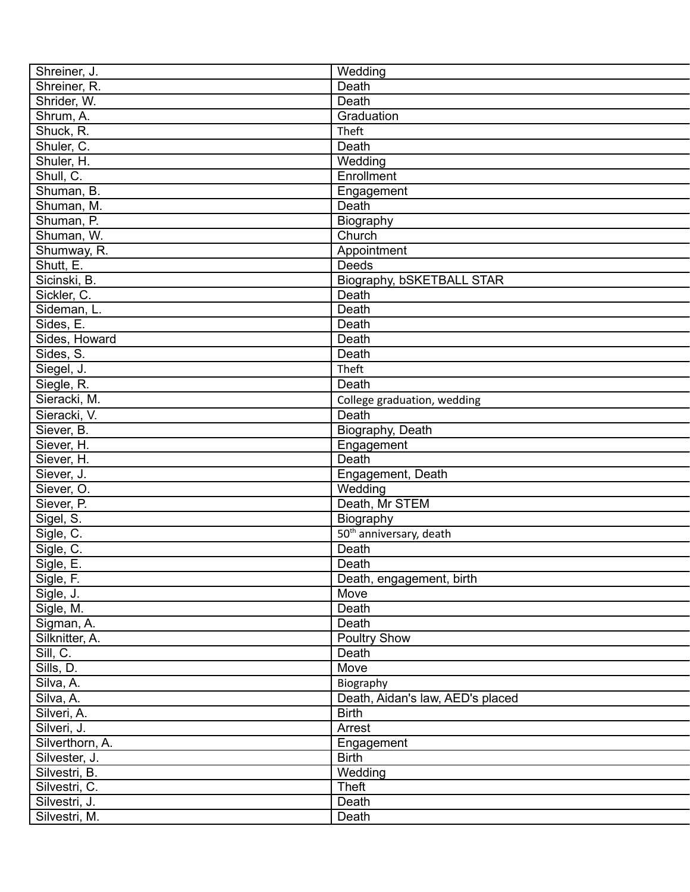| | |
|---|---|
| Shreiner, J. | Wedding |
| Shreiner, R. | Death |
| Shrider, W. | Death |
| Shrum, A. | Graduation |
| Shuck, R. | Theft |
| Shuler, C. | Death |
| Shuler, H. | Wedding |
| Shull, C. | Enrollment |
| Shuman, B. | Engagement |
| Shuman, M. | Death |
| Shuman, P. | Biography |
| Shuman, W. | Church |
| Shumway, R. | Appointment |
| Shutt, E. | Deeds |
| Sicinski, B. | Biography, bSKETBALL STAR |
| Sickler, C. | Death |
| Sideman, L. | Death |
| Sides, E. | Death |
| Sides, Howard | Death |
| Sides, S. | Death |
| Siegel, J. | Theft |
| Siegle, R. | Death |
| Sieracki, M. | College graduation, wedding |
| Sieracki, V. | Death |
| Siever, B. | Biography, Death |
| Siever, H. | Engagement |
| Siever, H. | Death |
| Siever, J. | Engagement, Death |
| Siever, O. | Wedding |
| Siever, P. | Death, Mr STEM |
| Sigel, S. | Biography |
| Sigle, C. | 50th anniversary, death |
| Sigle, C. | Death |
| Sigle, E. | Death |
| Sigle, F. | Death, engagement, birth |
| Sigle, J. | Move |
| Sigle, M. | Death |
| Sigman, A. | Death |
| Silknitter, A. | Poultry Show |
| Sill, C. | Death |
| Sills, D. | Move |
| Silva, A. | Biography |
| Silva, A. | Death, Aidan's law, AED's placed |
| Silveri, A. | Birth |
| Silveri, J. | Arrest |
| Silverthorn, A. | Engagement |
| Silvester, J. | Birth |
| Silvestri, B. | Wedding |
| Silvestri, C. | Theft |
| Silvestri, J. | Death |
| Silvestri, M. | Death |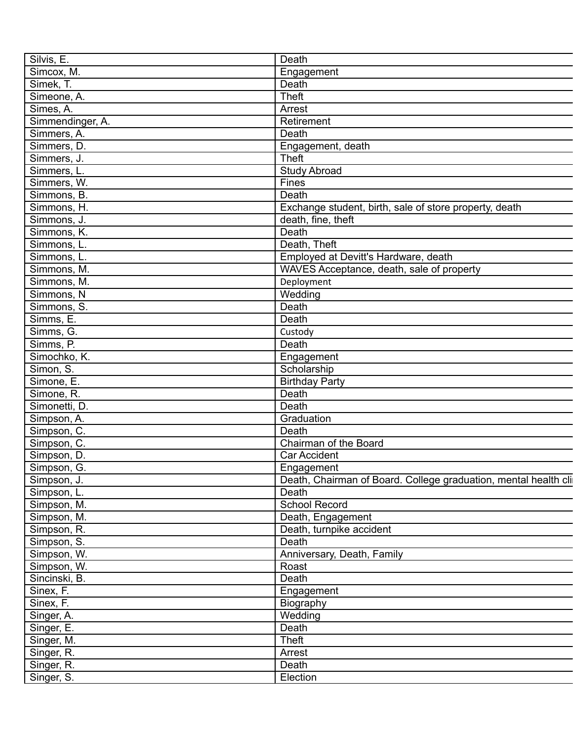| | |
|---|---|
| Silvis, E. | Death |
| Simcox, M. | Engagement |
| Simek, T. | Death |
| Simeone, A. | Theft |
| Simes, A. | Arrest |
| Simmendinger, A. | Retirement |
| Simmers, A. | Death |
| Simmers, D. | Engagement, death |
| Simmers, J. | Theft |
| Simmers, L. | Study Abroad |
| Simmers, W. | Fines |
| Simmons, B. | Death |
| Simmons, H. | Exchange student, birth, sale of store property, death |
| Simmons, J. | death, fine, theft |
| Simmons, K. | Death |
| Simmons, L. | Death, Theft |
| Simmons, L. | Employed at Devitt's Hardware, death |
| Simmons, M. | WAVES Acceptance, death, sale of property |
| Simmons, M. | Deployment |
| Simmons, N | Wedding |
| Simmons, S. | Death |
| Simms, E. | Death |
| Simms, G. | Custody |
| Simms, P. | Death |
| Simochko, K. | Engagement |
| Simon, S. | Scholarship |
| Simone, E. | Birthday Party |
| Simone, R. | Death |
| Simonetti, D. | Death |
| Simpson, A. | Graduation |
| Simpson, C. | Death |
| Simpson, C. | Chairman of the Board |
| Simpson, D. | Car Accident |
| Simpson, G. | Engagement |
| Simpson, J. | Death, Chairman of Board. College graduation, mental health cli |
| Simpson, L. | Death |
| Simpson, M. | School Record |
| Simpson, M. | Death, Engagement |
| Simpson, R. | Death, turnpike accident |
| Simpson, S. | Death |
| Simpson, W. | Anniversary, Death, Family |
| Simpson, W. | Roast |
| Sincinski, B. | Death |
| Sinex, F. | Engagement |
| Sinex, F. | Biography |
| Singer, A. | Wedding |
| Singer, E. | Death |
| Singer, M. | Theft |
| Singer, R. | Arrest |
| Singer, R. | Death |
| Singer, S. | Election |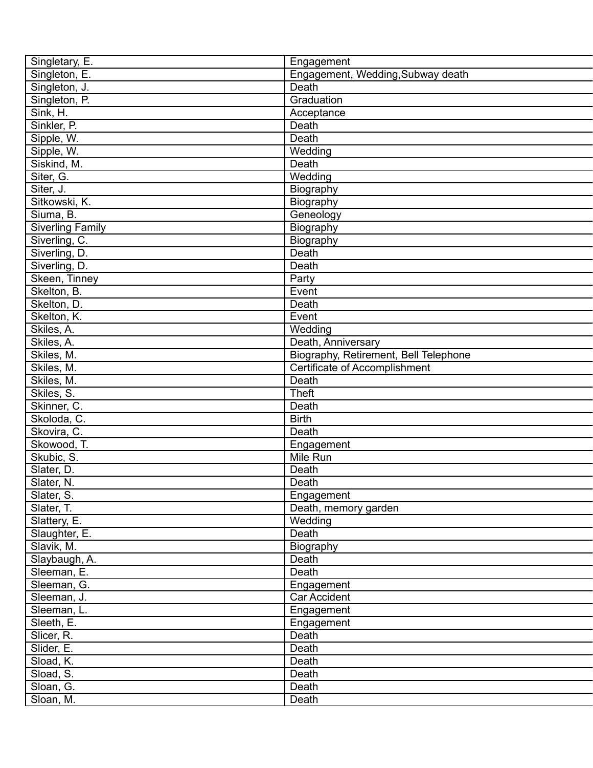| Singletary, E. | Engagement |
|---|---|
| Singleton, E. | Engagement, Wedding,Subway death |
| Singleton, J. | Death |
| Singleton, P. | Graduation |
| Sink, H. | Acceptance |
| Sinkler, P. | Death |
| Sipple, W. | Death |
| Sipple, W. | Wedding |
| Siskind, M. | Death |
| Siter, G. | Wedding |
| Siter, J. | Biography |
| Sitkowski, K. | Biography |
| Siuma, B. | Geneology |
| Siverling Family | Biography |
| Siverling, C. | Biography |
| Siverling, D. | Death |
| Siverling, D. | Death |
| Skeen, Tinney | Party |
| Skelton, B. | Event |
| Skelton, D. | Death |
| Skelton, K. | Event |
| Skiles, A. | Wedding |
| Skiles, A. | Death, Anniversary |
| Skiles, M. | Biography, Retirement, Bell Telephone |
| Skiles, M. | Certificate of Accomplishment |
| Skiles, M. | Death |
| Skiles, S. | Theft |
| Skinner, C. | Death |
| Skoloda, C. | Birth |
| Skovira, C. | Death |
| Skowood, T. | Engagement |
| Skubic, S. | Mile Run |
| Slater, D. | Death |
| Slater, N. | Death |
| Slater, S. | Engagement |
| Slater, T. | Death, memory garden |
| Slattery, E. | Wedding |
| Slaughter, E. | Death |
| Slavik, M. | Biography |
| Slaybaugh, A. | Death |
| Sleeman, E. | Death |
| Sleeman, G. | Engagement |
| Sleeman, J. | Car Accident |
| Sleeman, L. | Engagement |
| Sleeth, E. | Engagement |
| Slicer, R. | Death |
| Slider, E. | Death |
| Sload, K. | Death |
| Sload, S. | Death |
| Sloan, G. | Death |
| Sloan, M. | Death |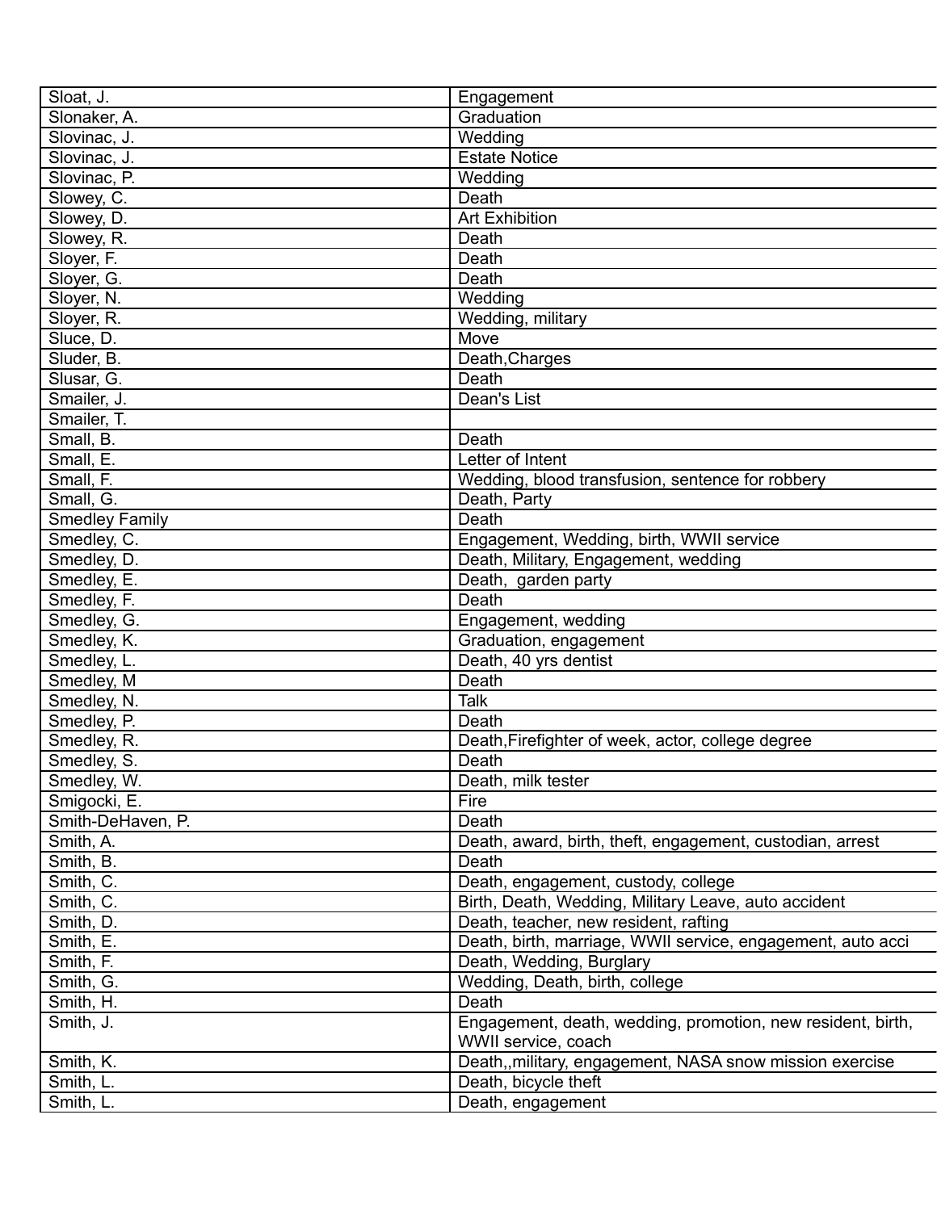| Sloat, J. | Engagement |
|---|---|
| Slonaker, A. | Graduation |
| Slovinac, J. | Wedding |
| Slovinac, J. | Estate Notice |
| Slovinac, P. | Wedding |
| Slowey, C. | Death |
| Slowey, D. | Art Exhibition |
| Slowey, R. | Death |
| Sloyer, F. | Death |
| Sloyer, G. | Death |
| Sloyer, N. | Wedding |
| Sloyer, R. | Wedding, military |
| Sluce, D. | Move |
| Sluder, B. | Death,Charges |
| Slusar, G. | Death |
| Smailer, J. | Dean's List |
| Smailer, T. | |
| Small, B. | Death |
| Small, E. | Letter of Intent |
| Small, F. | Wedding, blood transfusion, sentence for robbery |
| Small, G. | Death, Party |
| Smedley Family | Death |
| Smedley, C. | Engagement, Wedding, birth, WWII service |
| Smedley, D. | Death, Military, Engagement, wedding |
| Smedley, E. | Death,  garden party |
| Smedley, F. | Death |
| Smedley, G. | Engagement, wedding |
| Smedley, K. | Graduation, engagement |
| Smedley, L. | Death, 40 yrs dentist |
| Smedley, M | Death |
| Smedley, N. | Talk |
| Smedley, P. | Death |
| Smedley, R. | Death,Firefighter of week, actor, college degree |
| Smedley, S. | Death |
| Smedley, W. | Death, milk tester |
| Smigocki, E. | Fire |
| Smith-DeHaven, P. | Death |
| Smith, A. | Death, award, birth, theft, engagement, custodian, arrest |
| Smith, B. | Death |
| Smith, C. | Death, engagement, custody, college |
| Smith, C. | Birth, Death, Wedding, Military Leave, auto accident |
| Smith, D. | Death, teacher, new resident, rafting |
| Smith, E. | Death, birth, marriage, WWII service, engagement, auto acci |
| Smith, F. | Death, Wedding, Burglary |
| Smith, G. | Wedding, Death, birth, college |
| Smith, H. | Death |
| Smith, J. | Engagement, death, wedding, promotion, new resident, birth, WWII service, coach |
| Smith, K. | Death,,military, engagement, NASA snow mission exercise |
| Smith, L. | Death, bicycle theft |
| Smith, L. | Death, engagement |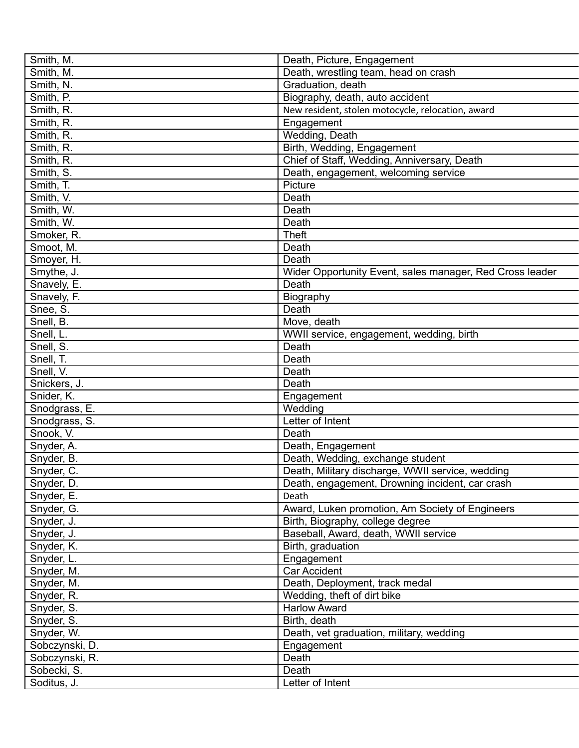| Smith, M. | Death, Picture, Engagement |
|---|---|
| Smith, M. | Death, wrestling team, head on crash |
| Smith, N. | Graduation, death |
| Smith, P. | Biography, death, auto accident |
| Smith, R. | New resident, stolen motocycle, relocation, award |
| Smith, R. | Engagement |
| Smith, R. | Wedding, Death |
| Smith, R. | Birth, Wedding, Engagement |
| Smith, R. | Chief of Staff, Wedding, Anniversary, Death |
| Smith, S. | Death, engagement, welcoming service |
| Smith, T. | Picture |
| Smith, V. | Death |
| Smith, W. | Death |
| Smith, W. | Death |
| Smoker, R. | Theft |
| Smoot, M. | Death |
| Smoyer, H. | Death |
| Smythe, J. | Wider Opportunity Event, sales manager, Red Cross leader |
| Snavely, E. | Death |
| Snavely, F. | Biography |
| Snee, S. | Death |
| Snell, B. | Move, death |
| Snell, L. | WWII service, engagement, wedding, birth |
| Snell, S. | Death |
| Snell, T. | Death |
| Snell, V. | Death |
| Snickers, J. | Death |
| Snider, K. | Engagement |
| Snodgrass, E. | Wedding |
| Snodgrass, S. | Letter of Intent |
| Snook, V. | Death |
| Snyder, A. | Death, Engagement |
| Snyder, B. | Death, Wedding, exchange student |
| Snyder, C. | Death, Military discharge, WWII service, wedding |
| Snyder, D. | Death, engagement, Drowning incident, car crash |
| Snyder, E. | Death |
| Snyder, G. | Award, Luken promotion, Am Society of Engineers |
| Snyder, J. | Birth, Biography, college degree |
| Snyder, J. | Baseball, Award, death, WWII service |
| Snyder, K. | Birth, graduation |
| Snyder, L. | Engagement |
| Snyder, M. | Car Accident |
| Snyder, M. | Death, Deployment, track medal |
| Snyder, R. | Wedding, theft of dirt bike |
| Snyder, S. | Harlow Award |
| Snyder, S. | Birth, death |
| Snyder, W. | Death, vet graduation, military, wedding |
| Sobczynski, D. | Engagement |
| Sobczynski, R. | Death |
| Sobecki, S. | Death |
| Soditus, J. | Letter of Intent |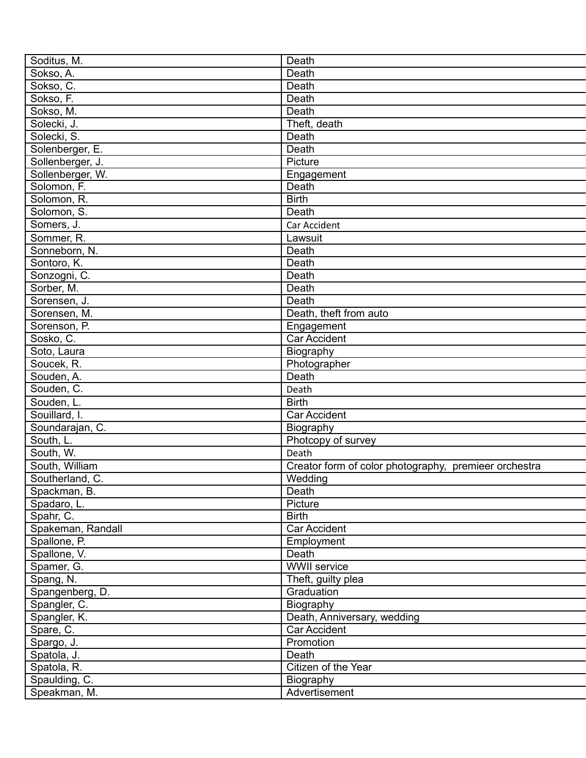| Soditus, M. | Death |
|---|---|
| Sokso, A. | Death |
| Sokso, C. | Death |
| Sokso, F. | Death |
| Sokso, M. | Death |
| Solecki, J. | Theft, death |
| Solecki, S. | Death |
| Solenberger, E. | Death |
| Sollenberger, J. | Picture |
| Sollenberger, W. | Engagement |
| Solomon, F. | Death |
| Solomon, R. | Birth |
| Solomon, S. | Death |
| Somers, J. | Car Accident |
| Sommer, R. | Lawsuit |
| Sonneborn, N. | Death |
| Sontoro, K. | Death |
| Sonzogni, C. | Death |
| Sorber, M. | Death |
| Sorensen, J. | Death |
| Sorensen, M. | Death, theft from auto |
| Sorenson, P. | Engagement |
| Sosko, C. | Car Accident |
| Soto, Laura | Biography |
| Soucek, R. | Photographer |
| Souden, A. | Death |
| Souden, C. | Death |
| Souden, L. | Birth |
| Souillard, I. | Car Accident |
| Soundarajan, C. | Biography |
| South, L. | Photcopy of survey |
| South, W. | Death |
| South, William | Creator form of color photography,  premieer orchestra |
| Southerland, C. | Wedding |
| Spackman, B. | Death |
| Spadaro, L. | Picture |
| Spahr, C. | Birth |
| Spakeman, Randall | Car Accident |
| Spallone, P. | Employment |
| Spallone, V. | Death |
| Spamer, G. | WWII service |
| Spang, N. | Theft, guilty plea |
| Spangenberg, D. | Graduation |
| Spangler, C. | Biography |
| Spangler, K. | Death, Anniversary, wedding |
| Spare, C. | Car Accident |
| Spargo, J. | Promotion |
| Spatola, J. | Death |
| Spatola, R. | Citizen of the Year |
| Spaulding, C. | Biography |
| Speakman, M. | Advertisement |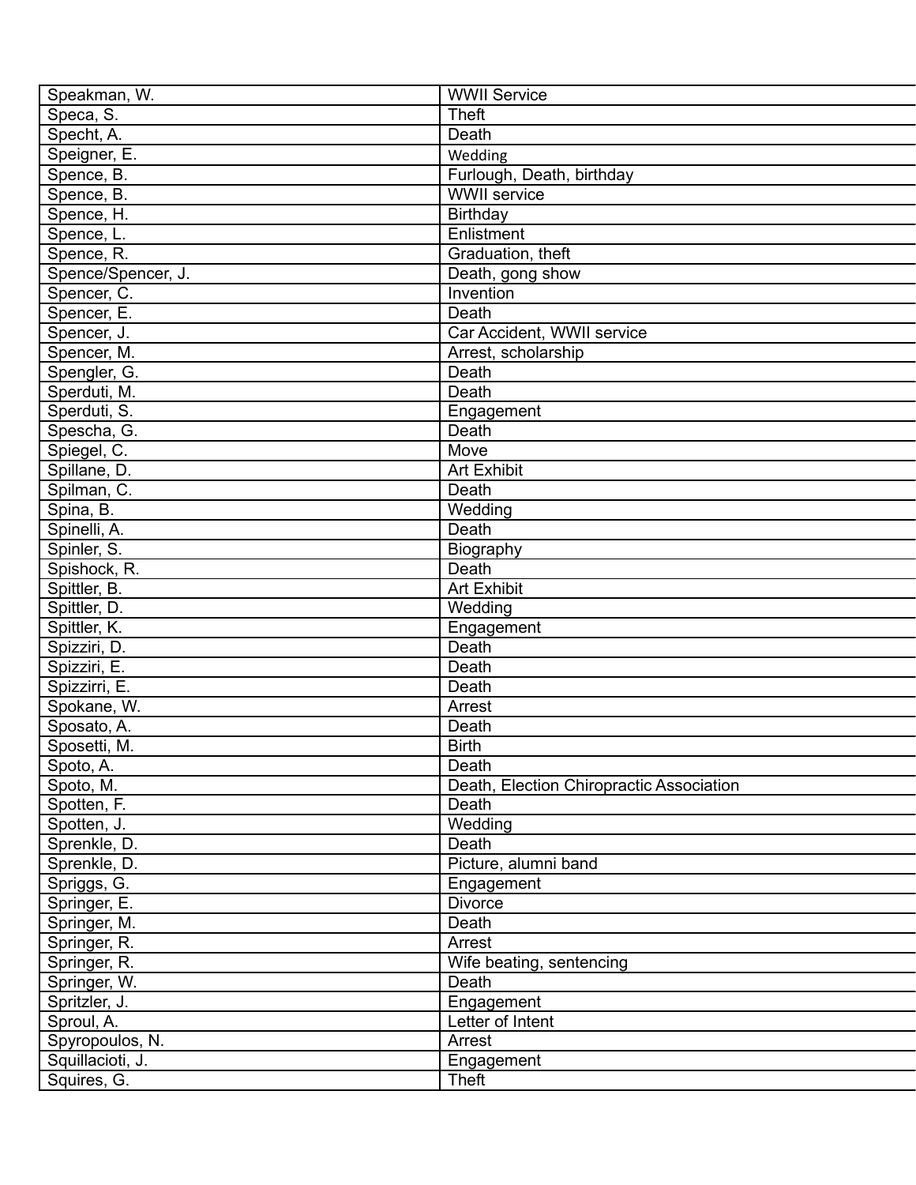| | |
|---|---|
| Speakman, W. | WWII Service |
| Speca, S. | Theft |
| Specht, A. | Death |
| Speigner, E. | Wedding |
| Spence, B. | Furlough, Death, birthday |
| Spence, B. | WWII service |
| Spence, H. | Birthday |
| Spence, L. | Enlistment |
| Spence, R. | Graduation, theft |
| Spence/Spencer, J. | Death, gong show |
| Spencer, C. | Invention |
| Spencer, E. | Death |
| Spencer, J. | Car Accident, WWII service |
| Spencer, M. | Arrest, scholarship |
| Spengler, G. | Death |
| Sperduti, M. | Death |
| Sperduti, S. | Engagement |
| Spescha, G. | Death |
| Spiegel, C. | Move |
| Spillane, D. | Art Exhibit |
| Spilman, C. | Death |
| Spina, B. | Wedding |
| Spinelli, A. | Death |
| Spinler, S. | Biography |
| Spishock, R. | Death |
| Spittler, B. | Art Exhibit |
| Spittler, D. | Wedding |
| Spittler, K. | Engagement |
| Spizziri, D. | Death |
| Spizziri, E. | Death |
| Spizzirri, E. | Death |
| Spokane, W. | Arrest |
| Sposato, A. | Death |
| Sposetti, M. | Birth |
| Spoto, A. | Death |
| Spoto, M. | Death, Election Chiropractic Association |
| Spotten, F. | Death |
| Spotten, J. | Wedding |
| Sprenkle, D. | Death |
| Sprenkle, D. | Picture, alumni band |
| Spriggs, G. | Engagement |
| Springer, E. | Divorce |
| Springer, M. | Death |
| Springer, R. | Arrest |
| Springer, R. | Wife beating, sentencing |
| Springer, W. | Death |
| Spritzler, J. | Engagement |
| Sproul, A. | Letter of Intent |
| Spyropoulos, N. | Arrest |
| Squillacioti, J. | Engagement |
| Squires, G. | Theft |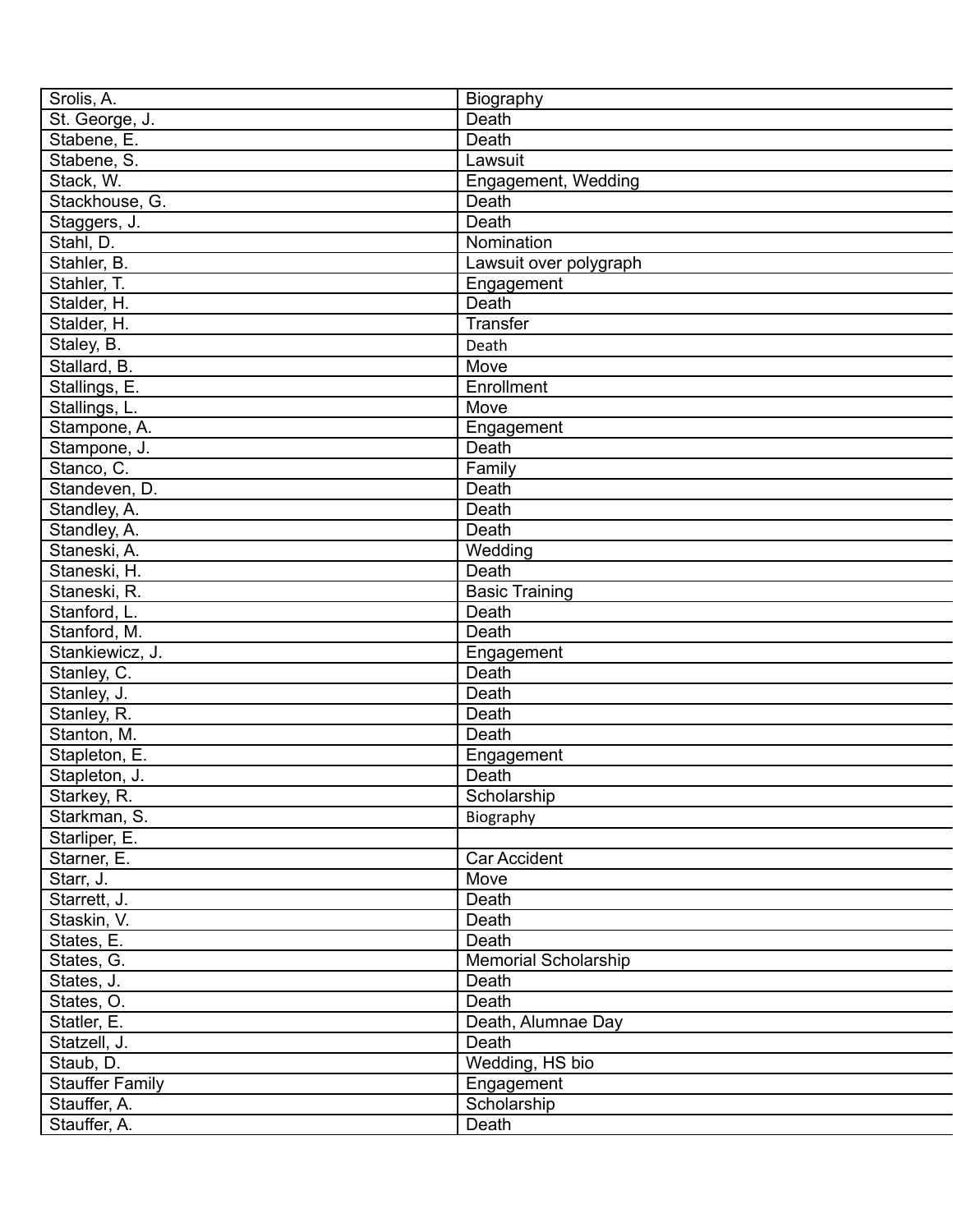| | |
|---|---|
| Srolis, A. | Biography |
| St. George, J. | Death |
| Stabene, E. | Death |
| Stabene, S. | Lawsuit |
| Stack, W. | Engagement, Wedding |
| Stackhouse, G. | Death |
| Staggers, J. | Death |
| Stahl, D. | Nomination |
| Stahler, B. | Lawsuit over polygraph |
| Stahler, T. | Engagement |
| Stalder, H. | Death |
| Stalder, H. | Transfer |
| Staley, B. | Death |
| Stallard, B. | Move |
| Stallings, E. | Enrollment |
| Stallings, L. | Move |
| Stampone, A. | Engagement |
| Stampone, J. | Death |
| Stanco, C. | Family |
| Standeven, D. | Death |
| Standley, A. | Death |
| Standley, A. | Death |
| Staneski, A. | Wedding |
| Staneski, H. | Death |
| Staneski, R. | Basic Training |
| Stanford, L. | Death |
| Stanford, M. | Death |
| Stankiewicz, J. | Engagement |
| Stanley, C. | Death |
| Stanley, J. | Death |
| Stanley, R. | Death |
| Stanton, M. | Death |
| Stapleton, E. | Engagement |
| Stapleton, J. | Death |
| Starkey, R. | Scholarship |
| Starkman, S. | Biography |
| Starliper, E. | |
| Starner, E. | Car Accident |
| Starr, J. | Move |
| Starrett, J. | Death |
| Staskin, V. | Death |
| States, E. | Death |
| States, G. | Memorial Scholarship |
| States, J. | Death |
| States, O. | Death |
| Statler, E. | Death, Alumnae Day |
| Statzell, J. | Death |
| Staub, D. | Wedding, HS bio |
| Stauffer Family | Engagement |
| Stauffer, A. | Scholarship |
| Stauffer, A. | Death |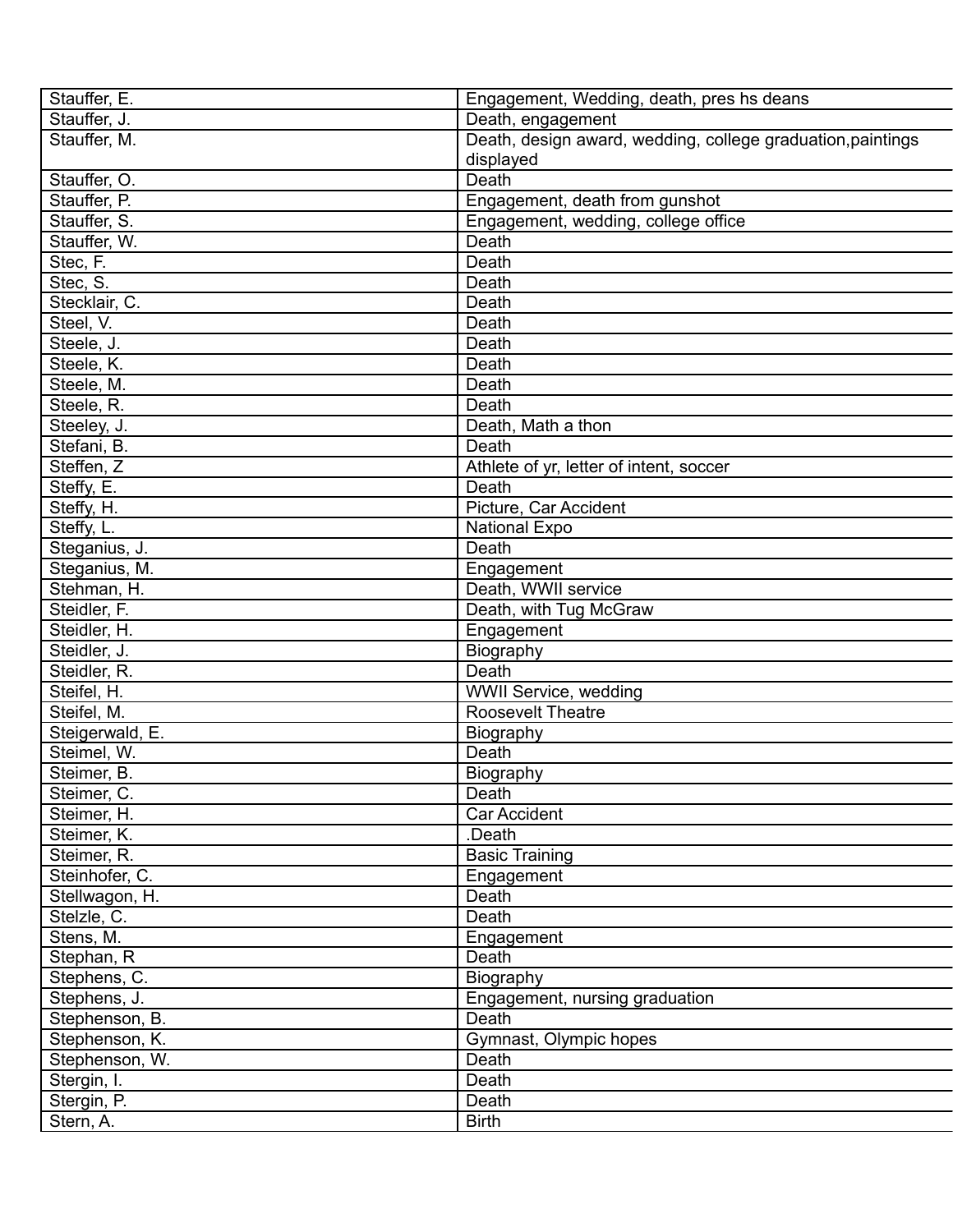| Stauffer, E. | Engagement, Wedding, death, pres hs deans |
|---|---|
| Stauffer, J. | Death, engagement |
| Stauffer, M. | Death, design award, wedding, college graduation,paintings displayed |
| Stauffer, O. | Death |
| Stauffer, P. | Engagement, death from gunshot |
| Stauffer, S. | Engagement, wedding, college office |
| Stauffer, W. | Death |
| Stec, F. | Death |
| Stec, S. | Death |
| Stecklair, C. | Death |
| Steel, V. | Death |
| Steele, J. | Death |
| Steele, K. | Death |
| Steele, M. | Death |
| Steele, R. | Death |
| Steeley, J. | Death, Math a thon |
| Stefani, B. | Death |
| Steffen, Z | Athlete of yr, letter of intent, soccer |
| Steffy, E. | Death |
| Steffy, H. | Picture, Car Accident |
| Steffy, L. | National Expo |
| Steganius, J. | Death |
| Steganius, M. | Engagement |
| Stehman, H. | Death, WWII service |
| Steidler, F. | Death, with Tug McGraw |
| Steidler, H. | Engagement |
| Steidler, J. | Biography |
| Steidler, R. | Death |
| Steifel, H. | WWII Service, wedding |
| Steifel, M. | Roosevelt Theatre |
| Steigerwald, E. | Biography |
| Steimel, W. | Death |
| Steimer, B. | Biography |
| Steimer, C. | Death |
| Steimer, H. | Car Accident |
| Steimer, K. | .Death |
| Steimer, R. | Basic Training |
| Steinhofer, C. | Engagement |
| Stellwagon, H. | Death |
| Stelzle, C. | Death |
| Stens, M. | Engagement |
| Stephan, R | Death |
| Stephens, C. | Biography |
| Stephens, J. | Engagement, nursing graduation |
| Stephenson, B. | Death |
| Stephenson, K. | Gymnast, Olympic hopes |
| Stephenson, W. | Death |
| Stergin, I. | Death |
| Stergin, P. | Death |
| Stern, A. | Birth |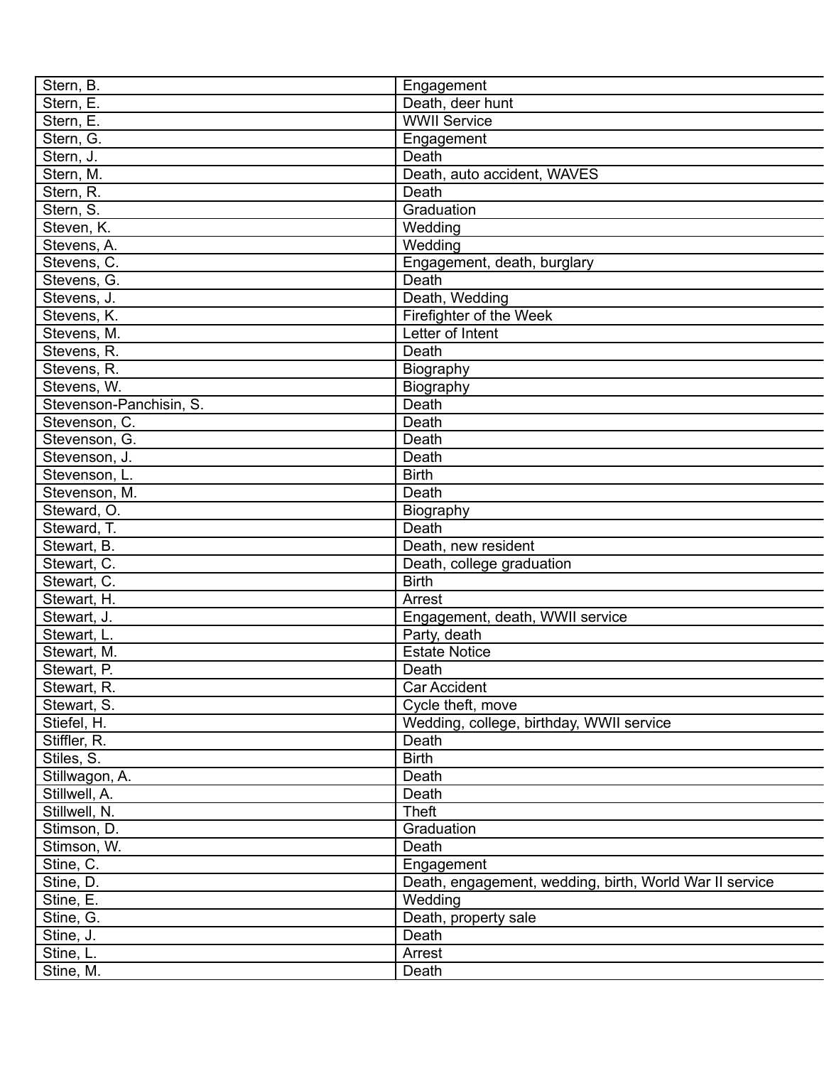| Stern, B. | Engagement |
|---|---|
| Stern, E. | Death, deer hunt |
| Stern, E. | WWII Service |
| Stern, G. | Engagement |
| Stern, J. | Death |
| Stern, M. | Death, auto accident, WAVES |
| Stern, R. | Death |
| Stern, S. | Graduation |
| Steven, K. | Wedding |
| Stevens, A. | Wedding |
| Stevens, C. | Engagement, death, burglary |
| Stevens, G. | Death |
| Stevens, J. | Death, Wedding |
| Stevens, K. | Firefighter of the Week |
| Stevens, M. | Letter of Intent |
| Stevens, R. | Death |
| Stevens, R. | Biography |
| Stevens, W. | Biography |
| Stevenson-Panchisin, S. | Death |
| Stevenson, C. | Death |
| Stevenson, G. | Death |
| Stevenson, J. | Death |
| Stevenson, L. | Birth |
| Stevenson, M. | Death |
| Steward, O. | Biography |
| Steward, T. | Death |
| Stewart, B. | Death, new resident |
| Stewart, C. | Death, college graduation |
| Stewart, C. | Birth |
| Stewart, H. | Arrest |
| Stewart, J. | Engagement, death, WWII service |
| Stewart, L. | Party, death |
| Stewart, M. | Estate Notice |
| Stewart, P. | Death |
| Stewart, R. | Car Accident |
| Stewart, S. | Cycle theft, move |
| Stiefel, H. | Wedding, college, birthday, WWII service |
| Stiffler, R. | Death |
| Stiles, S. | Birth |
| Stillwagon, A. | Death |
| Stillwell, A. | Death |
| Stillwell, N. | Theft |
| Stimson, D. | Graduation |
| Stimson, W. | Death |
| Stine, C. | Engagement |
| Stine, D. | Death, engagement, wedding, birth, World War II service |
| Stine, E. | Wedding |
| Stine, G. | Death, property sale |
| Stine, J. | Death |
| Stine, L. | Arrest |
| Stine, M. | Death |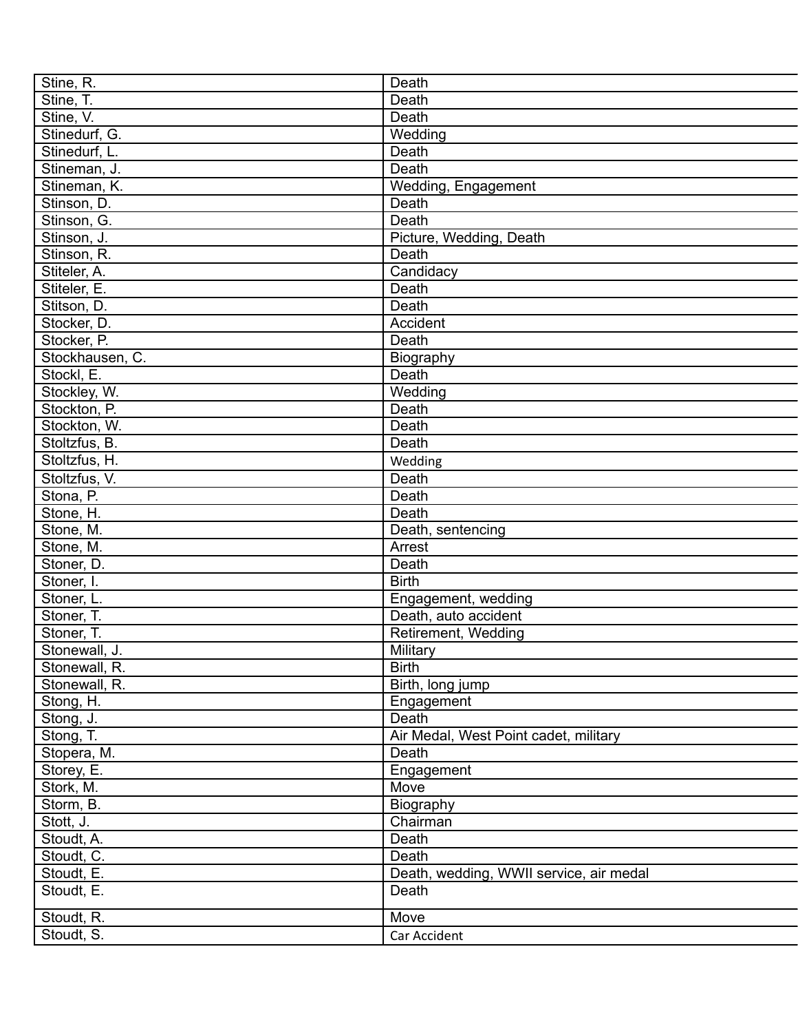| Stine, R. | Death |
|---|---|
| Stine, T. | Death |
| Stine, V. | Death |
| Stinedurf, G. | Wedding |
| Stinedurf, L. | Death |
| Stineman, J. | Death |
| Stineman, K. | Wedding, Engagement |
| Stinson, D. | Death |
| Stinson, G. | Death |
| Stinson, J. | Picture, Wedding, Death |
| Stinson, R. | Death |
| Stiteler, A. | Candidacy |
| Stiteler, E. | Death |
| Stitson, D. | Death |
| Stocker, D. | Accident |
| Stocker, P. | Death |
| Stockhausen, C. | Biography |
| Stockl, E. | Death |
| Stockley, W. | Wedding |
| Stockton, P. | Death |
| Stockton, W. | Death |
| Stoltzfus, B. | Death |
| Stoltzfus, H. | Wedding |
| Stoltzfus, V. | Death |
| Stona, P. | Death |
| Stone, H. | Death |
| Stone, M. | Death, sentencing |
| Stone, M. | Arrest |
| Stoner, D. | Death |
| Stoner, I. | Birth |
| Stoner, L. | Engagement, wedding |
| Stoner, T. | Death, auto accident |
| Stoner, T. | Retirement, Wedding |
| Stonewall, J. | Military |
| Stonewall, R. | Birth |
| Stonewall, R. | Birth, long jump |
| Stong, H. | Engagement |
| Stong, J. | Death |
| Stong, T. | Air Medal, West Point cadet, military |
| Stopera, M. | Death |
| Storey, E. | Engagement |
| Stork, M. | Move |
| Storm, B. | Biography |
| Stott, J. | Chairman |
| Stoudt, A. | Death |
| Stoudt, C. | Death |
| Stoudt, E. | Death, wedding, WWII service, air medal |
| Stoudt, E. | Death |
| Stoudt, R. | Move |
| Stoudt, S. | Car Accident |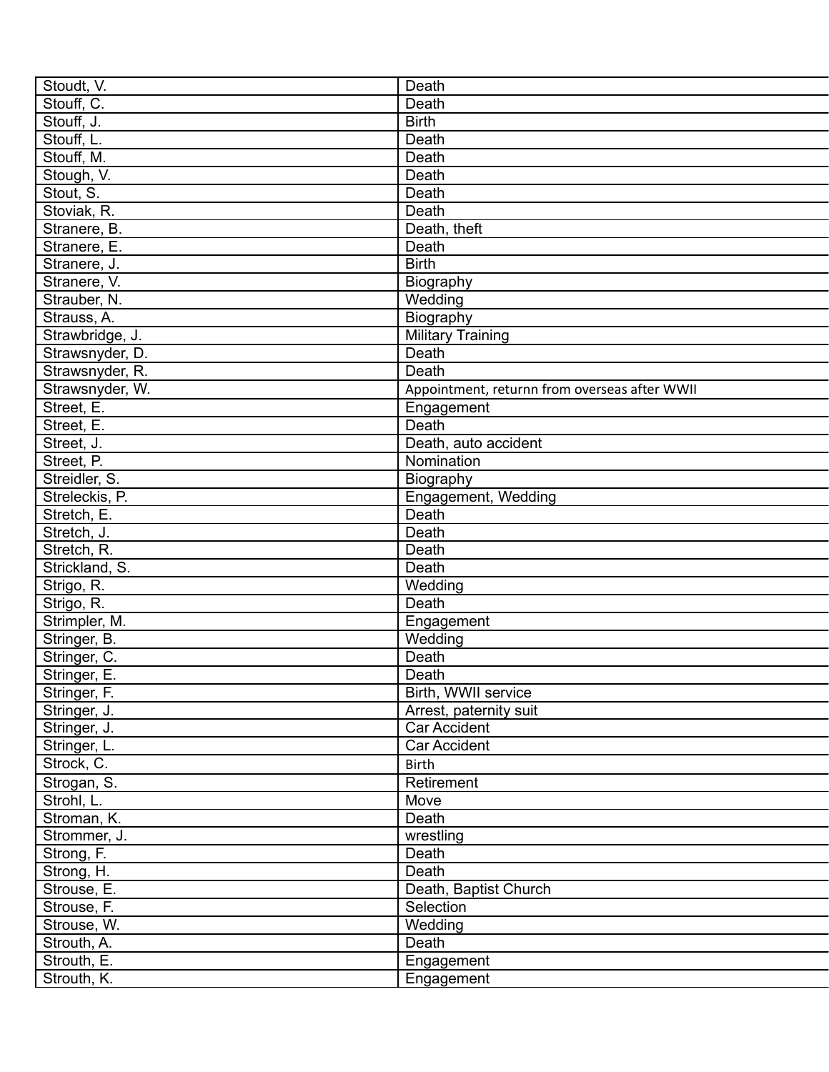| | |
|---|---|
| Stoudt, V. | Death |
| Stouff, C. | Death |
| Stouff, J. | Birth |
| Stouff, L. | Death |
| Stouff, M. | Death |
| Stough, V. | Death |
| Stout, S. | Death |
| Stoviak, R. | Death |
| Stranere, B. | Death, theft |
| Stranere, E. | Death |
| Stranere, J. | Birth |
| Stranere, V. | Biography |
| Strauber, N. | Wedding |
| Strauss, A. | Biography |
| Strawbridge, J. | Military Training |
| Strawsnyder, D. | Death |
| Strawsnyder, R. | Death |
| Strawsnyder, W. | Appointment, returnn from overseas after WWII |
| Street, E. | Engagement |
| Street, E. | Death |
| Street, J. | Death, auto accident |
| Street, P. | Nomination |
| Streidler, S. | Biography |
| Streleckis, P. | Engagement, Wedding |
| Stretch, E. | Death |
| Stretch, J. | Death |
| Stretch, R. | Death |
| Strickland, S. | Death |
| Strigo, R. | Wedding |
| Strigo, R. | Death |
| Strimpler, M. | Engagement |
| Stringer, B. | Wedding |
| Stringer, C. | Death |
| Stringer, E. | Death |
| Stringer, F. | Birth, WWII service |
| Stringer, J. | Arrest, paternity suit |
| Stringer, J. | Car Accident |
| Stringer, L. | Car Accident |
| Strock, C. | Birth |
| Strogan, S. | Retirement |
| Strohl, L. | Move |
| Stroman, K. | Death |
| Strommer, J. | wrestling |
| Strong, F. | Death |
| Strong, H. | Death |
| Strouse, E. | Death, Baptist Church |
| Strouse, F. | Selection |
| Strouse, W. | Wedding |
| Strouth, A. | Death |
| Strouth, E. | Engagement |
| Strouth, K. | Engagement |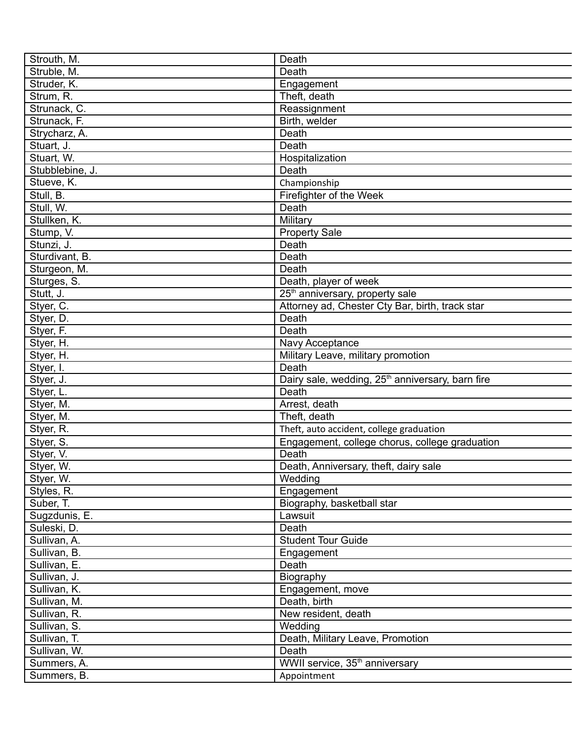| Strouth, M. | Death |
|---|---|
| Struble, M. | Death |
| Struder, K. | Engagement |
| Strum, R. | Theft, death |
| Strunack, C. | Reassignment |
| Strunack, F. | Birth, welder |
| Strycharz, A. | Death |
| Stuart, J. | Death |
| Stuart, W. | Hospitalization |
| Stubblebine, J. | Death |
| Stueve, K. | Championship |
| Stull, B. | Firefighter of the Week |
| Stull, W. | Death |
| Stullken, K. | Military |
| Stump, V. | Property Sale |
| Stunzi, J. | Death |
| Sturdivant, B. | Death |
| Sturgeon, M. | Death |
| Sturges, S. | Death, player of week |
| Stutt, J. | 25th anniversary, property sale |
| Styer, C. | Attorney ad, Chester Cty Bar, birth, track star |
| Styer, D. | Death |
| Styer, F. | Death |
| Styer, H. | Navy Acceptance |
| Styer, H. | Military Leave, military promotion |
| Styer, I. | Death |
| Styer, J. | Dairy sale, wedding, 25th anniversary, barn fire |
| Styer, L. | Death |
| Styer, M. | Arrest, death |
| Styer, M. | Theft, death |
| Styer, R. | Theft, auto accident, college graduation |
| Styer, S. | Engagement, college chorus, college graduation |
| Styer, V. | Death |
| Styer, W. | Death, Anniversary, theft, dairy sale |
| Styer, W. | Wedding |
| Styles, R. | Engagement |
| Suber, T. | Biography, basketball star |
| Sugzdunis, E. | Lawsuit |
| Suleski, D. | Death |
| Sullivan, A. | Student Tour Guide |
| Sullivan, B. | Engagement |
| Sullivan, E. | Death |
| Sullivan, J. | Biography |
| Sullivan, K. | Engagement, move |
| Sullivan, M. | Death, birth |
| Sullivan, R. | New resident, death |
| Sullivan, S. | Wedding |
| Sullivan, T. | Death, Military Leave, Promotion |
| Sullivan, W. | Death |
| Summers, A. | WWII service, 35th anniversary |
| Summers, B. | Appointment |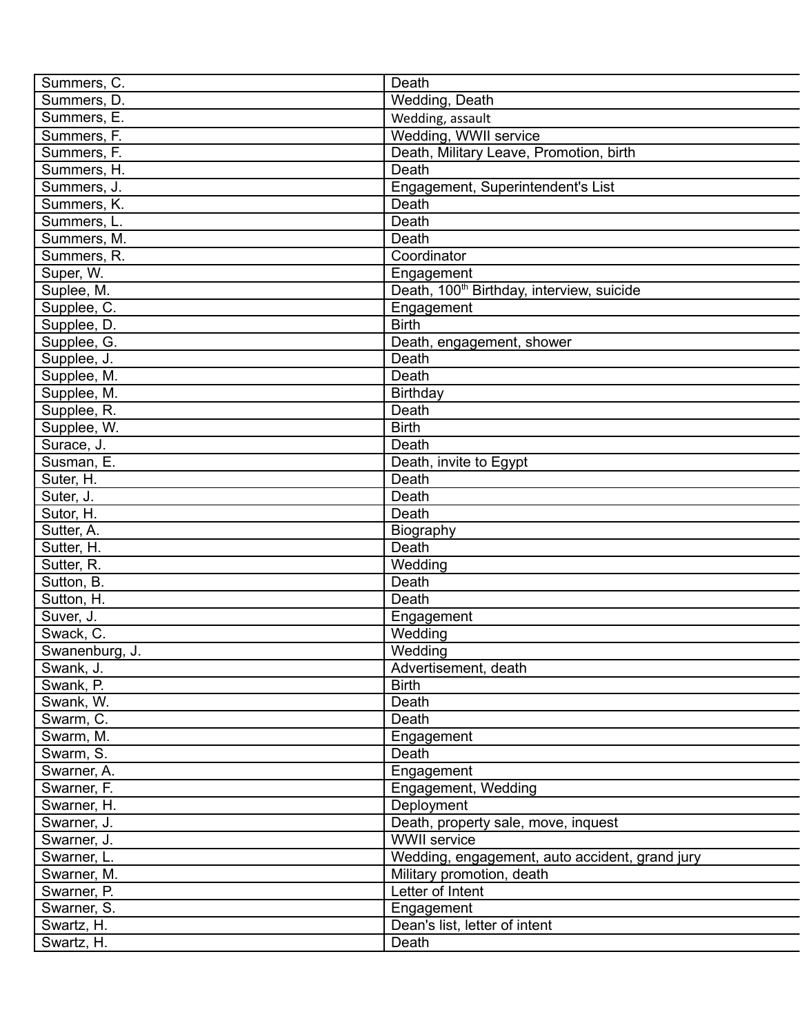| Summers, C. | Death |
|---|---|
| Summers, D. | Wedding, Death |
| Summers, E. | Wedding, assault |
| Summers, F. | Wedding, WWII service |
| Summers, F. | Death, Military Leave, Promotion, birth |
| Summers, H. | Death |
| Summers, J. | Engagement, Superintendent's List |
| Summers, K. | Death |
| Summers, L. | Death |
| Summers, M. | Death |
| Summers, R. | Coordinator |
| Super, W. | Engagement |
| Suplee, M. | Death, 100th Birthday, interview, suicide |
| Supplee, C. | Engagement |
| Supplee, D. | Birth |
| Supplee, G. | Death, engagement, shower |
| Supplee, J. | Death |
| Supplee, M. | Death |
| Supplee, M. | Birthday |
| Supplee, R. | Death |
| Supplee, W. | Birth |
| Surace, J. | Death |
| Susman, E. | Death, invite to Egypt |
| Suter, H. | Death |
| Suter, J. | Death |
| Sutor, H. | Death |
| Sutter, A. | Biography |
| Sutter, H. | Death |
| Sutter, R. | Wedding |
| Sutton, B. | Death |
| Sutton, H. | Death |
| Suver, J. | Engagement |
| Swack, C. | Wedding |
| Swanenburg, J. | Wedding |
| Swank, J. | Advertisement, death |
| Swank, P. | Birth |
| Swank, W. | Death |
| Swarm, C. | Death |
| Swarm, M. | Engagement |
| Swarm, S. | Death |
| Swarner, A. | Engagement |
| Swarner, F. | Engagement, Wedding |
| Swarner, H. | Deployment |
| Swarner, J. | Death, property sale, move, inquest |
| Swarner, J. | WWII service |
| Swarner, L. | Wedding, engagement, auto accident, grand jury |
| Swarner, M. | Military promotion, death |
| Swarner, P. | Letter of Intent |
| Swarner, S. | Engagement |
| Swartz, H. | Dean's list, letter of intent |
| Swartz, H. | Death |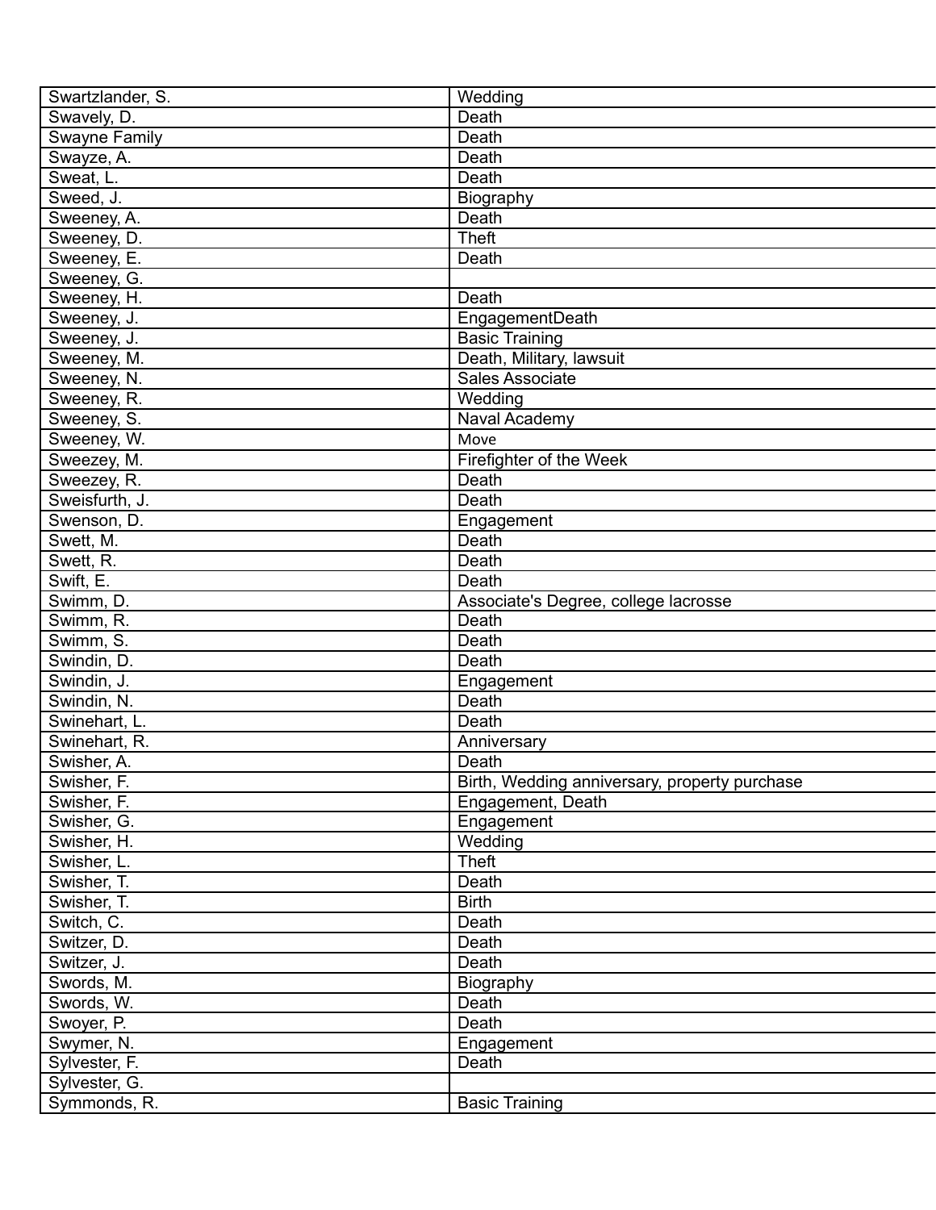| | |
|---|---|
| Swartzlander, S. | Wedding |
| Swavely, D. | Death |
| Swayne Family | Death |
| Swayze, A. | Death |
| Sweat, L. | Death |
| Sweed, J. | Biography |
| Sweeney, A. | Death |
| Sweeney, D. | Theft |
| Sweeney, E. | Death |
| Sweeney, G. | |
| Sweeney, H. | Death |
| Sweeney, J. | EngagementDeath |
| Sweeney, J. | Basic Training |
| Sweeney, M. | Death, Military, lawsuit |
| Sweeney, N. | Sales Associate |
| Sweeney, R. | Wedding |
| Sweeney, S. | Naval Academy |
| Sweeney, W. | Move |
| Sweezey, M. | Firefighter of the Week |
| Sweezey, R. | Death |
| Sweisfurth, J. | Death |
| Swenson, D. | Engagement |
| Swett, M. | Death |
| Swett, R. | Death |
| Swift, E. | Death |
| Swimm, D. | Associate's Degree, college lacrosse |
| Swimm, R. | Death |
| Swimm, S. | Death |
| Swindin, D. | Death |
| Swindin, J. | Engagement |
| Swindin, N. | Death |
| Swinehart, L. | Death |
| Swinehart, R. | Anniversary |
| Swisher, A. | Death |
| Swisher, F. | Birth, Wedding anniversary, property purchase |
| Swisher, F. | Engagement, Death |
| Swisher, G. | Engagement |
| Swisher, H. | Wedding |
| Swisher, L. | Theft |
| Swisher, T. | Death |
| Swisher, T. | Birth |
| Switch, C. | Death |
| Switzer, D. | Death |
| Switzer, J. | Death |
| Swords, M. | Biography |
| Swords, W. | Death |
| Swoyer, P. | Death |
| Swymer, N. | Engagement |
| Sylvester, F. | Death |
| Sylvester, G. | |
| Symmonds, R. | Basic Training |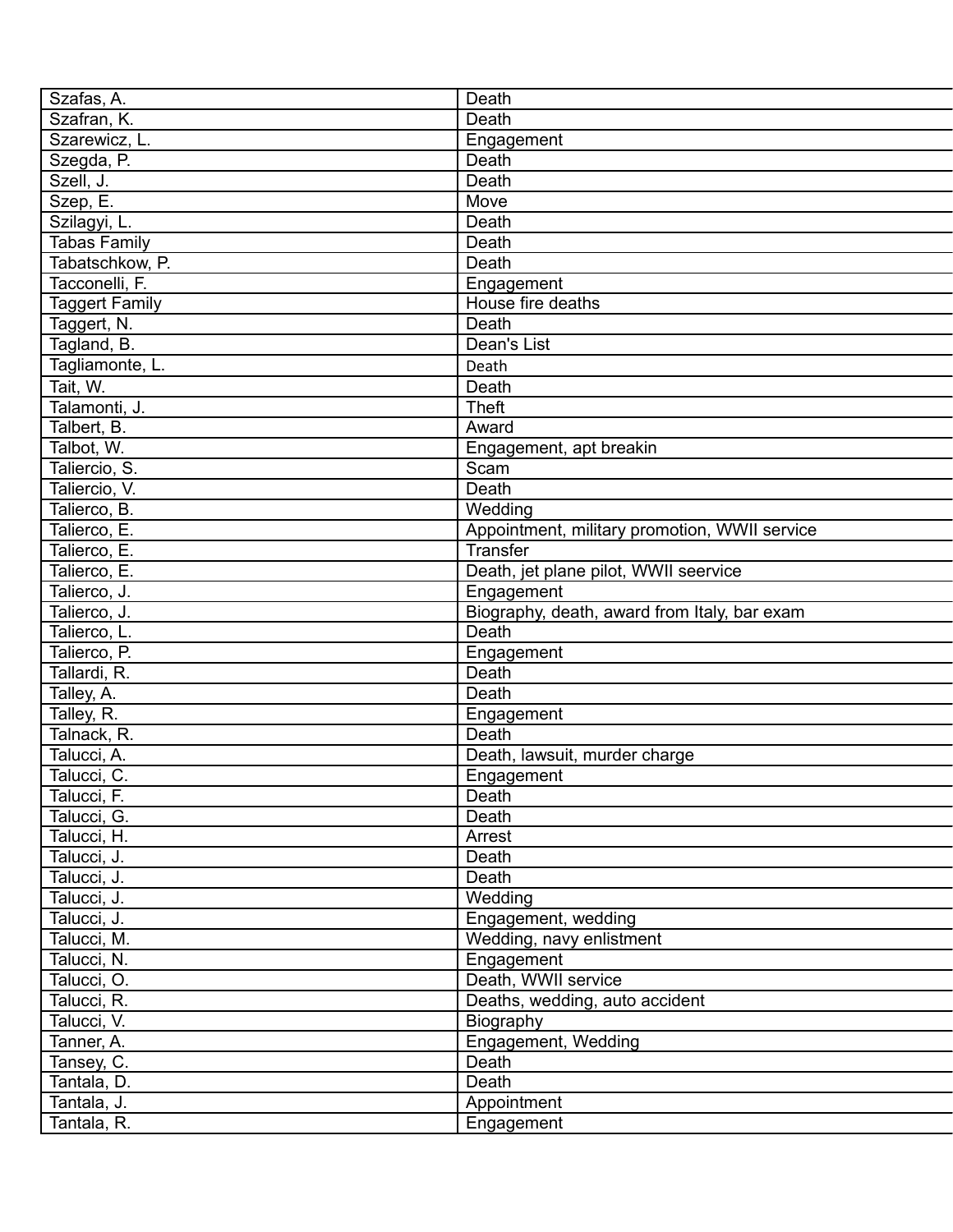| Szafas, A. | Death |
|---|---|
| Szafran, K. | Death |
| Szarewicz, L. | Engagement |
| Szegda, P. | Death |
| Szell, J. | Death |
| Szep, E. | Move |
| Szilagyi, L. | Death |
| Tabas Family | Death |
| Tabatschkow, P. | Death |
| Tacconelli, F. | Engagement |
| Taggert Family | House fire deaths |
| Taggert, N. | Death |
| Tagland, B. | Dean's List |
| Tagliamonte, L. | Death |
| Tait, W. | Death |
| Talamonti, J. | Theft |
| Talbert, B. | Award |
| Talbot, W. | Engagement, apt breakin |
| Taliercio, S. | Scam |
| Taliercio, V. | Death |
| Talierco, B. | Wedding |
| Talierco, E. | Appointment, military promotion, WWII service |
| Talierco, E. | Transfer |
| Talierco, E. | Death, jet plane pilot, WWII seervice |
| Talierco, J. | Engagement |
| Talierco, J. | Biography, death, award from Italy, bar exam |
| Talierco, L. | Death |
| Talierco, P. | Engagement |
| Tallardi, R. | Death |
| Talley, A. | Death |
| Talley, R. | Engagement |
| Talnack, R. | Death |
| Talucci, A. | Death, lawsuit, murder charge |
| Talucci, C. | Engagement |
| Talucci, F. | Death |
| Talucci, G. | Death |
| Talucci, H. | Arrest |
| Talucci, J. | Death |
| Talucci, J. | Death |
| Talucci, J. | Wedding |
| Talucci, J. | Engagement, wedding |
| Talucci, M. | Wedding, navy enlistment |
| Talucci, N. | Engagement |
| Talucci, O. | Death, WWII service |
| Talucci, R. | Deaths, wedding, auto accident |
| Talucci, V. | Biography |
| Tanner, A. | Engagement, Wedding |
| Tansey, C. | Death |
| Tantala, D. | Death |
| Tantala, J. | Appointment |
| Tantala, R. | Engagement |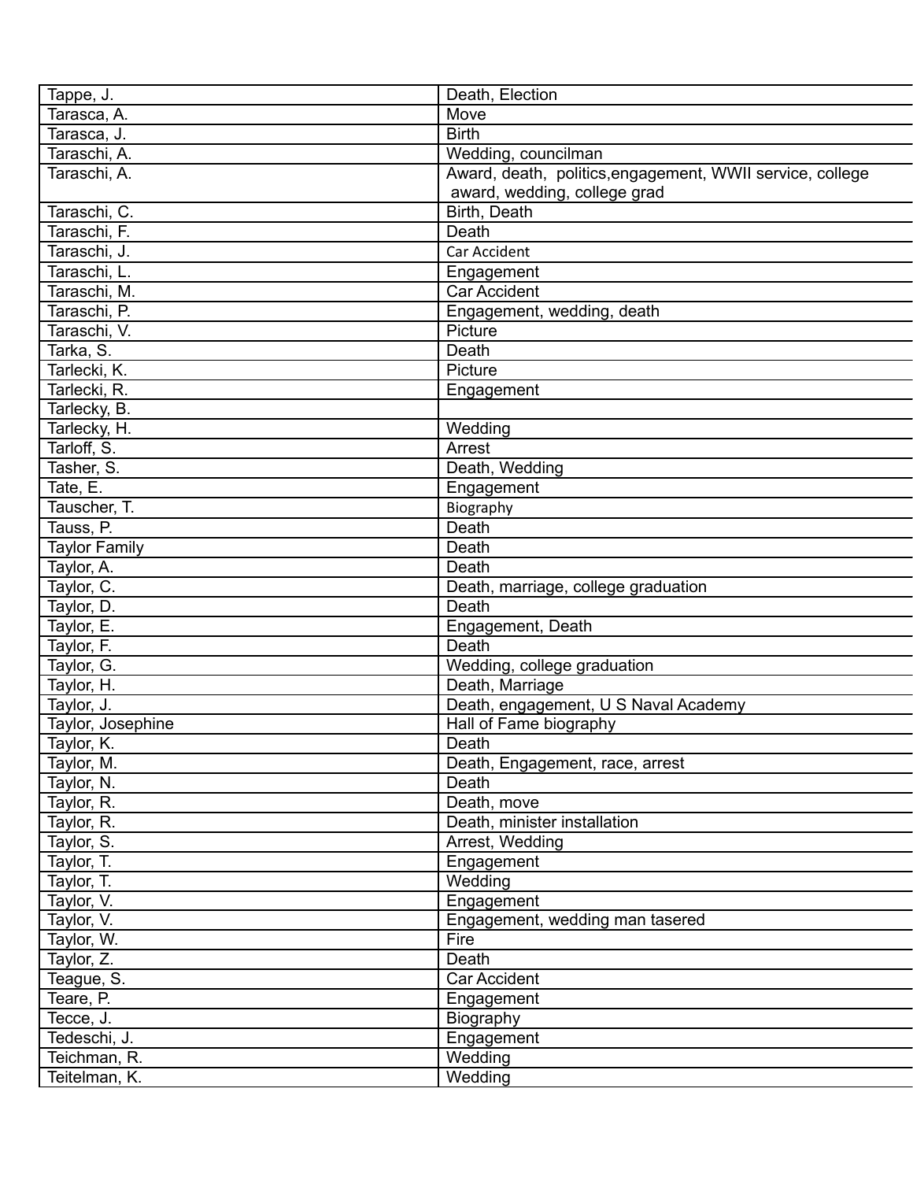| | |
|---|---|
| Tappe, J. | Death, Election |
| Tarasca, A. | Move |
| Tarasca, J. | Birth |
| Taraschi, A. | Wedding, councilman |
| Taraschi, A. | Award, death, politics,engagement, WWII service, college award, wedding, college grad |
| Taraschi, C. | Birth, Death |
| Taraschi, F. | Death |
| Taraschi, J. | Car Accident |
| Taraschi, L. | Engagement |
| Taraschi, M. | Car Accident |
| Taraschi, P. | Engagement, wedding, death |
| Taraschi, V. | Picture |
| Tarka, S. | Death |
| Tarlecki, K. | Picture |
| Tarlecki, R. | Engagement |
| Tarlecky, B. | |
| Tarlecky, H. | Wedding |
| Tarloff, S. | Arrest |
| Tasher, S. | Death, Wedding |
| Tate, E. | Engagement |
| Tauscher, T. | Biography |
| Tauss, P. | Death |
| Taylor Family | Death |
| Taylor, A. | Death |
| Taylor, C. | Death, marriage, college graduation |
| Taylor, D. | Death |
| Taylor, E. | Engagement, Death |
| Taylor, F. | Death |
| Taylor, G. | Wedding, college graduation |
| Taylor, H. | Death, Marriage |
| Taylor, J. | Death, engagement, U S Naval Academy |
| Taylor, Josephine | Hall of Fame biography |
| Taylor, K. | Death |
| Taylor, M. | Death, Engagement, race, arrest |
| Taylor, N. | Death |
| Taylor, R. | Death, move |
| Taylor, R. | Death, minister installation |
| Taylor, S. | Arrest, Wedding |
| Taylor, T. | Engagement |
| Taylor, T. | Wedding |
| Taylor, V. | Engagement |
| Taylor, V. | Engagement, wedding man tasered |
| Taylor, W. | Fire |
| Taylor, Z. | Death |
| Teague, S. | Car Accident |
| Teare, P. | Engagement |
| Tecce, J. | Biography |
| Tedeschi, J. | Engagement |
| Teichman, R. | Wedding |
| Teitelman, K. | Wedding |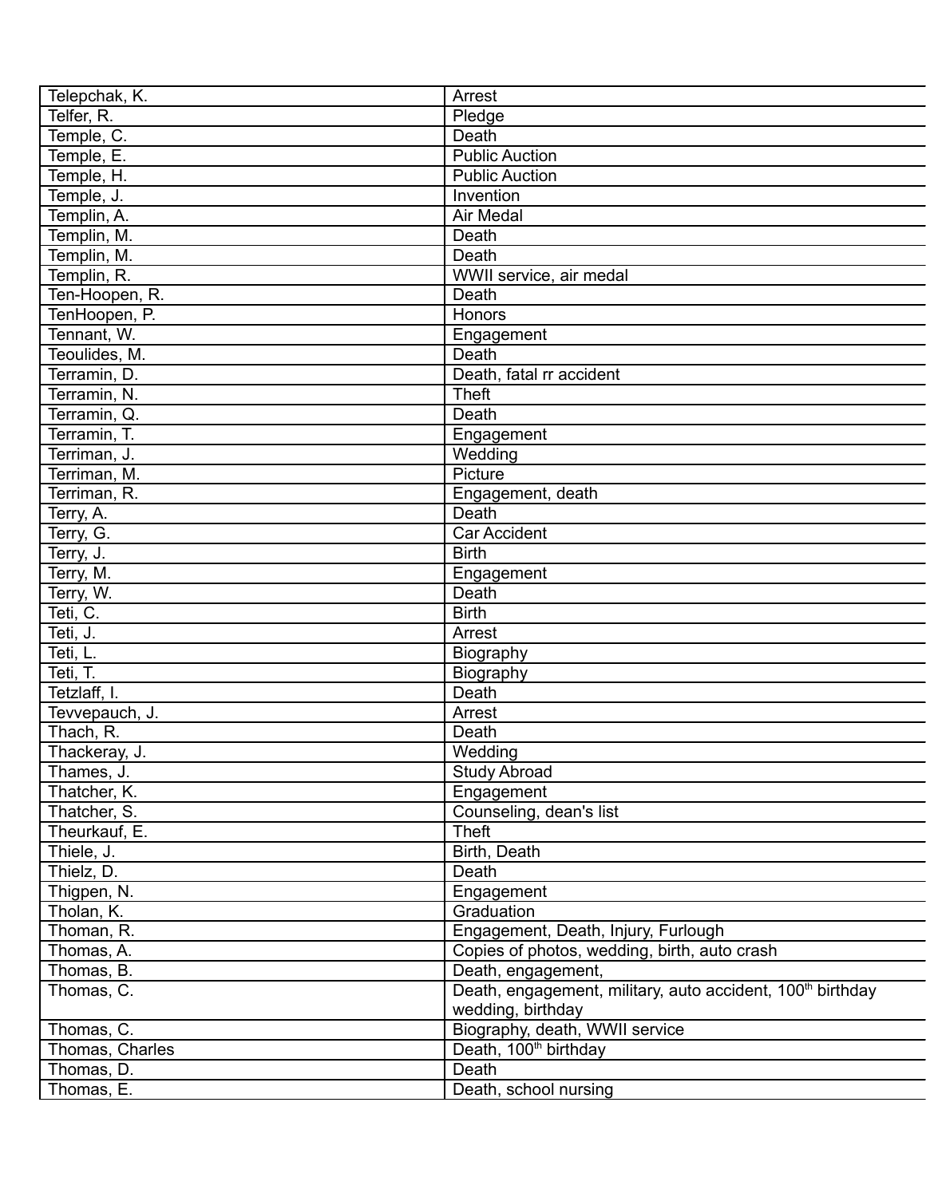| Telepchak, K. | Arrest |
|---|---|
| Telfer, R. | Pledge |
| Temple, C. | Death |
| Temple, E. | Public Auction |
| Temple, H. | Public Auction |
| Temple, J. | Invention |
| Templin, A. | Air Medal |
| Templin, M. | Death |
| Templin, M. | Death |
| Templin, R. | WWII service, air medal |
| Ten-Hoopen, R. | Death |
| TenHoopen, P. | Honors |
| Tennant, W. | Engagement |
| Teoulides, M. | Death |
| Terramin, D. | Death, fatal rr accident |
| Terramin, N. | Theft |
| Terramin, Q. | Death |
| Terramin, T. | Engagement |
| Terriman, J. | Wedding |
| Terriman, M. | Picture |
| Terriman, R. | Engagement, death |
| Terry, A. | Death |
| Terry, G. | Car Accident |
| Terry, J. | Birth |
| Terry, M. | Engagement |
| Terry, W. | Death |
| Teti, C. | Birth |
| Teti, J. | Arrest |
| Teti, L. | Biography |
| Teti, T. | Biography |
| Tetzlaff, I. | Death |
| Tevvepauch, J. | Arrest |
| Thach, R. | Death |
| Thackeray, J. | Wedding |
| Thames, J. | Study Abroad |
| Thatcher, K. | Engagement |
| Thatcher, S. | Counseling, dean's list |
| Theurkauf, E. | Theft |
| Thiele, J. | Birth, Death |
| Thielz, D. | Death |
| Thigpen, N. | Engagement |
| Tholan, K. | Graduation |
| Thoman, R. | Engagement, Death, Injury, Furlough |
| Thomas, A. | Copies of photos, wedding, birth, auto crash |
| Thomas, B. | Death, engagement, |
| Thomas, C. | Death, engagement, military, auto accident, 100th birthday wedding, birthday |
| Thomas, C. | Biography, death, WWII service |
| Thomas, Charles | Death, 100th birthday |
| Thomas, D. | Death |
| Thomas, E. | Death, school nursing |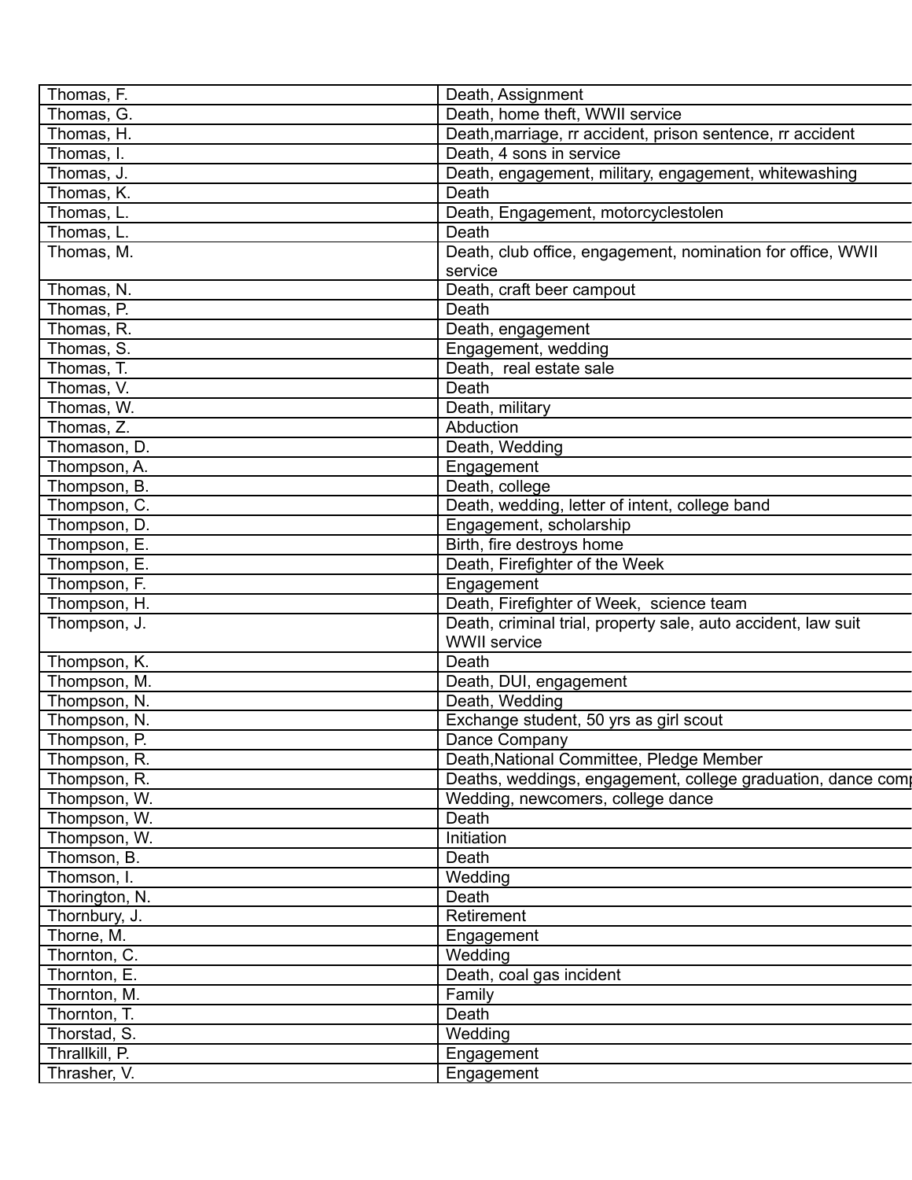| Thomas, F. | Death, Assignment |
|---|---|
| Thomas, G. | Death, home theft, WWII service |
| Thomas, H. | Death,marriage, rr accident, prison sentence, rr accident |
| Thomas, I. | Death, 4 sons in service |
| Thomas, J. | Death, engagement, military, engagement, whitewashing |
| Thomas, K. | Death |
| Thomas, L. | Death, Engagement, motorcyclestolen |
| Thomas, L. | Death |
| Thomas, M. | Death, club office, engagement, nomination for office, WWII service |
| Thomas, N. | Death, craft beer campout |
| Thomas, P. | Death |
| Thomas, R. | Death, engagement |
| Thomas, S. | Engagement, wedding |
| Thomas, T. | Death,  real estate sale |
| Thomas, V. | Death |
| Thomas, W. | Death, military |
| Thomas, Z. | Abduction |
| Thomason, D. | Death, Wedding |
| Thompson, A. | Engagement |
| Thompson, B. | Death, college |
| Thompson, C. | Death, wedding, letter of intent, college band |
| Thompson, D. | Engagement, scholarship |
| Thompson, E. | Birth, fire destroys home |
| Thompson, E. | Death, Firefighter of the Week |
| Thompson, F. | Engagement |
| Thompson, H. | Death, Firefighter of Week,  science team |
| Thompson, J. | Death, criminal trial, property sale, auto accident, law suit WWII service |
| Thompson, K. | Death |
| Thompson, M. | Death, DUI, engagement |
| Thompson, N. | Death, Wedding |
| Thompson, N. | Exchange student, 50 yrs as girl scout |
| Thompson, P. | Dance Company |
| Thompson, R. | Death,National Committee, Pledge Member |
| Thompson, R. | Deaths, weddings, engagement, college graduation, dance comp |
| Thompson, W. | Wedding, newcomers, college dance |
| Thompson, W. | Death |
| Thompson, W. | Initiation |
| Thomson, B. | Death |
| Thomson, I. | Wedding |
| Thorington, N. | Death |
| Thornbury, J. | Retirement |
| Thorne, M. | Engagement |
| Thornton, C. | Wedding |
| Thornton, E. | Death, coal gas incident |
| Thornton, M. | Family |
| Thornton, T. | Death |
| Thorstad, S. | Wedding |
| Thrallkill, P. | Engagement |
| Thrasher, V. | Engagement |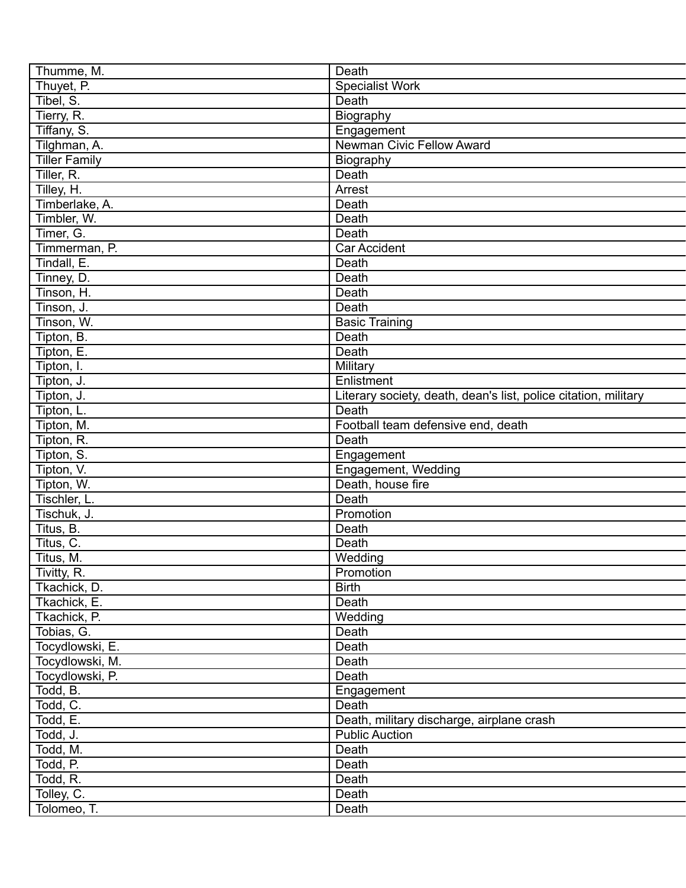| Thumme, M. | Death |
|---|---|
| Thuyet, P. | Specialist Work |
| Tibel, S. | Death |
| Tierry, R. | Biography |
| Tiffany, S. | Engagement |
| Tilghman, A. | Newman Civic Fellow Award |
| Tiller Family | Biography |
| Tiller, R. | Death |
| Tilley, H. | Arrest |
| Timberlake, A. | Death |
| Timbler, W. | Death |
| Timer, G. | Death |
| Timmerman, P. | Car Accident |
| Tindall, E. | Death |
| Tinney, D. | Death |
| Tinson, H. | Death |
| Tinson, J. | Death |
| Tinson, W. | Basic Training |
| Tipton, B. | Death |
| Tipton, E. | Death |
| Tipton, I. | Military |
| Tipton, J. | Enlistment |
| Tipton, J. | Literary society, death, dean's list, police citation, military |
| Tipton, L. | Death |
| Tipton, M. | Football team defensive end, death |
| Tipton, R. | Death |
| Tipton, S. | Engagement |
| Tipton, V. | Engagement, Wedding |
| Tipton, W. | Death, house fire |
| Tischler, L. | Death |
| Tischuk, J. | Promotion |
| Titus, B. | Death |
| Titus, C. | Death |
| Titus, M. | Wedding |
| Tivitty, R. | Promotion |
| Tkachick, D. | Birth |
| Tkachick, E. | Death |
| Tkachick, P. | Wedding |
| Tobias, G. | Death |
| Tocydlowski, E. | Death |
| Tocydlowski, M. | Death |
| Tocydlowski, P. | Death |
| Todd, B. | Engagement |
| Todd, C. | Death |
| Todd, E. | Death, military discharge, airplane crash |
| Todd, J. | Public Auction |
| Todd, M. | Death |
| Todd, P. | Death |
| Todd, R. | Death |
| Tolley, C. | Death |
| Tolomeo, T. | Death |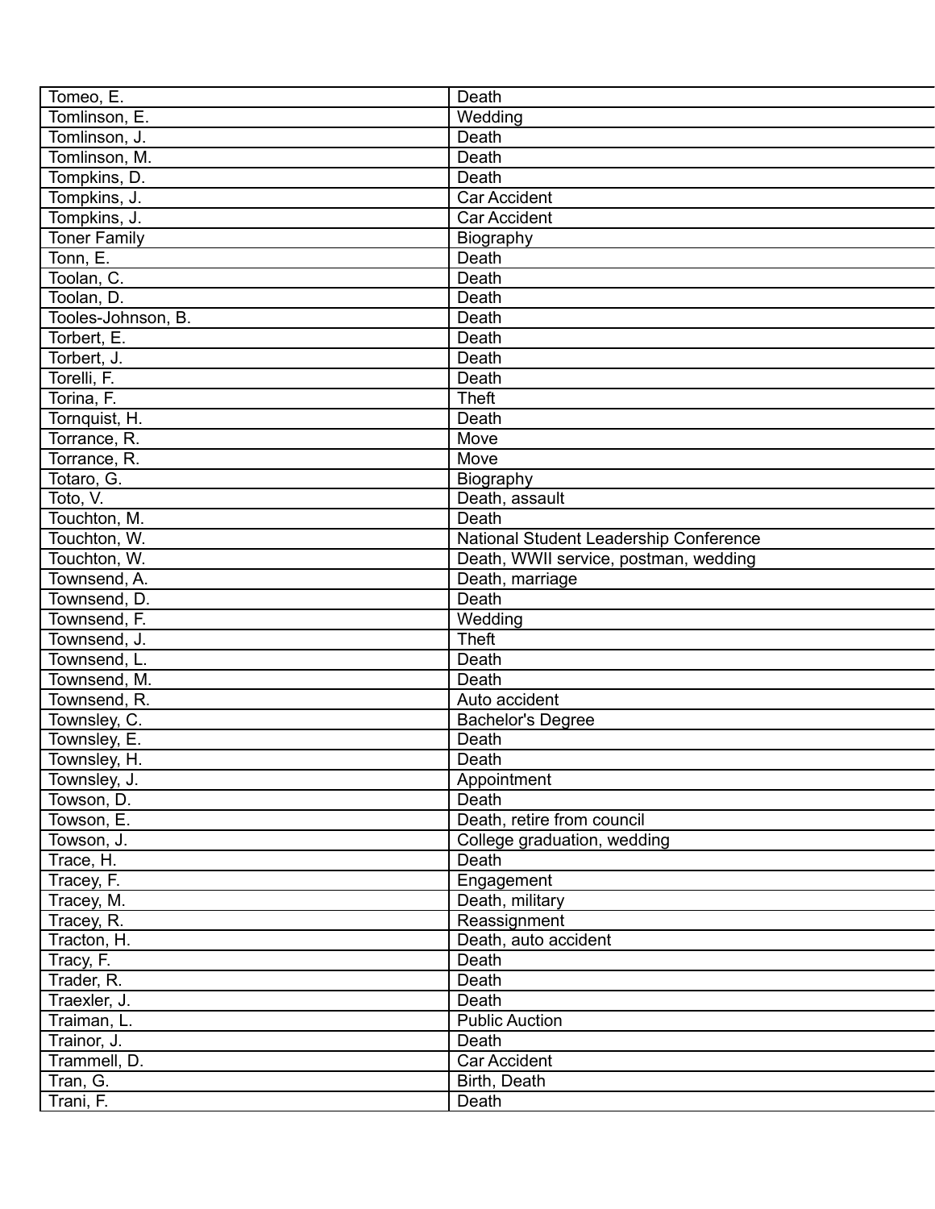| Tomeo, E. | Death |
|---|---|
| Tomlinson, E. | Wedding |
| Tomlinson, J. | Death |
| Tomlinson, M. | Death |
| Tompkins, D. | Death |
| Tompkins, J. | Car Accident |
| Tompkins, J. | Car Accident |
| Toner Family | Biography |
| Tonn, E. | Death |
| Toolan, C. | Death |
| Toolan, D. | Death |
| Tooles-Johnson, B. | Death |
| Torbert, E. | Death |
| Torbert, J. | Death |
| Torelli, F. | Death |
| Torina, F. | Theft |
| Tornquist, H. | Death |
| Torrance, R. | Move |
| Torrance, R. | Move |
| Totaro, G. | Biography |
| Toto, V. | Death, assault |
| Touchton, M. | Death |
| Touchton, W. | National Student Leadership Conference |
| Touchton, W. | Death, WWII service, postman, wedding |
| Townsend, A. | Death, marriage |
| Townsend, D. | Death |
| Townsend, F. | Wedding |
| Townsend, J. | Theft |
| Townsend, L. | Death |
| Townsend, M. | Death |
| Townsend, R. | Auto accident |
| Townsley, C. | Bachelor's Degree |
| Townsley, E. | Death |
| Townsley, H. | Death |
| Townsley, J. | Appointment |
| Towson, D. | Death |
| Towson, E. | Death, retire from council |
| Towson, J. | College graduation, wedding |
| Trace, H. | Death |
| Tracey, F. | Engagement |
| Tracey, M. | Death, military |
| Tracey, R. | Reassignment |
| Tracton, H. | Death, auto accident |
| Tracy, F. | Death |
| Trader, R. | Death |
| Traexler, J. | Death |
| Traiman, L. | Public Auction |
| Trainor, J. | Death |
| Trammell, D. | Car Accident |
| Tran, G. | Birth, Death |
| Trani, F. | Death |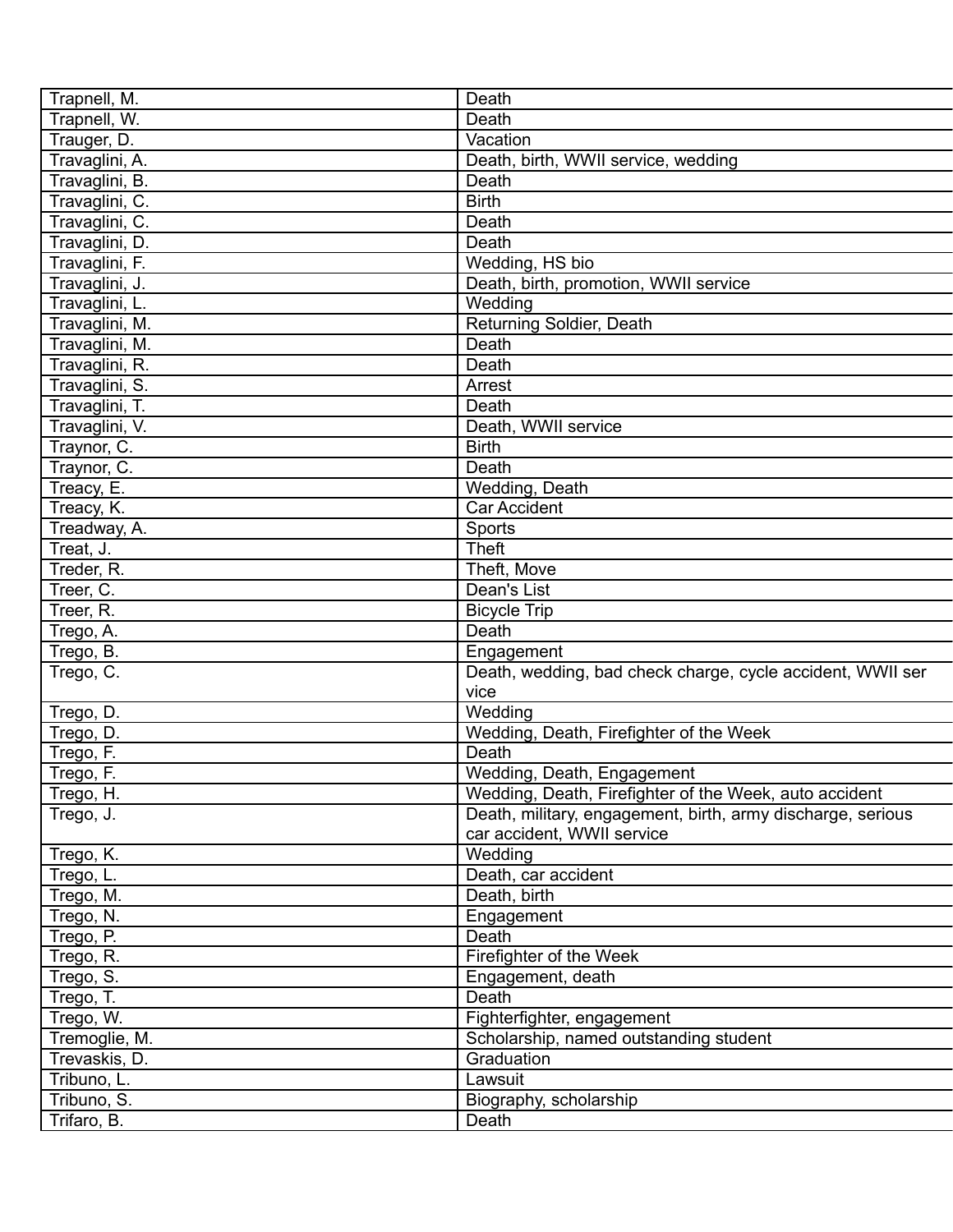| | |
|---|---|
| Trapnell, M. | Death |
| Trapnell, W. | Death |
| Trauger, D. | Vacation |
| Travaglini, A. | Death, birth, WWII service, wedding |
| Travaglini, B. | Death |
| Travaglini, C. | Birth |
| Travaglini, C. | Death |
| Travaglini, D. | Death |
| Travaglini, F. | Wedding, HS bio |
| Travaglini, J. | Death, birth, promotion, WWII service |
| Travaglini, L. | Wedding |
| Travaglini, M. | Returning Soldier, Death |
| Travaglini, M. | Death |
| Travaglini, R. | Death |
| Travaglini, S. | Arrest |
| Travaglini, T. | Death |
| Travaglini, V. | Death, WWII service |
| Traynor, C. | Birth |
| Traynor, C. | Death |
| Treacy, E. | Wedding, Death |
| Treacy, K. | Car Accident |
| Treadway, A. | Sports |
| Treat, J. | Theft |
| Treder, R. | Theft, Move |
| Treer, C. | Dean's List |
| Treer, R. | Bicycle Trip |
| Trego, A. | Death |
| Trego, B. | Engagement |
| Trego, C. | Death, wedding, bad check charge, cycle accident, WWII service |
| Trego, D. | Wedding |
| Trego, D. | Wedding, Death, Firefighter of the Week |
| Trego, F. | Death |
| Trego, F. | Wedding, Death, Engagement |
| Trego, H. | Wedding, Death, Firefighter of the Week, auto accident |
| Trego, J. | Death, military, engagement, birth, army discharge, serious car accident, WWII service |
| Trego, K. | Wedding |
| Trego, L. | Death, car accident |
| Trego, M. | Death, birth |
| Trego, N. | Engagement |
| Trego, P. | Death |
| Trego, R. | Firefighter of the Week |
| Trego, S. | Engagement, death |
| Trego, T. | Death |
| Trego, W. | Fighterfighter, engagement |
| Tremoglie, M. | Scholarship, named outstanding student |
| Trevaskis, D. | Graduation |
| Tribuno, L. | Lawsuit |
| Tribuno, S. | Biography, scholarship |
| Trifaro, B. | Death |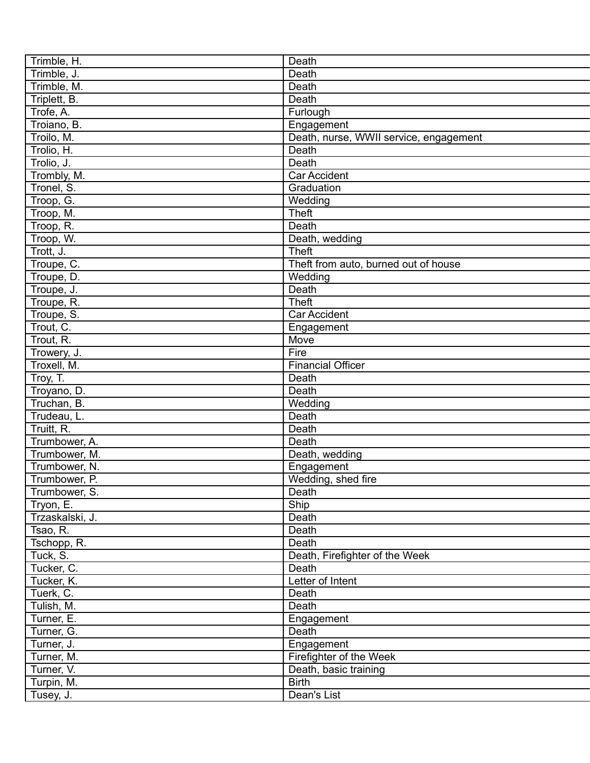| Trimble, H. | Death |
|---|---|
| Trimble, J. | Death |
| Trimble, M. | Death |
| Triplett, B. | Death |
| Trofe, A. | Furlough |
| Troiano, B. | Engagement |
| Troilo, M. | Death, nurse, WWII service, engagement |
| Trolio, H. | Death |
| Trolio, J. | Death |
| Trombly, M. | Car Accident |
| Tronel, S. | Graduation |
| Troop, G. | Wedding |
| Troop, M. | Theft |
| Troop, R. | Death |
| Troop, W. | Death, wedding |
| Trott, J. | Theft |
| Troupe, C. | Theft from auto, burned out of house |
| Troupe, D. | Wedding |
| Troupe, J. | Death |
| Troupe, R. | Theft |
| Troupe, S. | Car Accident |
| Trout, C. | Engagement |
| Trout, R. | Move |
| Trowery, J. | Fire |
| Troxell, M. | Financial Officer |
| Troy, T. | Death |
| Troyano, D. | Death |
| Truchan, B. | Wedding |
| Trudeau, L. | Death |
| Truitt, R. | Death |
| Trumbower, A. | Death |
| Trumbower, M. | Death, wedding |
| Trumbower, N. | Engagement |
| Trumbower, P. | Wedding, shed fire |
| Trumbower, S. | Death |
| Tryon, E. | Ship |
| Trzaskalski, J. | Death |
| Tsao, R. | Death |
| Tschopp, R. | Death |
| Tuck, S. | Death, Firefighter of the Week |
| Tucker, C. | Death |
| Tucker, K. | Letter of Intent |
| Tuerk, C. | Death |
| Tulish, M. | Death |
| Turner, E. | Engagement |
| Turner, G. | Death |
| Turner, J. | Engagement |
| Turner, M. | Firefighter of the Week |
| Turner, V. | Death, basic training |
| Turpin, M. | Birth |
| Tusey, J. | Dean's List |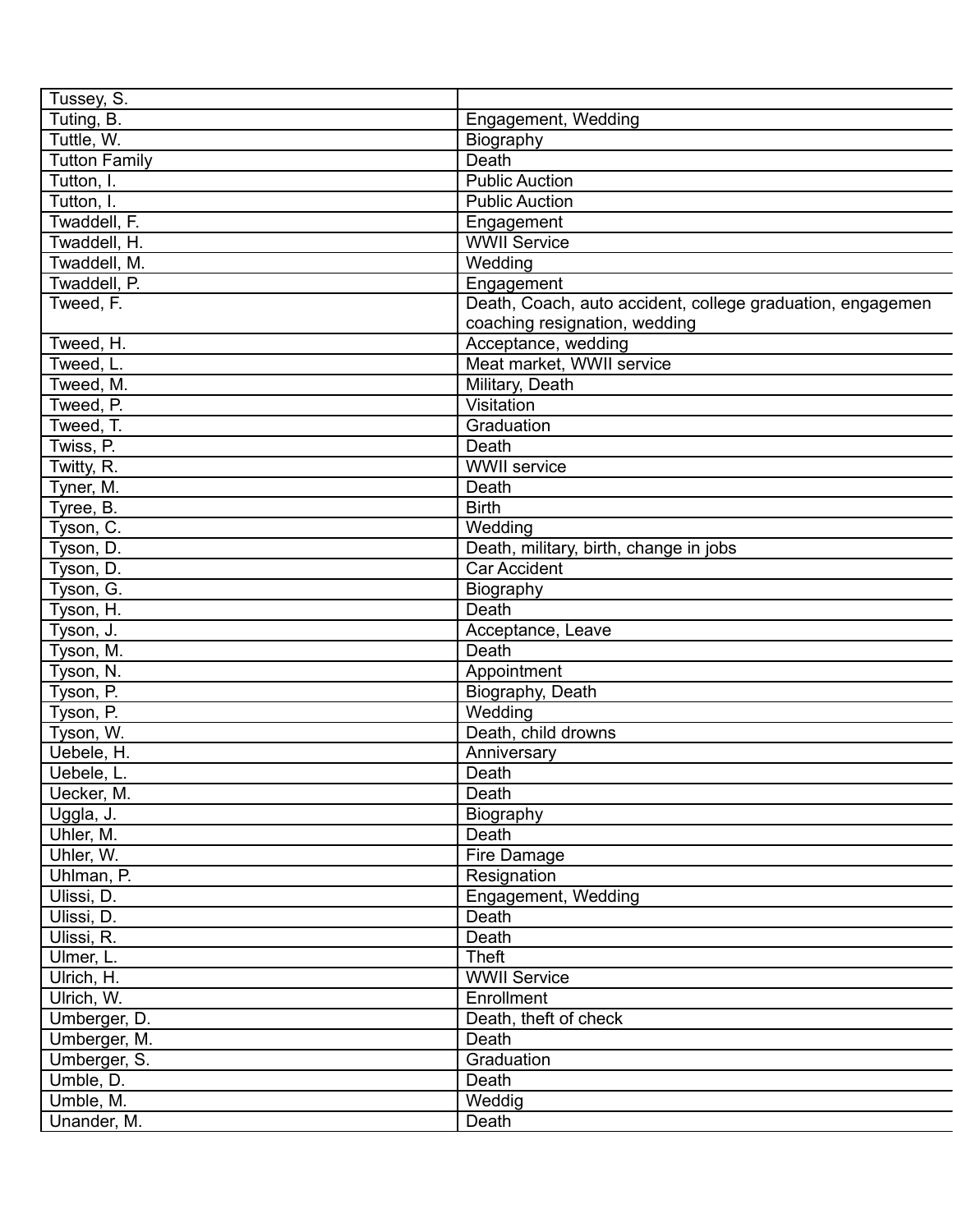| Tussey, S. | |
|---|---|
| Tuting, B. | Engagement, Wedding |
| Tuttle, W. | Biography |
| Tutton Family | Death |
| Tutton, I. | Public Auction |
| Tutton, I. | Public Auction |
| Twaddell, F. | Engagement |
| Twaddell, H. | WWII Service |
| Twaddell, M. | Wedding |
| Twaddell, P. | Engagement |
| Tweed, F. | Death, Coach, auto accident, college graduation, engagemen coaching resignation, wedding |
| Tweed, H. | Acceptance, wedding |
| Tweed, L. | Meat market, WWII service |
| Tweed, M. | Military, Death |
| Tweed, P. | Visitation |
| Tweed, T. | Graduation |
| Twiss, P. | Death |
| Twitty, R. | WWII service |
| Tyner, M. | Death |
| Tyree, B. | Birth |
| Tyson, C. | Wedding |
| Tyson, D. | Death, military, birth, change in jobs |
| Tyson, D. | Car Accident |
| Tyson, G. | Biography |
| Tyson, H. | Death |
| Tyson, J. | Acceptance, Leave |
| Tyson, M. | Death |
| Tyson, N. | Appointment |
| Tyson, P. | Biography, Death |
| Tyson, P. | Wedding |
| Tyson, W. | Death, child drowns |
| Uebele, H. | Anniversary |
| Uebele, L. | Death |
| Uecker, M. | Death |
| Uggla, J. | Biography |
| Uhler, M. | Death |
| Uhler, W. | Fire Damage |
| Uhlman, P. | Resignation |
| Ulissi, D. | Engagement, Wedding |
| Ulissi, D. | Death |
| Ulissi, R. | Death |
| Ulmer, L. | Theft |
| Ulrich, H. | WWII Service |
| Ulrich, W. | Enrollment |
| Umberger, D. | Death, theft of check |
| Umberger, M. | Death |
| Umberger, S. | Graduation |
| Umble, D. | Death |
| Umble, M. | Weddig |
| Unander, M. | Death |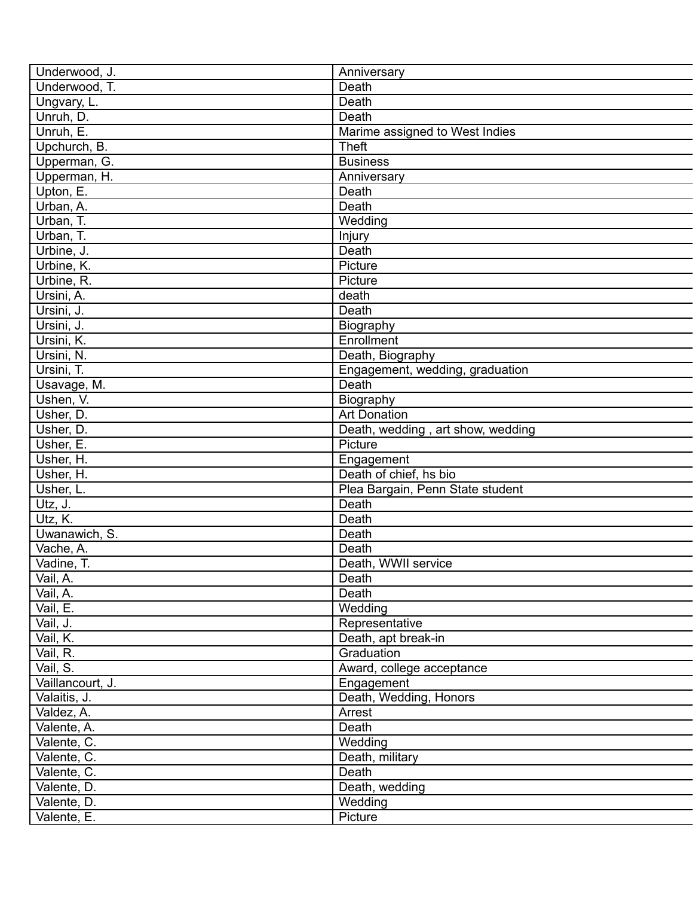| | |
|---|---|
| Underwood, J. | Anniversary |
| Underwood, T. | Death |
| Ungvary, L. | Death |
| Unruh, D. | Death |
| Unruh, E. | Marime assigned to West Indies |
| Upchurch, B. | Theft |
| Upperman, G. | Business |
| Upperman, H. | Anniversary |
| Upton, E. | Death |
| Urban, A. | Death |
| Urban, T. | Wedding |
| Urban, T. | Injury |
| Urbine, J. | Death |
| Urbine, K. | Picture |
| Urbine, R. | Picture |
| Ursini, A. | death |
| Ursini, J. | Death |
| Ursini, J. | Biography |
| Ursini, K. | Enrollment |
| Ursini, N. | Death, Biography |
| Ursini, T. | Engagement, wedding, graduation |
| Usavage, M. | Death |
| Ushen, V. | Biography |
| Usher, D. | Art Donation |
| Usher, D. | Death, wedding , art show, wedding |
| Usher, E. | Picture |
| Usher, H. | Engagement |
| Usher, H. | Death of chief, hs bio |
| Usher, L. | Plea Bargain, Penn State student |
| Utz, J. | Death |
| Utz, K. | Death |
| Uwanawich, S. | Death |
| Vache, A. | Death |
| Vadine, T. | Death, WWII service |
| Vail, A. | Death |
| Vail, A. | Death |
| Vail, E. | Wedding |
| Vail, J. | Representative |
| Vail, K. | Death, apt break-in |
| Vail, R. | Graduation |
| Vail, S. | Award, college acceptance |
| Vaillancourt, J. | Engagement |
| Valaitis, J. | Death, Wedding, Honors |
| Valdez, A. | Arrest |
| Valente, A. | Death |
| Valente, C. | Wedding |
| Valente, C. | Death, military |
| Valente, C. | Death |
| Valente, D. | Death, wedding |
| Valente, D. | Wedding |
| Valente, E. | Picture |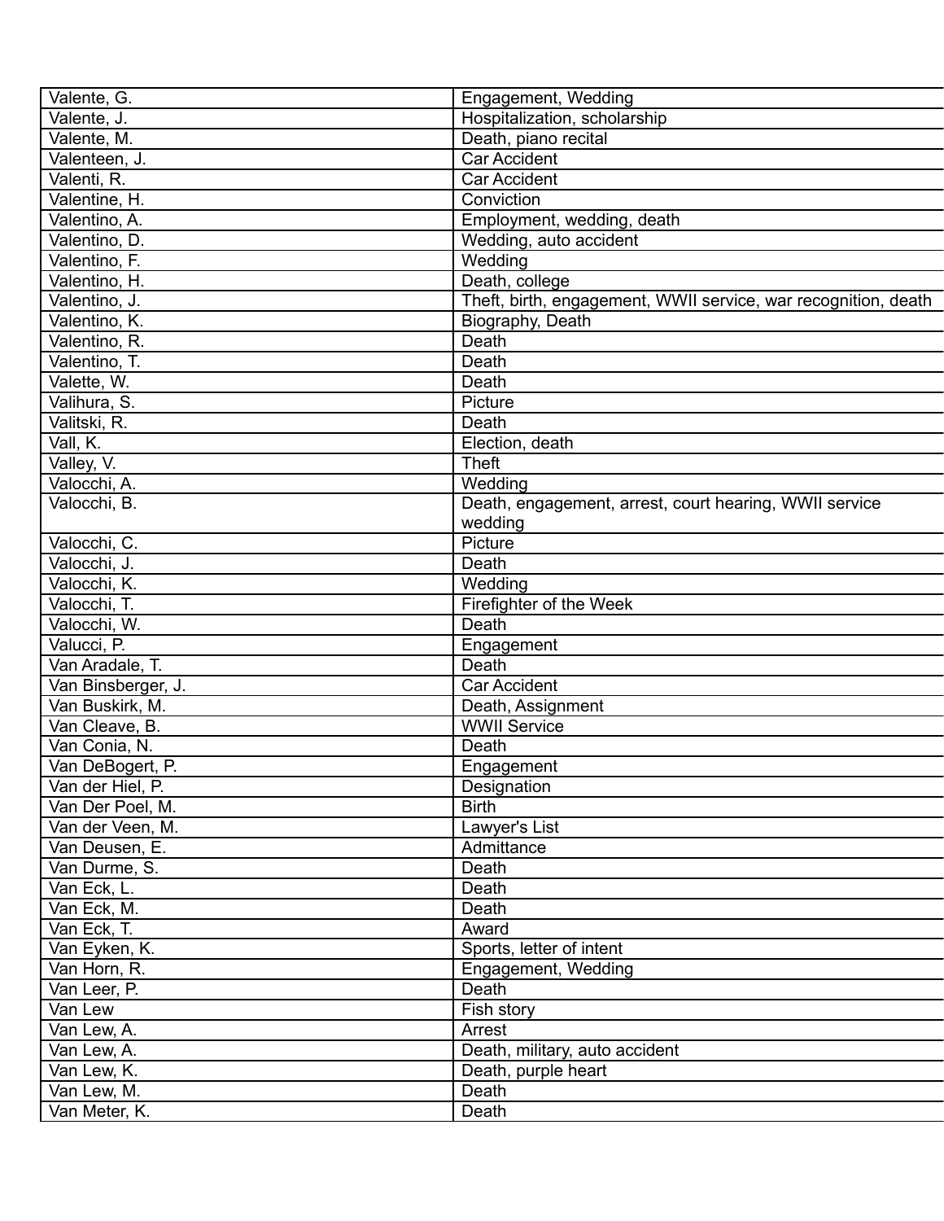| Valente, G. | Engagement, Wedding |
|---|---|
| Valente, J. | Hospitalization, scholarship |
| Valente, M. | Death, piano recital |
| Valenteen, J. | Car Accident |
| Valenti, R. | Car Accident |
| Valentine, H. | Conviction |
| Valentino, A. | Employment, wedding, death |
| Valentino, D. | Wedding, auto accident |
| Valentino, F. | Wedding |
| Valentino, H. | Death, college |
| Valentino, J. | Theft, birth, engagement, WWII service, war recognition, death |
| Valentino, K. | Biography, Death |
| Valentino, R. | Death |
| Valentino, T. | Death |
| Valette, W. | Death |
| Valihura, S. | Picture |
| Valitski, R. | Death |
| Vall, K. | Election, death |
| Valley, V. | Theft |
| Valocchi, A. | Wedding |
| Valocchi, B. | Death, engagement, arrest, court hearing, WWII service wedding |
| Valocchi, C. | Picture |
| Valocchi, J. | Death |
| Valocchi, K. | Wedding |
| Valocchi, T. | Firefighter of the Week |
| Valocchi, W. | Death |
| Valucci, P. | Engagement |
| Van Aradale, T. | Death |
| Van Binsberger, J. | Car Accident |
| Van Buskirk, M. | Death, Assignment |
| Van Cleave, B. | WWII Service |
| Van Conia, N. | Death |
| Van DeBogert, P. | Engagement |
| Van der Hiel, P. | Designation |
| Van Der Poel, M. | Birth |
| Van der Veen, M. | Lawyer's List |
| Van Deusen, E. | Admittance |
| Van Durme, S. | Death |
| Van Eck, L. | Death |
| Van Eck, M. | Death |
| Van Eck, T. | Award |
| Van Eyken, K. | Sports, letter of intent |
| Van Horn, R. | Engagement, Wedding |
| Van Leer, P. | Death |
| Van Lew | Fish story |
| Van Lew, A. | Arrest |
| Van Lew, A. | Death, military, auto accident |
| Van Lew, K. | Death, purple heart |
| Van Lew, M. | Death |
| Van Meter, K. | Death |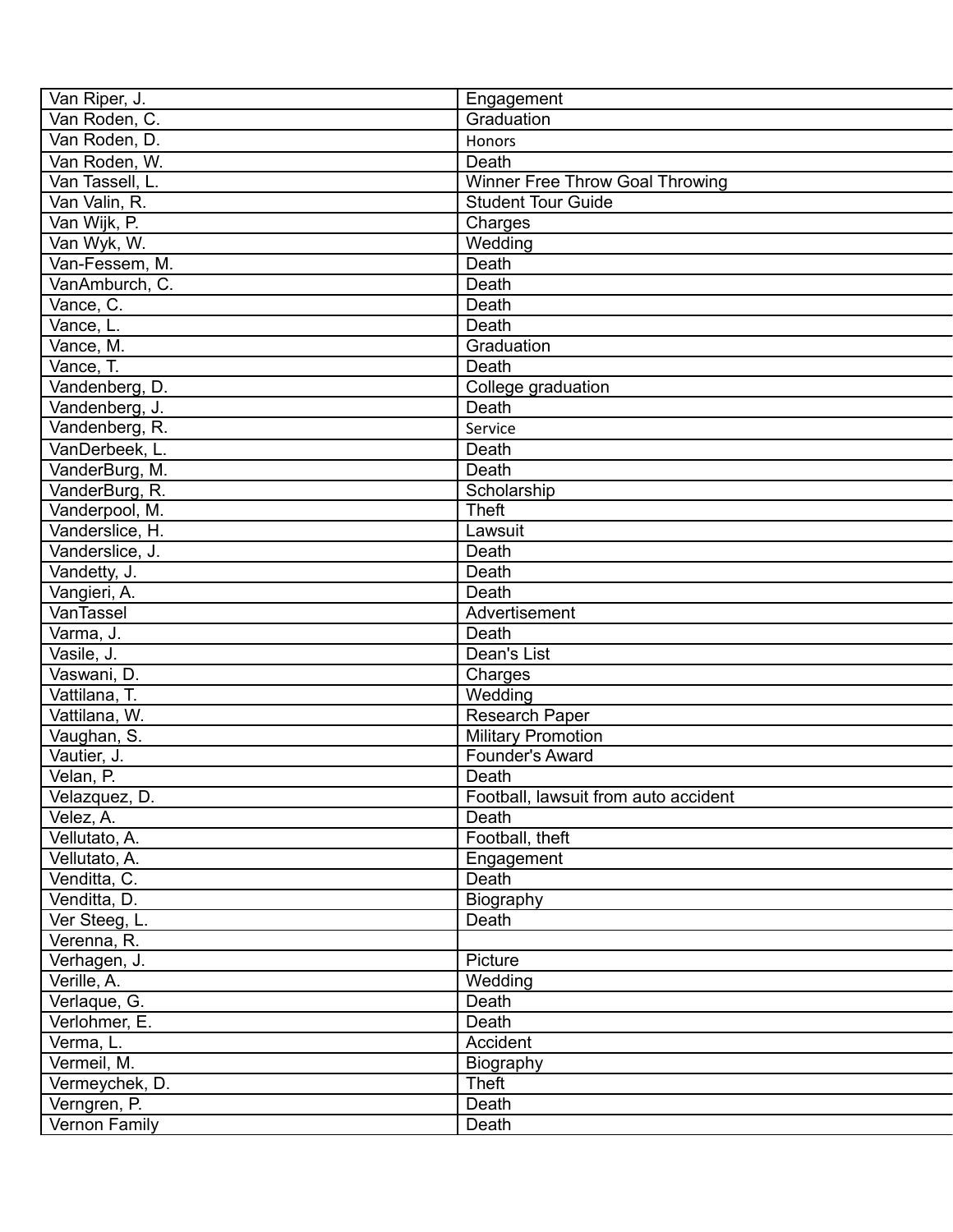| Van Riper, J. | Engagement |
|---|---|
| Van Roden, C. | Graduation |
| Van Roden, D. | Honors |
| Van Roden, W. | Death |
| Van Tassell, L. | Winner Free Throw Goal Throwing |
| Van Valin, R. | Student Tour Guide |
| Van Wijk, P. | Charges |
| Van Wyk, W. | Wedding |
| Van-Fessem, M. | Death |
| VanAmburch, C. | Death |
| Vance, C. | Death |
| Vance, L. | Death |
| Vance, M. | Graduation |
| Vance, T. | Death |
| Vandenberg, D. | College graduation |
| Vandenberg, J. | Death |
| Vandenberg, R. | Service |
| VanDerbeek, L. | Death |
| VanderBurg, M. | Death |
| VanderBurg, R. | Scholarship |
| Vanderpool, M. | Theft |
| Vanderslice, H. | Lawsuit |
| Vanderslice, J. | Death |
| Vandetty, J. | Death |
| Vangieri, A. | Death |
| VanTassel | Advertisement |
| Varma, J. | Death |
| Vasile, J. | Dean's List |
| Vaswani, D. | Charges |
| Vattilana, T. | Wedding |
| Vattilana, W. | Research Paper |
| Vaughan, S. | Military Promotion |
| Vautier, J. | Founder's Award |
| Velan, P. | Death |
| Velazquez, D. | Football, lawsuit from auto accident |
| Velez, A. | Death |
| Vellutato, A. | Football, theft |
| Vellutato, A. | Engagement |
| Venditta, C. | Death |
| Venditta, D. | Biography |
| Ver Steeg, L. | Death |
| Verenna, R. | |
| Verhagen, J. | Picture |
| Verille, A. | Wedding |
| Verlaque, G. | Death |
| Verlohmer, E. | Death |
| Verma, L. | Accident |
| Vermeil, M. | Biography |
| Vermeychek, D. | Theft |
| Verngren, P. | Death |
| Vernon Family | Death |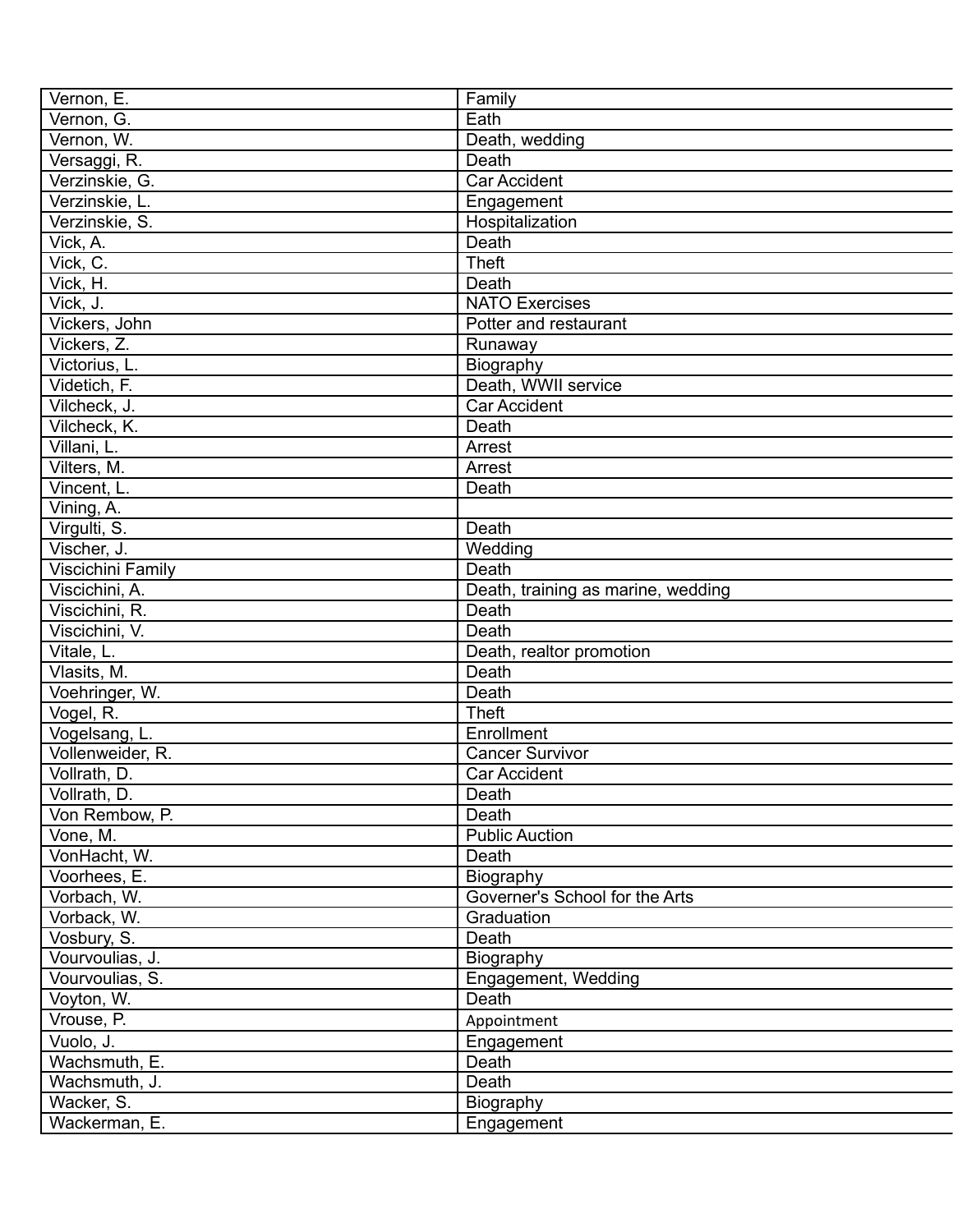| | |
|---|---|
| Vernon, E. | Family |
| Vernon, G. | Eath |
| Vernon, W. | Death, wedding |
| Versaggi, R. | Death |
| Verzinskie, G. | Car Accident |
| Verzinskie, L. | Engagement |
| Verzinskie, S. | Hospitalization |
| Vick, A. | Death |
| Vick, C. | Theft |
| Vick, H. | Death |
| Vick, J. | NATO Exercises |
| Vickers, John | Potter and restaurant |
| Vickers, Z. | Runaway |
| Victorius, L. | Biography |
| Videtich, F. | Death, WWII service |
| Vilcheck, J. | Car Accident |
| Vilcheck, K. | Death |
| Villani, L. | Arrest |
| Vilters, M. | Arrest |
| Vincent, L. | Death |
| Vining, A. | |
| Virgulti, S. | Death |
| Vischer, J. | Wedding |
| Viscichini Family | Death |
| Viscichini, A. | Death, training as marine, wedding |
| Viscichini, R. | Death |
| Viscichini, V. | Death |
| Vitale, L. | Death, realtor promotion |
| Vlasits, M. | Death |
| Voehringer, W. | Death |
| Vogel, R. | Theft |
| Vogelsang, L. | Enrollment |
| Vollenweider, R. | Cancer Survivor |
| Vollrath, D. | Car Accident |
| Vollrath, D. | Death |
| Von Rembow, P. | Death |
| Vone, M. | Public Auction |
| VonHacht, W. | Death |
| Voorhees, E. | Biography |
| Vorbach, W. | Governer's School for the Arts |
| Vorback, W. | Graduation |
| Vosbury, S. | Death |
| Vourvoulias, J. | Biography |
| Vourvoulias, S. | Engagement, Wedding |
| Voyton, W. | Death |
| Vrouse, P. | Appointment |
| Vuolo, J. | Engagement |
| Wachsmuth, E. | Death |
| Wachsmuth, J. | Death |
| Wacker, S. | Biography |
| Wackerman, E. | Engagement |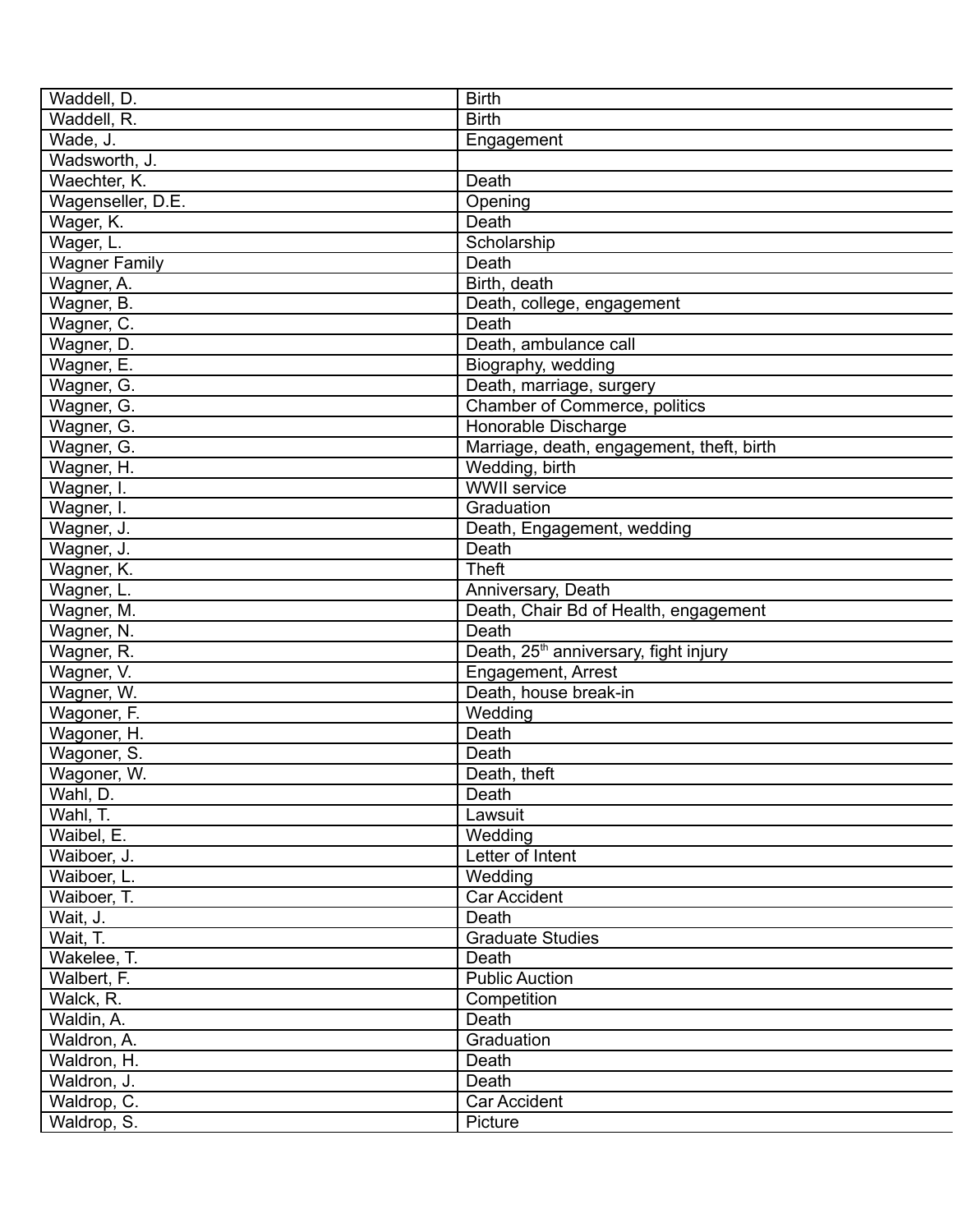| Waddell, D. | Birth |
|---|---|
| Waddell, R. | Birth |
| Wade, J. | Engagement |
| Wadsworth, J. | |
| Waechter, K. | Death |
| Wagenseller, D.E. | Opening |
| Wager, K. | Death |
| Wager, L. | Scholarship |
| Wagner Family | Death |
| Wagner, A. | Birth, death |
| Wagner, B. | Death, college, engagement |
| Wagner, C. | Death |
| Wagner, D. | Death, ambulance call |
| Wagner, E. | Biography, wedding |
| Wagner, G. | Death, marriage, surgery |
| Wagner, G. | Chamber of Commerce, politics |
| Wagner, G. | Honorable Discharge |
| Wagner, G. | Marriage, death, engagement, theft, birth |
| Wagner, H. | Wedding, birth |
| Wagner, I. | WWII service |
| Wagner, I. | Graduation |
| Wagner, J. | Death, Engagement, wedding |
| Wagner, J. | Death |
| Wagner, K. | Theft |
| Wagner, L. | Anniversary, Death |
| Wagner, M. | Death, Chair Bd of Health, engagement |
| Wagner, N. | Death |
| Wagner, R. | Death, 25th anniversary, fight injury |
| Wagner, V. | Engagement, Arrest |
| Wagner, W. | Death, house break-in |
| Wagoner, F. | Wedding |
| Wagoner, H. | Death |
| Wagoner, S. | Death |
| Wagoner, W. | Death, theft |
| Wahl, D. | Death |
| Wahl, T. | Lawsuit |
| Waibel, E. | Wedding |
| Waiboer, J. | Letter of Intent |
| Waiboer, L. | Wedding |
| Waiboer, T. | Car Accident |
| Wait, J. | Death |
| Wait, T. | Graduate Studies |
| Wakelee, T. | Death |
| Walbert, F. | Public Auction |
| Walck, R. | Competition |
| Waldin, A. | Death |
| Waldron, A. | Graduation |
| Waldron, H. | Death |
| Waldron, J. | Death |
| Waldrop, C. | Car Accident |
| Waldrop, S. | Picture |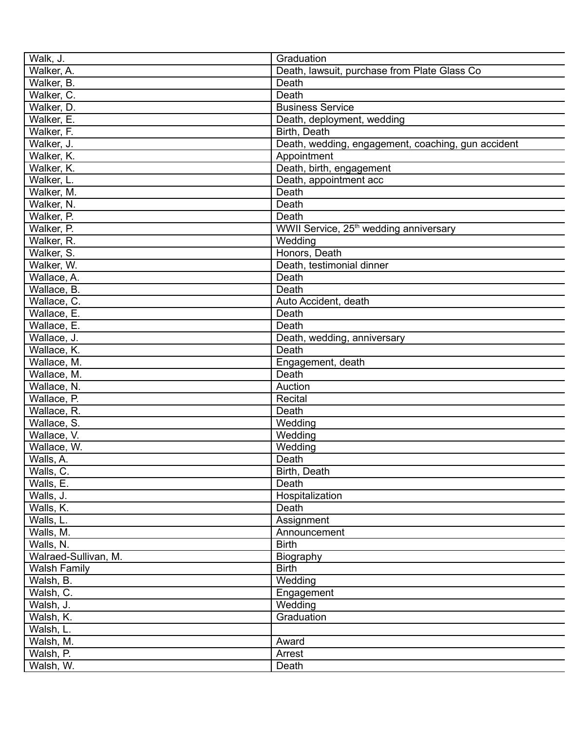| Walk, J. | Graduation |
|---|---|
| Walker, A. | Death, lawsuit, purchase from Plate Glass Co |
| Walker, B. | Death |
| Walker, C. | Death |
| Walker, D. | Business Service |
| Walker, E. | Death, deployment, wedding |
| Walker, F. | Birth, Death |
| Walker, J. | Death, wedding, engagement, coaching, gun accident |
| Walker, K. | Appointment |
| Walker, K. | Death, birth, engagement |
| Walker, L. | Death, appointment acc |
| Walker, M. | Death |
| Walker, N. | Death |
| Walker, P. | Death |
| Walker, P. | WWII Service, 25th wedding anniversary |
| Walker, R. | Wedding |
| Walker, S. | Honors, Death |
| Walker, W. | Death, testimonial dinner |
| Wallace, A. | Death |
| Wallace, B. | Death |
| Wallace, C. | Auto Accident, death |
| Wallace, E. | Death |
| Wallace, E. | Death |
| Wallace, J. | Death, wedding, anniversary |
| Wallace, K. | Death |
| Wallace, M. | Engagement, death |
| Wallace, M. | Death |
| Wallace, N. | Auction |
| Wallace, P. | Recital |
| Wallace, R. | Death |
| Wallace, S. | Wedding |
| Wallace, V. | Wedding |
| Wallace, W. | Wedding |
| Walls, A. | Death |
| Walls, C. | Birth, Death |
| Walls, E. | Death |
| Walls, J. | Hospitalization |
| Walls, K. | Death |
| Walls, L. | Assignment |
| Walls, M. | Announcement |
| Walls, N. | Birth |
| Walraed-Sullivan, M. | Biography |
| Walsh Family | Birth |
| Walsh, B. | Wedding |
| Walsh, C. | Engagement |
| Walsh, J. | Wedding |
| Walsh, K. | Graduation |
| Walsh, L. | |
| Walsh, M. | Award |
| Walsh, P. | Arrest |
| Walsh, W. | Death |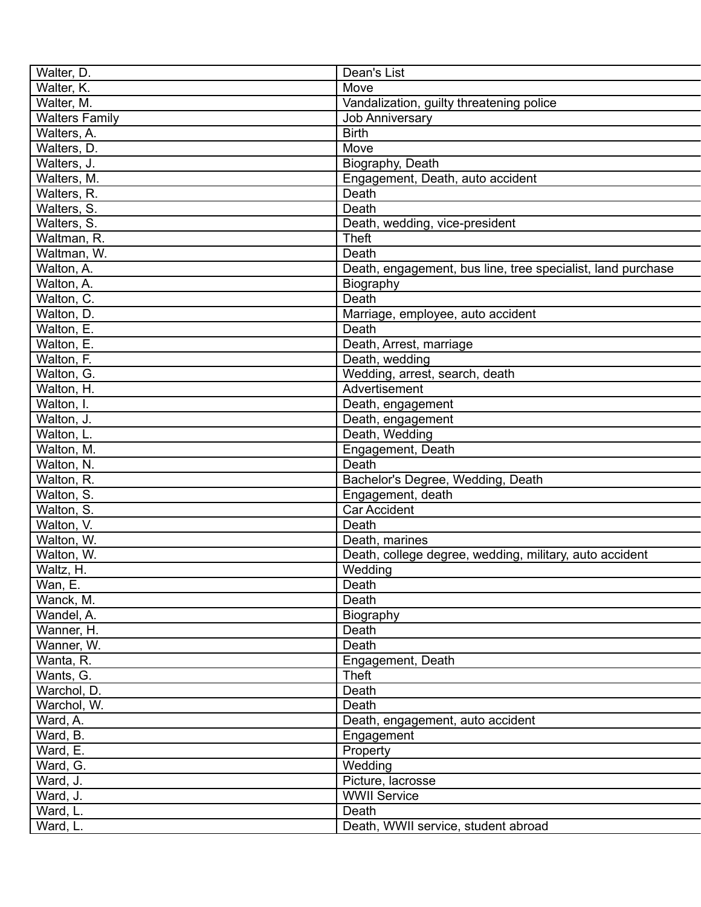| Walter, D. | Dean's List |
|---|---|
| Walter, K. | Move |
| Walter, M. | Vandalization, guilty threatening police |
| Walters Family | Job Anniversary |
| Walters, A. | Birth |
| Walters, D. | Move |
| Walters, J. | Biography, Death |
| Walters, M. | Engagement, Death, auto accident |
| Walters, R. | Death |
| Walters, S. | Death |
| Walters, S. | Death, wedding, vice-president |
| Waltman, R. | Theft |
| Waltman, W. | Death |
| Walton, A. | Death, engagement, bus line, tree specialist, land purchase |
| Walton, A. | Biography |
| Walton, C. | Death |
| Walton, D. | Marriage, employee, auto accident |
| Walton, E. | Death |
| Walton, E. | Death, Arrest, marriage |
| Walton, F. | Death, wedding |
| Walton, G. | Wedding, arrest, search, death |
| Walton, H. | Advertisement |
| Walton, I. | Death, engagement |
| Walton, J. | Death, engagement |
| Walton, L. | Death, Wedding |
| Walton, M. | Engagement, Death |
| Walton, N. | Death |
| Walton, R. | Bachelor's Degree, Wedding, Death |
| Walton, S. | Engagement, death |
| Walton, S. | Car Accident |
| Walton, V. | Death |
| Walton, W. | Death, marines |
| Walton, W. | Death, college degree, wedding, military, auto accident |
| Waltz, H. | Wedding |
| Wan, E. | Death |
| Wanck, M. | Death |
| Wandel, A. | Biography |
| Wanner, H. | Death |
| Wanner, W. | Death |
| Wanta, R. | Engagement, Death |
| Wants, G. | Theft |
| Warchol, D. | Death |
| Warchol, W. | Death |
| Ward, A. | Death, engagement, auto accident |
| Ward, B. | Engagement |
| Ward, E. | Property |
| Ward, G. | Wedding |
| Ward, J. | Picture, lacrosse |
| Ward, J. | WWII Service |
| Ward, L. | Death |
| Ward, L. | Death, WWII service, student abroad |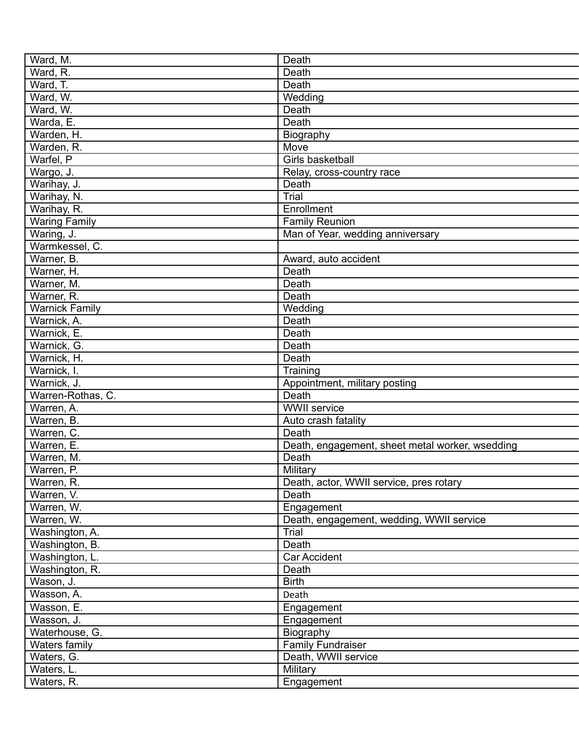| | |
|---|---|
| Ward, M. | Death |
| Ward, R. | Death |
| Ward, T. | Death |
| Ward, W. | Wedding |
| Ward, W. | Death |
| Warda, E. | Death |
| Warden, H. | Biography |
| Warden, R. | Move |
| Warfel, P | Girls basketball |
| Wargo, J. | Relay, cross-country race |
| Warihay, J. | Death |
| Warihay, N. | Trial |
| Warihay, R. | Enrollment |
| Waring Family | Family Reunion |
| Waring, J. | Man of Year, wedding anniversary |
| Warmkessel, C. | |
| Warner, B. | Award, auto accident |
| Warner, H. | Death |
| Warner, M. | Death |
| Warner, R. | Death |
| Warnick Family | Wedding |
| Warnick, A. | Death |
| Warnick, E. | Death |
| Warnick, G. | Death |
| Warnick, H. | Death |
| Warnick, I. | Training |
| Warnick, J. | Appointment, military posting |
| Warren-Rothas, C. | Death |
| Warren, A. | WWII service |
| Warren, B. | Auto crash fatality |
| Warren, C. | Death |
| Warren, E. | Death, engagement, sheet metal worker, wsedding |
| Warren, M. | Death |
| Warren, P. | Military |
| Warren, R. | Death, actor, WWII service, pres rotary |
| Warren, V. | Death |
| Warren, W. | Engagement |
| Warren, W. | Death, engagement, wedding, WWII service |
| Washington, A. | Trial |
| Washington, B. | Death |
| Washington, L. | Car Accident |
| Washington, R. | Death |
| Wason, J. | Birth |
| Wasson, A. | Death |
| Wasson, E. | Engagement |
| Wasson, J. | Engagement |
| Waterhouse, G. | Biography |
| Waters family | Family Fundraiser |
| Waters, G. | Death, WWII service |
| Waters, L. | Military |
| Waters, R. | Engagement |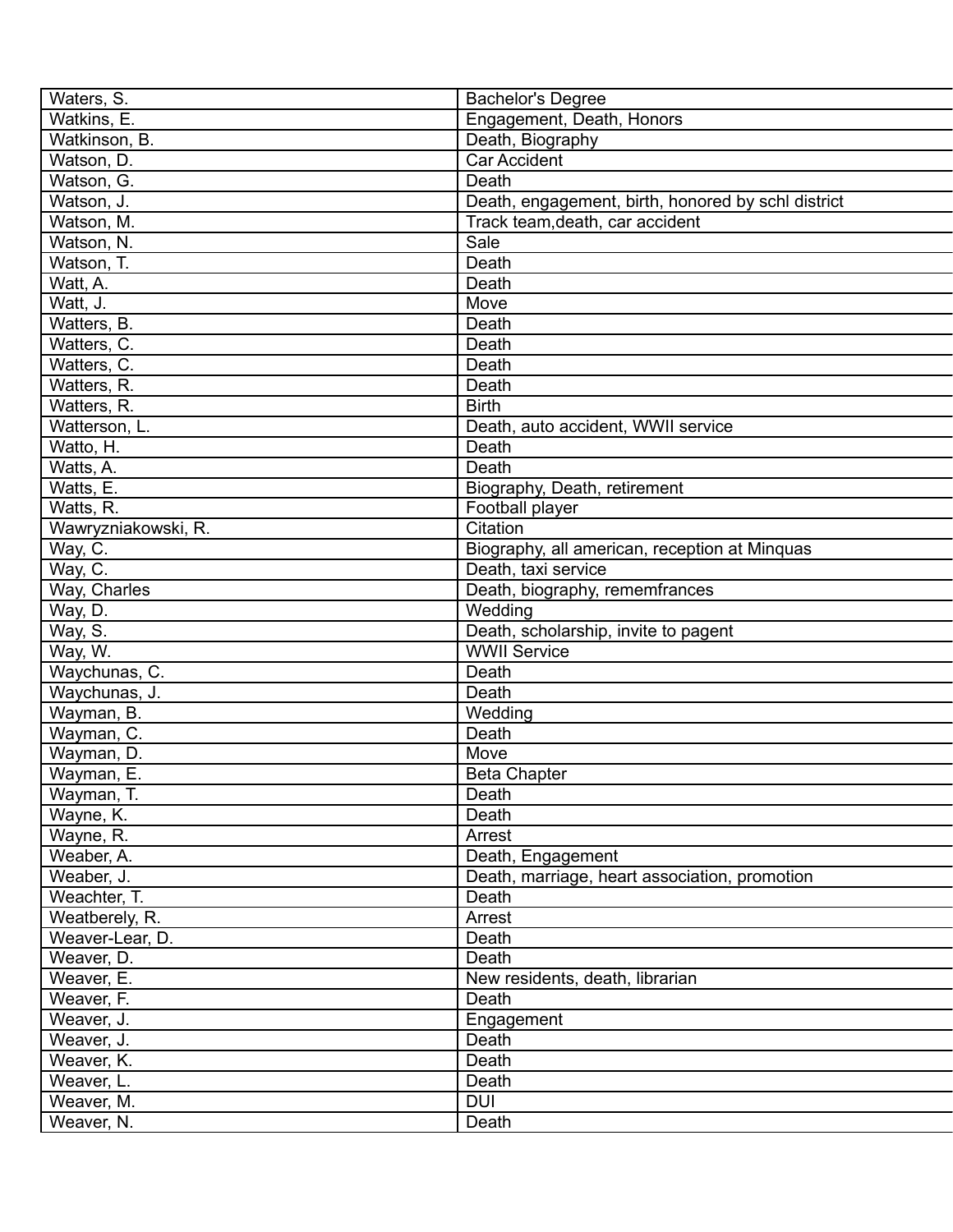| Waters, S. | Bachelor's Degree |
|---|---|
| Watkins, E. | Engagement, Death, Honors |
| Watkinson, B. | Death, Biography |
| Watson, D. | Car Accident |
| Watson, G. | Death |
| Watson, J. | Death, engagement, birth, honored by schl district |
| Watson, M. | Track team,death, car accident |
| Watson, N. | Sale |
| Watson, T. | Death |
| Watt, A. | Death |
| Watt, J. | Move |
| Watters, B. | Death |
| Watters, C. | Death |
| Watters, C. | Death |
| Watters, R. | Death |
| Watters, R. | Birth |
| Watterson, L. | Death, auto accident, WWII service |
| Watto, H. | Death |
| Watts, A. | Death |
| Watts, E. | Biography, Death, retirement |
| Watts, R. | Football player |
| Wawryzniakowski, R. | Citation |
| Way, C. | Biography, all american, reception at Minquas |
| Way, C. | Death, taxi service |
| Way, Charles | Death, biography, rememfrances |
| Way, D. | Wedding |
| Way, S. | Death, scholarship, invite to pagent |
| Way, W. | WWII Service |
| Waychunas, C. | Death |
| Waychunas, J. | Death |
| Wayman, B. | Wedding |
| Wayman, C. | Death |
| Wayman, D. | Move |
| Wayman, E. | Beta Chapter |
| Wayman, T. | Death |
| Wayne, K. | Death |
| Wayne, R. | Arrest |
| Weaber, A. | Death, Engagement |
| Weaber, J. | Death, marriage, heart association, promotion |
| Weachter, T. | Death |
| Weatberely, R. | Arrest |
| Weaver-Lear, D. | Death |
| Weaver, D. | Death |
| Weaver, E. | New residents, death, librarian |
| Weaver, F. | Death |
| Weaver, J. | Engagement |
| Weaver, J. | Death |
| Weaver, K. | Death |
| Weaver, L. | Death |
| Weaver, M. | DUI |
| Weaver, N. | Death |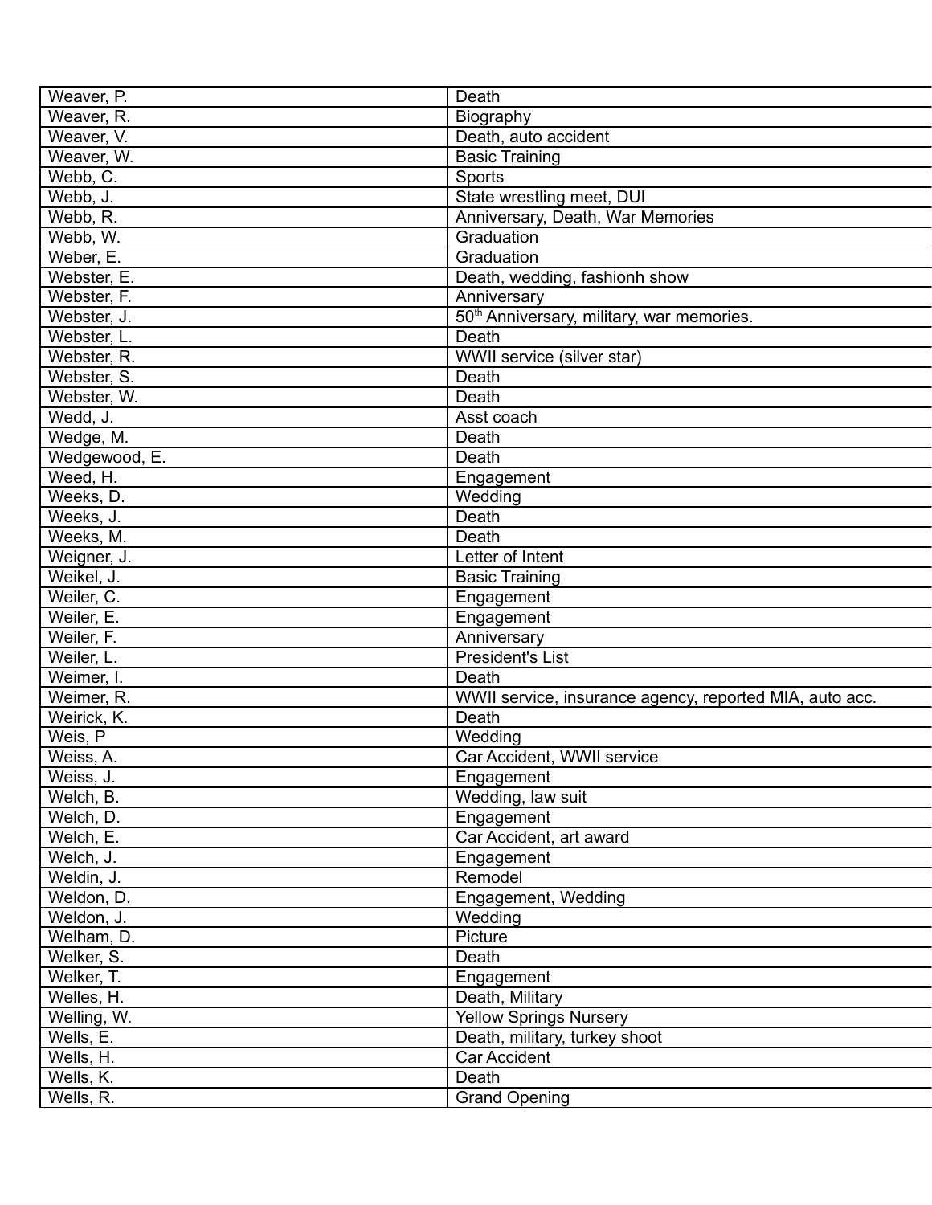| | |
|---|---|
| Weaver, P. | Death |
| Weaver, R. | Biography |
| Weaver, V. | Death, auto accident |
| Weaver, W. | Basic Training |
| Webb, C. | Sports |
| Webb, J. | State wrestling meet, DUI |
| Webb, R. | Anniversary, Death, War Memories |
| Webb, W. | Graduation |
| Weber, E. | Graduation |
| Webster, E. | Death, wedding, fashionh show |
| Webster, F. | Anniversary |
| Webster, J. | 50th Anniversary, military, war memories. |
| Webster, L. | Death |
| Webster, R. | WWII service (silver star) |
| Webster, S. | Death |
| Webster, W. | Death |
| Wedd, J. | Asst coach |
| Wedge, M. | Death |
| Wedgewood, E. | Death |
| Weed, H. | Engagement |
| Weeks, D. | Wedding |
| Weeks, J. | Death |
| Weeks, M. | Death |
| Weigner, J. | Letter of Intent |
| Weikel, J. | Basic Training |
| Weiler, C. | Engagement |
| Weiler, E. | Engagement |
| Weiler, F. | Anniversary |
| Weiler, L. | President's List |
| Weimer, I. | Death |
| Weimer, R. | WWII service, insurance agency, reported MIA, auto acc. |
| Weirick, K. | Death |
| Weis, P | Wedding |
| Weiss, A. | Car Accident, WWII service |
| Weiss, J. | Engagement |
| Welch, B. | Wedding, law suit |
| Welch, D. | Engagement |
| Welch, E. | Car Accident, art award |
| Welch, J. | Engagement |
| Weldin, J. | Remodel |
| Weldon, D. | Engagement, Wedding |
| Weldon, J. | Wedding |
| Welham, D. | Picture |
| Welker, S. | Death |
| Welker, T. | Engagement |
| Welles, H. | Death, Military |
| Welling, W. | Yellow Springs Nursery |
| Wells, E. | Death, military, turkey shoot |
| Wells, H. | Car Accident |
| Wells, K. | Death |
| Wells, R. | Grand Opening |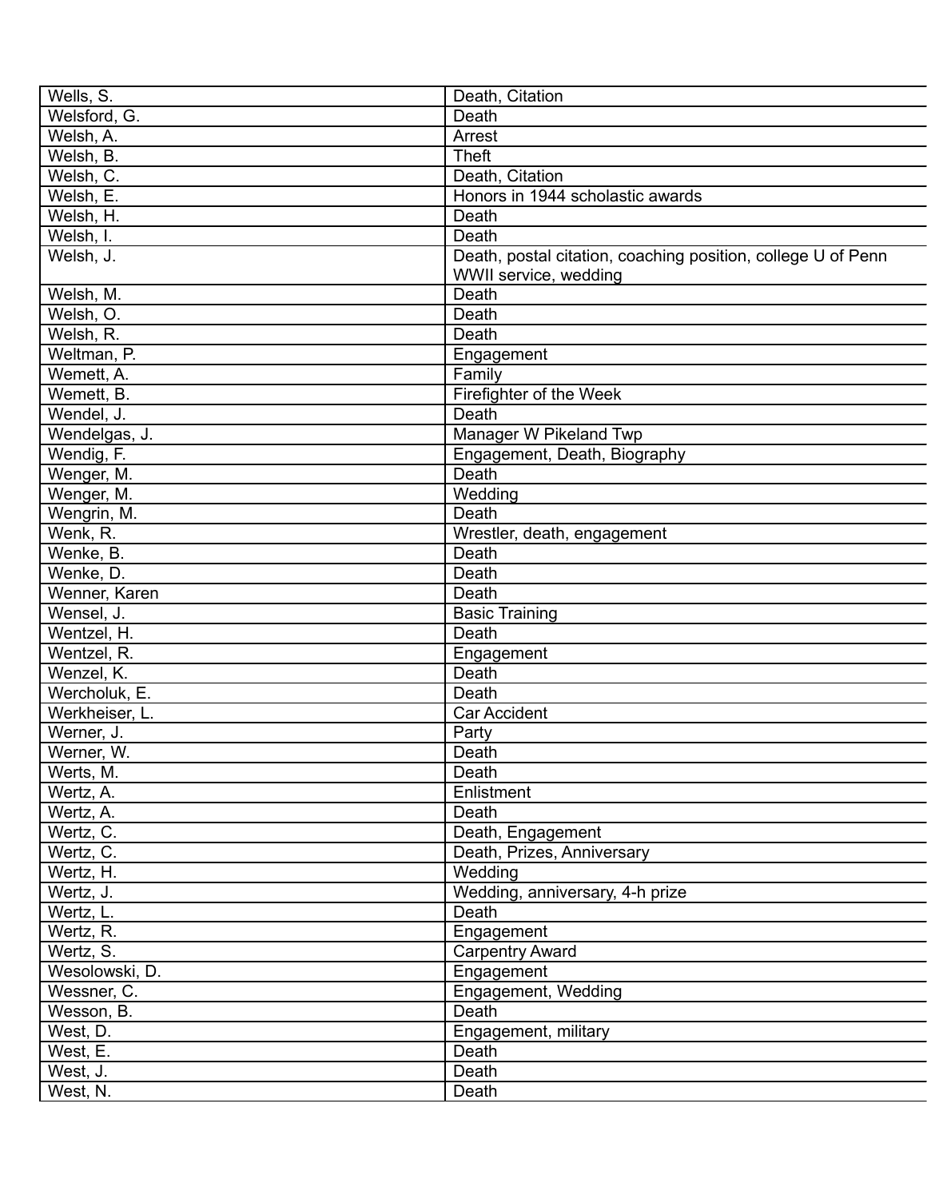| | |
|---|---|
| Wells, S. | Death, Citation |
| Welsford, G. | Death |
| Welsh, A. | Arrest |
| Welsh, B. | Theft |
| Welsh, C. | Death, Citation |
| Welsh, E. | Honors in 1944 scholastic awards |
| Welsh, H. | Death |
| Welsh, I. | Death |
| Welsh, J. | Death, postal citation, coaching position, college U of Penn WWII service, wedding |
| Welsh, M. | Death |
| Welsh, O. | Death |
| Welsh, R. | Death |
| Weltman, P. | Engagement |
| Wemett, A. | Family |
| Wemett, B. | Firefighter of the Week |
| Wendel, J. | Death |
| Wendelgas, J. | Manager W Pikeland Twp |
| Wendig, F. | Engagement, Death, Biography |
| Wenger, M. | Death |
| Wenger, M. | Wedding |
| Wengrin, M. | Death |
| Wenk, R. | Wrestler, death, engagement |
| Wenke, B. | Death |
| Wenke, D. | Death |
| Wenner, Karen | Death |
| Wensel, J. | Basic Training |
| Wentzel, H. | Death |
| Wentzel, R. | Engagement |
| Wenzel, K. | Death |
| Wercholuk, E. | Death |
| Werkheiser, L. | Car Accident |
| Werner, J. | Party |
| Werner, W. | Death |
| Werts, M. | Death |
| Wertz, A. | Enlistment |
| Wertz, A. | Death |
| Wertz, C. | Death, Engagement |
| Wertz, C. | Death, Prizes, Anniversary |
| Wertz, H. | Wedding |
| Wertz, J. | Wedding, anniversary, 4-h prize |
| Wertz, L. | Death |
| Wertz, R. | Engagement |
| Wertz, S. | Carpentry Award |
| Wesolowski, D. | Engagement |
| Wessner, C. | Engagement, Wedding |
| Wesson, B. | Death |
| West, D. | Engagement, military |
| West, E. | Death |
| West, J. | Death |
| West, N. | Death |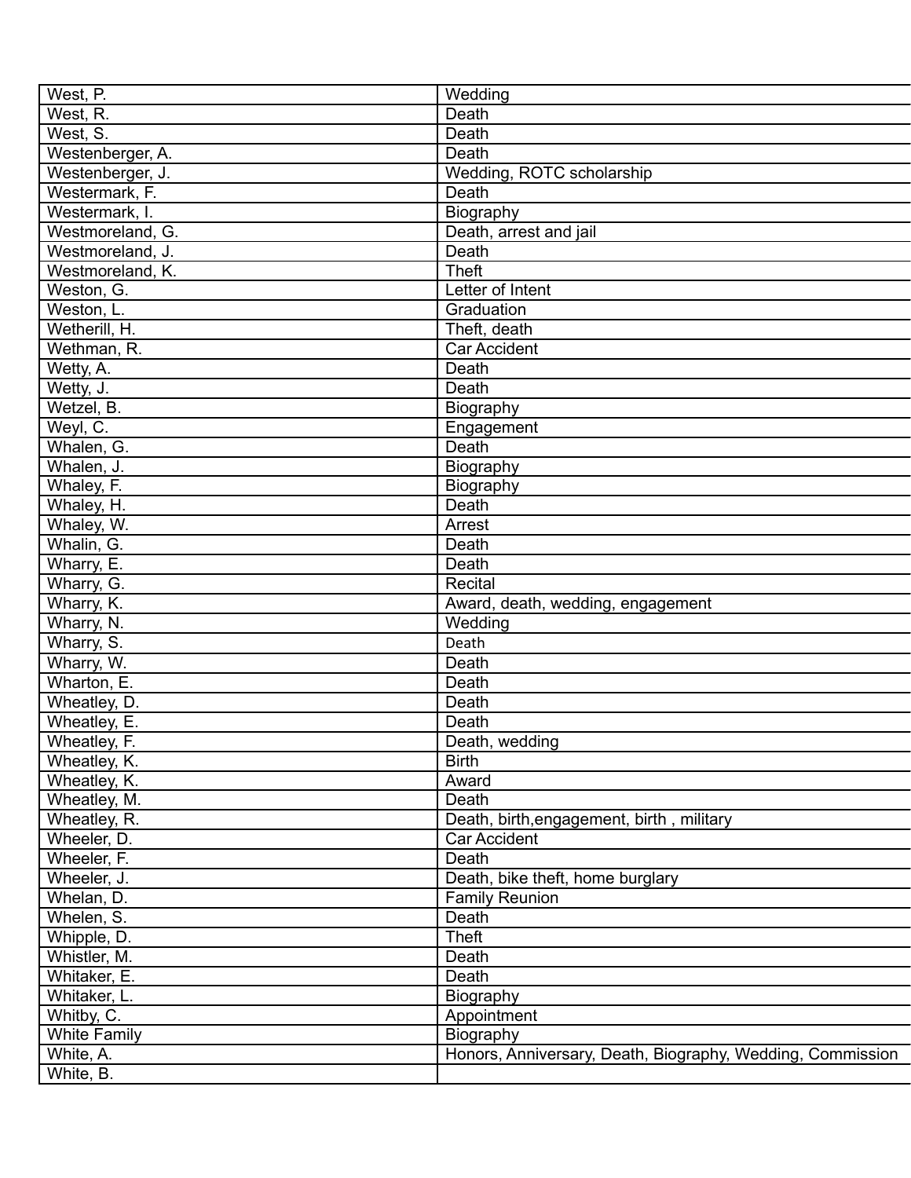| West, P. | Wedding |
|---|---|
| West, R. | Death |
| West, S. | Death |
| Westenberger, A. | Death |
| Westenberger, J. | Wedding, ROTC scholarship |
| Westermark, F. | Death |
| Westermark, I. | Biography |
| Westmoreland, G. | Death, arrest and jail |
| Westmoreland, J. | Death |
| Westmoreland, K. | Theft |
| Weston, G. | Letter of Intent |
| Weston, L. | Graduation |
| Wetherill, H. | Theft, death |
| Wethman, R. | Car Accident |
| Wetty, A. | Death |
| Wetty, J. | Death |
| Wetzel, B. | Biography |
| Weyl, C. | Engagement |
| Whalen, G. | Death |
| Whalen, J. | Biography |
| Whaley, F. | Biography |
| Whaley, H. | Death |
| Whaley, W. | Arrest |
| Whalin, G. | Death |
| Wharry, E. | Death |
| Wharry, G. | Recital |
| Wharry, K. | Award, death, wedding, engagement |
| Wharry, N. | Wedding |
| Wharry, S. | Death |
| Wharry, W. | Death |
| Wharton, E. | Death |
| Wheatley, D. | Death |
| Wheatley, E. | Death |
| Wheatley, F. | Death, wedding |
| Wheatley, K. | Birth |
| Wheatley, K. | Award |
| Wheatley, M. | Death |
| Wheatley, R. | Death, birth,engagement, birth , military |
| Wheeler, D. | Car Accident |
| Wheeler, F. | Death |
| Wheeler, J. | Death, bike theft, home burglary |
| Whelan, D. | Family Reunion |
| Whelen, S. | Death |
| Whipple, D. | Theft |
| Whistler, M. | Death |
| Whitaker, E. | Death |
| Whitaker, L. | Biography |
| Whitby, C. | Appointment |
| White Family | Biography |
| White, A. | Honors, Anniversary, Death, Biography, Wedding, Commission |
| White, B. | |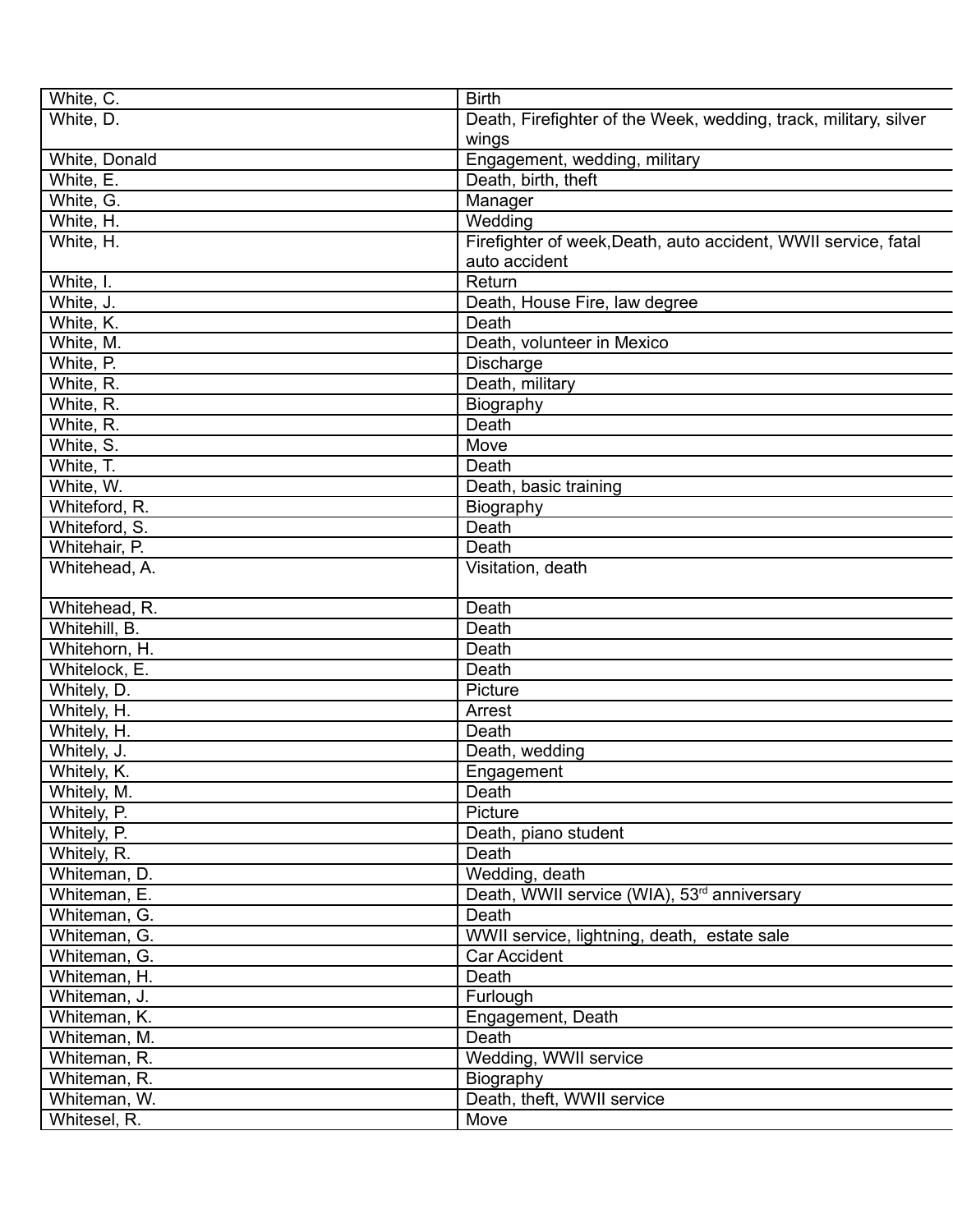| White, C. | Birth |
|---|---|
| White, D. | Death, Firefighter of the Week, wedding, track, military, silver wings |
| White, Donald | Engagement, wedding, military |
| White, E. | Death, birth, theft |
| White, G. | Manager |
| White, H. | Wedding |
| White, H. | Firefighter of week,Death, auto accident, WWII service, fatal auto accident |
| White, I. | Return |
| White, J. | Death, House Fire, law degree |
| White, K. | Death |
| White, M. | Death, volunteer in Mexico |
| White, P. | Discharge |
| White, R. | Death, military |
| White, R. | Biography |
| White, R. | Death |
| White, S. | Move |
| White, T. | Death |
| White, W. | Death, basic training |
| Whiteford, R. | Biography |
| Whiteford, S. | Death |
| Whitehair, P. | Death |
| Whitehead, A. | Visitation, death |
| Whitehead, R. | Death |
| Whitehill, B. | Death |
| Whitehorn, H. | Death |
| Whitelock, E. | Death |
| Whitely, D. | Picture |
| Whitely, H. | Arrest |
| Whitely, H. | Death |
| Whitely, J. | Death, wedding |
| Whitely, K. | Engagement |
| Whitely, M. | Death |
| Whitely, P. | Picture |
| Whitely, P. | Death, piano student |
| Whitely, R. | Death |
| Whiteman, D. | Wedding, death |
| Whiteman, E. | Death, WWII service (WIA), 53rd anniversary |
| Whiteman, G. | Death |
| Whiteman, G. | WWII service, lightning, death, estate sale |
| Whiteman, G. | Car Accident |
| Whiteman, H. | Death |
| Whiteman, J. | Furlough |
| Whiteman, K. | Engagement, Death |
| Whiteman, M. | Death |
| Whiteman, R. | Wedding, WWII service |
| Whiteman, R. | Biography |
| Whiteman, W. | Death, theft, WWII service |
| Whitesel, R. | Move |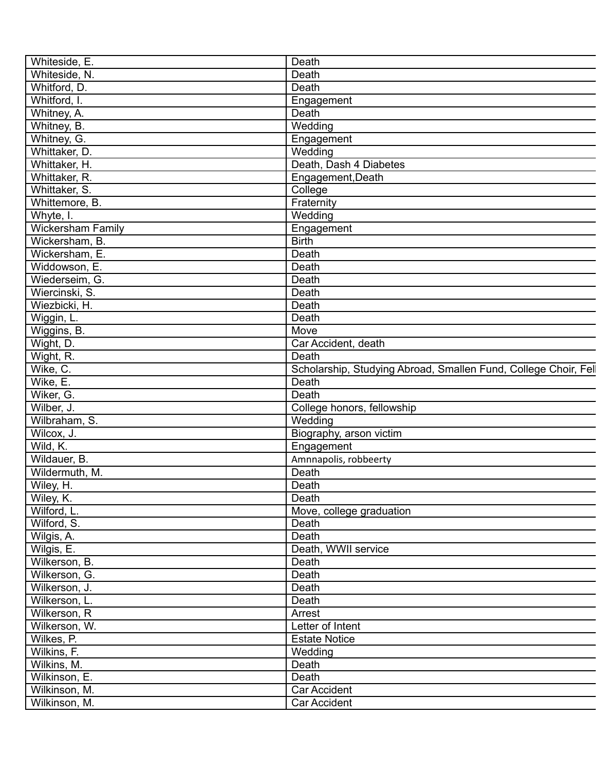| Whiteside, E. | Death |
|---|---|
| Whiteside, N. | Death |
| Whitford, D. | Death |
| Whitford, I. | Engagement |
| Whitney, A. | Death |
| Whitney, B. | Wedding |
| Whitney, G. | Engagement |
| Whittaker, D. | Wedding |
| Whittaker, H. | Death, Dash 4 Diabetes |
| Whittaker, R. | Engagement,Death |
| Whittaker, S. | College |
| Whittemore, B. | Fraternity |
| Whyte, I. | Wedding |
| Wickersham Family | Engagement |
| Wickersham, B. | Birth |
| Wickersham, E. | Death |
| Widdowson, E. | Death |
| Wiederseim, G. | Death |
| Wiercinski, S. | Death |
| Wiezbicki, H. | Death |
| Wiggin, L. | Death |
| Wiggins, B. | Move |
| Wight, D. | Car Accident, death |
| Wight, R. | Death |
| Wike, C. | Scholarship, Studying Abroad, Smallen Fund, College Choir, Fel |
| Wike, E. | Death |
| Wiker, G. | Death |
| Wilber, J. | College honors, fellowship |
| Wilbraham, S. | Wedding |
| Wilcox, J. | Biography, arson victim |
| Wild, K. | Engagement |
| Wildauer, B. | Amnnapolis, robbeerty |
| Wildermuth, M. | Death |
| Wiley, H. | Death |
| Wiley, K. | Death |
| Wilford, L. | Move, college graduation |
| Wilford, S. | Death |
| Wilgis, A. | Death |
| Wilgis, E. | Death, WWII service |
| Wilkerson, B. | Death |
| Wilkerson, G. | Death |
| Wilkerson, J. | Death |
| Wilkerson, L. | Death |
| Wilkerson, R | Arrest |
| Wilkerson, W. | Letter of Intent |
| Wilkes, P. | Estate Notice |
| Wilkins, F. | Wedding |
| Wilkins, M. | Death |
| Wilkinson, E. | Death |
| Wilkinson, M. | Car Accident |
| Wilkinson, M. | Car Accident |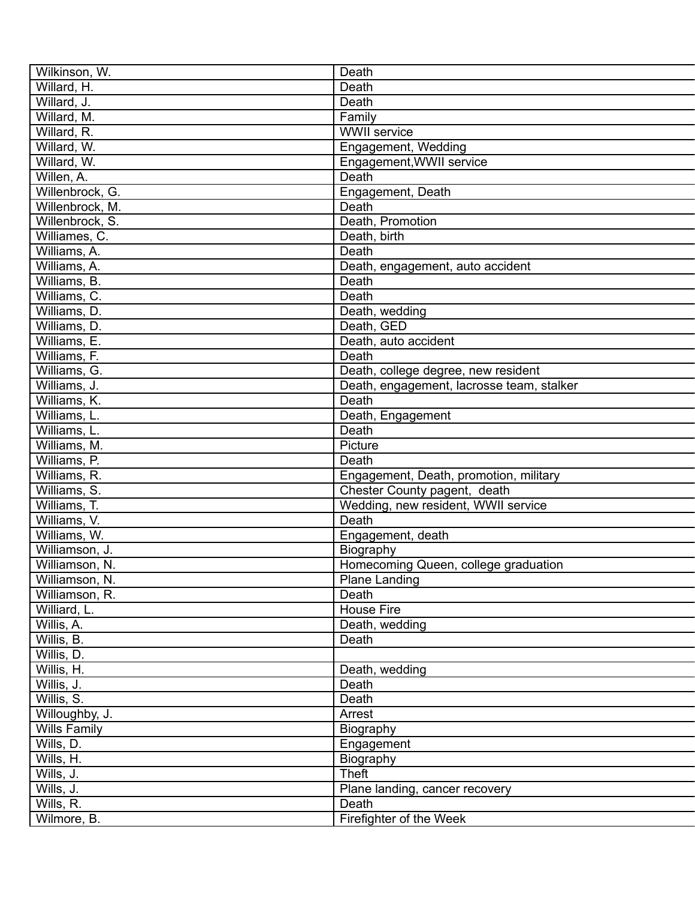| Wilkinson, W. | Death |
|---|---|
| Willard, H. | Death |
| Willard, J. | Death |
| Willard, M. | Family |
| Willard, R. | WWII service |
| Willard, W. | Engagement, Wedding |
| Willard, W. | Engagement,WWII service |
| Willen, A. | Death |
| Willenbrock, G. | Engagement, Death |
| Willenbrock, M. | Death |
| Willenbrock, S. | Death, Promotion |
| Williames, C. | Death, birth |
| Williams, A. | Death |
| Williams, A. | Death, engagement, auto accident |
| Williams, B. | Death |
| Williams, C. | Death |
| Williams, D. | Death, wedding |
| Williams, D. | Death, GED |
| Williams, E. | Death, auto accident |
| Williams, F. | Death |
| Williams, G. | Death, college degree, new resident |
| Williams, J. | Death, engagement, lacrosse team, stalker |
| Williams, K. | Death |
| Williams, L. | Death, Engagement |
| Williams, L. | Death |
| Williams, M. | Picture |
| Williams, P. | Death |
| Williams, R. | Engagement, Death, promotion, military |
| Williams, S. | Chester County pagent,  death |
| Williams, T. | Wedding, new resident, WWII service |
| Williams, V. | Death |
| Williams, W. | Engagement, death |
| Williamson, J. | Biography |
| Williamson, N. | Homecoming Queen, college graduation |
| Williamson, N. | Plane Landing |
| Williamson, R. | Death |
| Williard, L. | House Fire |
| Willis, A. | Death, wedding |
| Willis, B. | Death |
| Willis, D. | |
| Willis, H. | Death, wedding |
| Willis, J. | Death |
| Willis, S. | Death |
| Willoughby, J. | Arrest |
| Wills Family | Biography |
| Wills, D. | Engagement |
| Wills, H. | Biography |
| Wills, J. | Theft |
| Wills, J. | Plane landing, cancer recovery |
| Wills, R. | Death |
| Wilmore, B. | Firefighter of the Week |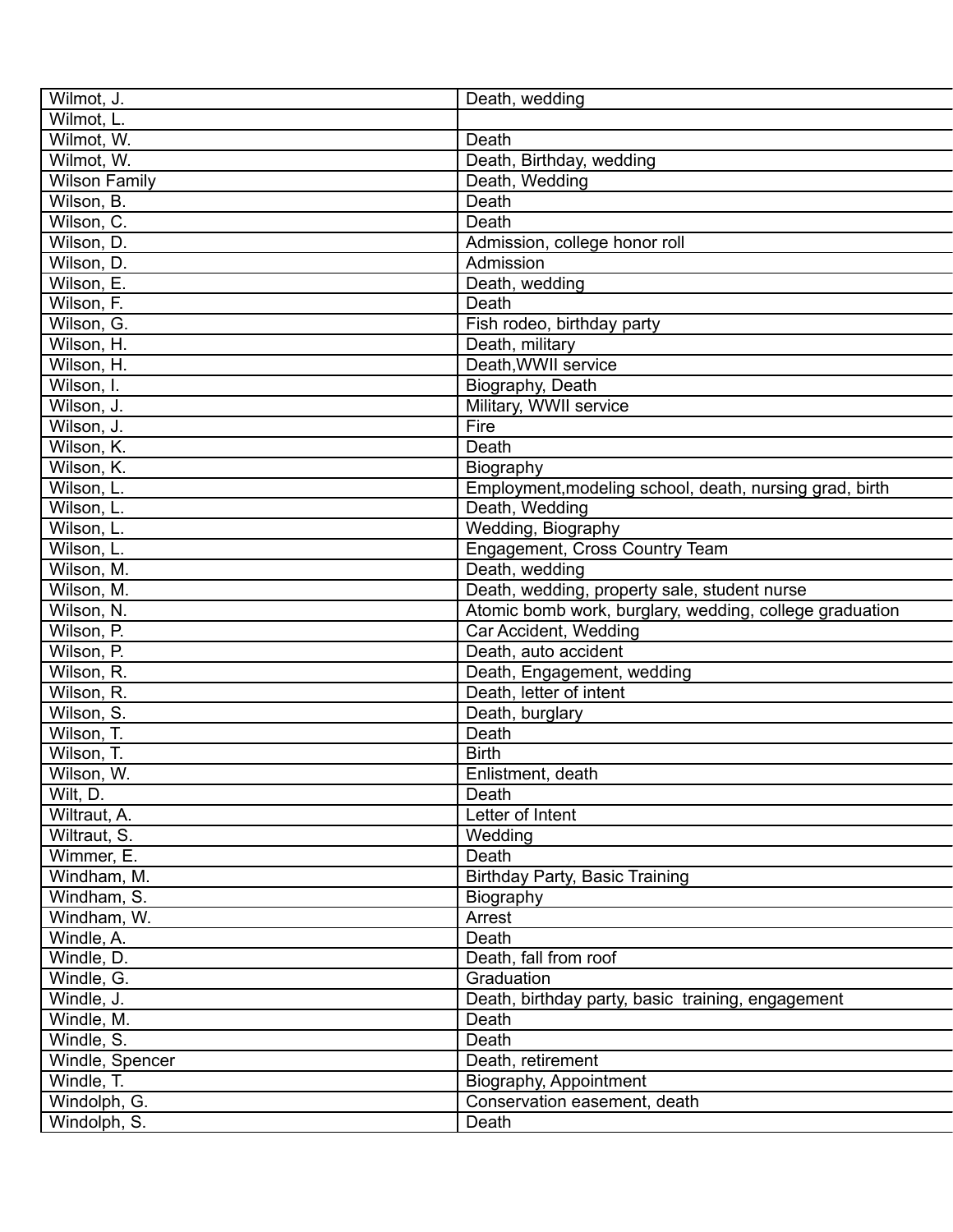| Wilmot, J. | Death, wedding |
|---|---|
| Wilmot, L. | |
| Wilmot, W. | Death |
| Wilmot, W. | Death, Birthday, wedding |
| Wilson Family | Death, Wedding |
| Wilson, B. | Death |
| Wilson, C. | Death |
| Wilson, D. | Admission, college honor roll |
| Wilson, D. | Admission |
| Wilson, E. | Death, wedding |
| Wilson, F. | Death |
| Wilson, G. | Fish rodeo, birthday party |
| Wilson, H. | Death, military |
| Wilson, H. | Death,WWII service |
| Wilson, I. | Biography, Death |
| Wilson, J. | Military, WWII service |
| Wilson, J. | Fire |
| Wilson, K. | Death |
| Wilson, K. | Biography |
| Wilson, L. | Employment,modeling school, death, nursing grad, birth |
| Wilson, L. | Death, Wedding |
| Wilson, L. | Wedding, Biography |
| Wilson, L. | Engagement, Cross Country Team |
| Wilson, M. | Death, wedding |
| Wilson, M. | Death, wedding, property sale, student nurse |
| Wilson, N. | Atomic bomb work, burglary, wedding, college graduation |
| Wilson, P. | Car Accident, Wedding |
| Wilson, P. | Death, auto accident |
| Wilson, R. | Death, Engagement, wedding |
| Wilson, R. | Death, letter of intent |
| Wilson, S. | Death, burglary |
| Wilson, T. | Death |
| Wilson, T. | Birth |
| Wilson, W. | Enlistment, death |
| Wilt, D. | Death |
| Wiltraut, A. | Letter of Intent |
| Wiltraut, S. | Wedding |
| Wimmer, E. | Death |
| Windham, M. | Birthday Party, Basic Training |
| Windham, S. | Biography |
| Windham, W. | Arrest |
| Windle, A. | Death |
| Windle, D. | Death, fall from roof |
| Windle, G. | Graduation |
| Windle, J. | Death, birthday party, basic training, engagement |
| Windle, M. | Death |
| Windle, S. | Death |
| Windle, Spencer | Death, retirement |
| Windle, T. | Biography, Appointment |
| Windolph, G. | Conservation easement, death |
| Windolph, S. | Death |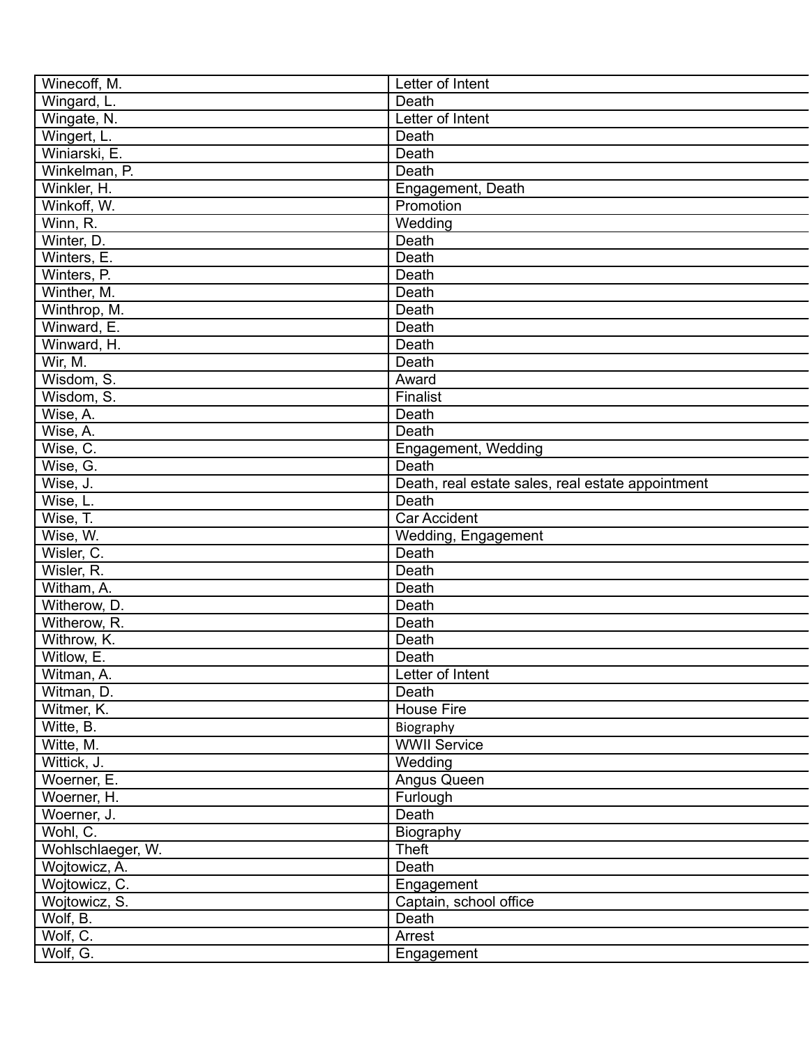| Winecoff, M. | Letter of Intent |
| --- | --- |
| Wingard, L. | Death |
| Wingate, N. | Letter of Intent |
| Wingert, L. | Death |
| Winiarski, E. | Death |
| Winkelman, P. | Death |
| Winkler, H. | Engagement, Death |
| Winkoff, W. | Promotion |
| Winn, R. | Wedding |
| Winter, D. | Death |
| Winters, E. | Death |
| Winters, P. | Death |
| Winther, M. | Death |
| Winthrop, M. | Death |
| Winward, E. | Death |
| Winward, H. | Death |
| Wir, M. | Death |
| Wisdom, S. | Award |
| Wisdom, S. | Finalist |
| Wise, A. | Death |
| Wise, A. | Death |
| Wise, C. | Engagement, Wedding |
| Wise, G. | Death |
| Wise, J. | Death, real estate sales, real estate appointment |
| Wise, L. | Death |
| Wise, T. | Car Accident |
| Wise, W. | Wedding, Engagement |
| Wisler, C. | Death |
| Wisler, R. | Death |
| Witham, A. | Death |
| Witherow, D. | Death |
| Witherow, R. | Death |
| Withrow, K. | Death |
| Witlow, E. | Death |
| Witman, A. | Letter of Intent |
| Witman, D. | Death |
| Witmer, K. | House Fire |
| Witte, B. | Biography |
| Witte, M. | WWII Service |
| Wittick, J. | Wedding |
| Woerner, E. | Angus Queen |
| Woerner, H. | Furlough |
| Woerner, J. | Death |
| Wohl, C. | Biography |
| Wohlschlaeger, W. | Theft |
| Wojtowicz, A. | Death |
| Wojtowicz, C. | Engagement |
| Wojtowicz, S. | Captain, school office |
| Wolf, B. | Death |
| Wolf, C. | Arrest |
| Wolf, G. | Engagement |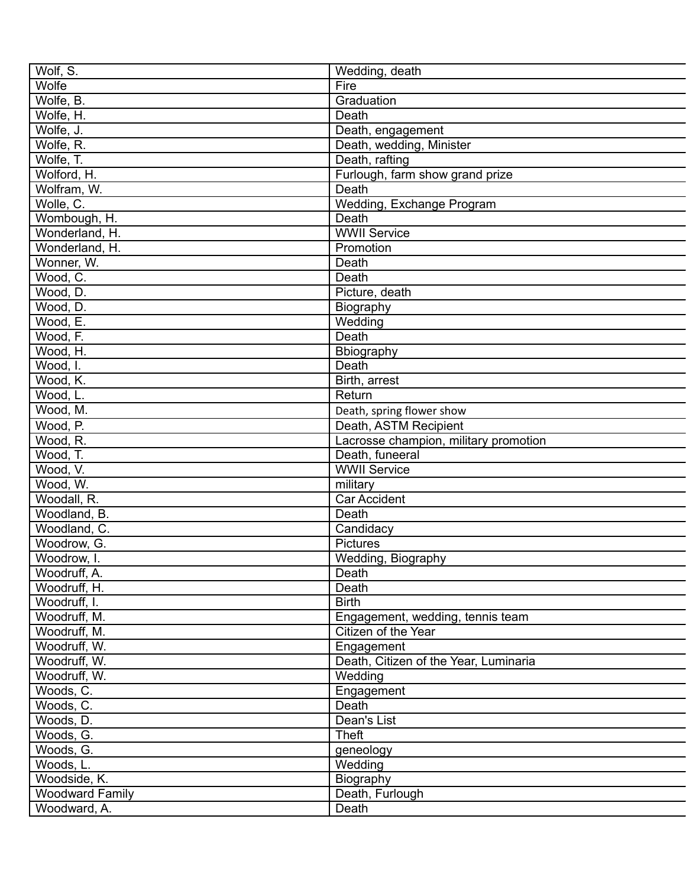| | |
|---|---|
| Wolf, S. | Wedding, death |
| Wolfe | Fire |
| Wolfe, B. | Graduation |
| Wolfe, H. | Death |
| Wolfe, J. | Death, engagement |
| Wolfe, R. | Death, wedding, Minister |
| Wolfe, T. | Death, rafting |
| Wolford, H. | Furlough, farm show grand prize |
| Wolfram, W. | Death |
| Wolle, C. | Wedding, Exchange Program |
| Wombough, H. | Death |
| Wonderland, H. | WWII Service |
| Wonderland, H. | Promotion |
| Wonner, W. | Death |
| Wood, C. | Death |
| Wood, D. | Picture, death |
| Wood, D. | Biography |
| Wood, E. | Wedding |
| Wood, F. | Death |
| Wood, H. | Bbiography |
| Wood, I. | Death |
| Wood, K. | Birth, arrest |
| Wood, L. | Return |
| Wood, M. | Death, spring flower show |
| Wood, P. | Death, ASTM Recipient |
| Wood, R. | Lacrosse champion, military promotion |
| Wood, T. | Death, funeeral |
| Wood, V. | WWII Service |
| Wood, W. | military |
| Woodall, R. | Car Accident |
| Woodland, B. | Death |
| Woodland, C. | Candidacy |
| Woodrow, G. | Pictures |
| Woodrow, I. | Wedding, Biography |
| Woodruff, A. | Death |
| Woodruff, H. | Death |
| Woodruff, I. | Birth |
| Woodruff, M. | Engagement, wedding, tennis team |
| Woodruff, M. | Citizen of the Year |
| Woodruff, W. | Engagement |
| Woodruff, W. | Death, Citizen of the Year, Luminaria |
| Woodruff, W. | Wedding |
| Woods, C. | Engagement |
| Woods, C. | Death |
| Woods, D. | Dean's List |
| Woods, G. | Theft |
| Woods, G. | geneology |
| Woods, L. | Wedding |
| Woodside, K. | Biography |
| Woodward Family | Death, Furlough |
| Woodward, A. | Death |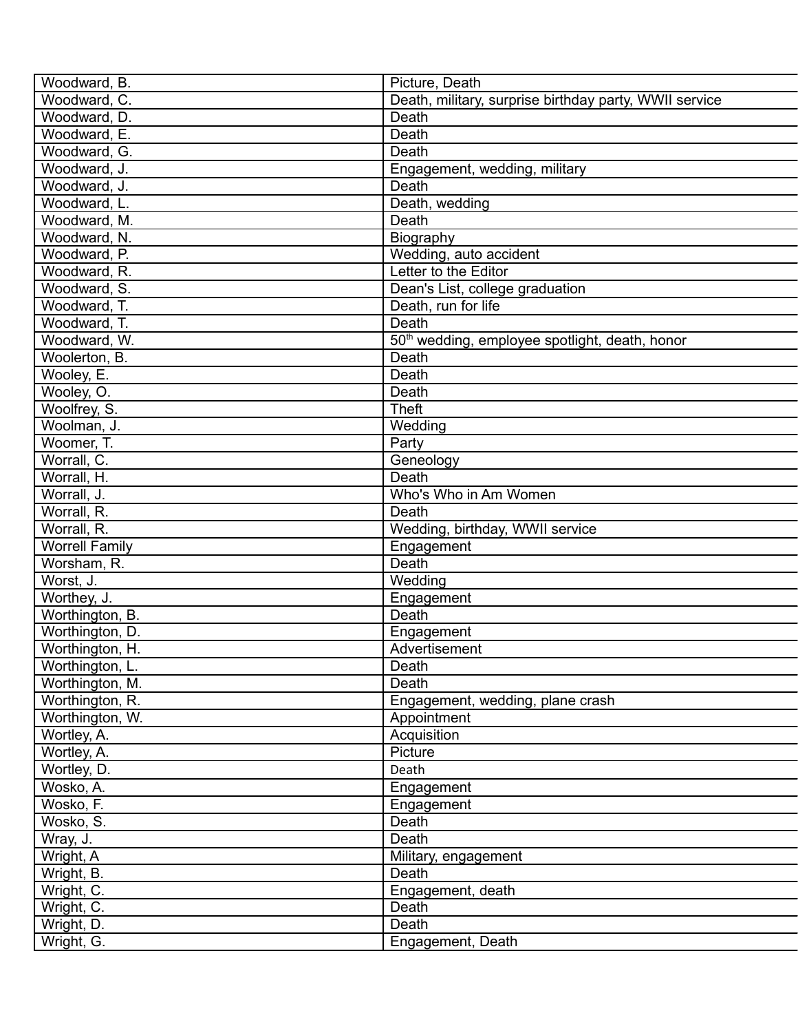| Woodward, B. | Picture, Death |
|---|---|
| Woodward, C. | Death, military, surprise birthday party, WWII service |
| Woodward, D. | Death |
| Woodward, E. | Death |
| Woodward, G. | Death |
| Woodward, J. | Engagement, wedding, military |
| Woodward, J. | Death |
| Woodward, L. | Death, wedding |
| Woodward, M. | Death |
| Woodward, N. | Biography |
| Woodward, P. | Wedding, auto accident |
| Woodward, R. | Letter to the Editor |
| Woodward, S. | Dean's List, college graduation |
| Woodward, T. | Death, run for life |
| Woodward, T. | Death |
| Woodward, W. | 50th wedding, employee spotlight, death, honor |
| Woolerton, B. | Death |
| Wooley, E. | Death |
| Wooley, O. | Death |
| Woolfrey, S. | Theft |
| Woolman, J. | Wedding |
| Woomer, T. | Party |
| Worrall, C. | Geneology |
| Worrall, H. | Death |
| Worrall, J. | Who's Who in Am Women |
| Worrall, R. | Death |
| Worrall, R. | Wedding, birthday, WWII service |
| Worrell Family | Engagement |
| Worsham, R. | Death |
| Worst, J. | Wedding |
| Worthey, J. | Engagement |
| Worthington, B. | Death |
| Worthington, D. | Engagement |
| Worthington, H. | Advertisement |
| Worthington, L. | Death |
| Worthington, M. | Death |
| Worthington, R. | Engagement, wedding, plane crash |
| Worthington, W. | Appointment |
| Wortley, A. | Acquisition |
| Wortley, A. | Picture |
| Wortley, D. | Death |
| Wosko, A. | Engagement |
| Wosko, F. | Engagement |
| Wosko, S. | Death |
| Wray, J. | Death |
| Wright, A | Military, engagement |
| Wright, B. | Death |
| Wright, C. | Engagement, death |
| Wright, C. | Death |
| Wright, D. | Death |
| Wright, G. | Engagement, Death |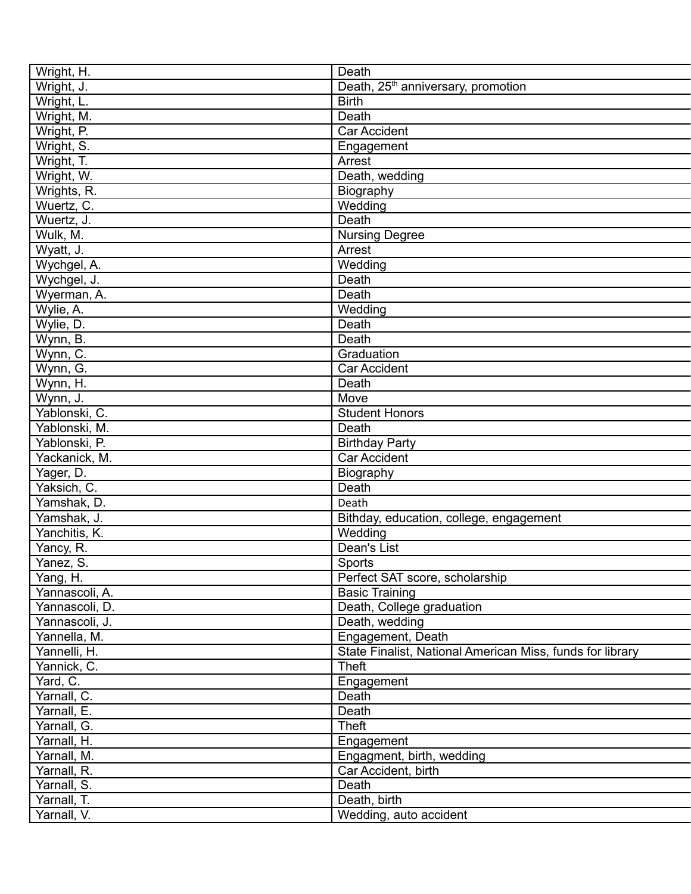| Wright, H. | Death |
|---|---|
| Wright, J. | Death, 25th anniversary, promotion |
| Wright, L. | Birth |
| Wright, M. | Death |
| Wright, P. | Car Accident |
| Wright, S. | Engagement |
| Wright, T. | Arrest |
| Wright, W. | Death, wedding |
| Wrights, R. | Biography |
| Wuertz, C. | Wedding |
| Wuertz, J. | Death |
| Wulk, M. | Nursing Degree |
| Wyatt, J. | Arrest |
| Wychgel, A. | Wedding |
| Wychgel, J. | Death |
| Wyerman, A. | Death |
| Wylie, A. | Wedding |
| Wylie, D. | Death |
| Wynn, B. | Death |
| Wynn, C. | Graduation |
| Wynn, G. | Car Accident |
| Wynn, H. | Death |
| Wynn, J. | Move |
| Yablonski, C. | Student Honors |
| Yablonski, M. | Death |
| Yablonski, P. | Birthday Party |
| Yackanick, M. | Car Accident |
| Yager, D. | Biography |
| Yaksich, C. | Death |
| Yamshak, D. | Death |
| Yamshak, J. | Bithday, education, college, engagement |
| Yanchitis, K. | Wedding |
| Yancy, R. | Dean's List |
| Yanez, S. | Sports |
| Yang, H. | Perfect SAT score, scholarship |
| Yannascoli, A. | Basic Training |
| Yannascoli, D. | Death, College graduation |
| Yannascoli, J. | Death, wedding |
| Yannella, M. | Engagement, Death |
| Yannelli, H. | State Finalist, National American Miss, funds for library |
| Yannick, C. | Theft |
| Yard, C. | Engagement |
| Yarnall, C. | Death |
| Yarnall, E. | Death |
| Yarnall, G. | Theft |
| Yarnall, H. | Engagement |
| Yarnall, M. | Engagment, birth, wedding |
| Yarnall, R. | Car Accident, birth |
| Yarnall, S. | Death |
| Yarnall, T. | Death, birth |
| Yarnall, V. | Wedding, auto accident |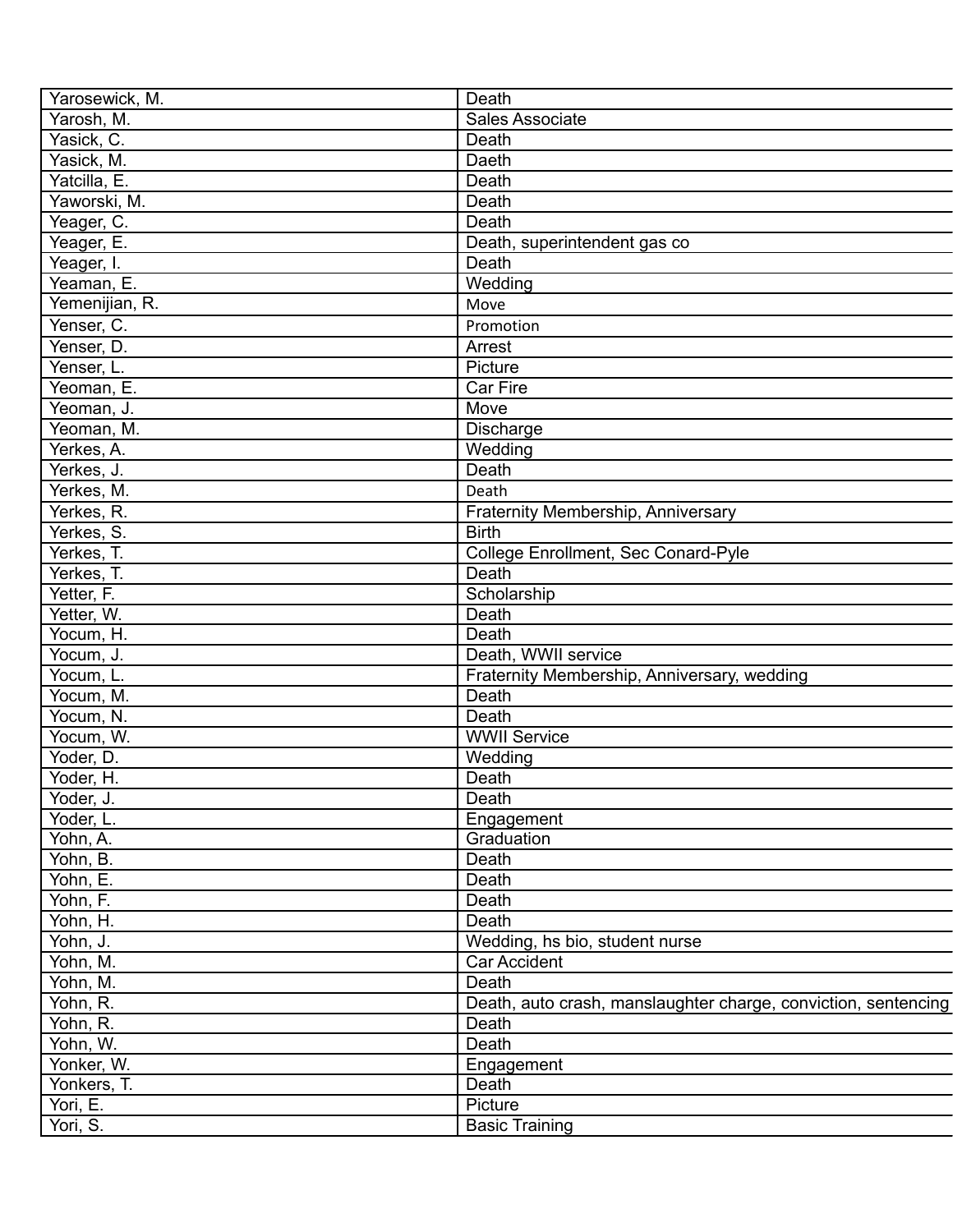| Yarosewick, M. | Death |
|---|---|
| Yarosh, M. | Sales Associate |
| Yasick, C. | Death |
| Yasick, M. | Daeth |
| Yatcilla, E. | Death |
| Yaworski, M. | Death |
| Yeager, C. | Death |
| Yeager, E. | Death, superintendent gas co |
| Yeager, I. | Death |
| Yeaman, E. | Wedding |
| Yemenijian, R. | Move |
| Yenser, C. | Promotion |
| Yenser, D. | Arrest |
| Yenser, L. | Picture |
| Yeoman, E. | Car Fire |
| Yeoman, J. | Move |
| Yeoman, M. | Discharge |
| Yerkes, A. | Wedding |
| Yerkes, J. | Death |
| Yerkes, M. | Death |
| Yerkes, R. | Fraternity Membership, Anniversary |
| Yerkes, S. | Birth |
| Yerkes, T. | College Enrollment, Sec Conard-Pyle |
| Yerkes, T. | Death |
| Yetter, F. | Scholarship |
| Yetter, W. | Death |
| Yocum, H. | Death |
| Yocum, J. | Death, WWII service |
| Yocum, L. | Fraternity Membership, Anniversary, wedding |
| Yocum, M. | Death |
| Yocum, N. | Death |
| Yocum, W. | WWII Service |
| Yoder, D. | Wedding |
| Yoder, H. | Death |
| Yoder, J. | Death |
| Yoder, L. | Engagement |
| Yohn, A. | Graduation |
| Yohn, B. | Death |
| Yohn, E. | Death |
| Yohn, F. | Death |
| Yohn, H. | Death |
| Yohn, J. | Wedding, hs bio, student nurse |
| Yohn, M. | Car Accident |
| Yohn, M. | Death |
| Yohn, R. | Death, auto crash, manslaughter charge, conviction, sentencing |
| Yohn, R. | Death |
| Yohn, W. | Death |
| Yonker, W. | Engagement |
| Yonkers, T. | Death |
| Yori, E. | Picture |
| Yori, S. | Basic Training |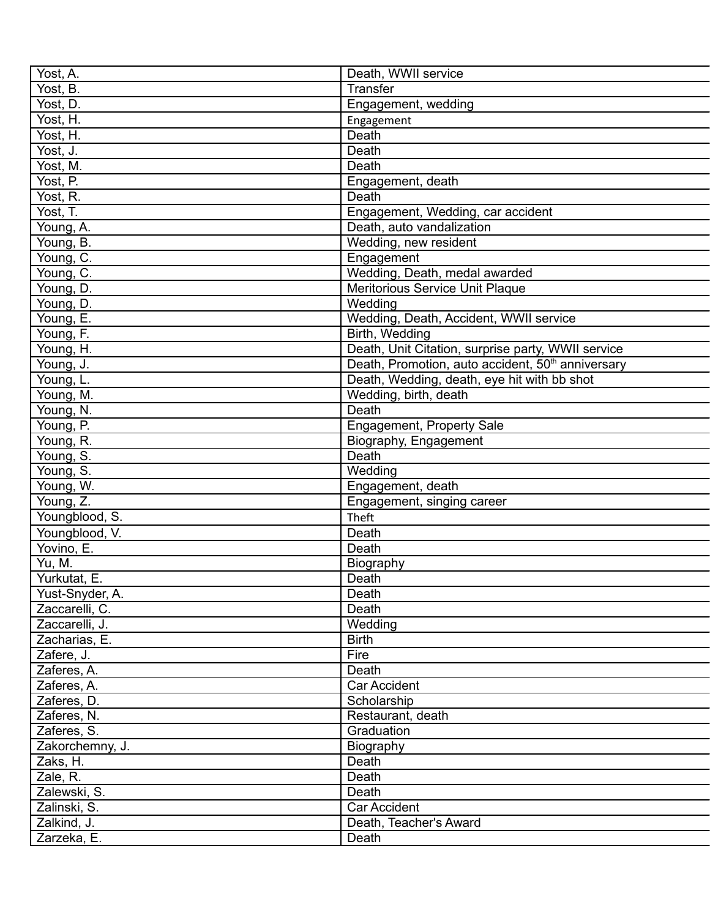| Yost, A. | Death, WWII service |
|---|---|
| Yost, B. | Transfer |
| Yost, D. | Engagement, wedding |
| Yost, H. | Engagement |
| Yost, H. | Death |
| Yost, J. | Death |
| Yost, M. | Death |
| Yost, P. | Engagement, death |
| Yost, R. | Death |
| Yost, T. | Engagement, Wedding, car accident |
| Young, A. | Death, auto vandalization |
| Young, B. | Wedding, new resident |
| Young, C. | Engagement |
| Young, C. | Wedding, Death, medal awarded |
| Young, D. | Meritorious Service Unit Plaque |
| Young, D. | Wedding |
| Young, E. | Wedding, Death, Accident, WWII service |
| Young, F. | Birth, Wedding |
| Young, H. | Death, Unit Citation, surprise party, WWII service |
| Young, J. | Death, Promotion, auto accident, 50th anniversary |
| Young, L. | Death, Wedding, death, eye hit with bb shot |
| Young, M. | Wedding, birth, death |
| Young, N. | Death |
| Young, P. | Engagement, Property Sale |
| Young, R. | Biography, Engagement |
| Young, S. | Death |
| Young, S. | Wedding |
| Young, W. | Engagement, death |
| Young, Z. | Engagement, singing career |
| Youngblood, S. | Theft |
| Youngblood, V. | Death |
| Yovino, E. | Death |
| Yu, M. | Biography |
| Yurkutat, E. | Death |
| Yust-Snyder, A. | Death |
| Zaccarelli, C. | Death |
| Zaccarelli, J. | Wedding |
| Zacharias, E. | Birth |
| Zafere, J. | Fire |
| Zaferes, A. | Death |
| Zaferes, A. | Car Accident |
| Zaferes, D. | Scholarship |
| Zaferes, N. | Restaurant, death |
| Zaferes, S. | Graduation |
| Zakorchemny, J. | Biography |
| Zaks, H. | Death |
| Zale, R. | Death |
| Zalewski, S. | Death |
| Zalinski, S. | Car Accident |
| Zalkind, J. | Death, Teacher's Award |
| Zarzeka, E. | Death |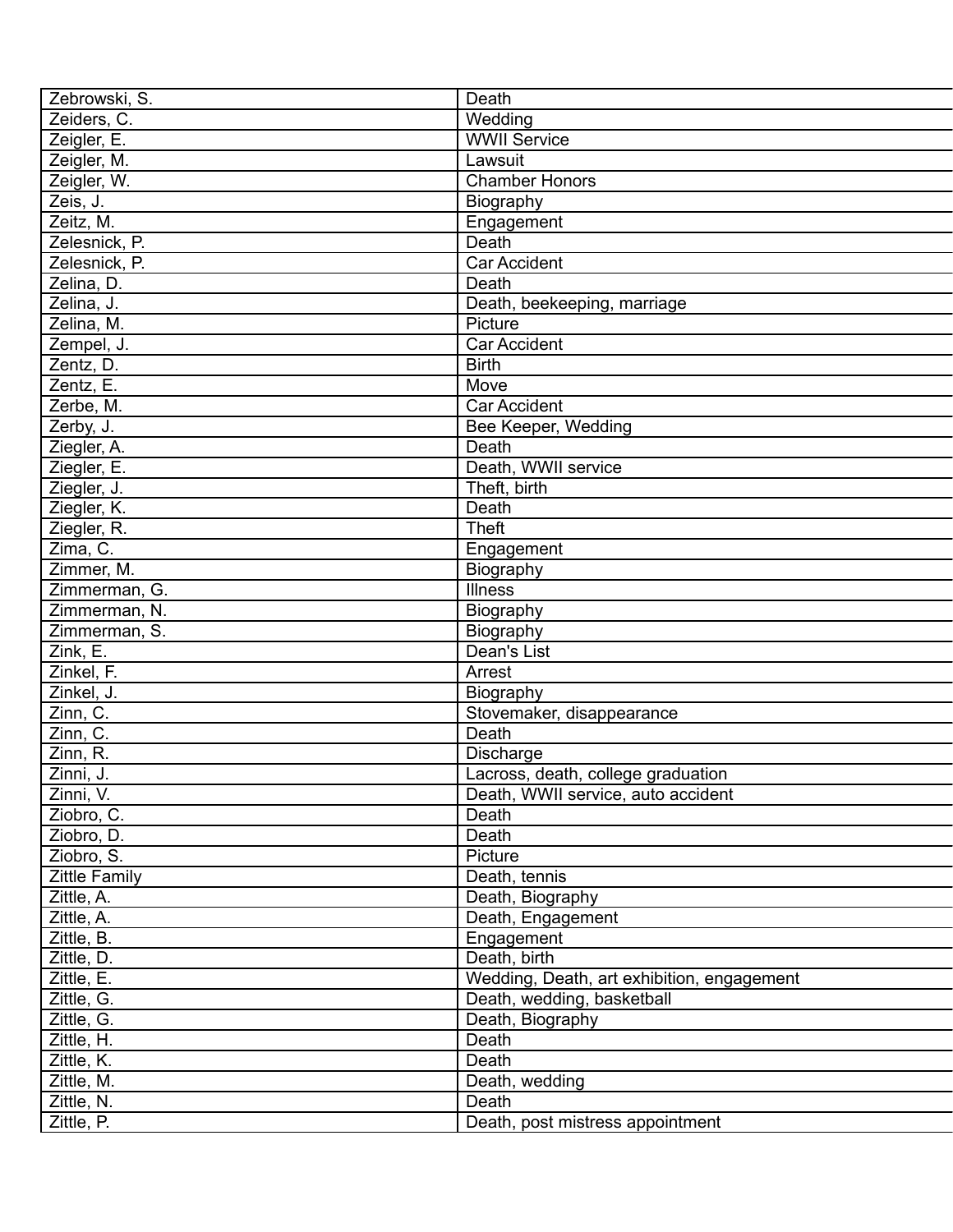| | |
|---|---|
| Zebrowski, S. | Death |
| Zeiders, C. | Wedding |
| Zeigler, E. | WWII Service |
| Zeigler, M. | Lawsuit |
| Zeigler, W. | Chamber Honors |
| Zeis, J. | Biography |
| Zeitz, M. | Engagement |
| Zelesnick, P. | Death |
| Zelesnick, P. | Car Accident |
| Zelina, D. | Death |
| Zelina, J. | Death, beekeeping, marriage |
| Zelina, M. | Picture |
| Zempel, J. | Car Accident |
| Zentz, D. | Birth |
| Zentz, E. | Move |
| Zerbe, M. | Car Accident |
| Zerby, J. | Bee Keeper, Wedding |
| Ziegler, A. | Death |
| Ziegler, E. | Death, WWII service |
| Ziegler, J. | Theft, birth |
| Ziegler, K. | Death |
| Ziegler, R. | Theft |
| Zima, C. | Engagement |
| Zimmer, M. | Biography |
| Zimmerman, G. | Illness |
| Zimmerman, N. | Biography |
| Zimmerman, S. | Biography |
| Zink, E. | Dean's List |
| Zinkel, F. | Arrest |
| Zinkel, J. | Biography |
| Zinn, C. | Stovemaker, disappearance |
| Zinn, C. | Death |
| Zinn, R. | Discharge |
| Zinni, J. | Lacross, death, college graduation |
| Zinni, V. | Death, WWII service, auto accident |
| Ziobro, C. | Death |
| Ziobro, D. | Death |
| Ziobro, S. | Picture |
| Zittle Family | Death, tennis |
| Zittle, A. | Death, Biography |
| Zittle, A. | Death, Engagement |
| Zittle, B. | Engagement |
| Zittle, D. | Death, birth |
| Zittle, E. | Wedding, Death, art exhibition, engagement |
| Zittle, G. | Death, wedding, basketball |
| Zittle, G. | Death, Biography |
| Zittle, H. | Death |
| Zittle, K. | Death |
| Zittle, M. | Death, wedding |
| Zittle, N. | Death |
| Zittle, P. | Death, post mistress appointment |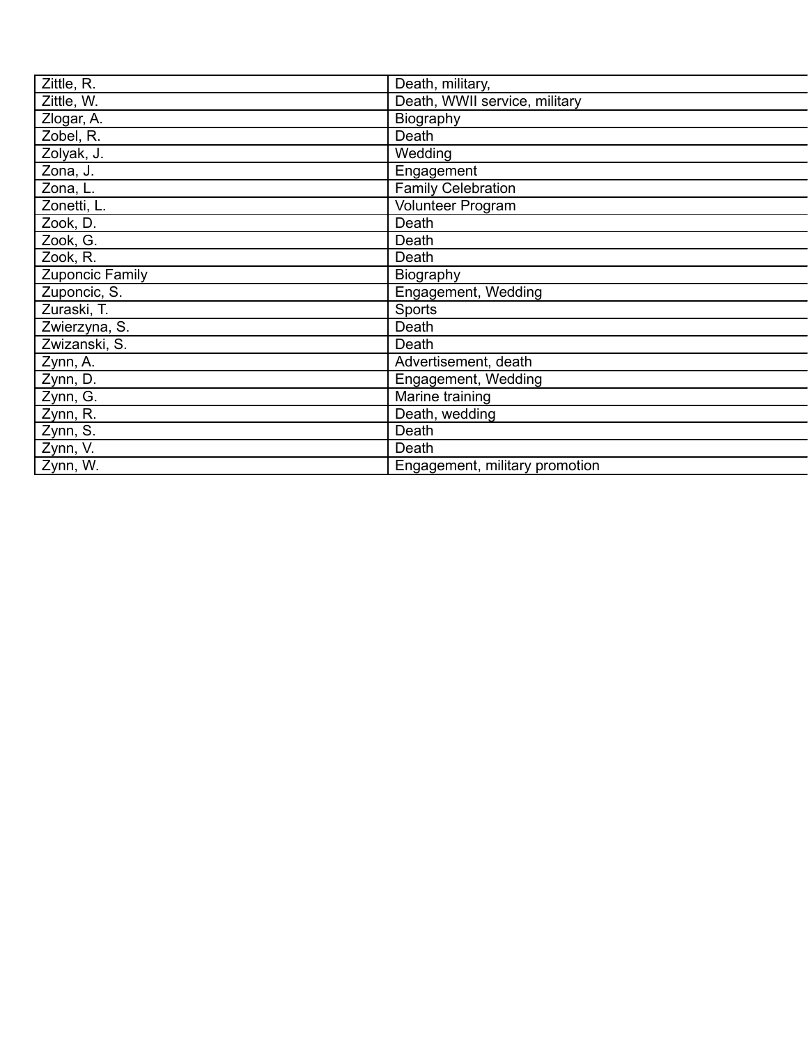| | |
|---|---|
| Zittle, R. | Death, military, |
| Zittle, W. | Death, WWII service, military |
| Zlogar, A. | Biography |
| Zobel, R. | Death |
| Zolyak, J. | Wedding |
| Zona, J. | Engagement |
| Zona, L. | Family Celebration |
| Zonetti, L. | Volunteer Program |
| Zook, D. | Death |
| Zook, G. | Death |
| Zook, R. | Death |
| Zuponcic Family | Biography |
| Zuponcic, S. | Engagement, Wedding |
| Zuraski, T. | Sports |
| Zwierzyna, S. | Death |
| Zwizanski, S. | Death |
| Zynn, A. | Advertisement, death |
| Zynn, D. | Engagement, Wedding |
| Zynn, G. | Marine training |
| Zynn, R. | Death, wedding |
| Zynn, S. | Death |
| Zynn, V. | Death |
| Zynn, W. | Engagement, military promotion |